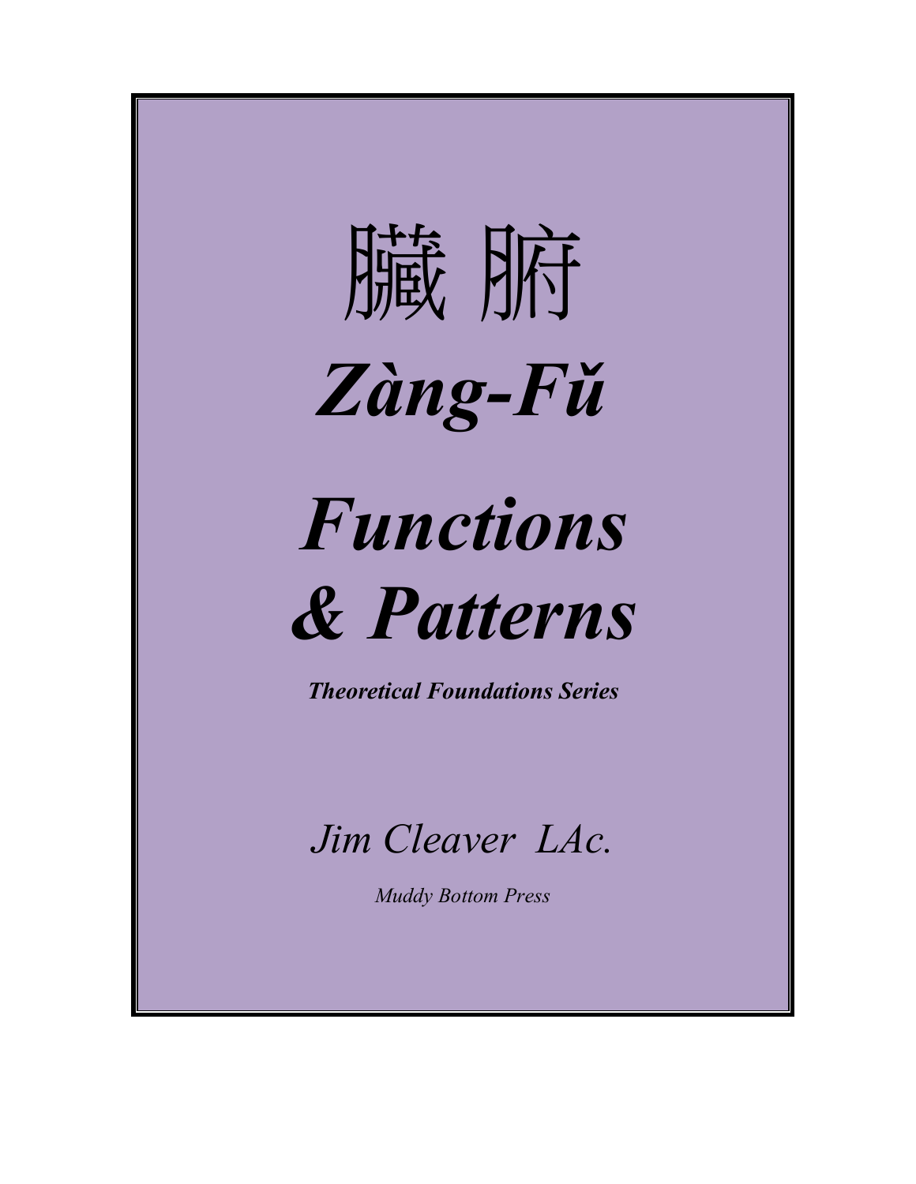# 臟 腑

# *Zàng-Fǔ*

# *Functions & Patterns*

***Theoretical Foundations Series***

*Jim Cleaver LAc.*

*Muddy Bottom Press*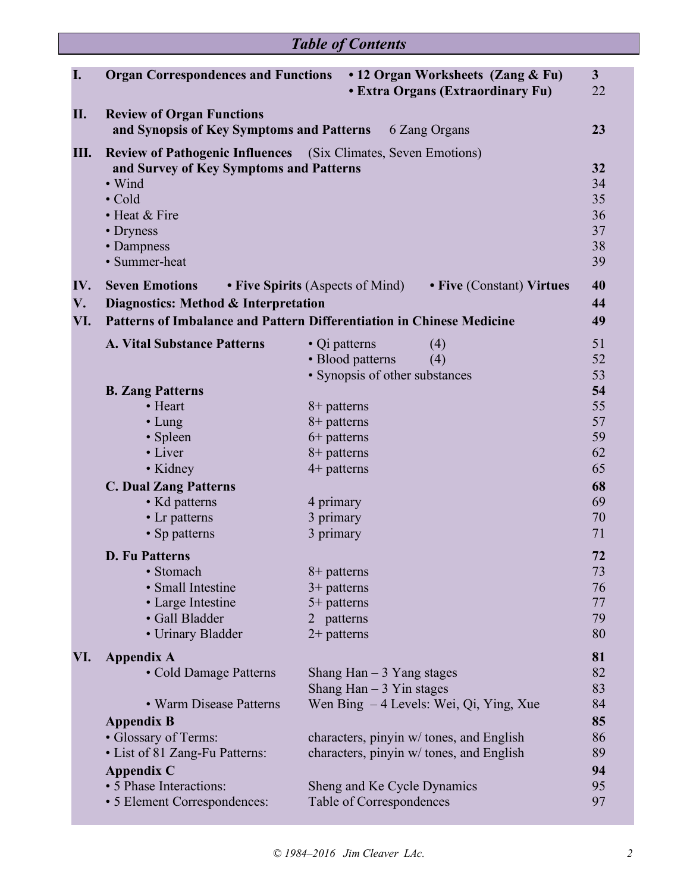# *Table of Contents*

| | | | |
|---|---|---|---|
| **I.** | **Organ Correspondences and Functions** | **• 12 Organ Worksheets (Zang & Fu)** | **3** |
| | | **• Extra Organs (Extraordinary Fu)** | 22 |
| **II.** | **Review of Organ Functions and Synopsis of Key Symptoms and Patterns** | 6 Zang Organs | **23** |
| **III.** | **Review of Pathogenic Influences** (Six Climates, Seven Emotions) **and Survey of Key Symptoms and Patterns** | | **32** |
| | • Wind | | 34 |
| | • Cold | | 35 |
| | • Heat & Fire | | 36 |
| | • Dryness | | 37 |
| | • Dampness | | 38 |
| | • Summer-heat | | 39 |
| **IV.** | **Seven Emotions** **• Five Spirits** (Aspects of Mind) **• Five** (Constant) **Virtues** | | **40** |
| **V.** | **Diagnostics: Method & Interpretation** | | **44** |
| **VI.** | **Patterns of Imbalance and Pattern Differentiation in Chinese Medicine** | | **49** |
| | **A. Vital Substance Patterns** | • Qi patterns (4) | 51 |
| | | • Blood patterns (4) | 52 |
| | | • Synopsis of other substances | 53 |
| | **B. Zang Patterns** | | **54** |
| | • Heart | 8+ patterns | 55 |
| | • Lung | 8+ patterns | 57 |
| | • Spleen | 6+ patterns | 59 |
| | • Liver | 8+ patterns | 62 |
| | • Kidney | 4+ patterns | 65 |
| | **C. Dual Zang Patterns** | | **68** |
| | • Kd patterns | 4 primary | 69 |
| | • Lr patterns | 3 primary | 70 |
| | • Sp patterns | 3 primary | 71 |
| | **D. Fu Patterns** | | **72** |
| | • Stomach | 8+ patterns | 73 |
| | • Small Intestine | 3+ patterns | 76 |
| | • Large Intestine | 5+ patterns | 77 |
| | • Gall Bladder | 2 patterns | 79 |
| | • Urinary Bladder | 2+ patterns | 80 |
| **VI.** | **Appendix A** | | **81** |
| | • Cold Damage Patterns | Shang Han – 3 Yang stages | 82 |
| | | Shang Han – 3 Yin stages | 83 |
| | • Warm Disease Patterns | Wen Bing – 4 Levels: Wei, Qi, Ying, Xue | 84 |
| | **Appendix B** | | **85** |
| | • Glossary of Terms: | characters, pinyin w/ tones, and English | 86 |
| | • List of 81 Zang-Fu Patterns: | characters, pinyin w/ tones, and English | 89 |
| | **Appendix C** | | **94** |
| | • 5 Phase Interactions: | Sheng and Ke Cycle Dynamics | 95 |
| | • 5 Element Correspondences: | Table of Correspondences | 97 |

*© 1984–2016 Jim Cleaver LAc.*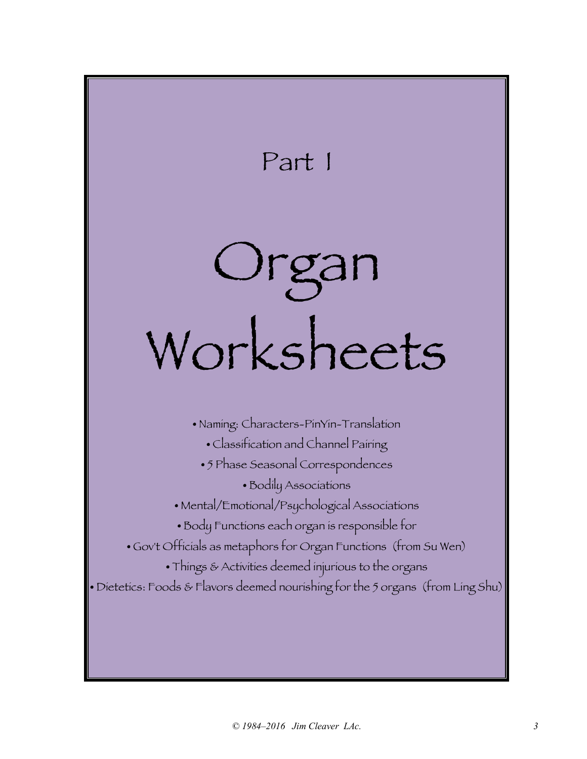## Part 1

# Organ Worksheets

- Naming: Characters-PinYin-Translation
- Classification and Channel Pairing
- 5 Phase Seasonal Correspondences
- Bodily Associations
- Mental/Emotional/Psychological Associations
- Body Functions each organ is responsible for
- Gov't Officials as metaphors for Organ Functions (from Su Wen)
- Things & Activities deemed injurious to the organs
- Dietetics: Foods & Flavors deemed nourishing for the 5 organs (from Ling Shu)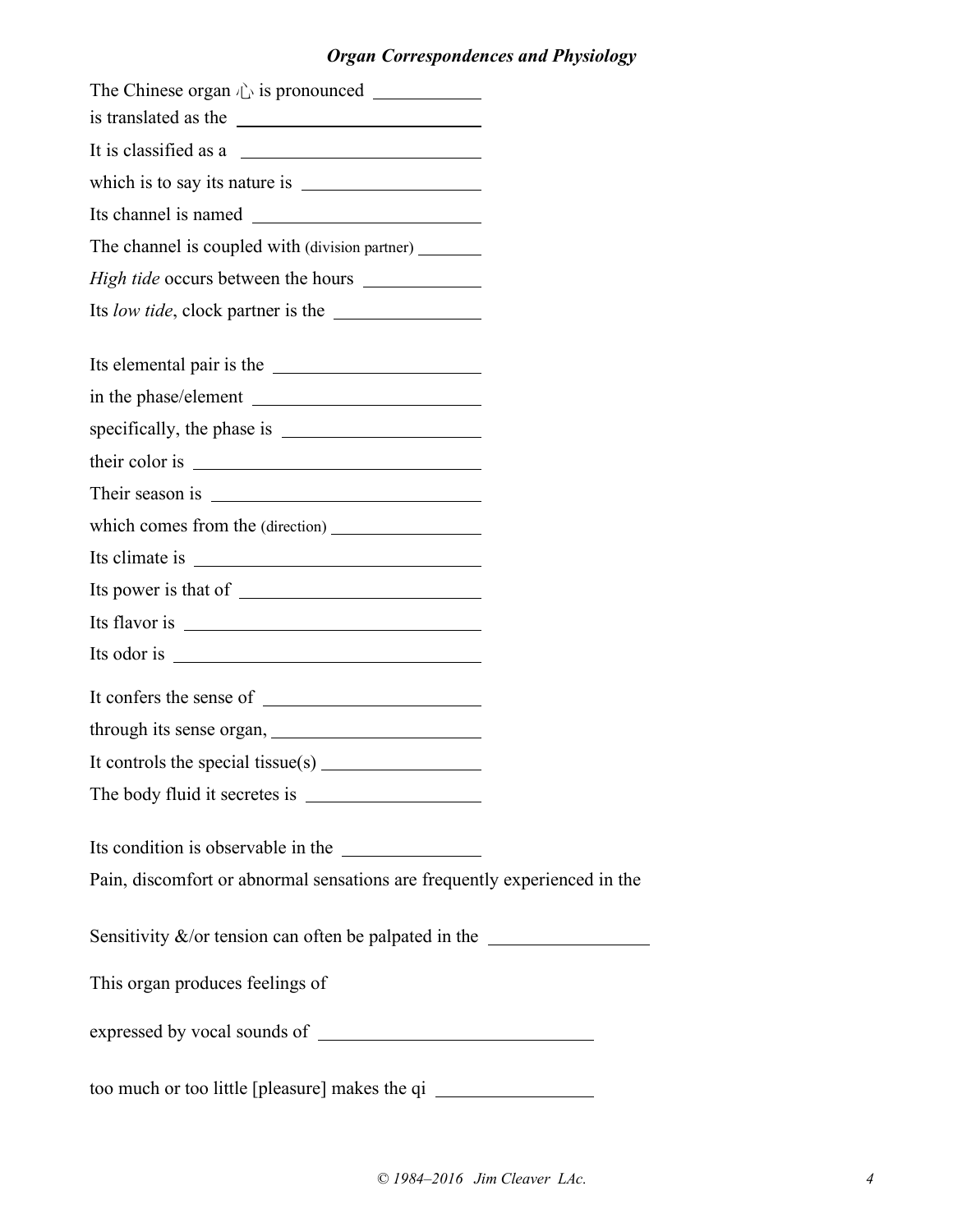## *Organ Correspondences and Physiology*

The Chinese organ 心 is pronounced \_\_\_\_\_\_\_\_\_\_

is translated as the \_\_\_\_\_\_\_\_\_\_\_\_\_\_\_\_\_\_\_\_

It is classified as a \_\_\_\_\_\_\_\_\_\_\_\_\_\_\_\_\_\_\_\_

which is to say its nature is \_\_\_\_\_\_\_\_\_\_\_\_\_\_\_\_

Its channel is named \_\_\_\_\_\_\_\_\_\_\_\_\_\_\_\_\_\_\_\_

The channel is coupled with (division partner) \_\_\_\_\_\_\_

*High tide* occurs between the hours \_\_\_\_\_\_\_\_\_\_

Its *low tide*, clock partner is the \_\_\_\_\_\_\_\_\_\_\_\_

Its elemental pair is the \_\_\_\_\_\_\_\_\_\_\_\_\_\_\_\_\_\_\_\_

in the phase/element \_\_\_\_\_\_\_\_\_\_\_\_\_\_\_\_\_\_\_\_

specifically, the phase is \_\_\_\_\_\_\_\_\_\_\_\_\_\_\_\_\_\_

their color is \_\_\_\_\_\_\_\_\_\_\_\_\_\_\_\_\_\_\_\_\_\_\_\_\_\_

Their season is \_\_\_\_\_\_\_\_\_\_\_\_\_\_\_\_\_\_\_\_\_\_\_\_

which comes from the (direction) \_\_\_\_\_\_\_\_\_\_\_\_\_\_

Its climate is \_\_\_\_\_\_\_\_\_\_\_\_\_\_\_\_\_\_\_\_\_\_\_\_\_\_

Its power is that of \_\_\_\_\_\_\_\_\_\_\_\_\_\_\_\_\_\_\_\_\_\_

Its flavor is \_\_\_\_\_\_\_\_\_\_\_\_\_\_\_\_\_\_\_\_\_\_\_\_\_\_\_

Its odor is \_\_\_\_\_\_\_\_\_\_\_\_\_\_\_\_\_\_\_\_\_\_\_\_\_\_\_\_

It confers the sense of \_\_\_\_\_\_\_\_\_\_\_\_\_\_\_\_\_\_\_\_

through its sense organ, \_\_\_\_\_\_\_\_\_\_\_\_\_\_\_\_\_\_\_\_

It controls the special tissue(s) \_\_\_\_\_\_\_\_\_\_\_\_\_\_\_

The body fluid it secretes is \_\_\_\_\_\_\_\_\_\_\_\_\_\_\_\_

Its condition is observable in the \_\_\_\_\_\_\_\_\_\_\_\_

Pain, discomfort or abnormal sensations are frequently experienced in the

Sensitivity &/or tension can often be palpated in the \_\_\_\_\_\_\_\_\_\_\_\_\_\_\_

This organ produces feelings of

expressed by vocal sounds of \_\_\_\_\_\_\_\_\_\_\_\_\_\_\_\_\_\_\_\_\_\_\_\_\_\_

too much or too little [pleasure] makes the qi \_\_\_\_\_\_\_\_\_\_\_\_\_\_\_

*© 1984–2016 Jim Cleaver LAc.*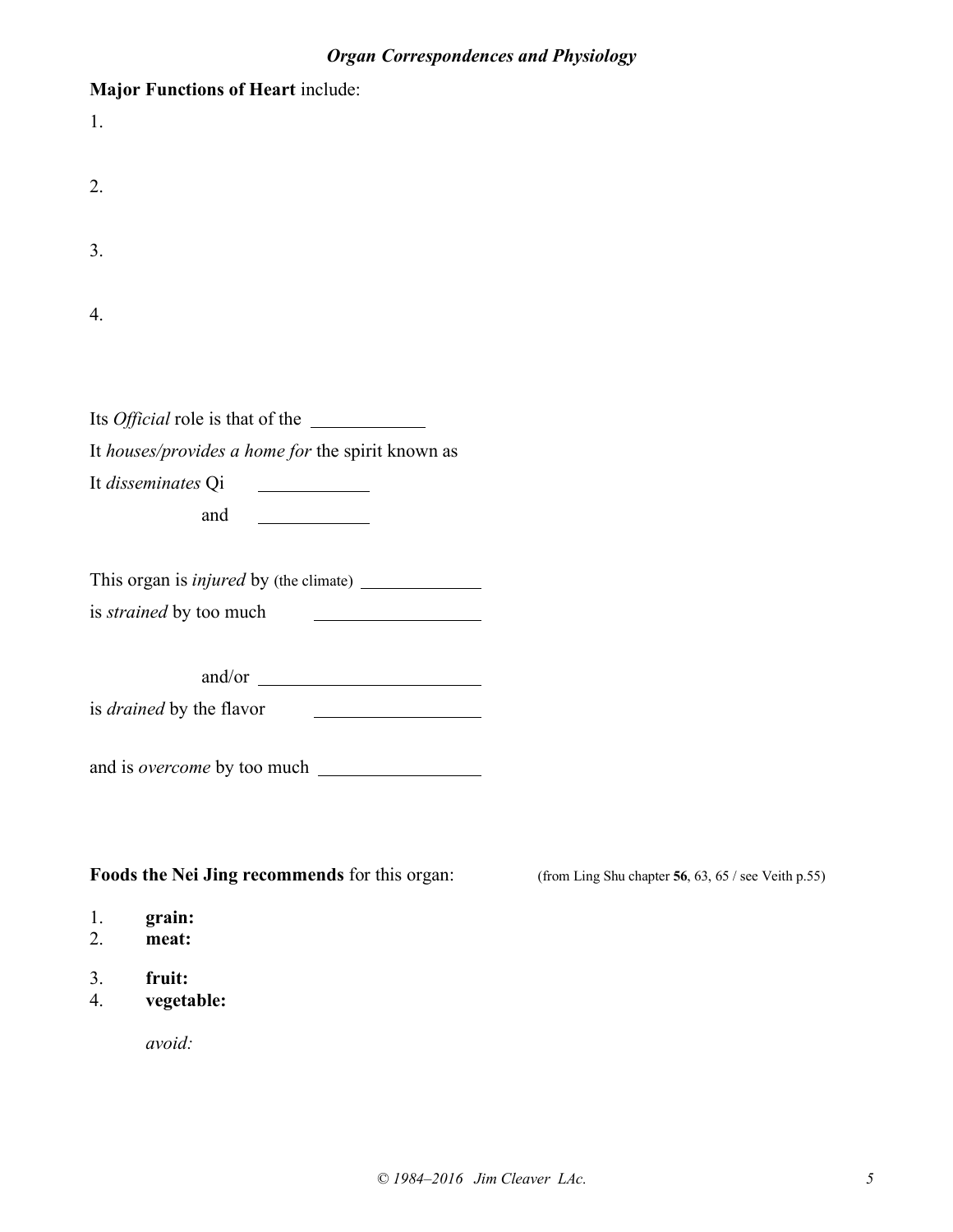### *Organ Correspondences and Physiology*

**Major Functions of Heart** include:

1.

2.

3.

4.

Its *Official* role is that of the \_\_\_\_\_\_\_\_\_\_\_\_

It *houses/provides a home for* the spirit known as

It *disseminates* Qi \_\_\_\_\_\_\_\_\_\_\_\_

and \_\_\_\_\_\_\_\_\_\_\_\_

This organ is *injured* by (the climate) \_\_\_\_\_\_\_\_\_\_\_\_

is *strained* by too much \_\_\_\_\_\_\_\_\_\_\_\_

and/or \_\_\_\_\_\_\_\_\_\_\_\_

is *drained* by the flavor \_\_\_\_\_\_\_\_\_\_\_\_

and is *overcome* by too much \_\_\_\_\_\_\_\_\_\_\_\_

**Foods the Nei Jing recommends** for this organ: (from Ling Shu chapter **56**, 63, 65 / see Veith p.55)

1. **grain:**
2. **meat:**
3. **fruit:**
4. **vegetable:**

*avoid:*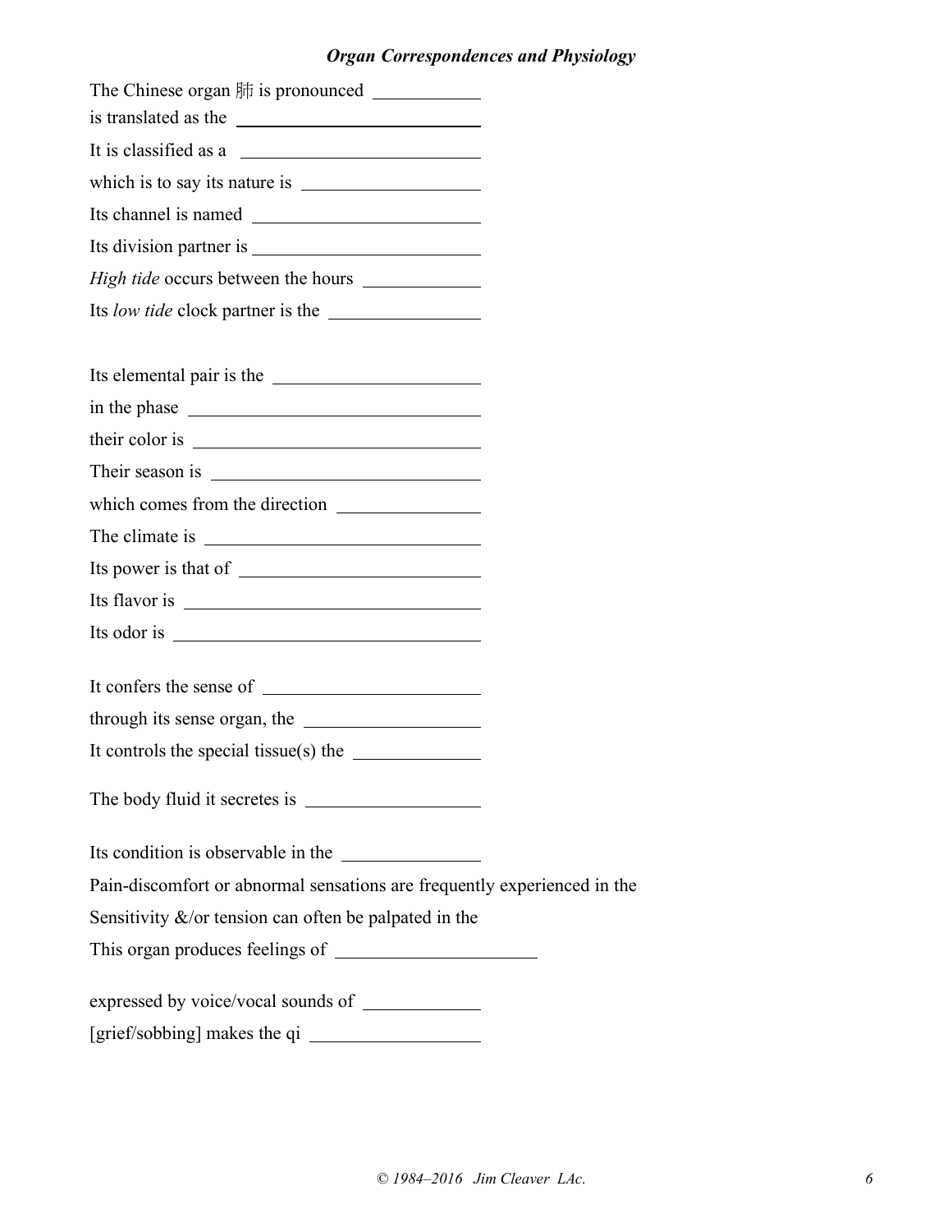## *Organ Correspondences and Physiology*

The Chinese organ 肺 is pronounced ___________
is translated as the ___________________________

It is classified as a ___________________________

which is to say its nature is ___________________

Its channel is named ___________________________

Its division partner is _________________________

*High tide* occurs between the hours ____________

Its *low tide* clock partner is the ______________

Its elemental pair is the _______________________

in the phase ___________________________________

their color is __________________________________

Their season is ________________________________

which comes from the direction ________________

The climate is _________________________________

Its power is that of ____________________________

Its flavor is ___________________________________

Its odor is ____________________________________

It confers the sense of _________________________

through its sense organ, the ___________________

It controls the special tissue(s) the ____________

The body fluid it secretes is ___________________

Its condition is observable in the ______________

Pain-discomfort or abnormal sensations are frequently experienced in the

Sensitivity &/or tension can often be palpated in the

This organ produces feelings of ____________________

expressed by voice/vocal sounds of ____________

[grief/sobbing] makes the qi _________________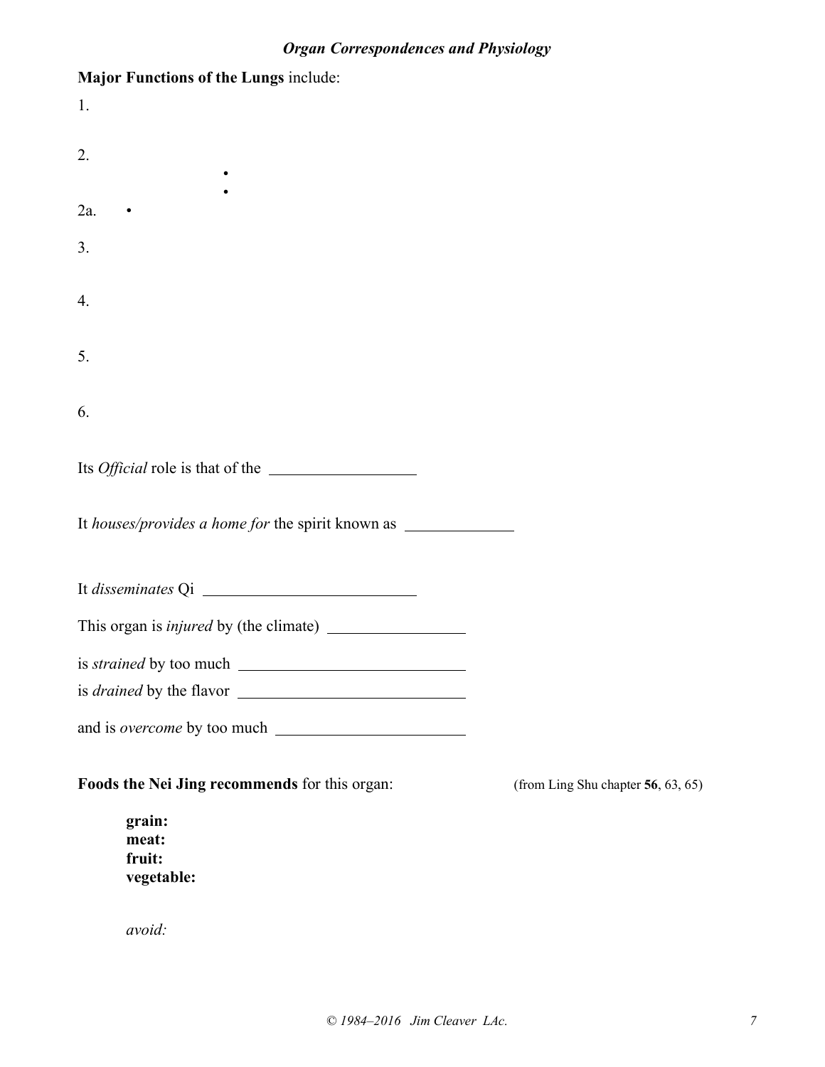### *Organ Correspondences and Physiology*

**Major Functions of the Lungs** include:

1.

2.
- 
- 

2a. •

3.

4.

5.

6.

Its *Official* role is that of the ___________________

It *houses/provides a home for* the spirit known as ______________

It *disseminates* Qi ___________________________

This organ is *injured* by (the climate) _________________

is *strained* by too much ____________________________

is *drained* by the flavor ____________________________

and is *overcome* by too much ________________________

**Foods the Nei Jing recommends** for this organ: (from Ling Shu chapter **56**, 63, 65)

**grain:**
**meat:**
**fruit:**
**vegetable:**

*avoid:*

*© 1984–2016 Jim Cleaver LAc.*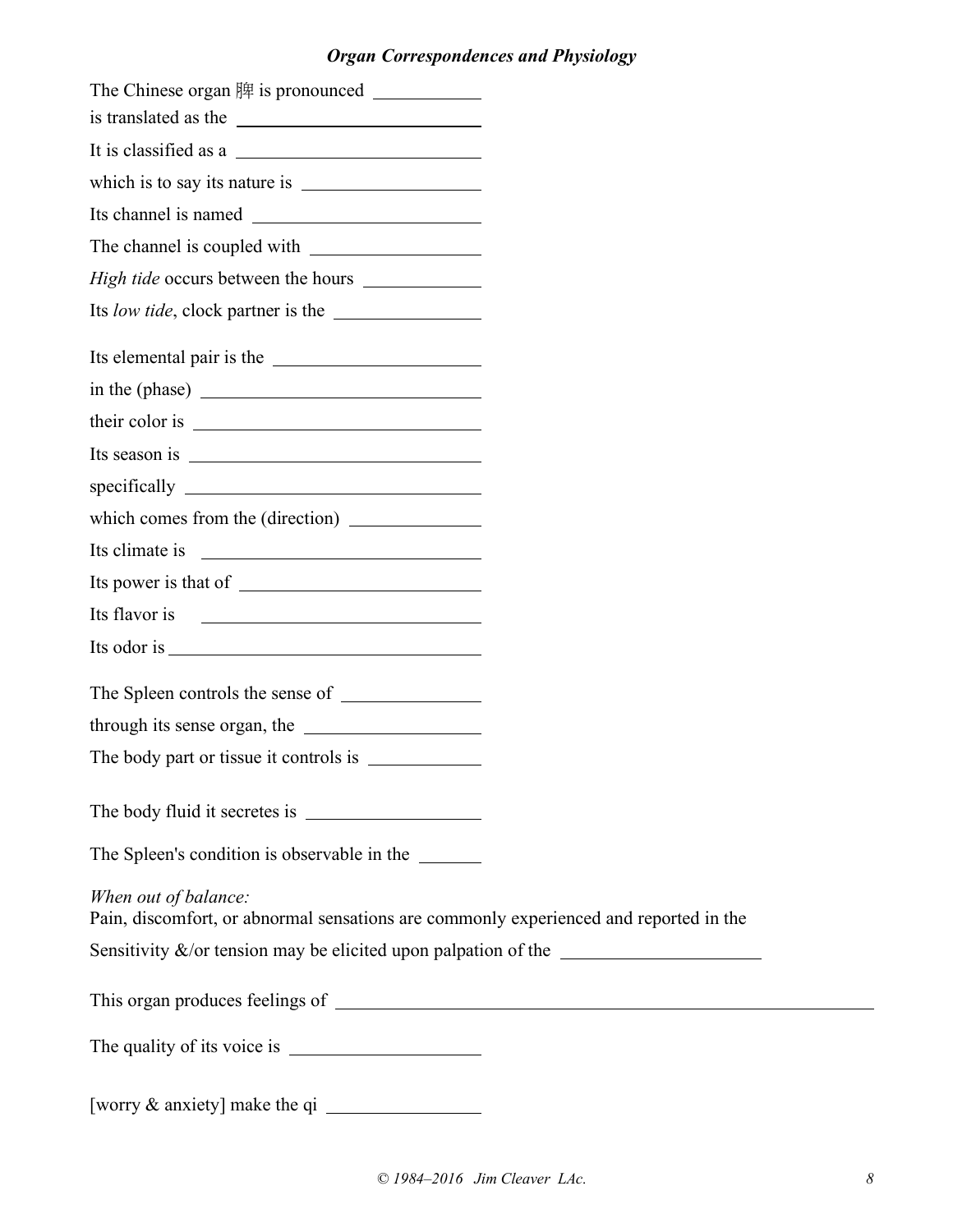## *Organ Correspondences and Physiology*

The Chinese organ 脾 is pronounced ___________
is translated as the _________________________

It is classified as a _________________________

which is to say its nature is __________________

Its channel is named _______________________

The channel is coupled with __________________

*High tide* occurs between the hours ____________

Its *low tide*, clock partner is the _______________

Its elemental pair is the _____________________

in the (phase) ______________________________

their color is ______________________________

Its season is _______________________________

specifically ________________________________

which comes from the (direction) _____________

Its climate is ______________________________

Its power is that of _________________________

Its flavor is _______________________________

Its odor is _________________________________

The Spleen controls the sense of ______________

through its sense organ, the __________________

The body part or tissue it controls is ___________

The body fluid it secretes is __________________

The Spleen's condition is observable in the ______

*When out of balance:*
Pain, discomfort, or abnormal sensations are commonly experienced and reported in the

Sensitivity &/or tension may be elicited upon palpation of the _____________________

This organ produces feelings of ______________________________________________

The quality of its voice is ___________________

[worry & anxiety] make the qi ________________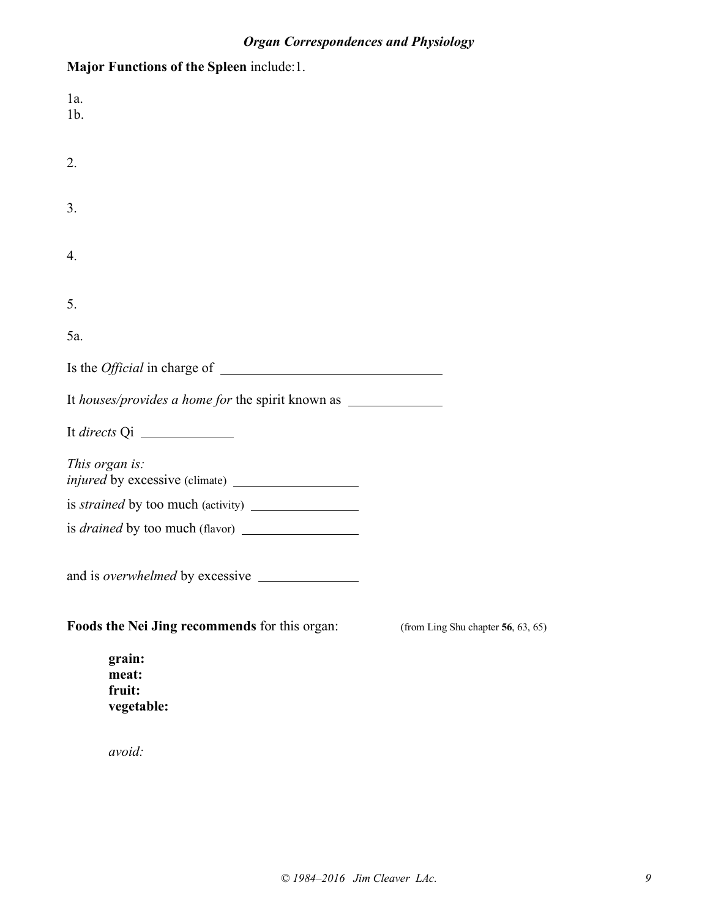**Major Functions of the Spleen** include:1.

1a.
1b.

2.

3.

4.

5.

5a.

Is the *Official* in charge of ________________________________

It *houses/provides a home for* the spirit known as ______________

It *directs* Qi ______________

*This organ is:*
*injured* by excessive (climate) ___________________

is *strained* by too much (activity) _________________

is *drained* by too much (flavor) __________________

and is *overwhelmed* by excessive _______________

**Foods the Nei Jing recommends** for this organ: (from Ling Shu chapter **56**, 63, 65)

**grain:**
**meat:**
**fruit:**
**vegetable:**

*avoid:*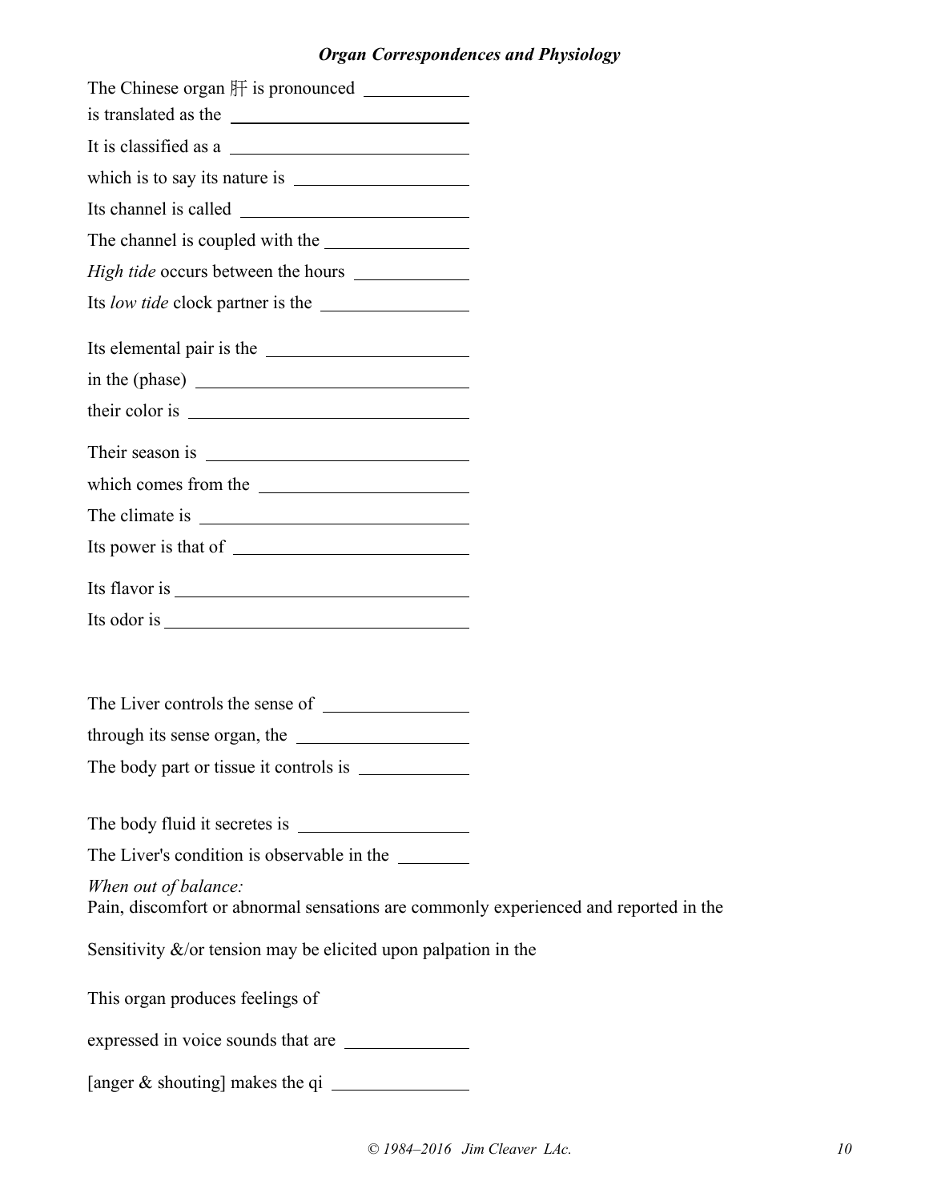## *Organ Correspondences and Physiology*

The Chinese organ 肝 is pronounced ___________
is translated as the ___________________________

It is classified as a ___________________________

which is to say its nature is ___________________

Its channel is called ________________________

The channel is coupled with the _______________

*High tide* occurs between the hours ___________

Its *low tide* clock partner is the _______________

Its elemental pair is the _____________________

in the (phase) ____________________________

their color is ____________________________

Their season is ___________________________

which comes from the ______________________

The climate is ____________________________

Its power is that of ________________________

Its flavor is _______________________________

Its odor is ________________________________

The Liver controls the sense of _______________

through its sense organ, the _________________

The body part or tissue it controls is ___________

The body fluid it secretes is _________________

The Liver's condition is observable in the _______

*When out of balance:*
Pain, discomfort or abnormal sensations are commonly experienced and reported in the

Sensitivity &/or tension may be elicited upon palpation in the

This organ produces feelings of

expressed in voice sounds that are _____________

[anger & shouting] makes the qi _______________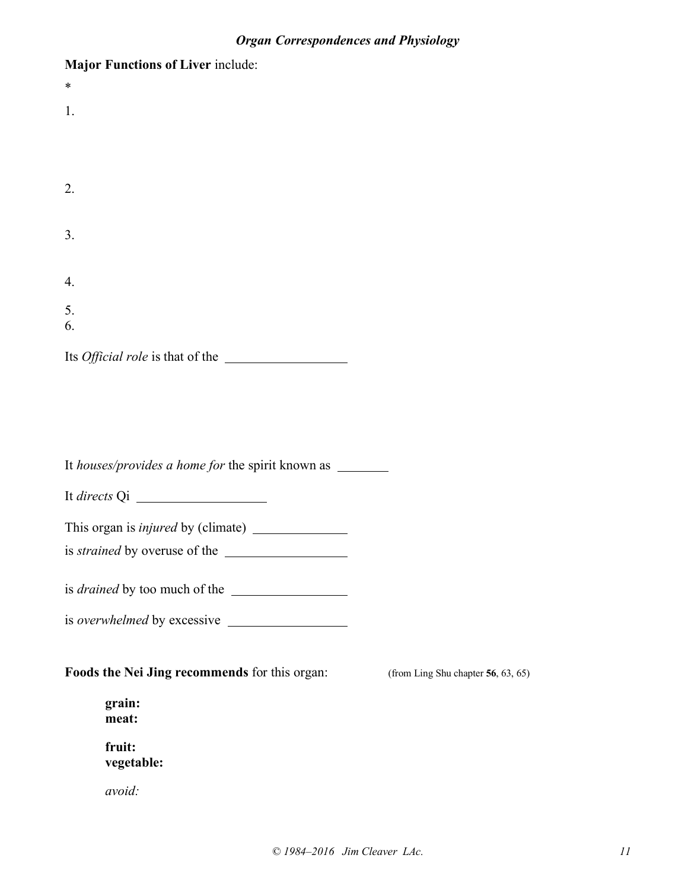**Major Functions of Liver** include:

*

1.

2.

3.

4.

5.

6.

Its *Official role* is that of the \_\_\_\_\_\_\_\_\_\_\_\_\_\_\_\_\_\_

It *houses/provides a home for* the spirit known as \_\_\_\_\_\_\_\_

It *directs* Qi \_\_\_\_\_\_\_\_\_\_\_\_\_\_\_\_\_\_\_

This organ is *injured* by (climate) \_\_\_\_\_\_\_\_\_\_\_\_\_\_

is *strained* by overuse of the \_\_\_\_\_\_\_\_\_\_\_\_\_\_\_\_\_\_

is *drained* by too much of the \_\_\_\_\_\_\_\_\_\_\_\_\_\_\_\_\_

is *overwhelmed* by excessive \_\_\_\_\_\_\_\_\_\_\_\_\_\_\_\_\_\_

**Foods the Nei Jing recommends** for this organ: (from Ling Shu chapter **56**, 63, 65)

**grain:**
**meat:**

**fruit:**
**vegetable:**

*avoid:*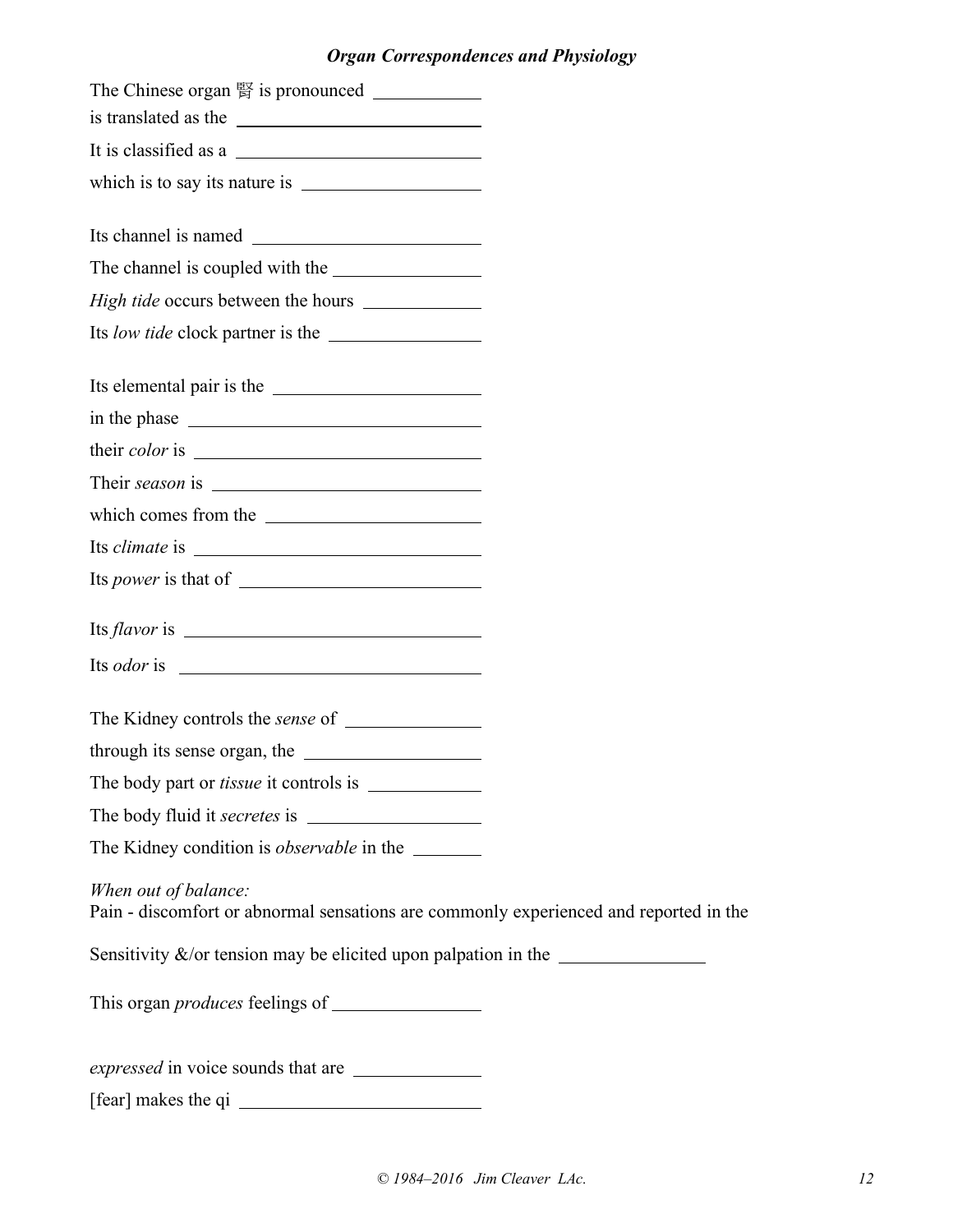## *Organ Correspondences and Physiology*

The Chinese organ 腎 is pronounced \_\_\_\_\_\_\_\_\_\_\_\_

is translated as the \_\_\_\_\_\_\_\_\_\_\_\_\_\_\_\_\_\_\_\_\_\_\_\_\_\_

It is classified as a \_\_\_\_\_\_\_\_\_\_\_\_\_\_\_\_\_\_\_\_\_\_\_\_\_\_

which is to say its nature is \_\_\_\_\_\_\_\_\_\_\_\_\_\_\_\_\_\_\_\_

Its channel is named \_\_\_\_\_\_\_\_\_\_\_\_\_\_\_\_\_\_\_\_\_\_\_\_\_

The channel is coupled with the \_\_\_\_\_\_\_\_\_\_\_\_\_\_\_\_\_

*High tide* occurs between the hours \_\_\_\_\_\_\_\_\_\_\_\_\_

Its *low tide* clock partner is the \_\_\_\_\_\_\_\_\_\_\_\_\_\_\_\_\_

Its elemental pair is the \_\_\_\_\_\_\_\_\_\_\_\_\_\_\_\_\_\_\_\_\_\_\_\_\_

in the phase \_\_\_\_\_\_\_\_\_\_\_\_\_\_\_\_\_\_\_\_\_\_\_\_\_\_\_\_\_\_\_\_

their *color* is \_\_\_\_\_\_\_\_\_\_\_\_\_\_\_\_\_\_\_\_\_\_\_\_\_\_\_\_\_\_\_\_

Their *season* is \_\_\_\_\_\_\_\_\_\_\_\_\_\_\_\_\_\_\_\_\_\_\_\_\_\_\_\_\_\_

which comes from the \_\_\_\_\_\_\_\_\_\_\_\_\_\_\_\_\_\_\_\_\_\_\_\_\_

Its *climate* is \_\_\_\_\_\_\_\_\_\_\_\_\_\_\_\_\_\_\_\_\_\_\_\_\_\_\_\_\_\_\_\_\_

Its *power* is that of \_\_\_\_\_\_\_\_\_\_\_\_\_\_\_\_\_\_\_\_\_\_\_\_\_\_\_

Its *flavor* is \_\_\_\_\_\_\_\_\_\_\_\_\_\_\_\_\_\_\_\_\_\_\_\_\_\_\_\_\_\_\_\_\_\_

Its *odor* is \_\_\_\_\_\_\_\_\_\_\_\_\_\_\_\_\_\_\_\_\_\_\_\_\_\_\_\_\_\_\_\_\_\_\_\_

The Kidney controls the *sense* of \_\_\_\_\_\_\_\_\_\_\_\_\_\_\_

through its sense organ, the \_\_\_\_\_\_\_\_\_\_\_\_\_\_\_\_\_\_\_\_

The body part or *tissue* it controls is \_\_\_\_\_\_\_\_\_\_\_\_\_

The body fluid it *secretes* is \_\_\_\_\_\_\_\_\_\_\_\_\_\_\_\_\_\_\_\_

The Kidney condition is *observable* in the \_\_\_\_\_\_\_\_

*When out of balance:*

Pain - discomfort or abnormal sensations are commonly experienced and reported in the

Sensitivity &/or tension may be elicited upon palpation in the \_\_\_\_\_\_\_\_\_\_\_\_\_\_\_\_\_

This organ *produces* feelings of \_\_\_\_\_\_\_\_\_\_\_\_\_\_\_\_\_

*expressed* in voice sounds that are \_\_\_\_\_\_\_\_\_\_\_\_\_\_

[fear] makes the qi \_\_\_\_\_\_\_\_\_\_\_\_\_\_\_\_\_\_\_\_\_\_\_\_\_\_\_

© 1984–2016 Jim Cleaver LAc.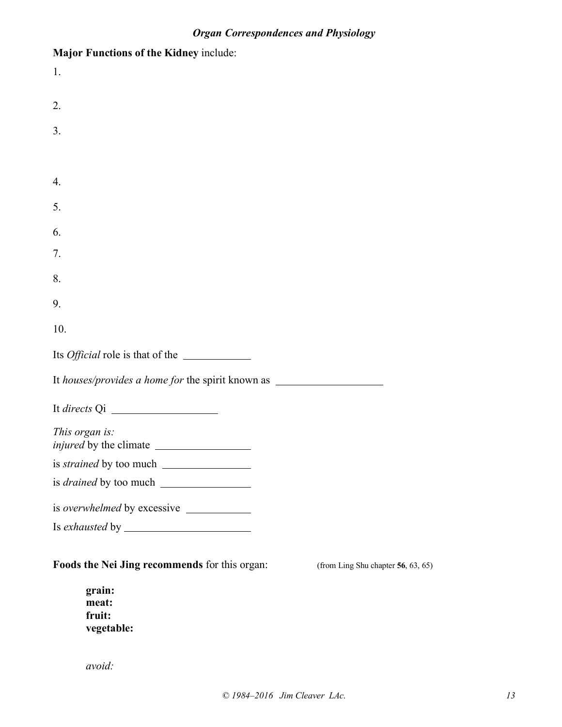**Major Functions of the Kidney** include:

1.

2.

3.

4.

5.

6.

7.

8.

9.

10.

Its *Official* role is that of the \_\_\_\_\_\_\_\_\_\_\_\_

It *houses/provides a home for* the spirit known as \_\_\_\_\_\_\_\_\_\_\_\_\_\_\_\_\_\_\_\_

It *directs* Qi \_\_\_\_\_\_\_\_\_\_\_\_\_\_\_\_\_\_\_\_

*This organ is:*
*injured* by the climate \_\_\_\_\_\_\_\_\_\_\_\_\_\_\_\_\_\_

is *strained* by too much \_\_\_\_\_\_\_\_\_\_\_\_\_\_\_\_\_\_

is *drained* by too much \_\_\_\_\_\_\_\_\_\_\_\_\_\_\_\_\_\_

is *overwhelmed* by excessive \_\_\_\_\_\_\_\_\_\_\_\_

Is *exhausted* by \_\_\_\_\_\_\_\_\_\_\_\_\_\_\_\_\_\_\_\_\_\_\_\_

**Foods the Nei Jing recommends** for this organ: (from Ling Shu chapter **56**, 63, 65)

**grain:**
**meat:**
**fruit:**
**vegetable:**

*avoid:*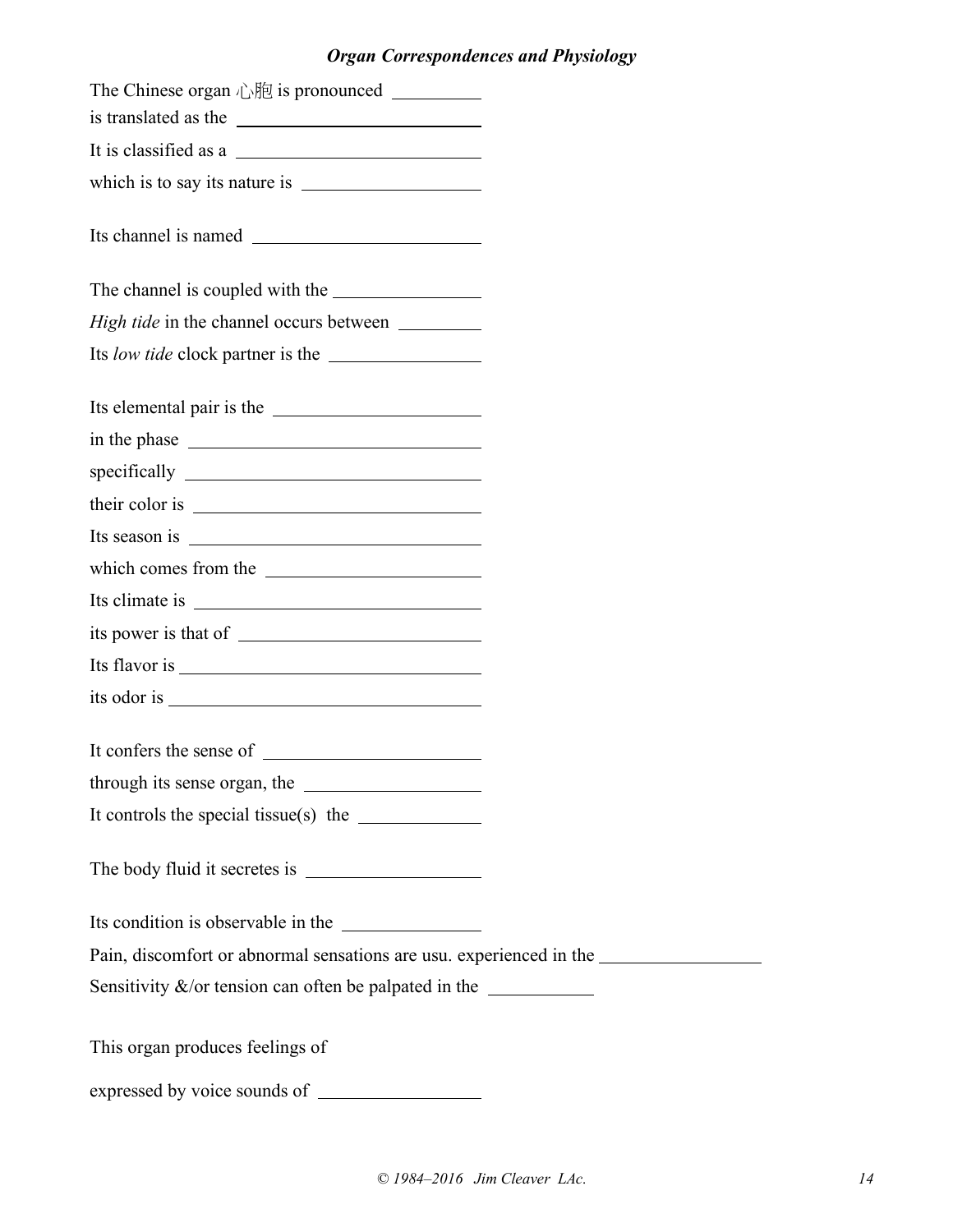## *Organ Correspondences and Physiology*

The Chinese organ 心胞 is pronounced \_\_\_\_\_\_\_\_\_\_

is translated as the \_\_\_\_\_\_\_\_\_\_\_\_\_\_\_\_\_\_\_\_\_\_\_\_\_\_\_\_

It is classified as a \_\_\_\_\_\_\_\_\_\_\_\_\_\_\_\_\_\_\_\_\_\_\_\_\_\_\_\_

which is to say its nature is \_\_\_\_\_\_\_\_\_\_\_\_\_\_\_\_\_\_\_\_

Its channel is named \_\_\_\_\_\_\_\_\_\_\_\_\_\_\_\_\_\_\_\_\_\_\_\_\_\_

The channel is coupled with the \_\_\_\_\_\_\_\_\_\_\_\_\_\_\_\_\_

*High tide* in the channel occurs between \_\_\_\_\_\_\_\_\_\_

Its *low tide* clock partner is the \_\_\_\_\_\_\_\_\_\_\_\_\_\_\_\_\_

Its elemental pair is the \_\_\_\_\_\_\_\_\_\_\_\_\_\_\_\_\_\_\_\_\_\_\_\_

in the phase \_\_\_\_\_\_\_\_\_\_\_\_\_\_\_\_\_\_\_\_\_\_\_\_\_\_\_\_\_\_\_\_\_\_

specifically \_\_\_\_\_\_\_\_\_\_\_\_\_\_\_\_\_\_\_\_\_\_\_\_\_\_\_\_\_\_\_\_\_\_

their color is \_\_\_\_\_\_\_\_\_\_\_\_\_\_\_\_\_\_\_\_\_\_\_\_\_\_\_\_\_\_\_\_\_

Its season is \_\_\_\_\_\_\_\_\_\_\_\_\_\_\_\_\_\_\_\_\_\_\_\_\_\_\_\_\_\_\_\_\_\_

which comes from the \_\_\_\_\_\_\_\_\_\_\_\_\_\_\_\_\_\_\_\_\_\_\_\_\_\_\_

Its climate is \_\_\_\_\_\_\_\_\_\_\_\_\_\_\_\_\_\_\_\_\_\_\_\_\_\_\_\_\_\_\_\_\_\_

its power is that of \_\_\_\_\_\_\_\_\_\_\_\_\_\_\_\_\_\_\_\_\_\_\_\_\_\_\_\_

Its flavor is \_\_\_\_\_\_\_\_\_\_\_\_\_\_\_\_\_\_\_\_\_\_\_\_\_\_\_\_\_\_\_\_\_\_\_\_

its odor is \_\_\_\_\_\_\_\_\_\_\_\_\_\_\_\_\_\_\_\_\_\_\_\_\_\_\_\_\_\_\_\_\_\_\_\_\_

It confers the sense of \_\_\_\_\_\_\_\_\_\_\_\_\_\_\_\_\_\_\_\_\_\_\_\_\_\_

through its sense organ, the \_\_\_\_\_\_\_\_\_\_\_\_\_\_\_\_\_\_\_\_\_

It controls the special tissue(s) the \_\_\_\_\_\_\_\_\_\_\_\_\_\_

The body fluid it secretes is \_\_\_\_\_\_\_\_\_\_\_\_\_\_\_\_\_\_\_\_

Its condition is observable in the \_\_\_\_\_\_\_\_\_\_\_\_\_\_\_\_

Pain, discomfort or abnormal sensations are usu. experienced in the \_\_\_\_\_\_\_\_\_\_\_\_\_\_\_\_\_\_\_

Sensitivity &/or tension can often be palpated in the \_\_\_\_\_\_\_\_\_\_\_\_

This organ produces feelings of

expressed by voice sounds of \_\_\_\_\_\_\_\_\_\_\_\_\_\_\_\_\_\_\_

© 1984–2016 Jim Cleaver LAc.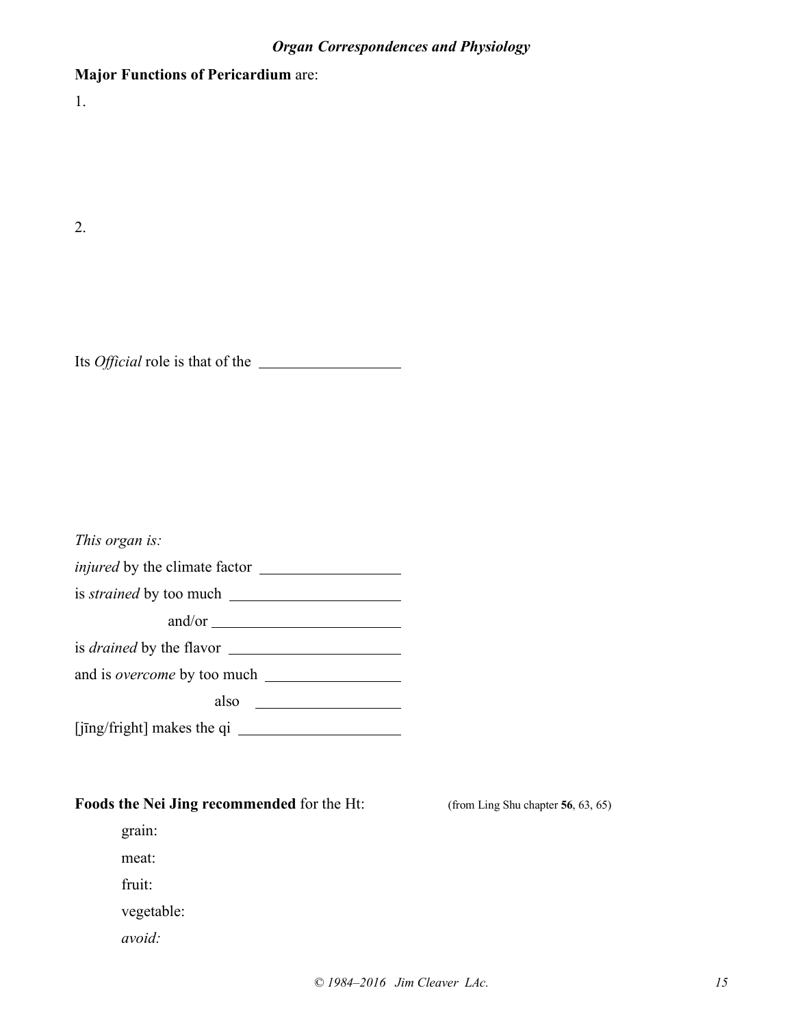**Major Functions of Pericardium** are:

1.

2.

Its *Official* role is that of the \_\_\_\_\_\_\_\_\_\_\_\_\_\_\_\_\_\_

*This organ is:*

*injured* by the climate factor \_\_\_\_\_\_\_\_\_\_\_\_\_\_\_\_\_\_

is *strained* by too much \_\_\_\_\_\_\_\_\_\_\_\_\_\_\_\_\_\_\_\_\_\_

and/or \_\_\_\_\_\_\_\_\_\_\_\_\_\_\_\_\_\_\_\_\_\_\_\_\_

is *drained* by the flavor \_\_\_\_\_\_\_\_\_\_\_\_\_\_\_\_\_\_\_\_\_\_

and is *overcome* by too much \_\_\_\_\_\_\_\_\_\_\_\_\_\_\_\_\_\_

also \_\_\_\_\_\_\_\_\_\_\_\_\_\_\_\_\_\_

[jīng/fright] makes the qi \_\_\_\_\_\_\_\_\_\_\_\_\_\_\_\_\_\_\_\_\_

**Foods the Nei Jing recommended** for the Ht: (from Ling Shu chapter **56**, 63, 65)

grain:

meat:

fruit:

vegetable:

*avoid:*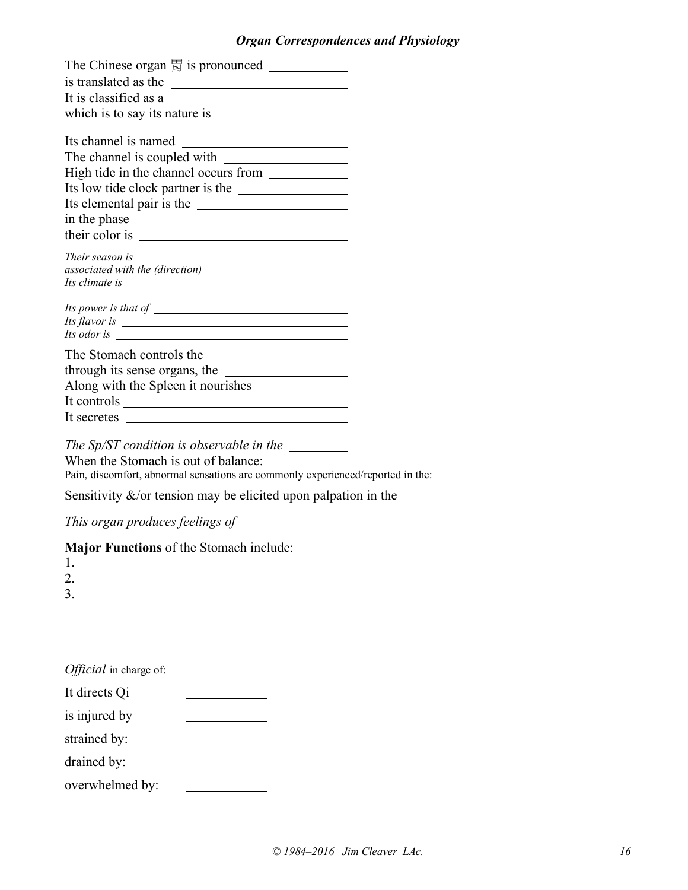## *Organ Correspondences and Physiology*

The Chinese organ 胃 is pronounced ___________
is translated as the ___________
It is classified as a ___________
which is to say its nature is ___________

Its channel is named ___________
The channel is coupled with ___________
High tide in the channel occurs from ___________
Its low tide clock partner is the ___________
Its elemental pair is the ___________
in the phase ___________
their color is ___________

*Their season is* ___________
*associated with the (direction)* ___________
*Its climate is* ___________

*Its power is that of* ___________
*Its flavor is* ___________
*Its odor is* ___________

The Stomach controls the ___________
through its sense organs, the ___________
Along with the Spleen it nourishes ___________
It controls ___________
It secretes ___________

*The Sp/ST condition is observable in the* ___________
When the Stomach is out of balance:
Pain, discomfort, abnormal sensations are commonly experienced/reported in the:

Sensitivity &/or tension may be elicited upon palpation in the

*This organ produces feelings of*

**Major Functions** of the Stomach include:
1.
2.
3.

*Official* in charge of: ___________

It directs Qi ___________

is injured by ___________

strained by: ___________

drained by: ___________

overwhelmed by: ___________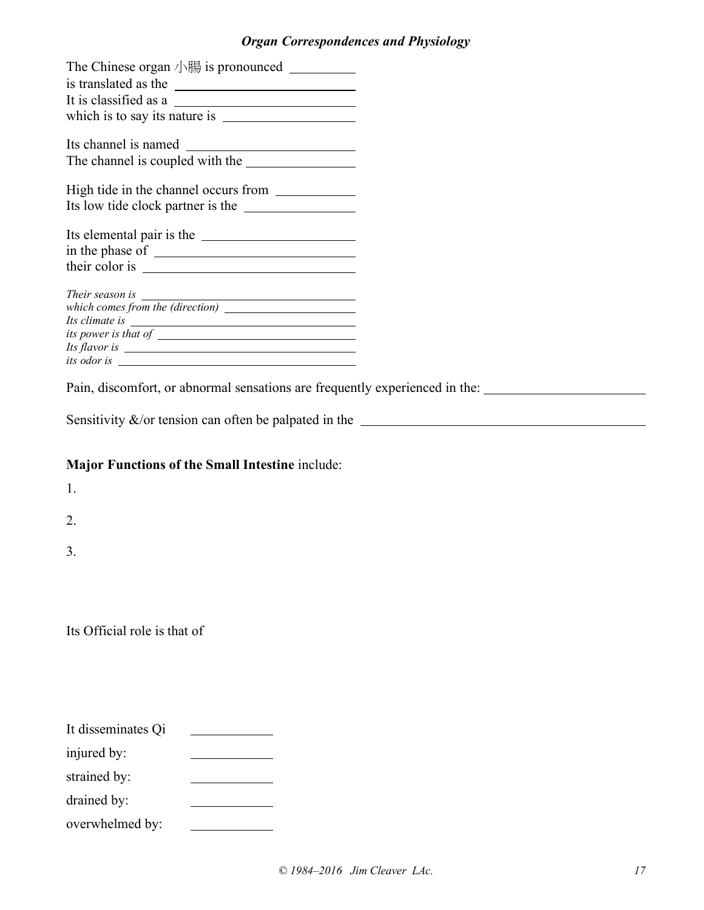## *Organ Correspondences and Physiology*

The Chinese organ 小腸 is pronounced \_\_\_\_\_\_\_\_\_\_
is translated as the \_\_\_\_\_\_\_\_\_\_\_\_\_\_\_\_\_\_\_\_\_\_\_\_
It is classified as a \_\_\_\_\_\_\_\_\_\_\_\_\_\_\_\_\_\_\_\_\_\_\_\_
which is to say its nature is \_\_\_\_\_\_\_\_\_\_\_\_\_\_\_\_\_\_\_\_

Its channel is named \_\_\_\_\_\_\_\_\_\_\_\_\_\_\_\_\_\_\_\_\_\_\_\_
The channel is coupled with the \_\_\_\_\_\_\_\_\_\_\_\_\_\_\_\_

High tide in the channel occurs from \_\_\_\_\_\_\_\_\_\_\_\_
Its low tide clock partner is the \_\_\_\_\_\_\_\_\_\_\_\_\_\_\_\_

Its elemental pair is the \_\_\_\_\_\_\_\_\_\_\_\_\_\_\_\_\_\_\_\_\_\_
in the phase of \_\_\_\_\_\_\_\_\_\_\_\_\_\_\_\_\_\_\_\_\_\_\_\_\_\_\_\_
their color is \_\_\_\_\_\_\_\_\_\_\_\_\_\_\_\_\_\_\_\_\_\_\_\_\_\_\_\_\_

*Their season is* \_\_\_\_\_\_\_\_\_\_\_\_\_\_\_\_\_\_\_\_\_\_\_\_\_\_\_\_
*which comes from the (direction)* \_\_\_\_\_\_\_\_\_\_\_\_\_\_\_\_\_\_\_\_
*Its climate is* \_\_\_\_\_\_\_\_\_\_\_\_\_\_\_\_\_\_\_\_\_\_\_\_\_\_\_\_\_\_\_
*its power is that of* \_\_\_\_\_\_\_\_\_\_\_\_\_\_\_\_\_\_\_\_\_\_\_\_\_\_\_
*Its flavor is* \_\_\_\_\_\_\_\_\_\_\_\_\_\_\_\_\_\_\_\_\_\_\_\_\_\_\_\_\_\_\_\_
*its odor is* \_\_\_\_\_\_\_\_\_\_\_\_\_\_\_\_\_\_\_\_\_\_\_\_\_\_\_\_\_\_\_\_\_\_

Pain, discomfort, or abnormal sensations are frequently experienced in the: \_\_\_\_\_\_\_\_\_\_\_\_\_\_\_\_\_\_\_\_\_\_\_\_

Sensitivity &/or tension can often be palpated in the \_\_\_\_\_\_\_\_\_\_\_\_\_\_\_\_\_\_\_\_\_\_\_\_\_\_\_\_\_\_\_\_\_\_\_\_\_\_\_\_\_\_

**Major Functions of the Small Intestine** include:

1.

2.

3.

Its Official role is that of

It disseminates Qi \_\_\_\_\_\_\_\_\_\_\_\_

injured by: \_\_\_\_\_\_\_\_\_\_\_\_

strained by: \_\_\_\_\_\_\_\_\_\_\_\_

drained by: \_\_\_\_\_\_\_\_\_\_\_\_

overwhelmed by: \_\_\_\_\_\_\_\_\_\_\_\_

*© 1984–2016 Jim Cleaver LAc.*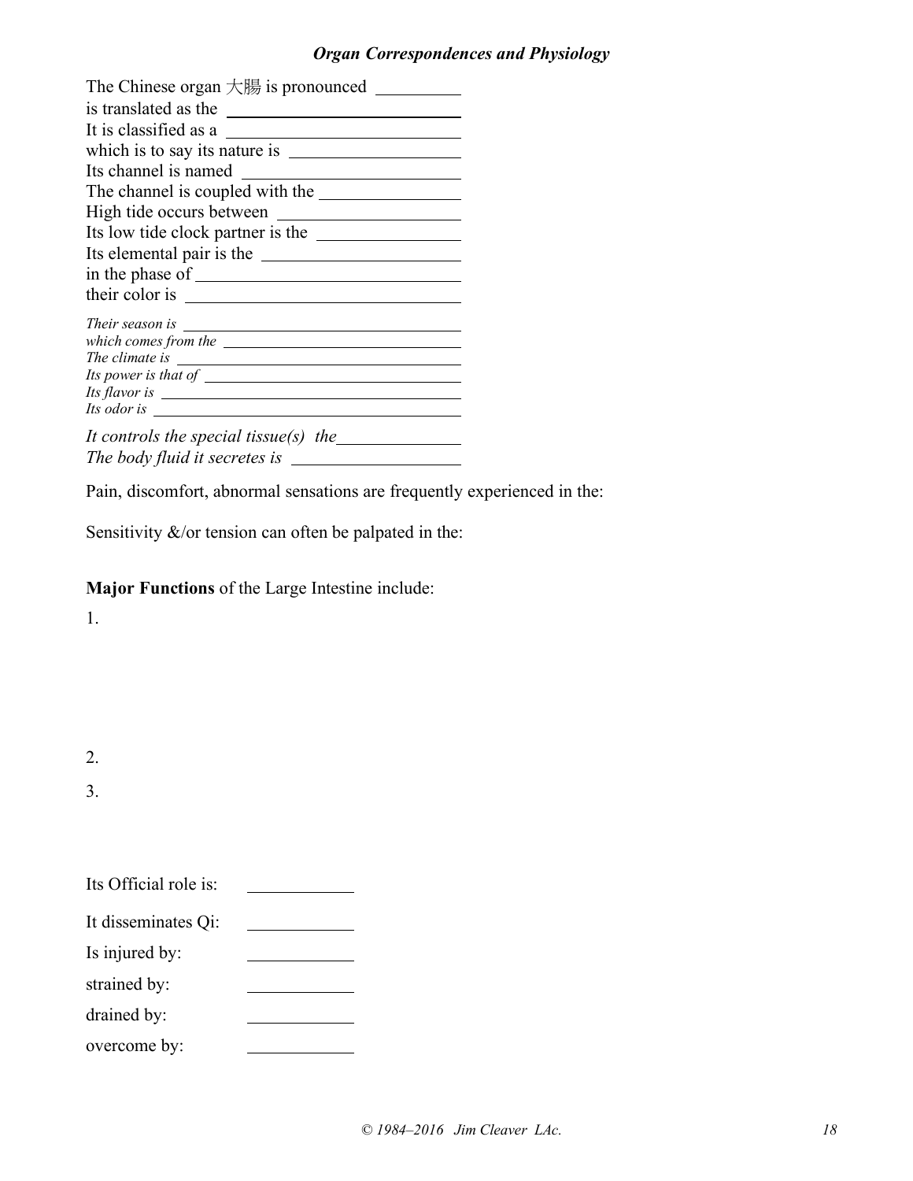*Organ Correspondences and Physiology*

The Chinese organ 大腸 is pronounced \_\_\_\_\_\_\_\_\_\_
is translated as the \_\_\_\_\_\_\_\_\_\_\_\_\_\_\_\_\_\_\_\_\_\_\_\_
It is classified as a \_\_\_\_\_\_\_\_\_\_\_\_\_\_\_\_\_\_\_\_\_\_\_\_
which is to say its nature is \_\_\_\_\_\_\_\_\_\_\_\_\_\_\_\_\_\_\_\_
Its channel is named \_\_\_\_\_\_\_\_\_\_\_\_\_\_\_\_\_\_\_\_\_\_\_\_
The channel is coupled with the \_\_\_\_\_\_\_\_\_\_\_\_\_\_\_\_
High tide occurs between \_\_\_\_\_\_\_\_\_\_\_\_\_\_\_\_\_\_\_\_
Its low tide clock partner is the \_\_\_\_\_\_\_\_\_\_\_\_\_\_\_\_
Its elemental pair is the \_\_\_\_\_\_\_\_\_\_\_\_\_\_\_\_\_\_\_\_\_\_
in the phase of \_\_\_\_\_\_\_\_\_\_\_\_\_\_\_\_\_\_\_\_\_\_\_\_\_\_\_\_\_\_
their color is \_\_\_\_\_\_\_\_\_\_\_\_\_\_\_\_\_\_\_\_\_\_\_\_\_\_\_\_\_\_

*Their season is* \_\_\_\_\_\_\_\_\_\_\_\_\_\_\_\_\_\_\_\_\_\_\_\_\_\_\_\_\_\_
*which comes from the* \_\_\_\_\_\_\_\_\_\_\_\_\_\_\_\_\_\_\_\_\_\_\_\_
*The climate is* \_\_\_\_\_\_\_\_\_\_\_\_\_\_\_\_\_\_\_\_\_\_\_\_\_\_\_\_\_\_
*Its power is that of* \_\_\_\_\_\_\_\_\_\_\_\_\_\_\_\_\_\_\_\_\_\_\_\_\_\_
*Its flavor is* \_\_\_\_\_\_\_\_\_\_\_\_\_\_\_\_\_\_\_\_\_\_\_\_\_\_\_\_\_\_\_\_
*Its odor is* \_\_\_\_\_\_\_\_\_\_\_\_\_\_\_\_\_\_\_\_\_\_\_\_\_\_\_\_\_\_\_\_\_

*It controls the special tissue(s) the* \_\_\_\_\_\_\_\_\_\_\_\_\_\_
*The body fluid it secretes is* \_\_\_\_\_\_\_\_\_\_\_\_\_\_\_\_\_\_\_

Pain, discomfort, abnormal sensations are frequently experienced in the:

Sensitivity &/or tension can often be palpated in the:

**Major Functions** of the Large Intestine include:

1.

2.

3.

Its Official role is: \_\_\_\_\_\_\_\_\_\_\_\_

It disseminates Qi: \_\_\_\_\_\_\_\_\_\_\_\_

Is injured by: \_\_\_\_\_\_\_\_\_\_\_\_

strained by: \_\_\_\_\_\_\_\_\_\_\_\_

drained by: \_\_\_\_\_\_\_\_\_\_\_\_

overcome by: \_\_\_\_\_\_\_\_\_\_\_\_

*© 1984–2016 Jim Cleaver LAc.*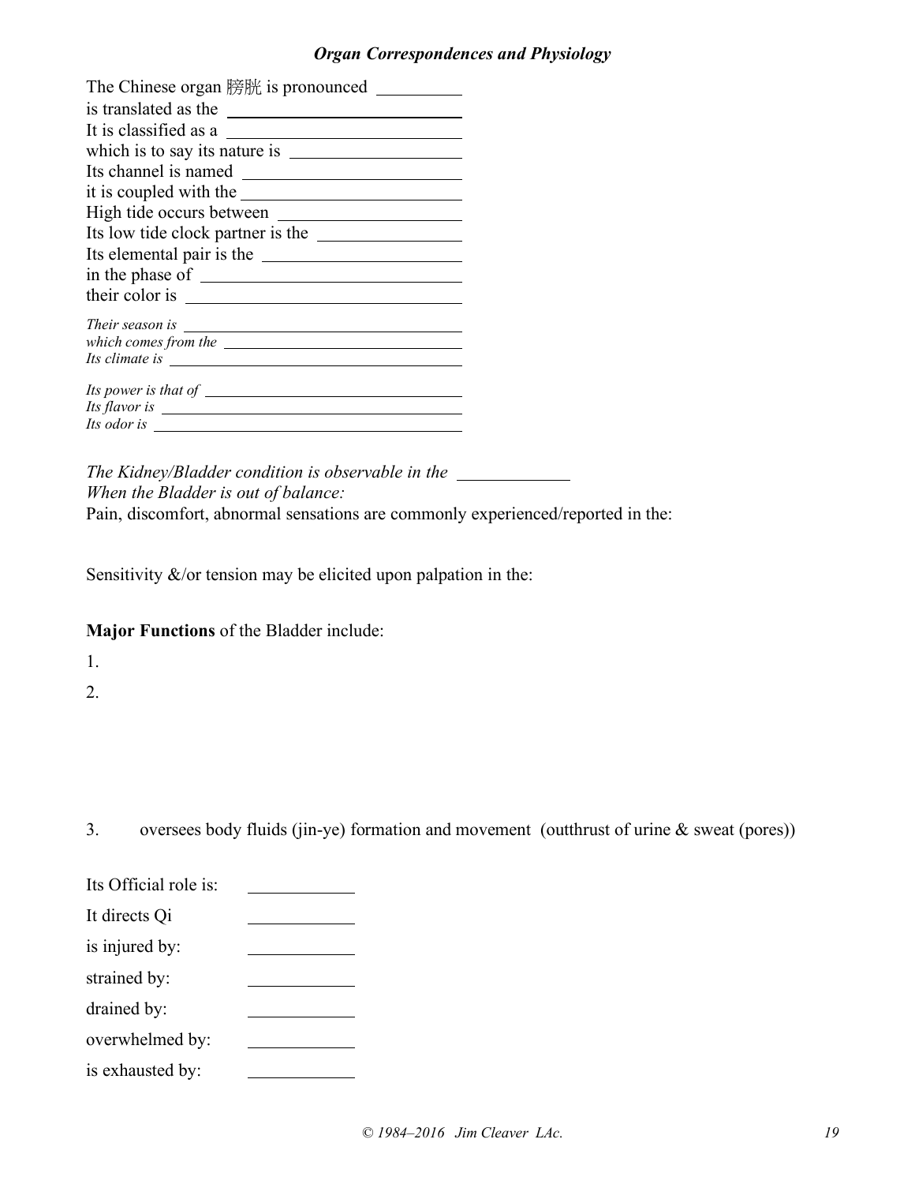### *Organ Correspondences and Physiology*

The Chinese organ 膀胱 is pronounced \_\_\_\_\_\_\_\_\_\_
is translated as the \_\_\_\_\_\_\_\_\_\_\_\_\_\_\_\_\_\_\_\_\_\_\_\_\_\_\_\_
It is classified as a \_\_\_\_\_\_\_\_\_\_\_\_\_\_\_\_\_\_\_\_\_\_\_\_\_\_\_\_
which is to say its nature is \_\_\_\_\_\_\_\_\_\_\_\_\_\_\_\_\_\_\_\_\_\_
Its channel is named \_\_\_\_\_\_\_\_\_\_\_\_\_\_\_\_\_\_\_\_\_\_\_\_\_\_
it is coupled with the \_\_\_\_\_\_\_\_\_\_\_\_\_\_\_\_\_\_\_\_\_\_\_\_\_\_\_\_
High tide occurs between \_\_\_\_\_\_\_\_\_\_\_\_\_\_\_\_\_\_\_\_\_\_\_
Its low tide clock partner is the \_\_\_\_\_\_\_\_\_\_\_\_\_\_\_\_\_\_
Its elemental pair is the \_\_\_\_\_\_\_\_\_\_\_\_\_\_\_\_\_\_\_\_\_\_\_\_
in the phase of \_\_\_\_\_\_\_\_\_\_\_\_\_\_\_\_\_\_\_\_\_\_\_\_\_\_\_\_\_\_\_\_\_
their color is \_\_\_\_\_\_\_\_\_\_\_\_\_\_\_\_\_\_\_\_\_\_\_\_\_\_\_\_\_\_\_\_\_\_

*Their season is* \_\_\_\_\_\_\_\_\_\_\_\_\_\_\_\_\_\_\_\_\_\_\_\_\_\_\_\_\_\_\_\_\_\_\_\_\_
*which comes from the* \_\_\_\_\_\_\_\_\_\_\_\_\_\_\_\_\_\_\_\_\_\_\_\_\_\_\_\_\_\_\_\_
*Its climate is* \_\_\_\_\_\_\_\_\_\_\_\_\_\_\_\_\_\_\_\_\_\_\_\_\_\_\_\_\_\_\_\_\_\_\_\_\_\_\_

*Its power is that of* \_\_\_\_\_\_\_\_\_\_\_\_\_\_\_\_\_\_\_\_\_\_\_\_\_\_\_\_\_\_\_\_\_
*Its flavor is* \_\_\_\_\_\_\_\_\_\_\_\_\_\_\_\_\_\_\_\_\_\_\_\_\_\_\_\_\_\_\_\_\_\_\_\_\_\_\_\_
*Its odor is* \_\_\_\_\_\_\_\_\_\_\_\_\_\_\_\_\_\_\_\_\_\_\_\_\_\_\_\_\_\_\_\_\_\_\_\_\_\_\_\_\_

*The Kidney/Bladder condition is observable in the* \_\_\_\_\_\_\_\_\_\_\_\_\_
*When the Bladder is out of balance:*
Pain, discomfort, abnormal sensations are commonly experienced/reported in the:

Sensitivity &/or tension may be elicited upon palpation in the:

**Major Functions** of the Bladder include:

1.

2.

3. oversees body fluids (jin-ye) formation and movement (outthrust of urine & sweat (pores))

Its Official role is: \_\_\_\_\_\_\_\_\_\_\_\_

It directs Qi \_\_\_\_\_\_\_\_\_\_\_\_

is injured by: \_\_\_\_\_\_\_\_\_\_\_\_

strained by: \_\_\_\_\_\_\_\_\_\_\_\_

drained by: \_\_\_\_\_\_\_\_\_\_\_\_

overwhelmed by: \_\_\_\_\_\_\_\_\_\_\_\_

is exhausted by: \_\_\_\_\_\_\_\_\_\_\_\_

*© 1984–2016 Jim Cleaver LAc.*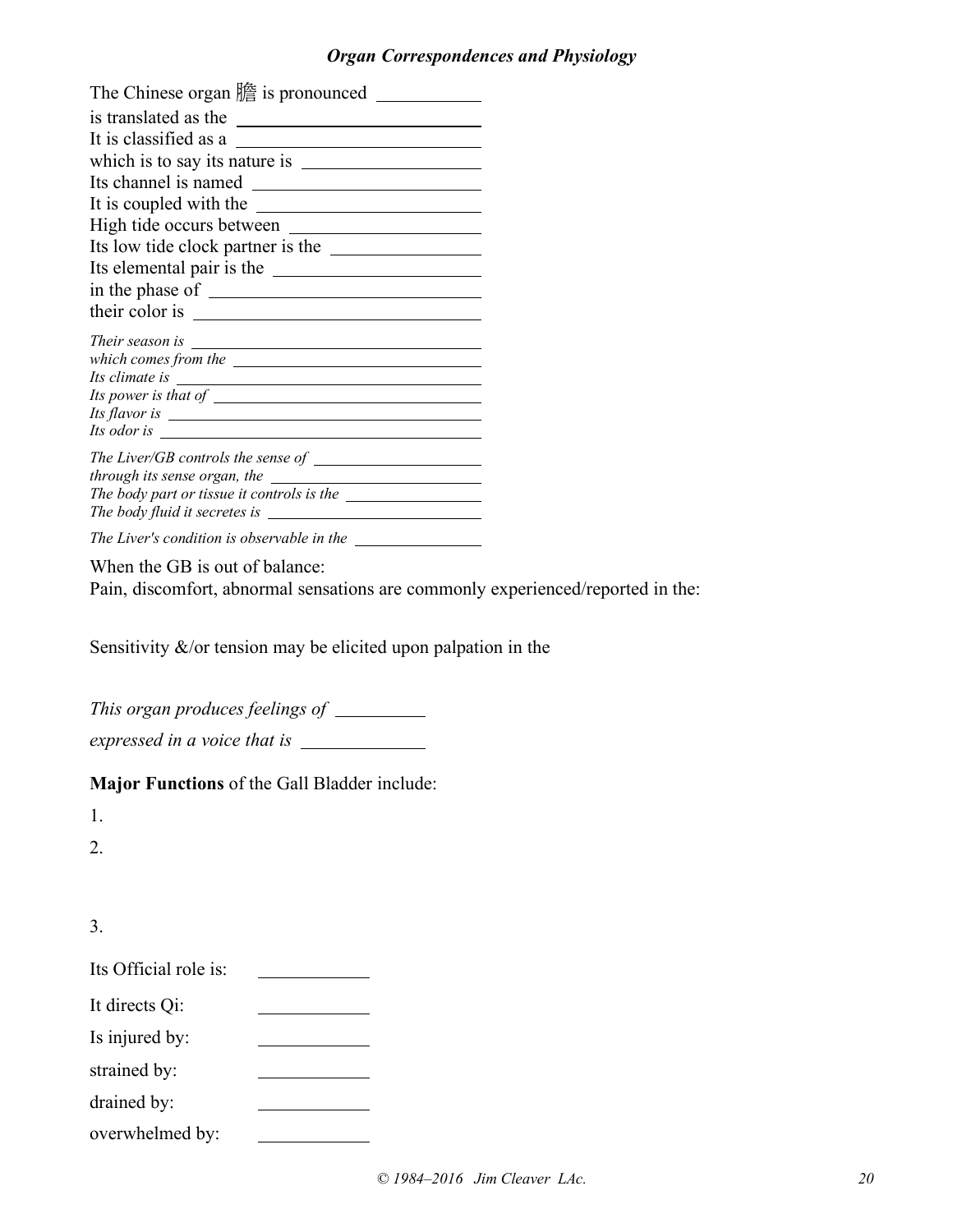### *Organ Correspondences and Physiology*

The Chinese organ 膽 is pronounced \_\_\_\_\_\_\_\_\_\_
is translated as the \_\_\_\_\_\_\_\_\_\_
It is classified as a \_\_\_\_\_\_\_\_\_\_
which is to say its nature is \_\_\_\_\_\_\_\_\_\_
Its channel is named \_\_\_\_\_\_\_\_\_\_
It is coupled with the \_\_\_\_\_\_\_\_\_\_
High tide occurs between \_\_\_\_\_\_\_\_\_\_
Its low tide clock partner is the \_\_\_\_\_\_\_\_\_\_
Its elemental pair is the \_\_\_\_\_\_\_\_\_\_
in the phase of \_\_\_\_\_\_\_\_\_\_
their color is \_\_\_\_\_\_\_\_\_\_

*Their season is* \_\_\_\_\_\_\_\_\_\_
*which comes from the* \_\_\_\_\_\_\_\_\_\_
*Its climate is* \_\_\_\_\_\_\_\_\_\_
*Its power is that of* \_\_\_\_\_\_\_\_\_\_
*Its flavor is* \_\_\_\_\_\_\_\_\_\_
*Its odor is* \_\_\_\_\_\_\_\_\_\_

*The Liver/GB controls the sense of* \_\_\_\_\_\_\_\_\_\_
*through its sense organ, the* \_\_\_\_\_\_\_\_\_\_
*The body part or tissue it controls is the* \_\_\_\_\_\_\_\_\_\_
*The body fluid it secretes is* \_\_\_\_\_\_\_\_\_\_

*The Liver's condition is observable in the* \_\_\_\_\_\_\_\_\_\_

When the GB is out of balance:
Pain, discomfort, abnormal sensations are commonly experienced/reported in the:

Sensitivity &/or tension may be elicited upon palpation in the

*This organ produces feelings of* \_\_\_\_\_\_\_\_\_\_

*expressed in a voice that is* \_\_\_\_\_\_\_\_\_\_

**Major Functions** of the Gall Bladder include:

1.

2.

3.

Its Official role is: \_\_\_\_\_\_\_\_\_\_

It directs Qi: \_\_\_\_\_\_\_\_\_\_

Is injured by: \_\_\_\_\_\_\_\_\_\_

strained by: \_\_\_\_\_\_\_\_\_\_

drained by: \_\_\_\_\_\_\_\_\_\_

overwhelmed by: \_\_\_\_\_\_\_\_\_\_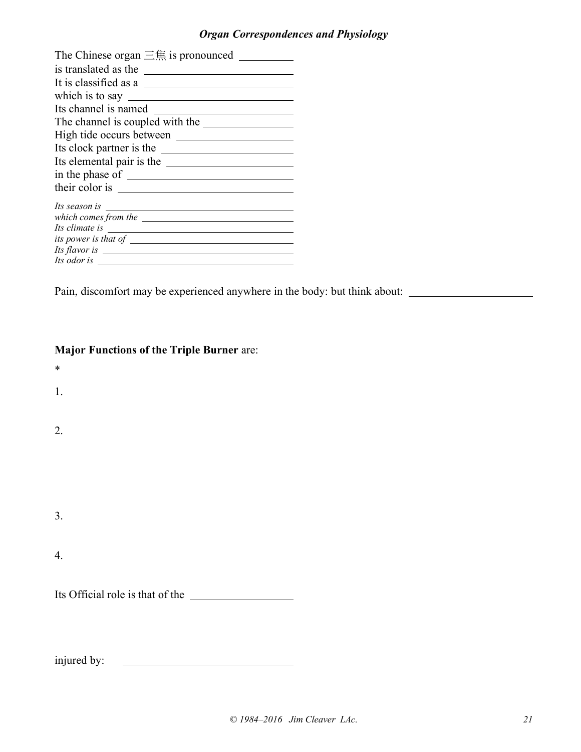## *Organ Correspondences and Physiology*

The Chinese organ 三焦 is pronounced \_\_\_\_\_\_\_\_\_\_
is translated as the \_\_\_\_\_\_\_\_\_\_\_\_\_\_\_\_\_\_\_\_\_\_\_\_\_\_\_\_\_\_
It is classified as a \_\_\_\_\_\_\_\_\_\_\_\_\_\_\_\_\_\_\_\_\_\_\_\_\_\_\_\_\_\_
which is to say \_\_\_\_\_\_\_\_\_\_\_\_\_\_\_\_\_\_\_\_\_\_\_\_\_\_\_\_\_\_
Its channel is named \_\_\_\_\_\_\_\_\_\_\_\_\_\_\_\_\_\_\_\_\_\_\_\_\_\_\_\_\_\_
The channel is coupled with the \_\_\_\_\_\_\_\_\_\_\_\_\_\_\_\_\_\_\_\_
High tide occurs between \_\_\_\_\_\_\_\_\_\_\_\_\_\_\_\_\_\_\_\_\_\_\_\_\_\_
Its clock partner is the \_\_\_\_\_\_\_\_\_\_\_\_\_\_\_\_\_\_\_\_\_\_\_\_\_\_\_\_
Its elemental pair is the \_\_\_\_\_\_\_\_\_\_\_\_\_\_\_\_\_\_\_\_\_\_\_\_\_\_\_\_
in the phase of \_\_\_\_\_\_\_\_\_\_\_\_\_\_\_\_\_\_\_\_\_\_\_\_\_\_\_\_\_\_
their color is \_\_\_\_\_\_\_\_\_\_\_\_\_\_\_\_\_\_\_\_\_\_\_\_\_\_\_\_\_\_

*Its season is* \_\_\_\_\_\_\_\_\_\_\_\_\_\_\_\_\_\_\_\_\_\_\_\_\_\_\_\_\_\_
*which comes from the* \_\_\_\_\_\_\_\_\_\_\_\_\_\_\_\_\_\_\_\_\_\_\_\_\_\_\_\_\_\_
*Its climate is* \_\_\_\_\_\_\_\_\_\_\_\_\_\_\_\_\_\_\_\_\_\_\_\_\_\_\_\_\_\_
*its power is that of* \_\_\_\_\_\_\_\_\_\_\_\_\_\_\_\_\_\_\_\_\_\_\_\_\_\_\_\_\_\_
*Its flavor is* \_\_\_\_\_\_\_\_\_\_\_\_\_\_\_\_\_\_\_\_\_\_\_\_\_\_\_\_\_\_
*Its odor is* \_\_\_\_\_\_\_\_\_\_\_\_\_\_\_\_\_\_\_\_\_\_\_\_\_\_\_\_\_\_

Pain, discomfort may be experienced anywhere in the body: but think about: \_\_\_\_\_\_\_\_\_\_\_\_\_\_\_\_\_\_\_\_\_\_\_\_

**Major Functions of the Triple Burner** are:

*

1.

2.

3.

4.

Its Official role is that of the \_\_\_\_\_\_\_\_\_\_\_\_\_\_\_\_\_\_\_\_

injured by: \_\_\_\_\_\_\_\_\_\_\_\_\_\_\_\_\_\_\_\_\_\_\_\_\_\_\_\_\_\_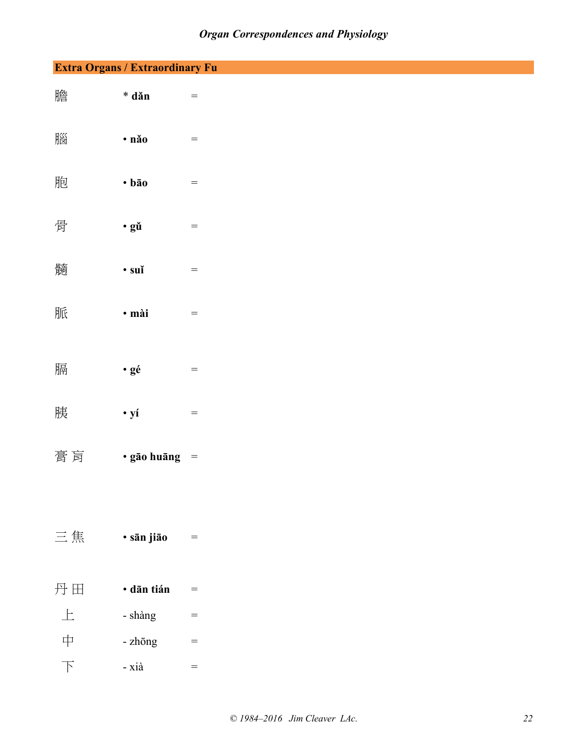## Extra Organs / Extraordinary Fu

膽 * dǎn =

腦 • nǎo =

胞 • bāo =

骨 • gǔ =

髓 • suǐ =

脈 • mài =

膈 • gé =

胰 • yí =

膏 肓 • gāo huāng =

三 焦 • sān jiāo =

丹 田 • dān tián =

上 - shàng =

中 - zhōng =

下 - xià =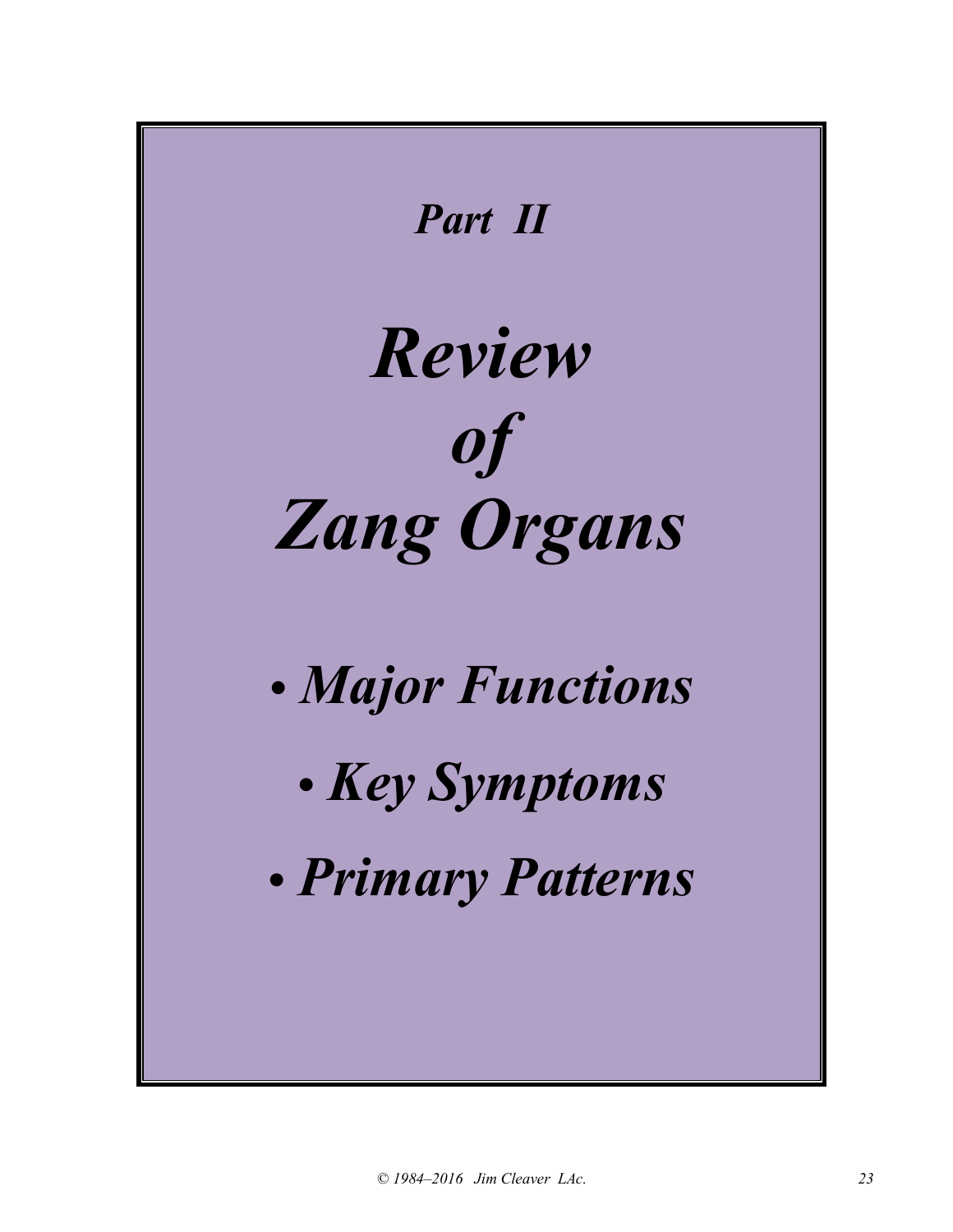*Part II*

# *Review of Zang Organs*

- ***Major Functions***
- ***Key Symptoms***
- ***Primary Patterns***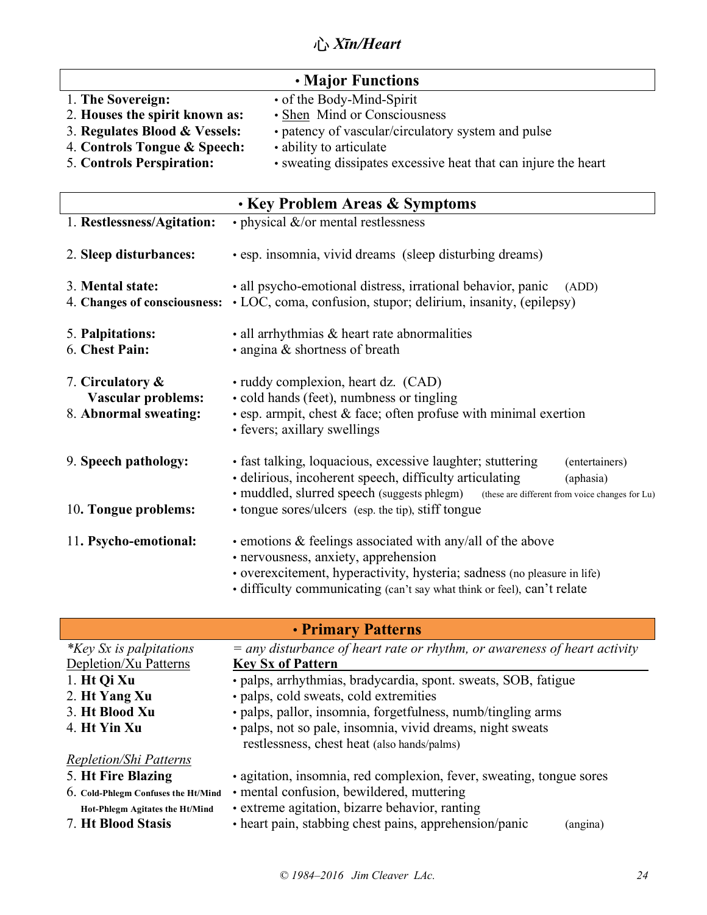# 心 *Xīn/Heart*

## • Major Functions

| | |
|---|---|
| 1. **The Sovereign:** | • of the Body-Mind-Spirit |
| 2. **Houses the spirit known as:** | • Shen Mind or Consciousness |
| 3. **Regulates Blood & Vessels:** | • patency of vascular/circulatory system and pulse |
| 4. **Controls Tongue & Speech:** | • ability to articulate |
| 5. **Controls Perspiration:** | • sweating dissipates excessive heat that can injure the heart |

## • Key Problem Areas & Symptoms

| | |
|---|---|
| 1. **Restlessness/Agitation:** | • physical &/or mental restlessness |
| 2. **Sleep disturbances:** | • esp. insomnia, vivid dreams (sleep disturbing dreams) |
| 3. **Mental state:** | • all psycho-emotional distress, irrational behavior, panic (ADD) |
| 4. **Changes of consciousness:** | • LOC, coma, confusion, stupor; delirium, insanity, (epilepsy) |
| 5. **Palpitations:** | • all arrhythmias & heart rate abnormalities |
| 6. **Chest Pain:** | • angina & shortness of breath |
| 7. **Circulatory & Vascular problems:** | • ruddy complexion, heart dz. (CAD)<br>• cold hands (feet), numbness or tingling |
| 8. **Abnormal sweating:** | • esp. armpit, chest & face; often profuse with minimal exertion<br>• fevers; axillary swellings |
| 9. **Speech pathology:** | • fast talking, loquacious, excessive laughter; stuttering (entertainers)<br>• delirious, incoherent speech, difficulty articulating (aphasia)<br>• muddled, slurred speech (suggests phlegm) (these are different from voice changes for Lu) |
| 10. **Tongue problems:** | • tongue sores/ulcers (esp. the tip), stiff tongue |
| 11. **Psycho-emotional:** | • emotions & feelings associated with any/all of the above<br>• nervousness, anxiety, apprehension<br>• overexcitement, hyperactivity, hysteria; sadness (no pleasure in life)<br>• difficulty communicating (can't say what think or feel), can't relate |

## • Primary Patterns

*\*Key Sx is palpitations = any disturbance of heart rate or rhythm, or awareness of heart activity*

| Depletion/Xu Patterns | **Key Sx of Pattern** |
|---|---|
| 1. **Ht Qi Xu** | • palps, arrhythmias, bradycardia, spont. sweats, SOB, fatigue |
| 2. **Ht Yang Xu** | • palps, cold sweats, cold extremities |
| 3. **Ht Blood Xu** | • palps, pallor, insomnia, forgetfulness, numb/tingling arms |
| 4. **Ht Yin Xu** | • palps, not so pale, insomnia, vivid dreams, night sweats restlessness, chest heat (also hands/palms) |
| *Repletion/Shi Patterns* | |
| 5. **Ht Fire Blazing** | • agitation, insomnia, red complexion, fever, sweating, tongue sores |
| 6. **Cold-Phlegm Confuses the Ht/Mind** | • mental confusion, bewildered, muttering |
| **Hot-Phlegm Agitates the Ht/Mind** | • extreme agitation, bizarre behavior, ranting |
| 7. **Ht Blood Stasis** | • heart pain, stabbing chest pains, apprehension/panic (angina) |

© 1984–2016 Jim Cleaver LAc.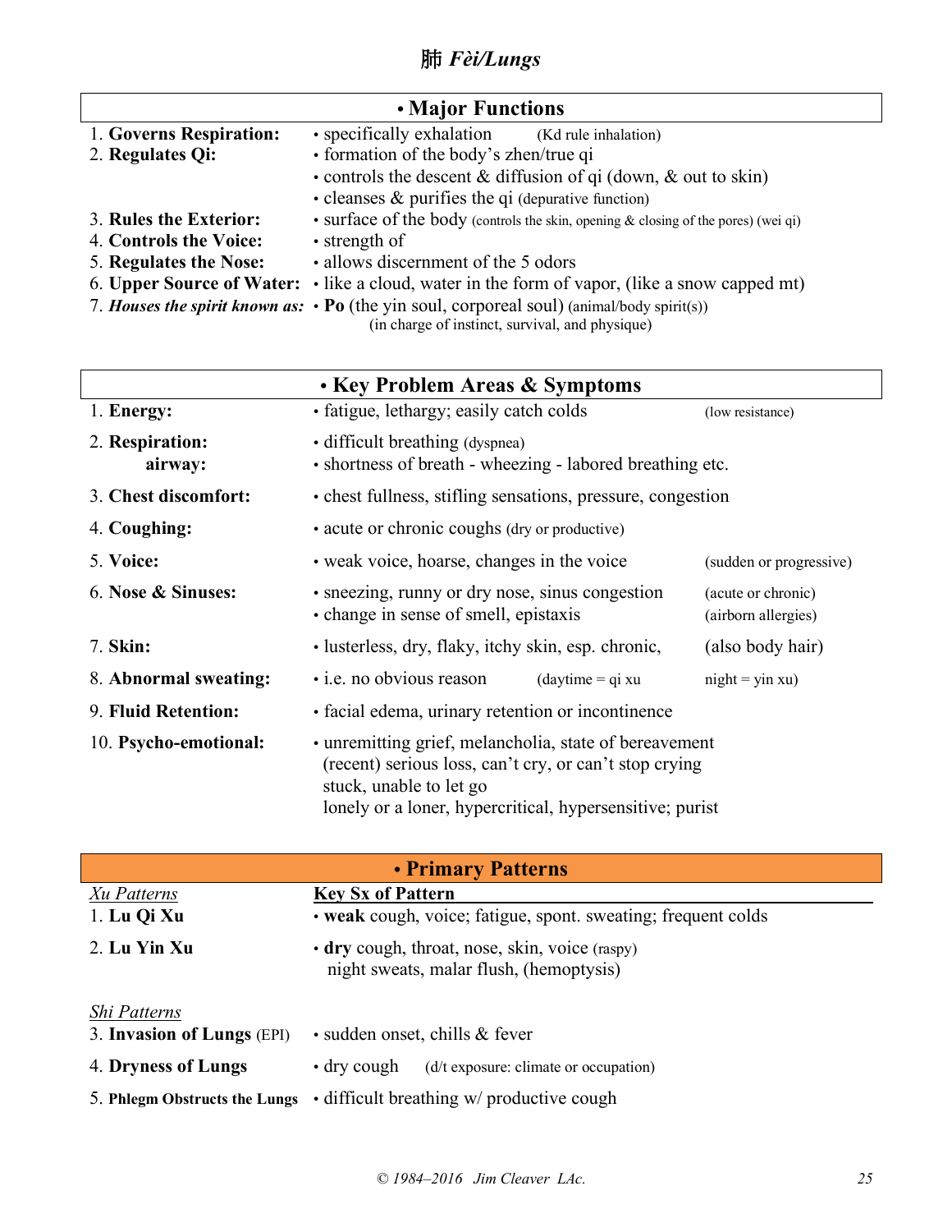# 肺 *Fèi/Lungs*

## • Major Functions

| | |
|---|---|
| 1. **Governs Respiration:** | • specifically exhalation (Kd rule inhalation) |
| 2. **Regulates Qi:** | • formation of the body's zhen/true qi<br>• controls the descent & diffusion of qi (down, & out to skin)<br>• cleanses & purifies the qi (depurative function) |
| 3. **Rules the Exterior:** | • surface of the body (controls the skin, opening & closing of the pores) (wei qi) |
| 4. **Controls the Voice:** | • strength of |
| 5. **Regulates the Nose:** | • allows discernment of the 5 odors |
| 6. **Upper Source of Water:** | • like a cloud, water in the form of vapor, (like a snow capped mt) |
| 7. ***Houses the spirit known as:*** | • **Po** (the yin soul, corporeal soul) (animal/body spirit(s))<br>(in charge of instinct, survival, and physique) |

## • Key Problem Areas & Symptoms

| | | |
|---|---|---|
| 1. **Energy:** | • fatigue, lethargy; easily catch colds | (low resistance) |
| 2. **Respiration:**<br>**airway:** | • difficult breathing (dyspnea)<br>• shortness of breath - wheezing - labored breathing etc. | |
| 3. **Chest discomfort:** | • chest fullness, stifling sensations, pressure, congestion | |
| 4. **Coughing:** | • acute or chronic coughs (dry or productive) | |
| 5. **Voice:** | • weak voice, hoarse, changes in the voice | (sudden or progressive) |
| 6. **Nose & Sinuses:** | • sneezing, runny or dry nose, sinus congestion<br>• change in sense of smell, epistaxis | (acute or chronic)<br>(airborn allergies) |
| 7. **Skin:** | • lusterless, dry, flaky, itchy skin, esp. chronic, | (also body hair) |
| 8. **Abnormal sweating:** | • i.e. no obvious reason (daytime = qi xu | night = yin xu) |
| 9. **Fluid Retention:** | • facial edema, urinary retention or incontinence | |
| 10. **Psycho-emotional:** | • unremitting grief, melancholia, state of bereavement<br>(recent) serious loss, can't cry, or can't stop crying<br>stuck, unable to let go<br>lonely or a loner, hypercritical, hypersensitive; purist | |

## • Primary Patterns

| *Xu Patterns* | **Key Sx of Pattern** |
|---|---|
| 1. **Lu Qi Xu** | • **weak** cough, voice; fatigue, spont. sweating; frequent colds |
| 2. **Lu Yin Xu** | • **dry** cough, throat, nose, skin, voice (raspy)<br>night sweats, malar flush, (hemoptysis) |
| *Shi Patterns* | |
| 3. **Invasion of Lungs** (EPI) | • sudden onset, chills & fever |
| 4. **Dryness of Lungs** | • dry cough (d/t exposure: climate or occupation) |
| 5. **Phlegm Obstructs the Lungs** | • difficult breathing w/ productive cough |

© 1984–2016 Jim Cleaver LAc.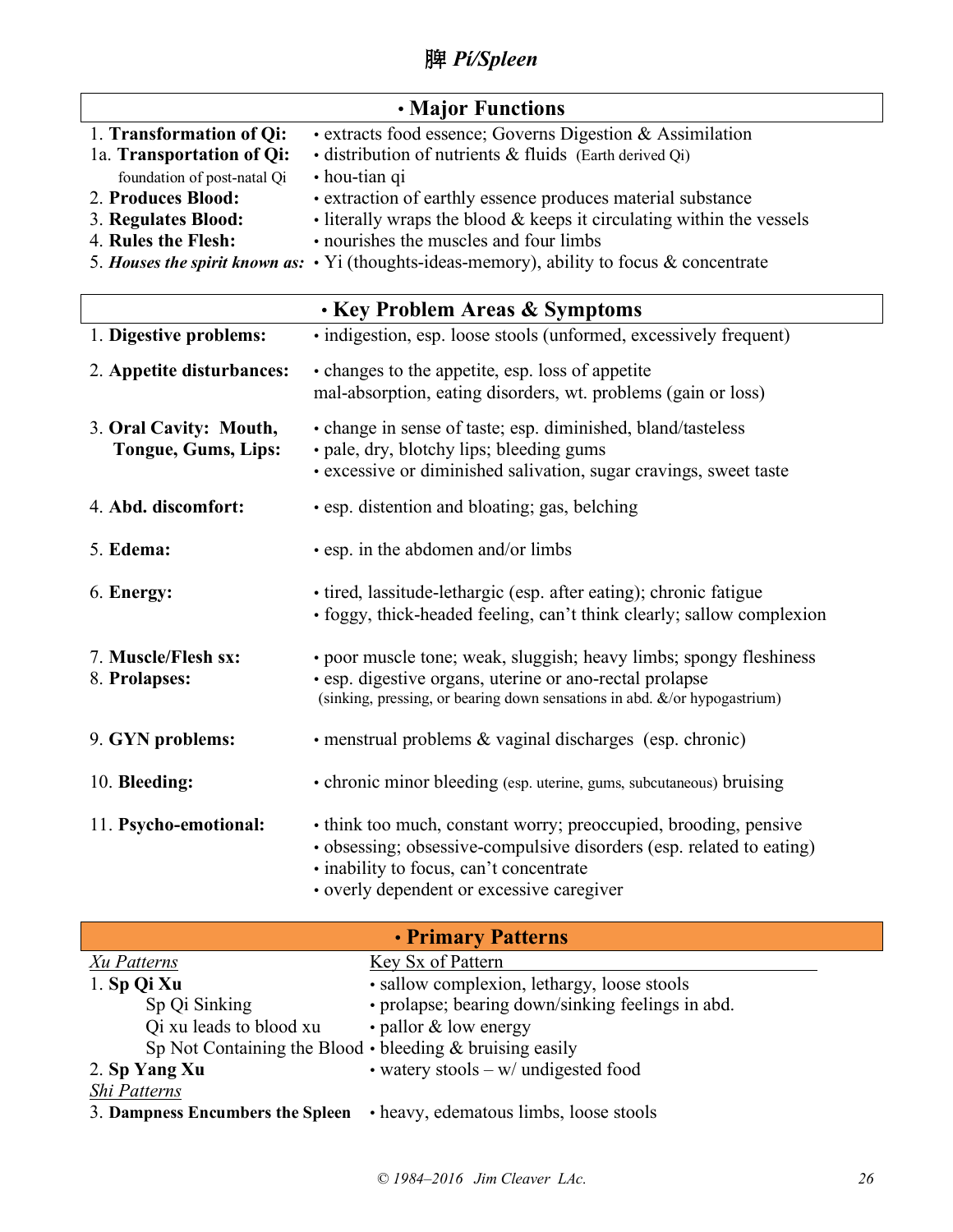# 脾 *Pi/Spleen*

## • Major Functions

| | |
|---|---|
| 1. **Transformation of Qi:** | • extracts food essence; Governs Digestion & Assimilation |
| 1a. **Transportation of Qi:** | • distribution of nutrients & fluids (Earth derived Qi) |
| foundation of post-natal Qi | • hou-tian qi |
| 2. **Produces Blood:** | • extraction of earthly essence produces material substance |
| 3. **Regulates Blood:** | • literally wraps the blood & keeps it circulating within the vessels |
| 4. **Rules the Flesh:** | • nourishes the muscles and four limbs |
| 5. ***Houses the spirit known as:*** | • Yi (thoughts-ideas-memory), ability to focus & concentrate |

## • Key Problem Areas & Symptoms

| | |
|---|---|
| 1. **Digestive problems:** | • indigestion, esp. loose stools (unformed, excessively frequent) |
| 2. **Appetite disturbances:** | • changes to the appetite, esp. loss of appetite<br>mal-absorption, eating disorders, wt. problems (gain or loss) |
| 3. **Oral Cavity: Mouth, Tongue, Gums, Lips:** | • change in sense of taste; esp. diminished, bland/tasteless<br>• pale, dry, blotchy lips; bleeding gums<br>• excessive or diminished salivation, sugar cravings, sweet taste |
| 4. **Abd. discomfort:** | • esp. distention and bloating; gas, belching |
| 5. **Edema:** | • esp. in the abdomen and/or limbs |
| 6. **Energy:** | • tired, lassitude-lethargic (esp. after eating); chronic fatigue<br>• foggy, thick-headed feeling, can't think clearly; sallow complexion |
| 7. **Muscle/Flesh sx:** | • poor muscle tone; weak, sluggish; heavy limbs; spongy fleshiness |
| 8. **Prolapses:** | • esp. digestive organs, uterine or ano-rectal prolapse<br>(sinking, pressing, or bearing down sensations in abd. &/or hypogastrium) |
| 9. **GYN problems:** | • menstrual problems & vaginal discharges (esp. chronic) |
| 10. **Bleeding:** | • chronic minor bleeding (esp. uterine, gums, subcutaneous) bruising |
| 11. **Psycho-emotional:** | • think too much, constant worry; preoccupied, brooding, pensive<br>• obsessing; obsessive-compulsive disorders (esp. related to eating)<br>• inability to focus, can't concentrate<br>• overly dependent or excessive caregiver |

## • Primary Patterns

| *Xu Patterns* | Key Sx of Pattern |
|---|---|
| 1. **Sp Qi Xu** | • sallow complexion, lethargy, loose stools |
| Sp Qi Sinking | • prolapse; bearing down/sinking feelings in abd. |
| Qi xu leads to blood xu | • pallor & low energy |
| Sp Not Containing the Blood | • bleeding & bruising easily |
| 2. **Sp Yang Xu** | • watery stools – w/ undigested food |
| *Shi Patterns* | |
| 3. **Dampness Encumbers the Spleen** | • heavy, edematous limbs, loose stools |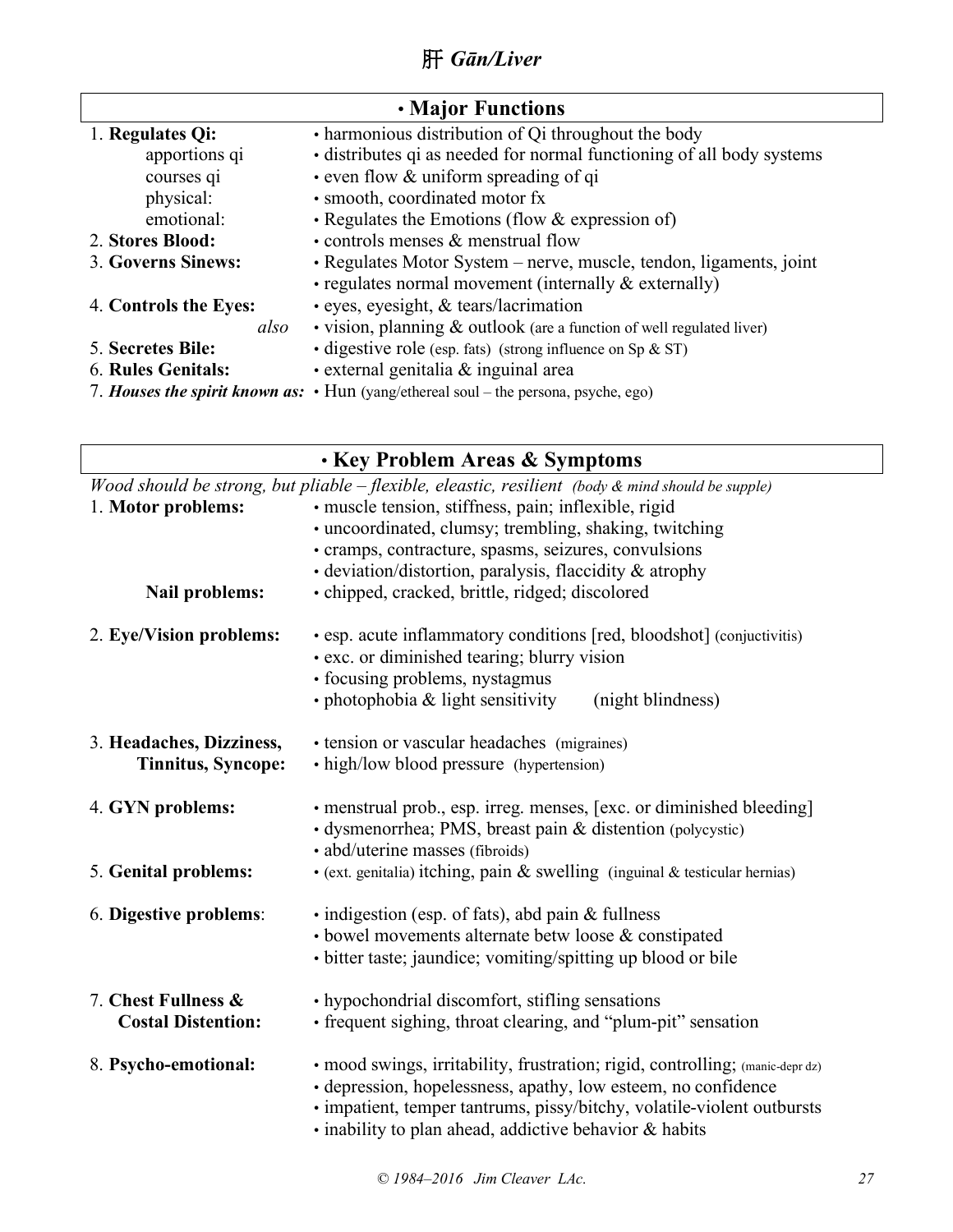# 肝 *Gān/Liver*

## • Major Functions

| | |
|---|---|
| 1. **Regulates Qi:** | • harmonious distribution of Qi throughout the body |
| apportions qi | • distributes qi as needed for normal functioning of all body systems |
| courses qi | • even flow & uniform spreading of qi |
| physical: | • smooth, coordinated motor fx |
| emotional: | • Regulates the Emotions (flow & expression of) |
| 2. **Stores Blood:** | • controls menses & menstrual flow |
| 3. **Governs Sinews:** | • Regulates Motor System – nerve, muscle, tendon, ligaments, joint<br>• regulates normal movement (internally & externally) |
| 4. **Controls the Eyes:** | • eyes, eyesight, & tears/lacrimation |
| *also* | • vision, planning & outlook (are a function of well regulated liver) |
| 5. **Secretes Bile:** | • digestive role (esp. fats) (strong influence on Sp & ST) |
| 6. **Rules Genitals:** | • external genitalia & inguinal area |
| 7. ***Houses the spirit known as:*** | • Hun (yang/ethereal soul – the persona, psyche, ego) |

## • Key Problem Areas & Symptoms

*Wood should be strong, but pliable – flexible, elastic, resilient (body & mind should be supple)*

| | |
|---|---|
| 1. **Motor problems:** | • muscle tension, stiffness, pain; inflexible, rigid<br>• uncoordinated, clumsy; trembling, shaking, twitching<br>• cramps, contracture, spasms, seizures, convulsions<br>• deviation/distortion, paralysis, flaccidity & atrophy |
| **Nail problems:** | • chipped, cracked, brittle, ridged; discolored |
| 2. **Eye/Vision problems:** | • esp. acute inflammatory conditions [red, bloodshot] (conjuctivitis)<br>• exc. or diminished tearing; blurry vision<br>• focusing problems, nystagmus<br>• photophobia & light sensitivity (night blindness) |
| 3. **Headaches, Dizziness, Tinnitus, Syncope:** | • tension or vascular headaches (migraines)<br>• high/low blood pressure (hypertension) |
| 4. **GYN problems:** | • menstrual prob., esp. irreg. menses, [exc. or diminished bleeding]<br>• dysmenorrhea; PMS, breast pain & distention (polycystic)<br>• abd/uterine masses (fibroids) |
| 5. **Genital problems:** | • (ext. genitalia) itching, pain & swelling (inguinal & testicular hernias) |
| 6. **Digestive problems:** | • indigestion (esp. of fats), abd pain & fullness<br>• bowel movements alternate betw loose & constipated<br>• bitter taste; jaundice; vomiting/spitting up blood or bile |
| 7. **Chest Fullness & Costal Distention:** | • hypochondrial discomfort, stifling sensations<br>• frequent sighing, throat clearing, and "plum-pit" sensation |
| 8. **Psycho-emotional:** | • mood swings, irritability, frustration; rigid, controlling; (manic-depr dz)<br>• depression, hopelessness, apathy, low esteem, no confidence<br>• impatient, temper tantrums, pissy/bitchy, volatile-violent outbursts<br>• inability to plan ahead, addictive behavior & habits |

*© 1984–2016 Jim Cleaver LAc.*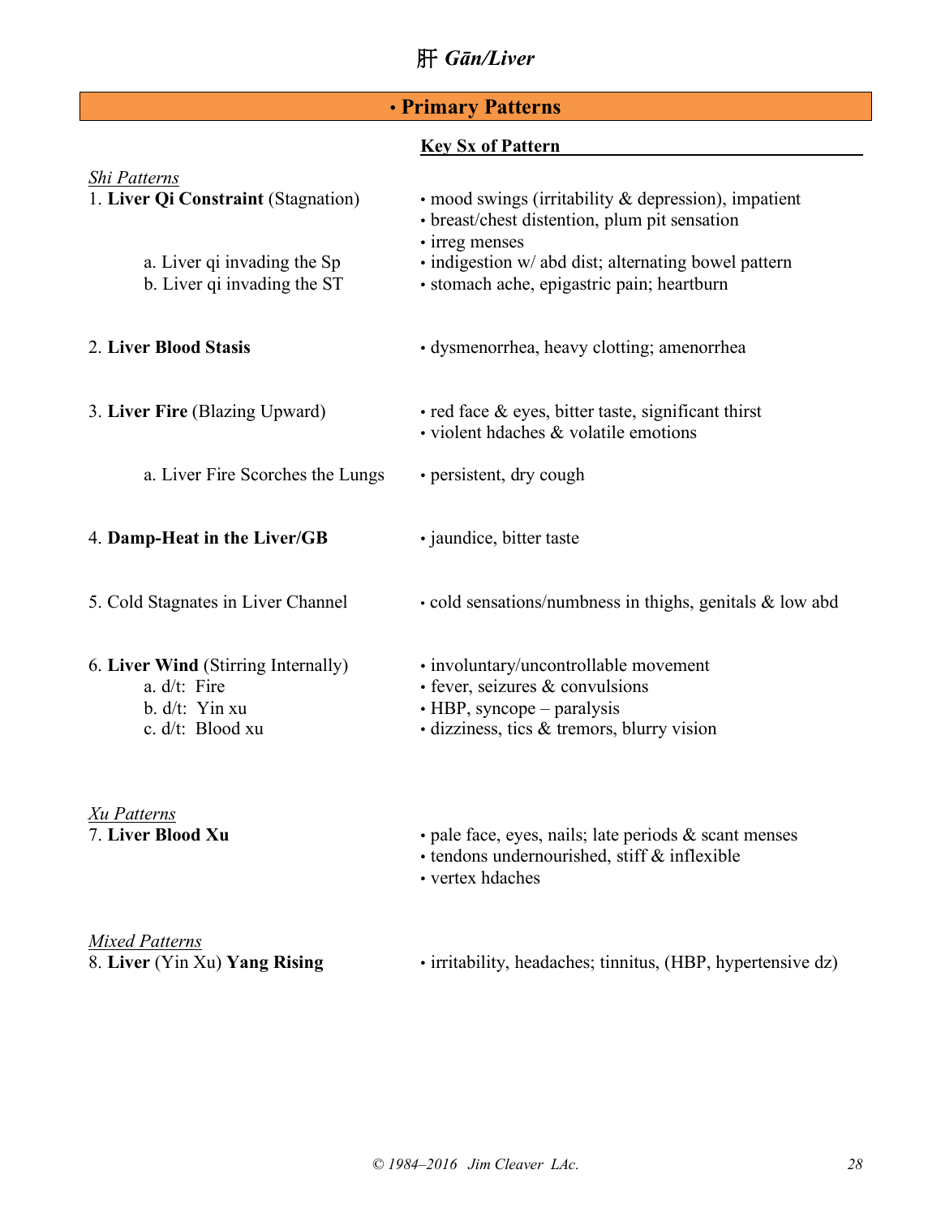# 肝 *Gān/Liver*

## • Primary Patterns

| | **Key Sx of Pattern** |
|---|---|
| *Shi Patterns* | |
| 1. **Liver Qi Constraint** (Stagnation) | • mood swings (irritability & depression), impatient<br>• breast/chest distention, plum pit sensation<br>• irreg menses |
| a. Liver qi invading the Sp | • indigestion w/ abd dist; alternating bowel pattern |
| b. Liver qi invading the ST | • stomach ache, epigastric pain; heartburn |
| 2. **Liver Blood Stasis** | • dysmenorrhea, heavy clotting; amenorrhea |
| 3. **Liver Fire** (Blazing Upward) | • red face & eyes, bitter taste, significant thirst<br>• violent hdaches & volatile emotions |
| a. Liver Fire Scorches the Lungs | • persistent, dry cough |
| 4. **Damp-Heat in the Liver/GB** | • jaundice, bitter taste |
| 5. Cold Stagnates in Liver Channel | • cold sensations/numbness in thighs, genitals & low abd |
| 6. **Liver Wind** (Stirring Internally) | • involuntary/uncontrollable movement |
| a. d/t: Fire | • fever, seizures & convulsions |
| b. d/t: Yin xu | • HBP, syncope – paralysis |
| c. d/t: Blood xu | • dizziness, tics & tremors, blurry vision |
| *Xu Patterns* | |
| 7. **Liver Blood Xu** | • pale face, eyes, nails; late periods & scant menses<br>• tendons undernourished, stiff & inflexible<br>• vertex hdaches |
| *Mixed Patterns* | |
| 8. **Liver** (Yin Xu) **Yang Rising** | • irritability, headaches; tinnitus, (HBP, hypertensive dz) |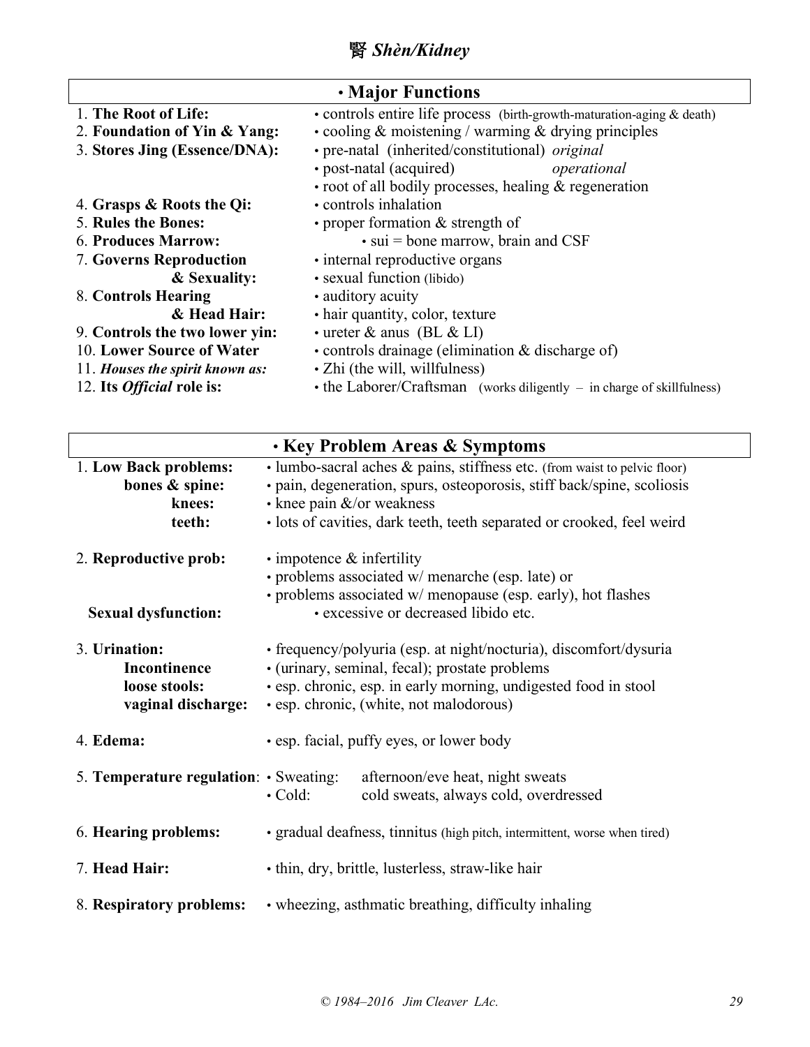# 腎 *Shèn/Kidney*

## • Major Functions

| | |
|---|---|
| 1. **The Root of Life:** | • controls entire life process (birth-growth-maturation-aging & death) |
| 2. **Foundation of Yin & Yang:** | • cooling & moistening / warming & drying principles |
| 3. **Stores Jing (Essence/DNA):** | • pre-natal (inherited/constitutional) *original* |
| | • post-natal (acquired) *operational* |
| | • root of all bodily processes, healing & regeneration |
| 4. **Grasps & Roots the Qi:** | • controls inhalation |
| 5. **Rules the Bones:** | • proper formation & strength of |
| 6. **Produces Marrow:** | • sui = bone marrow, brain and CSF |
| 7. **Governs Reproduction** | • internal reproductive organs |
| **& Sexuality:** | • sexual function (libido) |
| 8. **Controls Hearing** | • auditory acuity |
| **& Head Hair:** | • hair quantity, color, texture |
| 9. **Controls the two lower yin:** | • ureter & anus (BL & LI) |
| 10. **Lower Source of Water** | • controls drainage (elimination & discharge of) |
| 11. ***Houses the spirit known as:*** | • Zhi (the will, willfulness) |
| 12. **Its *Official* role is:** | • the Laborer/Craftsman (works diligently – in charge of skillfulness) |

## • Key Problem Areas & Symptoms

| | |
|---|---|
| 1. **Low Back problems:** | • lumbo-sacral aches & pains, stiffness etc. (from waist to pelvic floor) |
| **bones & spine:** | • pain, degeneration, spurs, osteoporosis, stiff back/spine, scoliosis |
| **knees:** | • knee pain &/or weakness |
| **teeth:** | • lots of cavities, dark teeth, teeth separated or crooked, feel weird |
| 2. **Reproductive prob:** | • impotence & infertility |
| | • problems associated w/ menarche (esp. late) or |
| | • problems associated w/ menopause (esp. early), hot flashes |
| **Sexual dysfunction:** | • excessive or decreased libido etc. |
| 3. **Urination:** | • frequency/polyuria (esp. at night/nocturia), discomfort/dysuria |
| **Incontinence** | • (urinary, seminal, fecal); prostate problems |
| **loose stools:** | • esp. chronic, esp. in early morning, undigested food in stool |
| **vaginal discharge:** | • esp. chronic, (white, not malodorous) |
| 4. **Edema:** | • esp. facial, puffy eyes, or lower body |
| 5. **Temperature regulation:** | • Sweating: afternoon/eve heat, night sweats |
| | • Cold: cold sweats, always cold, overdressed |
| 6. **Hearing problems:** | • gradual deafness, tinnitus (high pitch, intermittent, worse when tired) |
| 7. **Head Hair:** | • thin, dry, brittle, lusterless, straw-like hair |
| 8. **Respiratory problems:** | • wheezing, asthmatic breathing, difficulty inhaling |

*© 1984–2016 Jim Cleaver LAc.*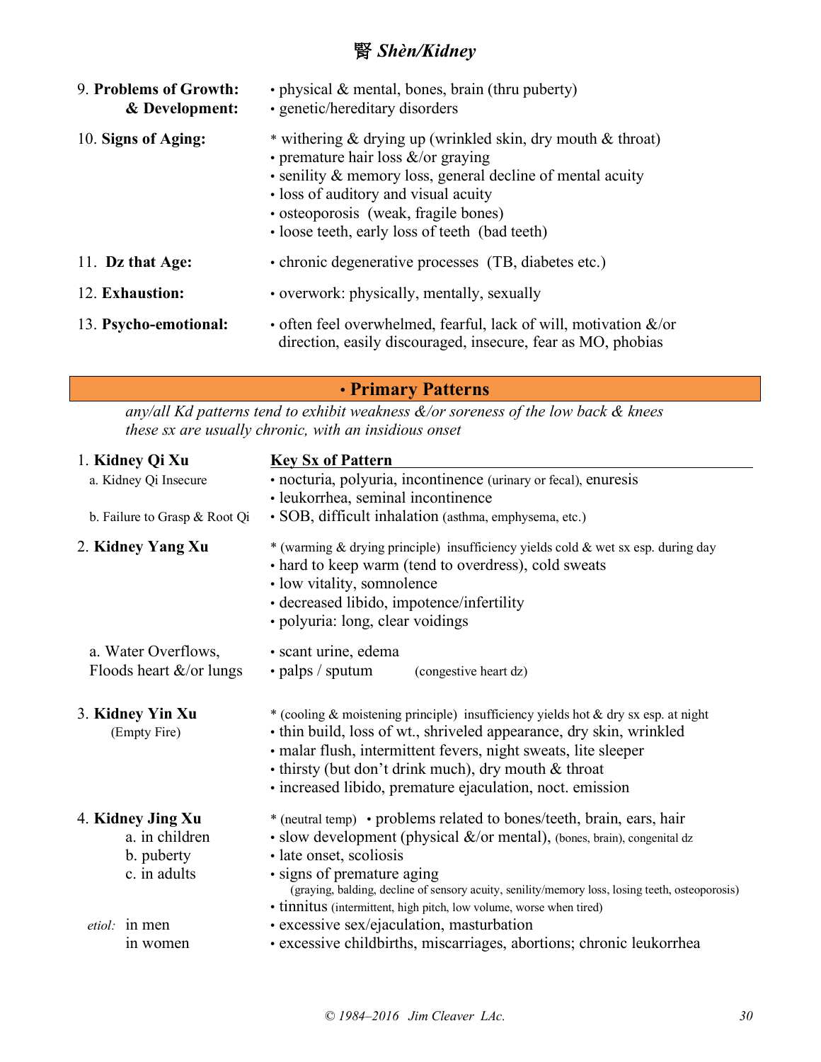# 腎 *Shèn/Kidney*

9. **Problems of Growth: & Development:**
   - physical & mental, bones, brain (thru puberty)
   - genetic/hereditary disorders

10. **Signs of Aging:**
    - \* withering & drying up (wrinkled skin, dry mouth & throat)
    - premature hair loss &/or graying
    - senility & memory loss, general decline of mental acuity
    - loss of auditory and visual acuity
    - osteoporosis (weak, fragile bones)
    - loose teeth, early loss of teeth (bad teeth)

11. **Dz that Age:**
    - chronic degenerative processes (TB, diabetes etc.)

12. **Exhaustion:**
    - overwork: physically, mentally, sexually

13. **Psycho-emotional:**
    - often feel overwhelmed, fearful, lack of will, motivation &/or direction, easily discouraged, insecure, fear as MO, phobias

## • Primary Patterns

*any/all Kd patterns tend to exhibit weakness &/or soreness of the low back & knees*
*these sx are usually chronic, with an insidious onset*

| Pattern | **Key Sx of Pattern** |
|---|---|
| 1. **Kidney Qi Xu** | |
| a. Kidney Qi Insecure | • nocturia, polyuria, incontinence (urinary or fecal), enuresis<br>• leukorrhea, seminal incontinence |
| b. Failure to Grasp & Root Qi | • SOB, difficult inhalation (asthma, emphysema, etc.) |
| 2. **Kidney Yang Xu** | \* (warming & drying principle) insufficiency yields cold & wet sx esp. during day<br>• hard to keep warm (tend to overdress), cold sweats<br>• low vitality, somnolence<br>• decreased libido, impotence/infertility<br>• polyuria: long, clear voidings |
| a. Water Overflows, Floods heart &/or lungs | • scant urine, edema<br>• palps / sputum (congestive heart dz) |
| 3. **Kidney Yin Xu** (Empty Fire) | \* (cooling & moistening principle) insufficiency yields hot & dry sx esp. at night<br>• thin build, loss of wt., shriveled appearance, dry skin, wrinkled<br>• malar flush, intermittent fevers, night sweats, lite sleeper<br>• thirsty (but don't drink much), dry mouth & throat<br>• increased libido, premature ejaculation, noct. emission |
| 4. **Kidney Jing Xu** | \* (neutral temp) • problems related to bones/teeth, brain, ears, hair |
| a. in children | • slow development (physical &/or mental), (bones, brain), congenital dz |
| b. puberty | • late onset, scoliosis |
| c. in adults | • signs of premature aging<br>(graying, balding, decline of sensory acuity, senility/memory loss, losing teeth, osteoporosis)<br>• tinnitus (intermittent, high pitch, low volume, worse when tired) |
| *etiol:* in men | • excessive sex/ejaculation, masturbation |
| in women | • excessive childbirths, miscarriages, abortions; chronic leukorrhea |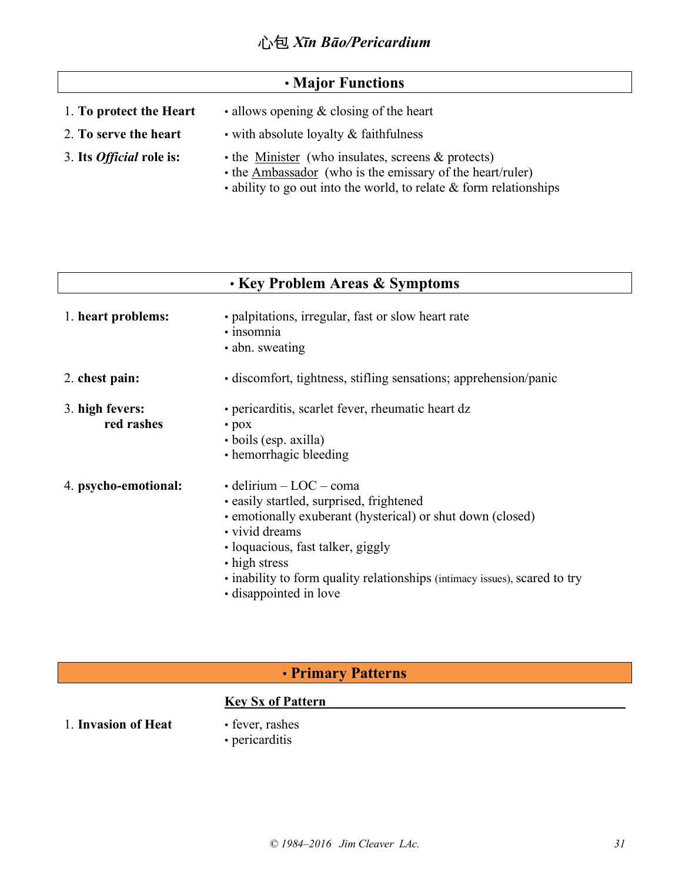# 心包 *Xīn Bāo/Pericardium*

## • Major Functions

1. **To protect the Heart** — • allows opening & closing of the heart
2. **To serve the heart** — • with absolute loyalty & faithfulness
3. **Its *Official* role is:**
   - the Minister (who insulates, screens & protects)
   - the Ambassador (who is the emissary of the heart/ruler)
   - ability to go out into the world, to relate & form relationships

## • Key Problem Areas & Symptoms

1. **heart problems:**
   - palpitations, irregular, fast or slow heart rate
   - insomnia
   - abn. sweating

2. **chest pain:**
   - discomfort, tightness, stifling sensations; apprehension/panic

3. **high fevers: red rashes**
   - pericarditis, scarlet fever, rheumatic heart dz
   - pox
   - boils (esp. axilla)
   - hemorrhagic bleeding

4. **psycho-emotional:**
   - delirium – LOC – coma
   - easily startled, surprised, frightened
   - emotionally exuberant (hysterical) or shut down (closed)
   - vivid dreams
   - loquacious, fast talker, giggly
   - high stress
   - inability to form quality relationships (intimacy issues), scared to try
   - disappointed in love

## • Primary Patterns

| | Key Sx of Pattern |
|---|---|
| 1. **Invasion of Heat** | • fever, rashes<br>• pericarditis |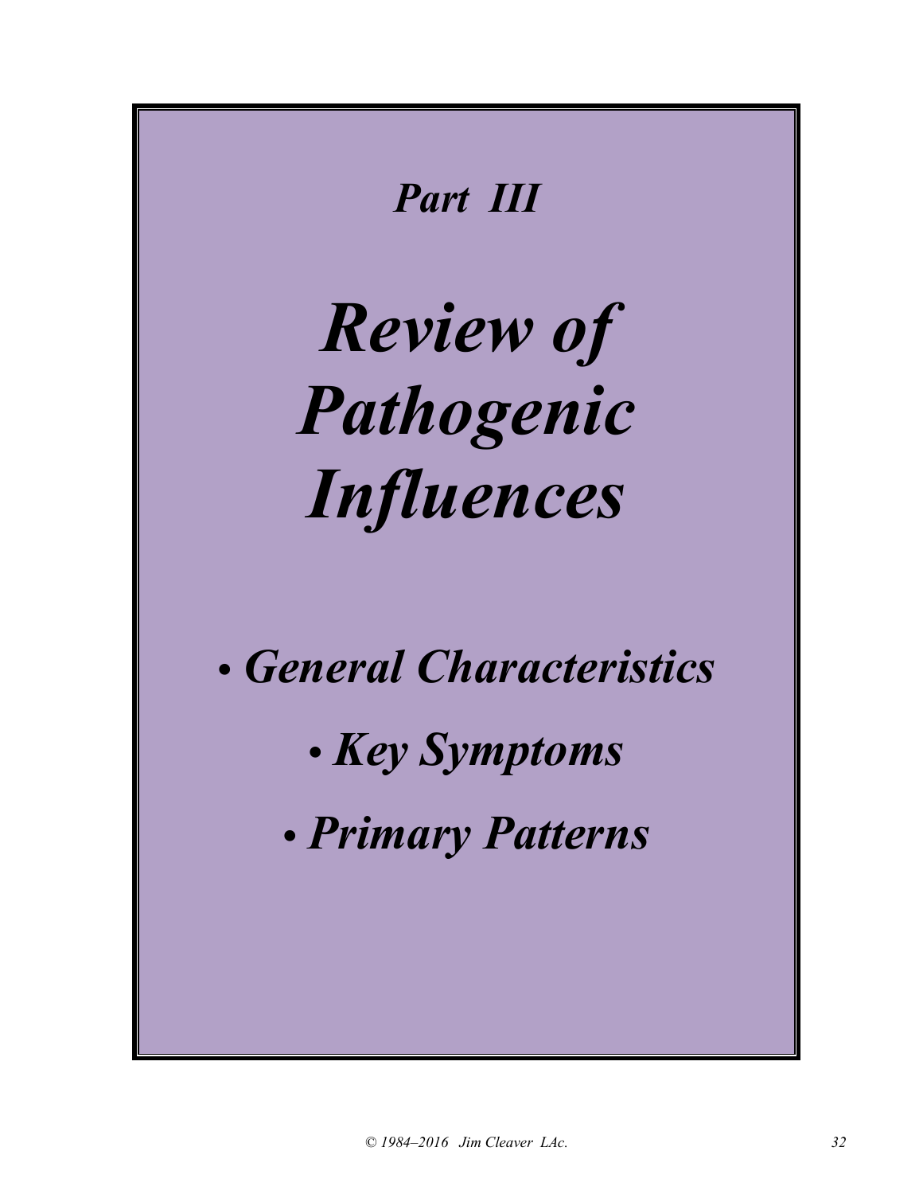*Part III*

# *Review of Pathogenic Influences*

- ***General Characteristics***
- ***Key Symptoms***
- ***Primary Patterns***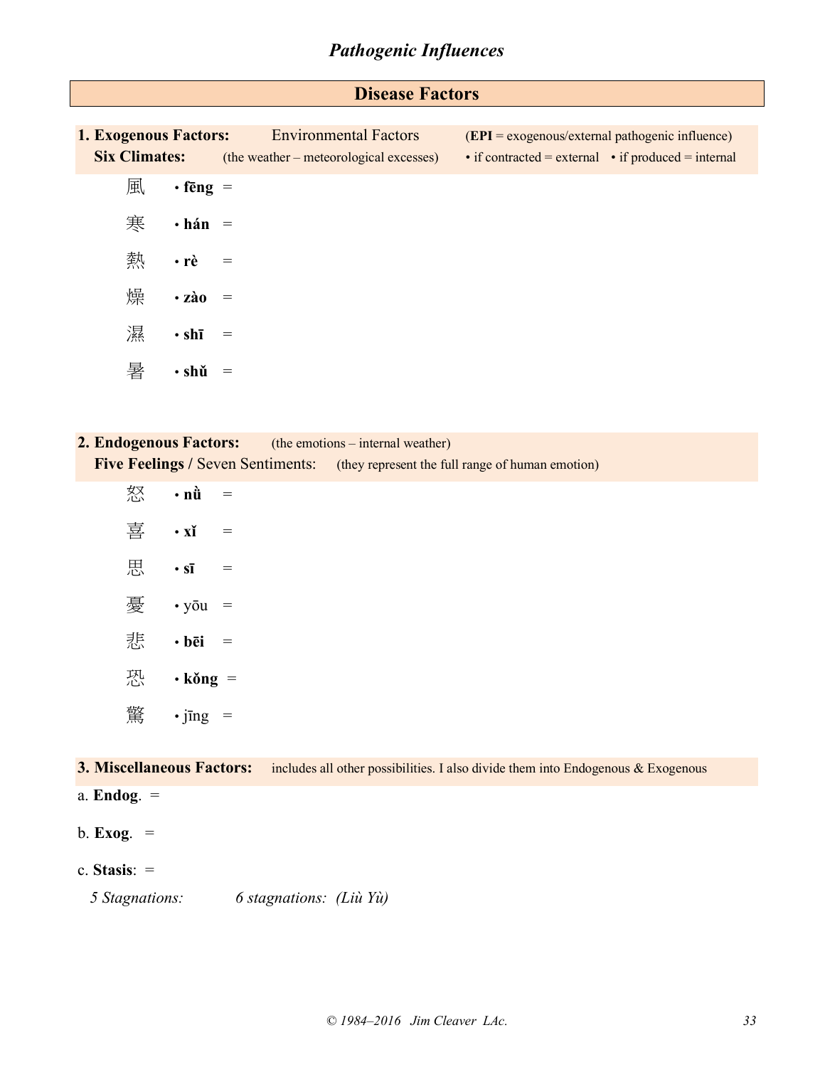# *Pathogenic Influences*

## Disease Factors

**1. Exogenous Factors:** Environmental Factors (**EPI** = exogenous/external pathogenic influence)

**Six Climates:** (the weather – meteorological excesses) • if contracted = external • if produced = internal

風 • **fēng** =

寒 • **hán** =

熱 • **rè** =

燥 • **zào** =

濕 • **shī** =

暑 • **shǔ** =

**2. Endogenous Factors:** (the emotions – internal weather)

**Five Feelings /** Seven Sentiments: (they represent the full range of human emotion)

怒 • **nǜ** =

喜 • **xǐ** =

思 • **sī** =

憂 • yōu =

悲 • **bēi** =

恐 • **kǒng** =

驚 • jīng =

**3. Miscellaneous Factors:** includes all other possibilities. I also divide them into Endogenous & Exogenous

a. **Endog**. =

b. **Exog**. =

c. **Stasis**: =

*5 Stagnations:* *6 stagnations: (Liù Yù)*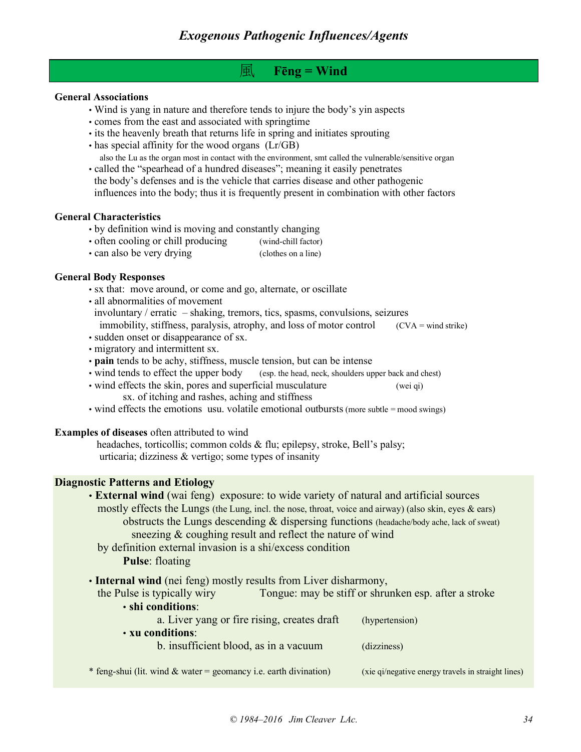# *Exogenous Pathogenic Influences/Agents*

## 風 Fēng = Wind

**General Associations**

- Wind is yang in nature and therefore tends to injure the body's yin aspects
- comes from the east and associated with springtime
- its the heavenly breath that returns life in spring and initiates sprouting
- has special affinity for the wood organs (Lr/GB)
  also the Lu as the organ most in contact with the environment, smt called the vulnerable/sensitive organ
- called the "spearhead of a hundred diseases"; meaning it easily penetrates the body's defenses and is the vehicle that carries disease and other pathogenic influences into the body; thus it is frequently present in combination with other factors

**General Characteristics**

- by definition wind is moving and constantly changing
- often cooling or chill producing (wind-chill factor)
- can also be very drying (clothes on a line)

**General Body Responses**

- sx that: move around, or come and go, alternate, or oscillate
- all abnormalities of movement
  involuntary / erratic – shaking, tremors, tics, spasms, convulsions, seizures
  immobility, stiffness, paralysis, atrophy, and loss of motor control (CVA = wind strike)
- sudden onset or disappearance of sx.
- migratory and intermittent sx.
- **pain** tends to be achy, stiffness, muscle tension, but can be intense
- wind tends to effect the upper body (esp. the head, neck, shoulders upper back and chest)
- wind effects the skin, pores and superficial musculature (wei qi)
  sx. of itching and rashes, aching and stiffness
- wind effects the emotions usu. volatile emotional outbursts (more subtle = mood swings)

**Examples of diseases** often attributed to wind
headaches, torticollis; common colds & flu; epilepsy, stroke, Bell's palsy; urticaria; dizziness & vertigo; some types of insanity

**Diagnostic Patterns and Etiology**

- **External wind** (wai feng) exposure: to wide variety of natural and artificial sources
  mostly effects the Lungs (the Lung, incl. the nose, throat, voice and airway) (also skin, eyes & ears)
  obstructs the Lungs descending & dispersing functions (headache/body ache, lack of sweat)
  sneezing & coughing result and reflect the nature of wind
  by definition external invasion is a shi/excess condition
  **Pulse**: floating
- **Internal wind** (nei feng) mostly results from Liver disharmony,
  the Pulse is typically wiry Tongue: may be stiff or shrunken esp. after a stroke
  - **shi conditions**:
    a. Liver yang or fire rising, creates draft (hypertension)
  - **xu conditions**:
    b. insufficient blood, as in a vacuum (dizziness)

\* feng-shui (lit. wind & water = geomancy i.e. earth divination) (xie qi/negative energy travels in straight lines)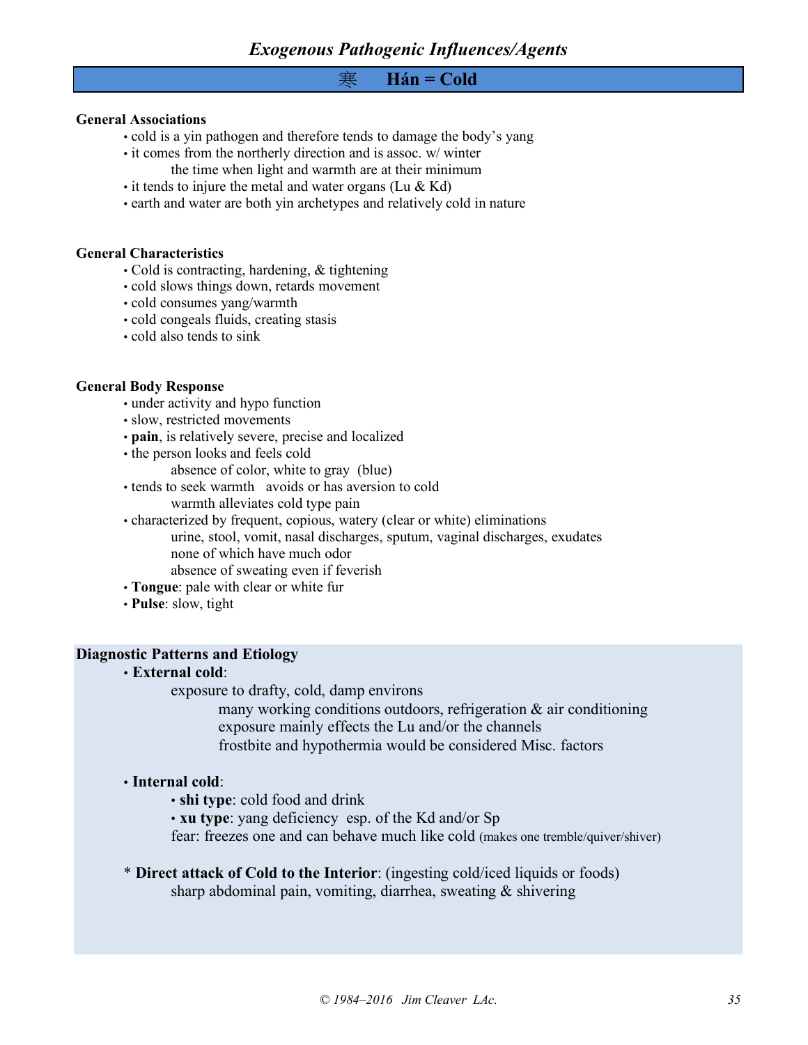## *Exogenous Pathogenic Influences/Agents*

### 寒 Hán = Cold

**General Associations**

- cold is a yin pathogen and therefore tends to damage the body's yang
- it comes from the northerly direction and is assoc. w/ winter
  - the time when light and warmth are at their minimum
- it tends to injure the metal and water organs (Lu & Kd)
- earth and water are both yin archetypes and relatively cold in nature

**General Characteristics**

- Cold is contracting, hardening, & tightening
- cold slows things down, retards movement
- cold consumes yang/warmth
- cold congeals fluids, creating stasis
- cold also tends to sink

**General Body Response**

- under activity and hypo function
- slow, restricted movements
- **pain**, is relatively severe, precise and localized
- the person looks and feels cold
  - absence of color, white to gray (blue)
- tends to seek warmth avoids or has aversion to cold
  - warmth alleviates cold type pain
- characterized by frequent, copious, watery (clear or white) eliminations
  - urine, stool, vomit, nasal discharges, sputum, vaginal discharges, exudates
  - none of which have much odor
  - absence of sweating even if feverish
- **Tongue**: pale with clear or white fur
- **Pulse**: slow, tight

**Diagnostic Patterns and Etiology**

- **External cold**:
  - exposure to drafty, cold, damp environs
    - many working conditions outdoors, refrigeration & air conditioning
    - exposure mainly effects the Lu and/or the channels
    - frostbite and hypothermia would be considered Misc. factors

- **Internal cold**:
  - **shi type**: cold food and drink
  - **xu type**: yang deficiency esp. of the Kd and/or Sp
  - fear: freezes one and can behave much like cold (makes one tremble/quiver/shiver)

\* **Direct attack of Cold to the Interior**: (ingesting cold/iced liquids or foods)
  sharp abdominal pain, vomiting, diarrhea, sweating & shivering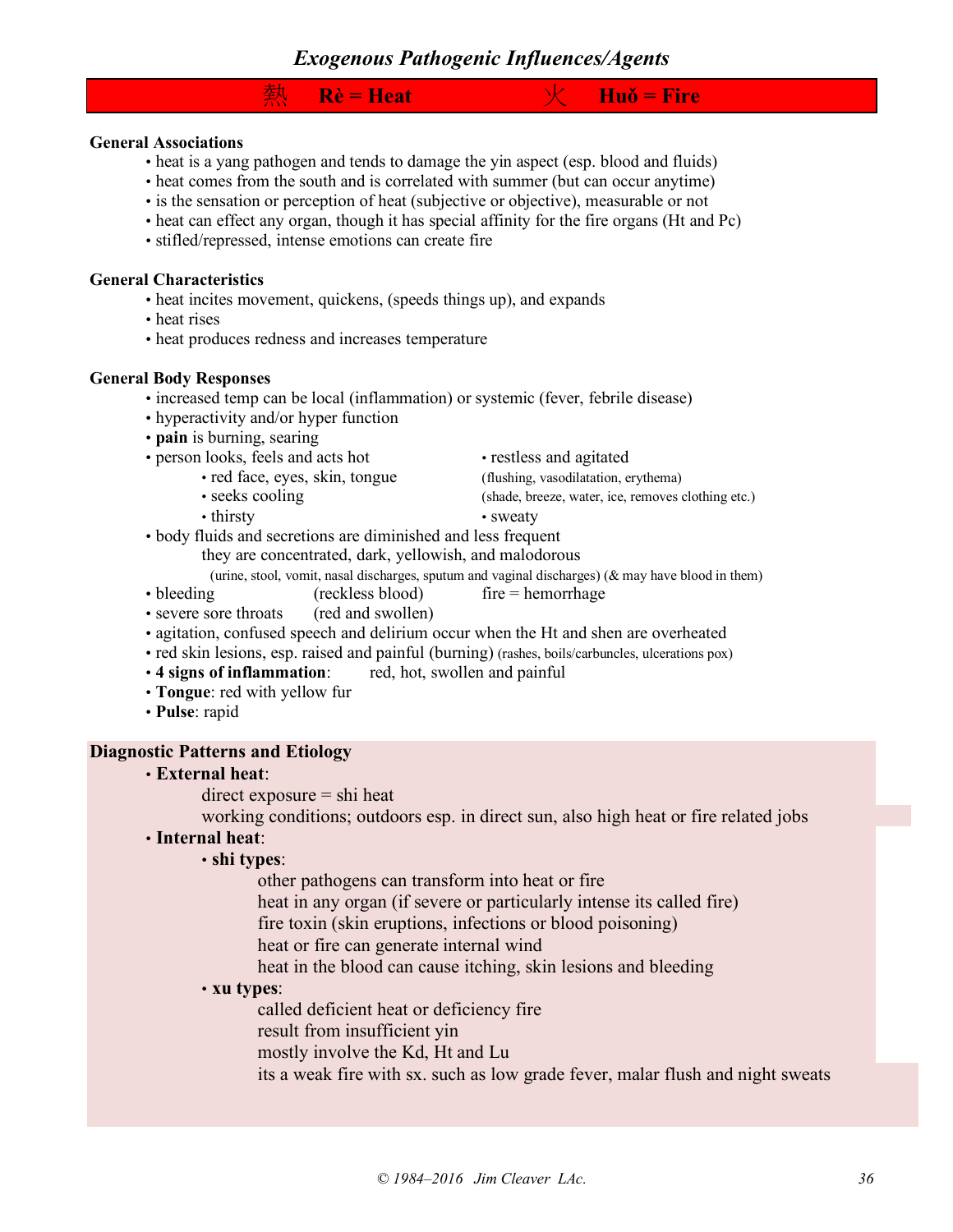## *Exogenous Pathogenic Influences/Agents*

### 熱 Rè = Heat 火 Huǒ = Fire

**General Associations**

- heat is a yang pathogen and tends to damage the yin aspect (esp. blood and fluids)
- heat comes from the south and is correlated with summer (but can occur anytime)
- is the sensation or perception of heat (subjective or objective), measurable or not
- heat can effect any organ, though it has special affinity for the fire organs (Ht and Pc)
- stifled/repressed, intense emotions can create fire

**General Characteristics**

- heat incites movement, quickens, (speeds things up), and expands
- heat rises
- heat produces redness and increases temperature

**General Body Responses**

- increased temp can be local (inflammation) or systemic (fever, febrile disease)
- hyperactivity and/or hyper function
- **pain** is burning, searing
- person looks, feels and acts hot
  - red face, eyes, skin, tongue (flushing, vasodilatation, erythema)
  - seeks cooling (shade, breeze, water, ice, removes clothing etc.)
  - thirsty
- restless and agitated
- sweaty
- body fluids and secretions are diminished and less frequent
  they are concentrated, dark, yellowish, and malodorous
  (urine, stool, vomit, nasal discharges, sputum and vaginal discharges) (& may have blood in them)
- bleeding (reckless blood) fire = hemorrhage
- severe sore throats (red and swollen)
- agitation, confused speech and delirium occur when the Ht and shen are overheated
- red skin lesions, esp. raised and painful (burning) (rashes, boils/carbuncles, ulcerations pox)
- **4 signs of inflammation**: red, hot, swollen and painful
- **Tongue**: red with yellow fur
- **Pulse**: rapid

**Diagnostic Patterns and Etiology**

- **External heat**:
  direct exposure = shi heat
  working conditions; outdoors esp. in direct sun, also high heat or fire related jobs
- **Internal heat**:
  - **shi types**:
    other pathogens can transform into heat or fire
    heat in any organ (if severe or particularly intense its called fire)
    fire toxin (skin eruptions, infections or blood poisoning)
    heat or fire can generate internal wind
    heat in the blood can cause itching, skin lesions and bleeding
  - **xu types**:
    called deficient heat or deficiency fire
    result from insufficient yin
    mostly involve the Kd, Ht and Lu
    its a weak fire with sx. such as low grade fever, malar flush and night sweats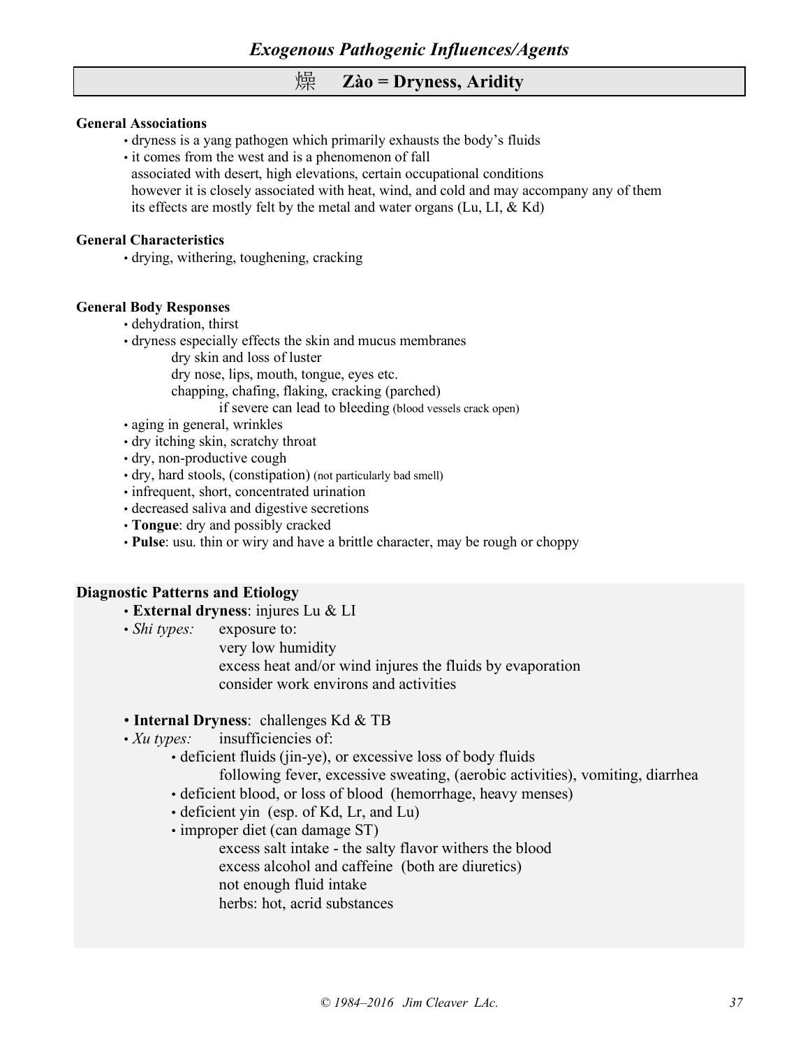## 燥 Zào = Dryness, Aridity

**General Associations**

- dryness is a yang pathogen which primarily exhausts the body's fluids
- it comes from the west and is a phenomenon of fall
  associated with desert, high elevations, certain occupational conditions
  however it is closely associated with heat, wind, and cold and may accompany any of them
  its effects are mostly felt by the metal and water organs (Lu, LI, & Kd)

**General Characteristics**

- drying, withering, toughening, cracking

**General Body Responses**

- dehydration, thirst
- dryness especially effects the skin and mucus membranes
  - dry skin and loss of luster
  - dry nose, lips, mouth, tongue, eyes etc.
  - chapping, chafing, flaking, cracking (parched)
    - if severe can lead to bleeding (blood vessels crack open)
- aging in general, wrinkles
- dry itching skin, scratchy throat
- dry, non-productive cough
- dry, hard stools, (constipation) (not particularly bad smell)
- infrequent, short, concentrated urination
- decreased saliva and digestive secretions
- **Tongue**: dry and possibly cracked
- **Pulse**: usu. thin or wiry and have a brittle character, may be rough or choppy

### Diagnostic Patterns and Etiology

- **External dryness**: injures Lu & LI
- *Shi types:* exposure to:
  - very low humidity
  - excess heat and/or wind injures the fluids by evaporation
  - consider work environs and activities

- **Internal Dryness**: challenges Kd & TB
- *Xu types:* insufficiencies of:
  - deficient fluids (jin-ye), or excessive loss of body fluids
    - following fever, excessive sweating, (aerobic activities), vomiting, diarrhea
  - deficient blood, or loss of blood (hemorrhage, heavy menses)
  - deficient yin (esp. of Kd, Lr, and Lu)
  - improper diet (can damage ST)
    - excess salt intake - the salty flavor withers the blood
    - excess alcohol and caffeine (both are diuretics)
    - not enough fluid intake
    - herbs: hot, acrid substances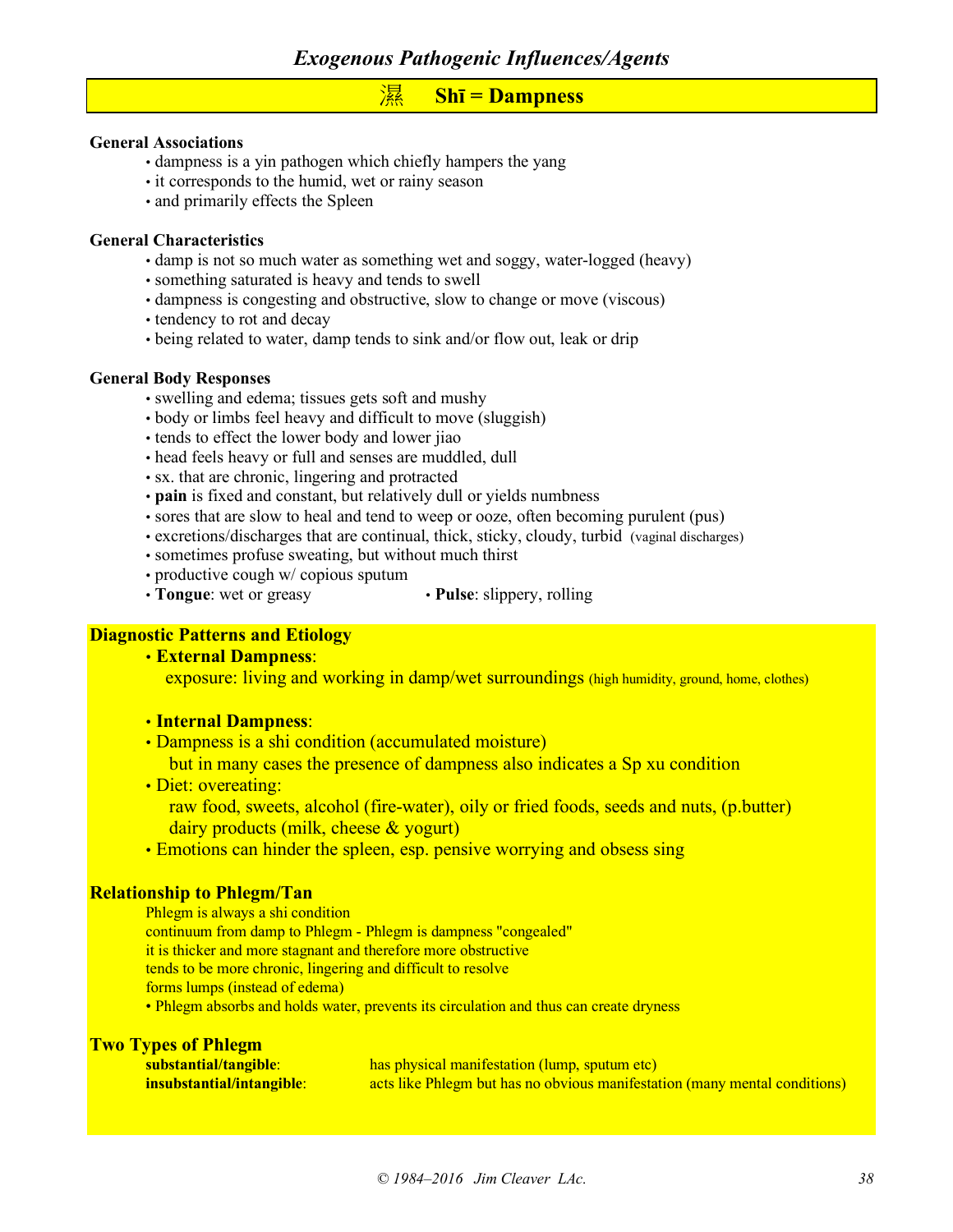## Exogenous Pathogenic Influences/Agents

### 濕 Shī = Dampness

**General Associations**

- dampness is a yin pathogen which chiefly hampers the yang
- it corresponds to the humid, wet or rainy season
- and primarily effects the Spleen

**General Characteristics**

- damp is not so much water as something wet and soggy, water-logged (heavy)
- something saturated is heavy and tends to swell
- dampness is congesting and obstructive, slow to change or move (viscous)
- tendency to rot and decay
- being related to water, damp tends to sink and/or flow out, leak or drip

**General Body Responses**

- swelling and edema; tissues gets soft and mushy
- body or limbs feel heavy and difficult to move (sluggish)
- tends to effect the lower body and lower jiao
- head feels heavy or full and senses are muddled, dull
- sx. that are chronic, lingering and protracted
- **pain** is fixed and constant, but relatively dull or yields numbness
- sores that are slow to heal and tend to weep or ooze, often becoming purulent (pus)
- excretions/discharges that are continual, thick, sticky, cloudy, turbid (vaginal discharges)
- sometimes profuse sweating, but without much thirst
- productive cough w/ copious sputum
- **Tongue**: wet or greasy
- **Pulse**: slippery, rolling

**Diagnostic Patterns and Etiology**

- **External Dampness**:
  exposure: living and working in damp/wet surroundings (high humidity, ground, home, clothes)

- **Internal Dampness**:
- Dampness is a shi condition (accumulated moisture)
  but in many cases the presence of dampness also indicates a Sp xu condition
- Diet: overeating:
  raw food, sweets, alcohol (fire-water), oily or fried foods, seeds and nuts, (p.butter)
  dairy products (milk, cheese & yogurt)
- Emotions can hinder the spleen, esp. pensive worrying and obsess sing

**Relationship to Phlegm/Tan**

Phlegm is always a shi condition
continuum from damp to Phlegm - Phlegm is dampness "congealed"
it is thicker and more stagnant and therefore more obstructive
tends to be more chronic, lingering and difficult to resolve
forms lumps (instead of edema)

- Phlegm absorbs and holds water, prevents its circulation and thus can create dryness

**Two Types of Phlegm**

**substantial/tangible**: has physical manifestation (lump, sputum etc)
**insubstantial/intangible**: acts like Phlegm but has no obvious manifestation (many mental conditions)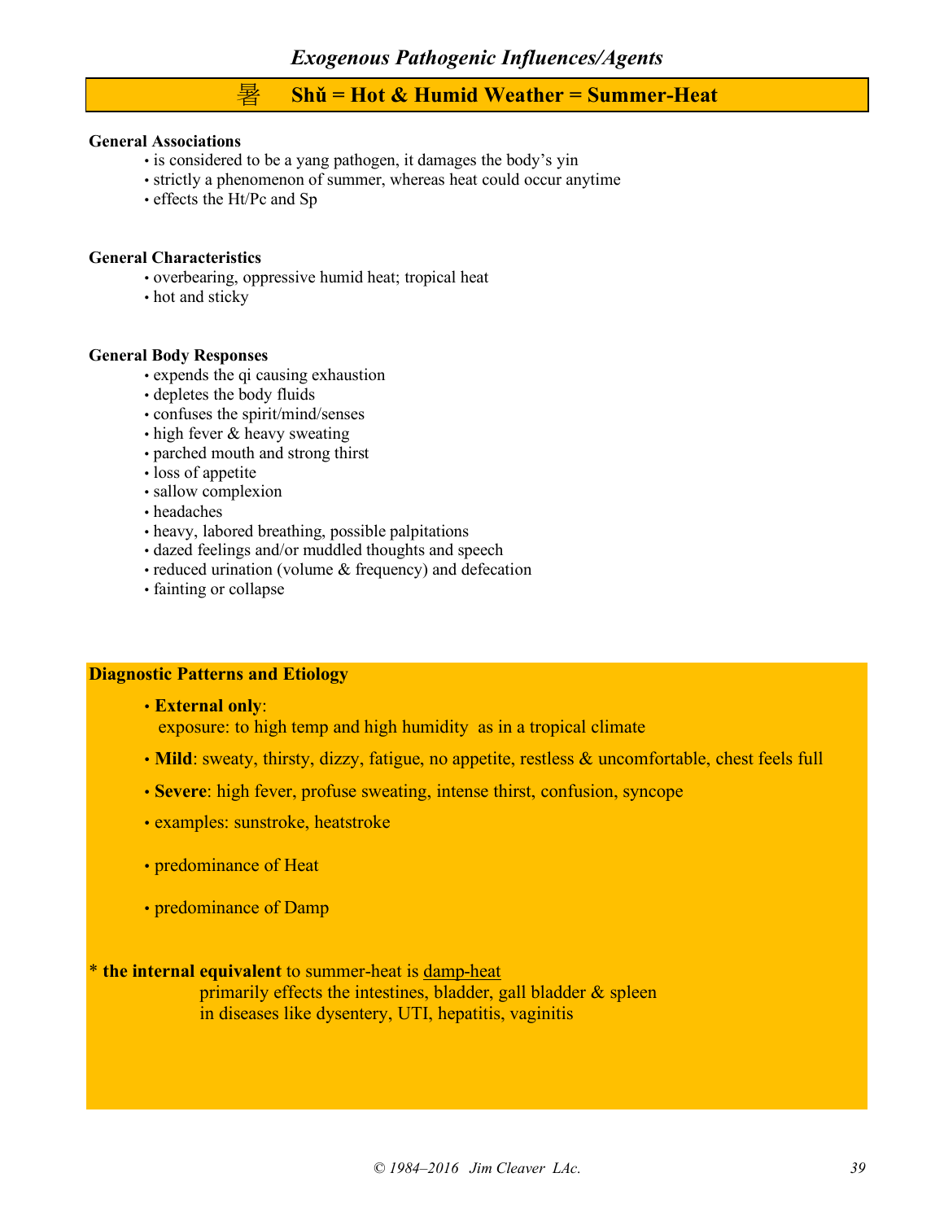## *Exogenous Pathogenic Influences/Agents*

# 暑 Shǔ = Hot & Humid Weather = Summer-Heat

**General Associations**

- is considered to be a yang pathogen, it damages the body's yin
- strictly a phenomenon of summer, whereas heat could occur anytime
- effects the Ht/Pc and Sp

**General Characteristics**

- overbearing, oppressive humid heat; tropical heat
- hot and sticky

**General Body Responses**

- expends the qi causing exhaustion
- depletes the body fluids
- confuses the spirit/mind/senses
- high fever & heavy sweating
- parched mouth and strong thirst
- loss of appetite
- sallow complexion
- headaches
- heavy, labored breathing, possible palpitations
- dazed feelings and/or muddled thoughts and speech
- reduced urination (volume & frequency) and defecation
- fainting or collapse

**Diagnostic Patterns and Etiology**

- **External only**:
  exposure: to high temp and high humidity as in a tropical climate
- **Mild**: sweaty, thirsty, dizzy, fatigue, no appetite, restless & uncomfortable, chest feels full
- **Severe**: high fever, profuse sweating, intense thirst, confusion, syncope
- examples: sunstroke, heatstroke
- predominance of Heat
- predominance of Damp

\* **the internal equivalent** to summer-heat is <u>damp-heat</u>
primarily effects the intestines, bladder, gall bladder & spleen
in diseases like dysentery, UTI, hepatitis, vaginitis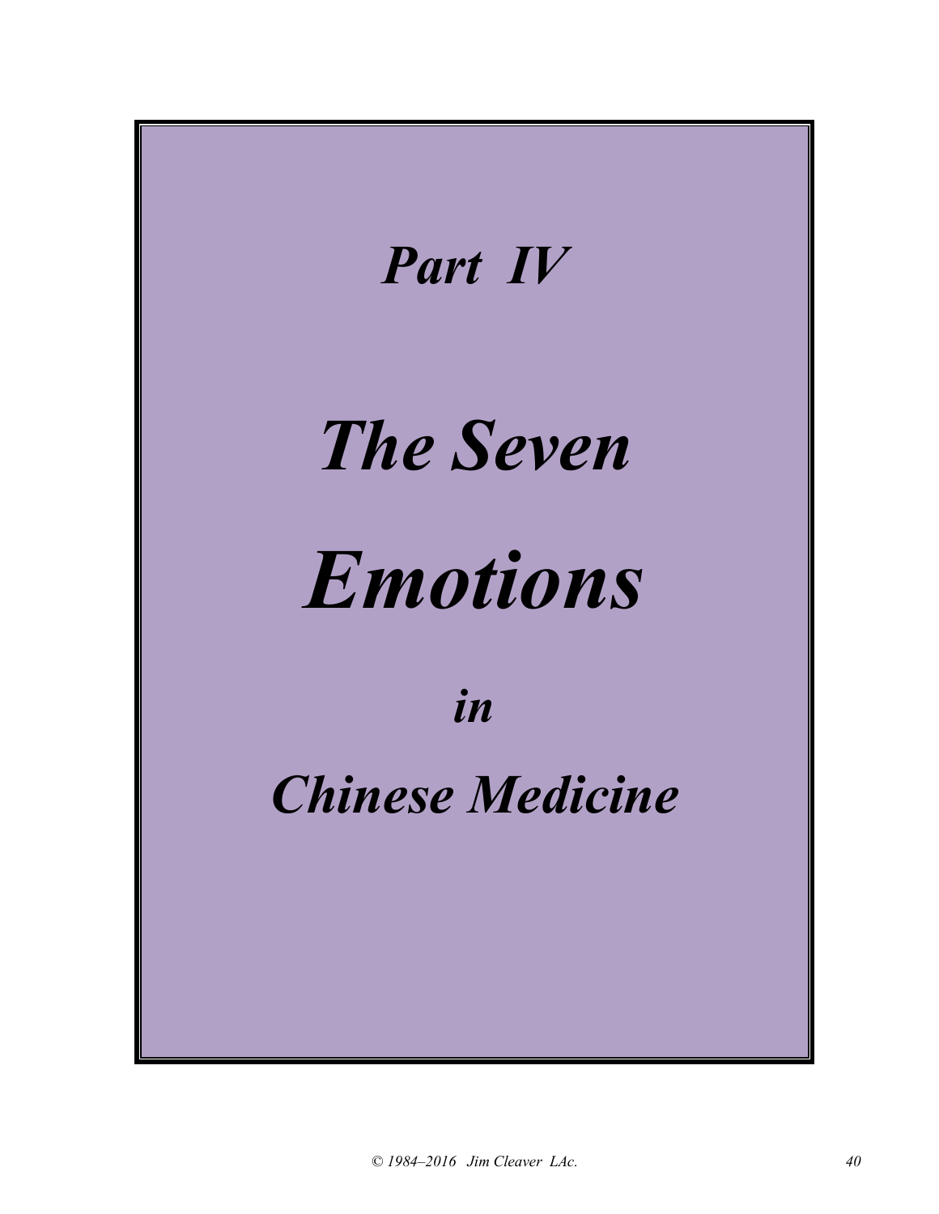# *Part IV*

# *The Seven Emotions*

# *in*

# *Chinese Medicine*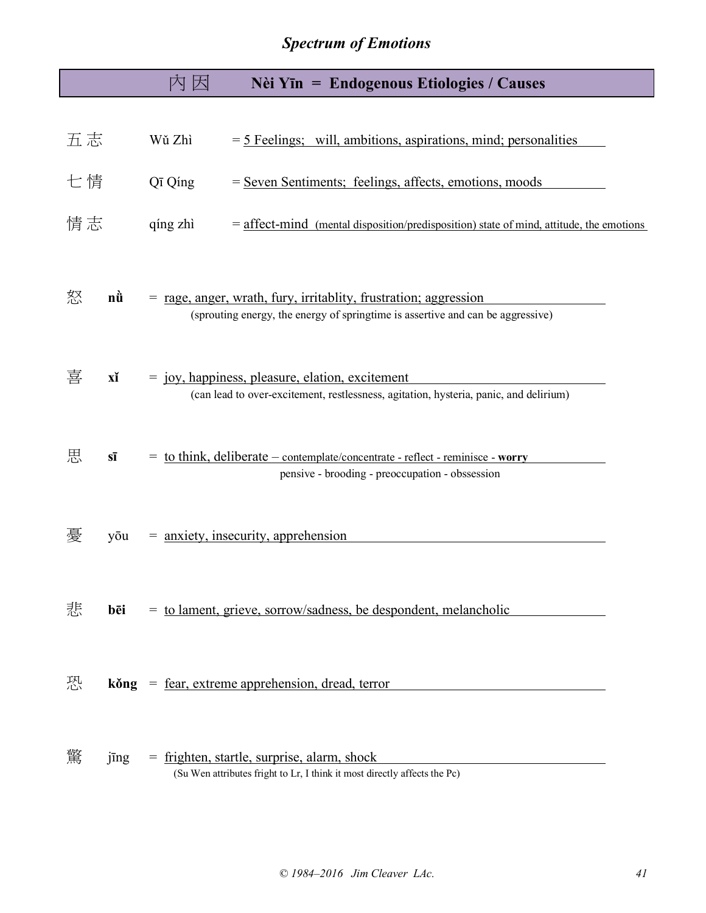## *Spectrum of Emotions*

### 內因 **Nèi Yīn = Endogenous Etiologies / Causes**

五志 Wǔ Zhì = 5 Feelings; will, ambitions, aspirations, mind; personalities

七情 Qī Qíng = Seven Sentiments; feelings, affects, emotions, moods

情志 qíng zhì = affect-mind (mental disposition/predisposition) state of mind, attitude, the emotions

怒 **nǜ** = rage, anger, wrath, fury, irritablity, frustration; aggression
(sprouting energy, the energy of springtime is assertive and can be aggressive)

喜 **xǐ** = joy, happiness, pleasure, elation, excitement
(can lead to over-excitement, restlessness, agitation, hysteria, panic, and delirium)

思 **sī** = to think, deliberate – contemplate/concentrate - reflect - reminisce - **worry**
pensive - brooding - preoccupation - obsession

憂 yōu = anxiety, insecurity, apprehension

悲 **bēi** = to lament, grieve, sorrow/sadness, be despondent, melancholic

恐 **kǒng** = fear, extreme apprehension, dread, terror

驚 jīng = frighten, startle, surprise, alarm, shock
(Su Wen attributes fright to Lr, I think it most directly affects the Pc)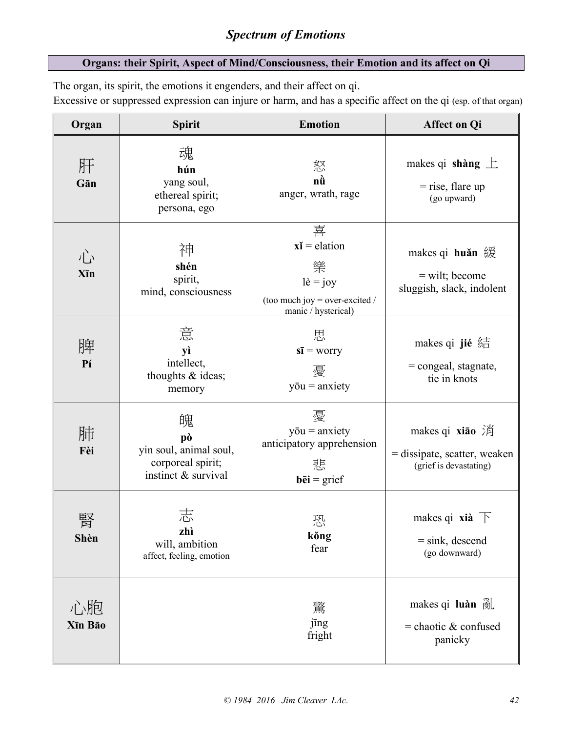# *Spectrum of Emotions*

## Organs: their Spirit, Aspect of Mind/Consciousness, their Emotion and its affect on Qi

The organ, its spirit, the emotions it engenders, and their affect on qi.
Excessive or suppressed expression can injure or harm, and has a specific affect on the qi (esp. of that organ)

| Organ | Spirit | Emotion | Affect on Qi |
|---|---|---|---|
| 肝 **Gān** | 魂 **hún** yang soul, ethereal spirit; persona, ego | 怒 **nǜ** anger, wrath, rage | makes qi **shàng** 上 = rise, flare up (go upward) |
| 心 **Xīn** | 神 **shén** spirit, mind, consciousness | 喜 **xǐ** = elation 樂 lè = joy (too much joy = over-excited / manic / hysterical) | makes qi **huǎn** 緩 = wilt; become sluggish, slack, indolent |
| 脾 **Pí** | 意 **yì** intellect, thoughts & ideas; memory | 思 **sī** = worry 憂 yōu = anxiety | makes qi **jié** 結 = congeal, stagnate, tie in knots |
| 肺 **Fèi** | 魄 **pò** yin soul, animal soul, corporeal spirit; instinct & survival | 憂 yōu = anxiety anticipatory apprehension 悲 **bēi** = grief | makes qi **xiāo** 消 = dissipate, scatter, weaken (grief is devastating) |
| 腎 **Shèn** | 志 **zhì** will, ambition affect, feeling, emotion | 恐 **kǒng** fear | makes qi **xià** 下 = sink, descend (go downward) |
| 心胞 **Xīn Bāo** | | 驚 jīng fright | makes qi **luàn** 亂 = chaotic & confused panicky |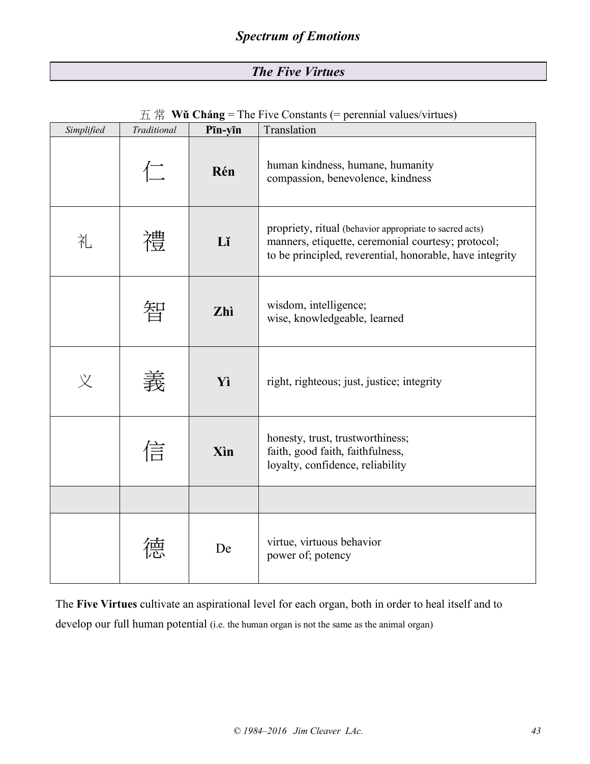## *Spectrum of Emotions*

### *The Five Virtues*

五 常 **Wǔ Cháng** = The Five Constants (= perennial values/virtues)

| *Simplified* | *Traditional* | **Pīn-yīn** | Translation |
|---|---|---|---|
| | 仁 | **Rén** | human kindness, humane, humanity<br>compassion, benevolence, kindness |
| 礼 | 禮 | **Lǐ** | propriety, ritual (behavior appropriate to sacred acts)<br>manners, etiquette, ceremonial courtesy; protocol;<br>to be principled, reverential, honorable, have integrity |
| | 智 | **Zhì** | wisdom, intelligence;<br>wise, knowledgeable, learned |
| 义 | 義 | **Yì** | right, righteous; just, justice; integrity |
| | 信 | **Xìn** | honesty, trust, trustworthiness;<br>faith, good faith, faithfulness,<br>loyalty, confidence, reliability |
| | | | |
| | 德 | De | virtue, virtuous behavior<br>power of; potency |

The **Five Virtues** cultivate an aspirational level for each organ, both in order to heal itself and to develop our full human potential (i.e. the human organ is not the same as the animal organ)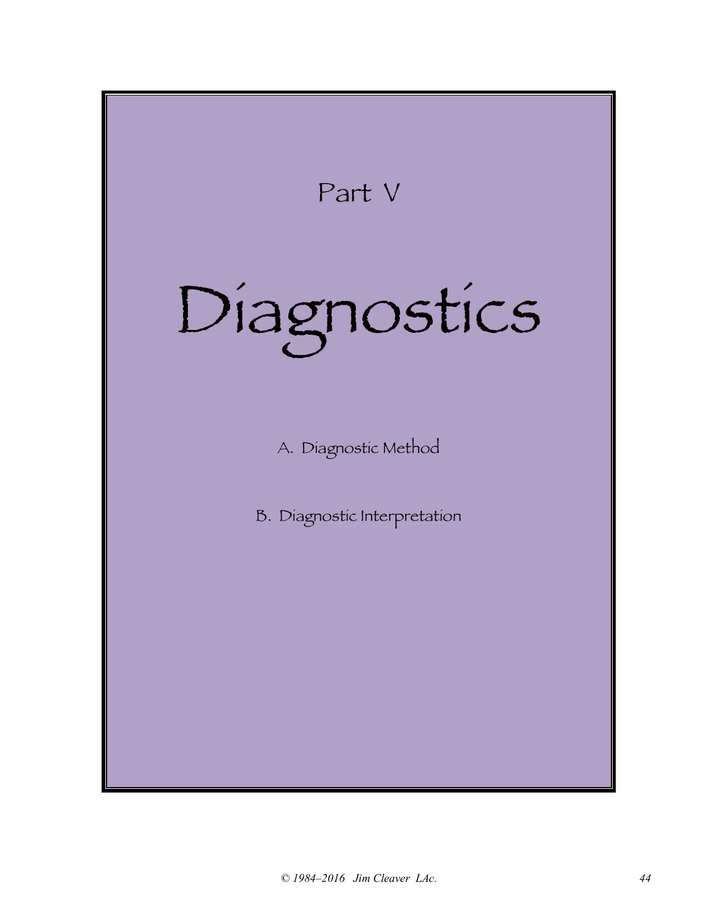Part V

# Diagnostics

A. Diagnostic Method

B. Diagnostic Interpretation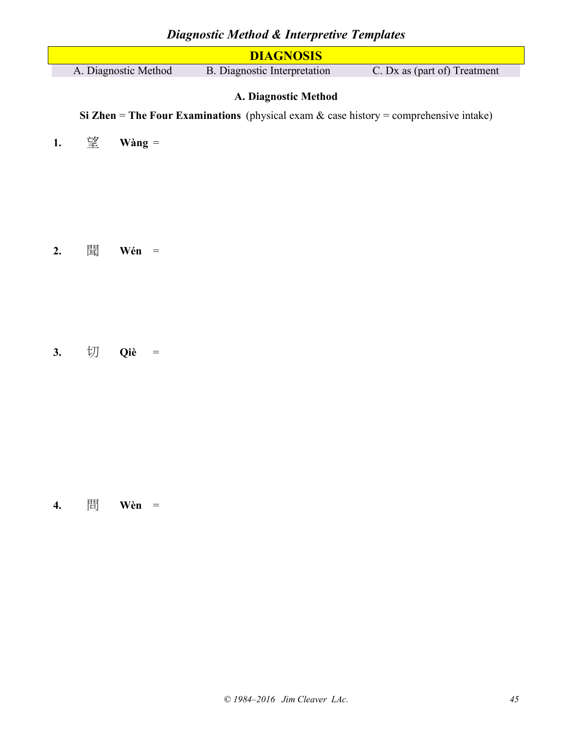## DIAGNOSIS

| A. Diagnostic Method | B. Diagnostic Interpretation | C. Dx as (part of) Treatment |
|---|---|---|

### A. Diagnostic Method

**Si Zhen** = **The Four Examinations** (physical exam & case history = comprehensive intake)

**1.** 望 **Wàng** =

**2.** 聞 **Wén** =

**3.** 切 **Qiè** =

**4.** 問 **Wèn** =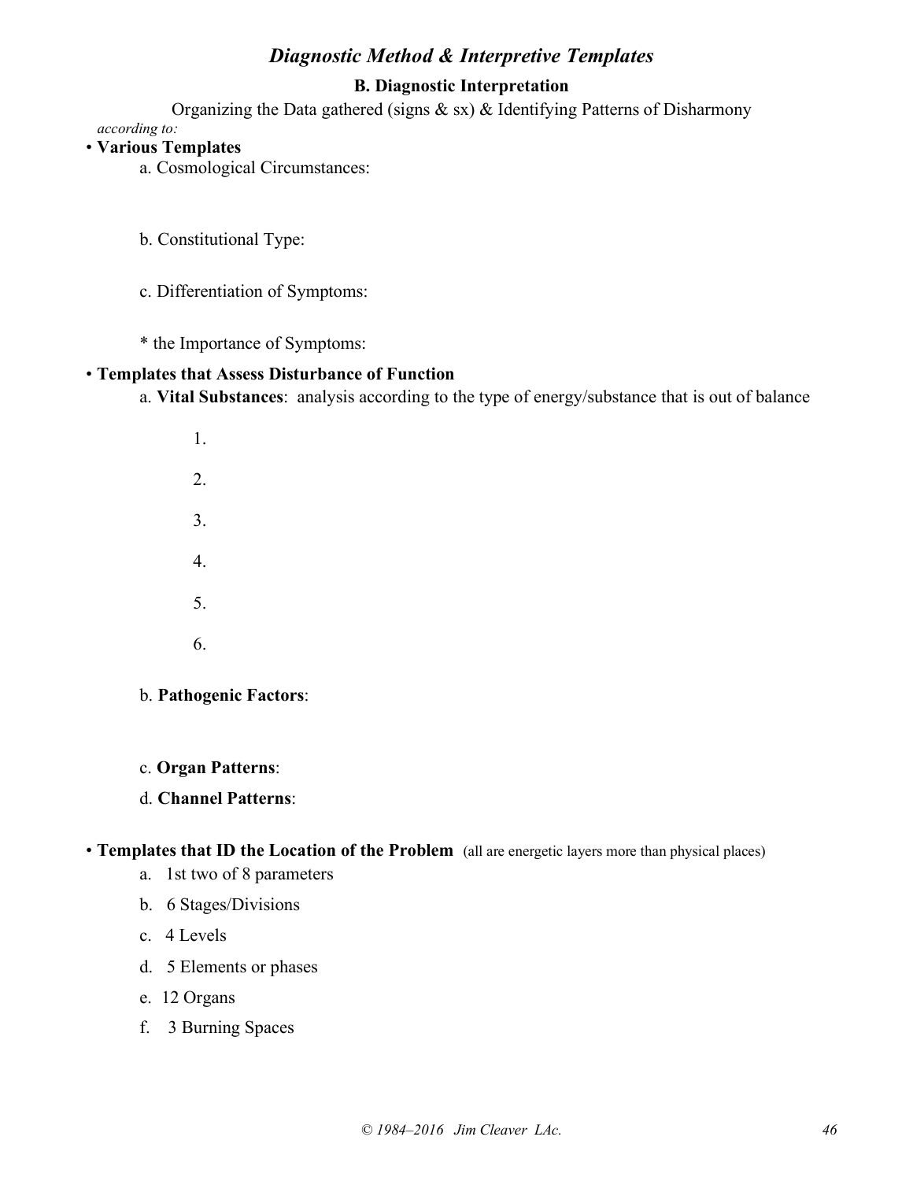## *Diagnostic Method & Interpretive Templates*

### B. Diagnostic Interpretation

Organizing the Data gathered (signs & sx) & Identifying Patterns of Disharmony

*according to:*

• **Various Templates**

a. Cosmological Circumstances:

b. Constitutional Type:

c. Differentiation of Symptoms:

* the Importance of Symptoms:

• **Templates that Assess Disturbance of Function**

a. **Vital Substances**: analysis according to the type of energy/substance that is out of balance

1.

2.

3.

4.

5.

6.

b. **Pathogenic Factors**:

c. **Organ Patterns**:

d. **Channel Patterns**:

• **Templates that ID the Location of the Problem** (all are energetic layers more than physical places)

a. 1st two of 8 parameters
b. 6 Stages/Divisions
c. 4 Levels
d. 5 Elements or phases
e. 12 Organs
f. 3 Burning Spaces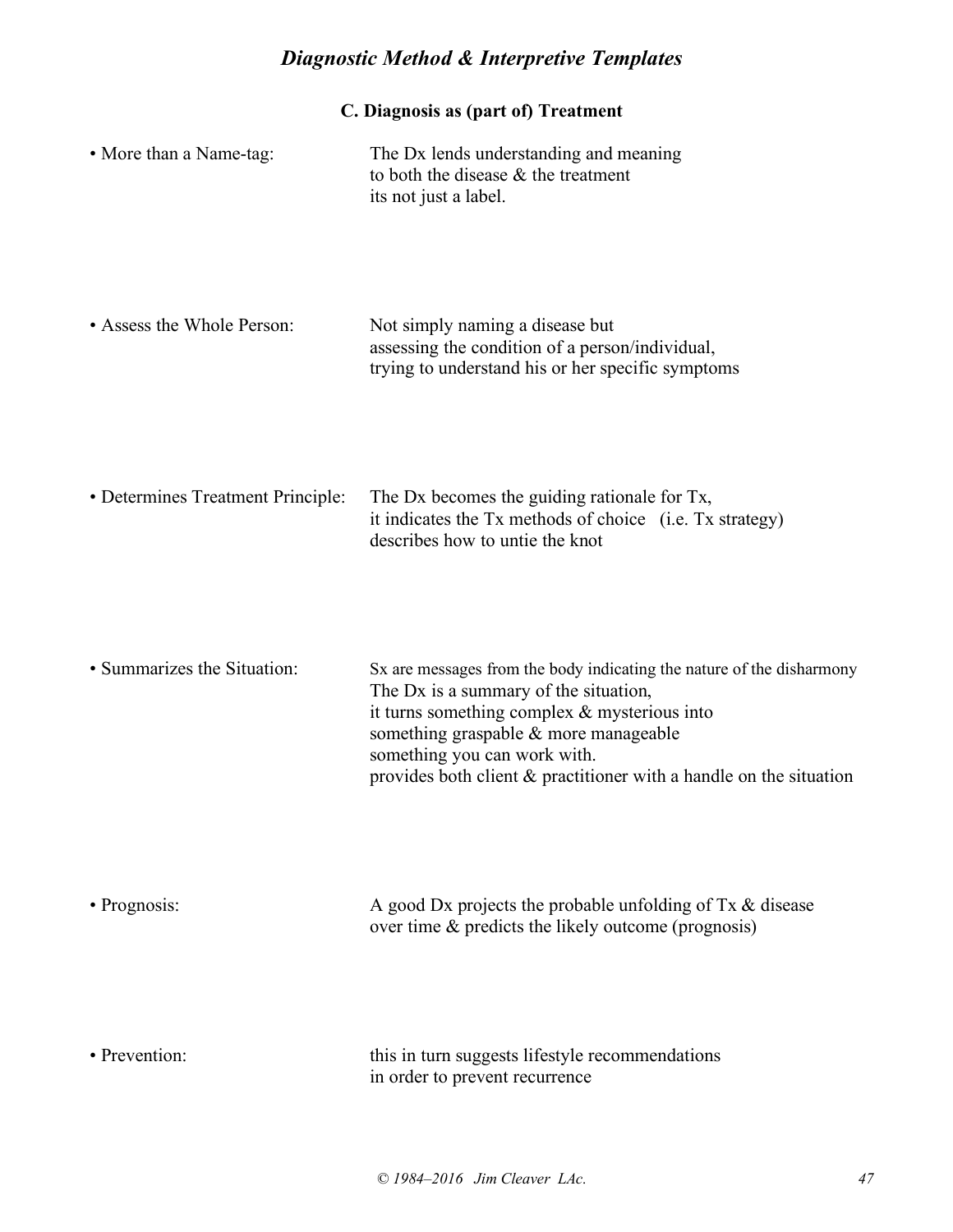## *Diagnostic Method & Interpretive Templates*

### C. Diagnosis as (part of) Treatment

• More than a Name-tag:

The Dx lends understanding and meaning
to both the disease & the treatment
its not just a label.

• Assess the Whole Person:

Not simply naming a disease but
assessing the condition of a person/individual,
trying to understand his or her specific symptoms

• Determines Treatment Principle:

The Dx becomes the guiding rationale for Tx,
it indicates the Tx methods of choice (i.e. Tx strategy)
describes how to untie the knot

• Summarizes the Situation:

Sx are messages from the body indicating the nature of the disharmony
The Dx is a summary of the situation,
it turns something complex & mysterious into
something graspable & more manageable
something you can work with.
provides both client & practitioner with a handle on the situation

• Prognosis:

A good Dx projects the probable unfolding of Tx & disease
over time & predicts the likely outcome (prognosis)

• Prevention:

this in turn suggests lifestyle recommendations
in order to prevent recurrence

© 1984–2016 Jim Cleaver LAc.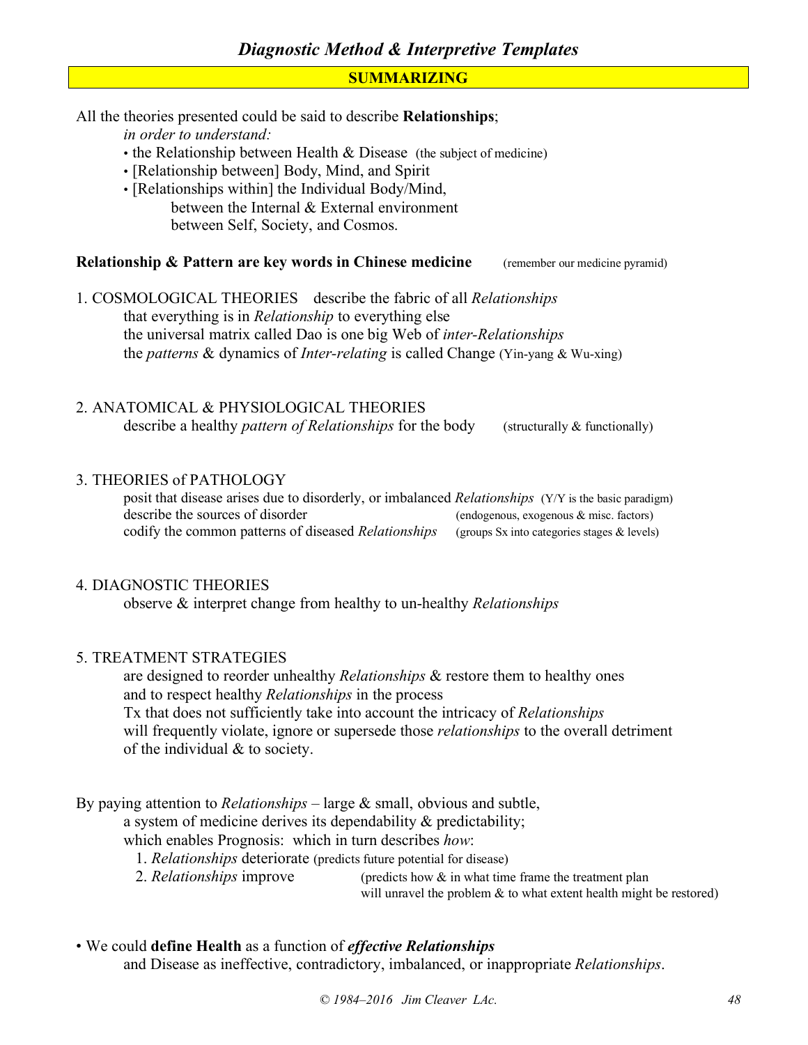## Diagnostic Method & Interpretive Templates

### SUMMARIZING

All the theories presented could be said to describe **Relationships**;
*in order to understand:*
- the Relationship between Health & Disease (the subject of medicine)
- [Relationship between] Body, Mind, and Spirit
- [Relationships within] the Individual Body/Mind,
  between the Internal & External environment
  between Self, Society, and Cosmos.

**Relationship & Pattern are key words in Chinese medicine** (remember our medicine pyramid)

1. COSMOLOGICAL THEORIES describe the fabric of all *Relationships*
   that everything is in *Relationship* to everything else
   the universal matrix called Dao is one big Web of *inter-Relationships*
   the *patterns* & dynamics of *Inter-relating* is called Change (Yin-yang & Wu-xing)

2. ANATOMICAL & PHYSIOLOGICAL THEORIES
   describe a healthy *pattern of Relationships* for the body (structurally & functionally)

3. THEORIES of PATHOLOGY
   posit that disease arises due to disorderly, or imbalanced *Relationships* (Y/Y is the basic paradigm)
   describe the sources of disorder (endogenous, exogenous & misc. factors)
   codify the common patterns of diseased *Relationships* (groups Sx into categories stages & levels)

4. DIAGNOSTIC THEORIES
   observe & interpret change from healthy to un-healthy *Relationships*

5. TREATMENT STRATEGIES
   are designed to reorder unhealthy *Relationships* & restore them to healthy ones
   and to respect healthy *Relationships* in the process
   Tx that does not sufficiently take into account the intricacy of *Relationships*
   will frequently violate, ignore or supersede those *relationships* to the overall detriment
   of the individual & to society.

By paying attention to *Relationships* – large & small, obvious and subtle,
a system of medicine derives its dependability & predictability;
which enables Prognosis: which in turn describes *how*:
1. *Relationships* deteriorate (predicts future potential for disease)
2. *Relationships* improve (predicts how & in what time frame the treatment plan will unravel the problem & to what extent health might be restored)

- We could **define Health** as a function of ***effective Relationships***
  and Disease as ineffective, contradictory, imbalanced, or inappropriate *Relationships*.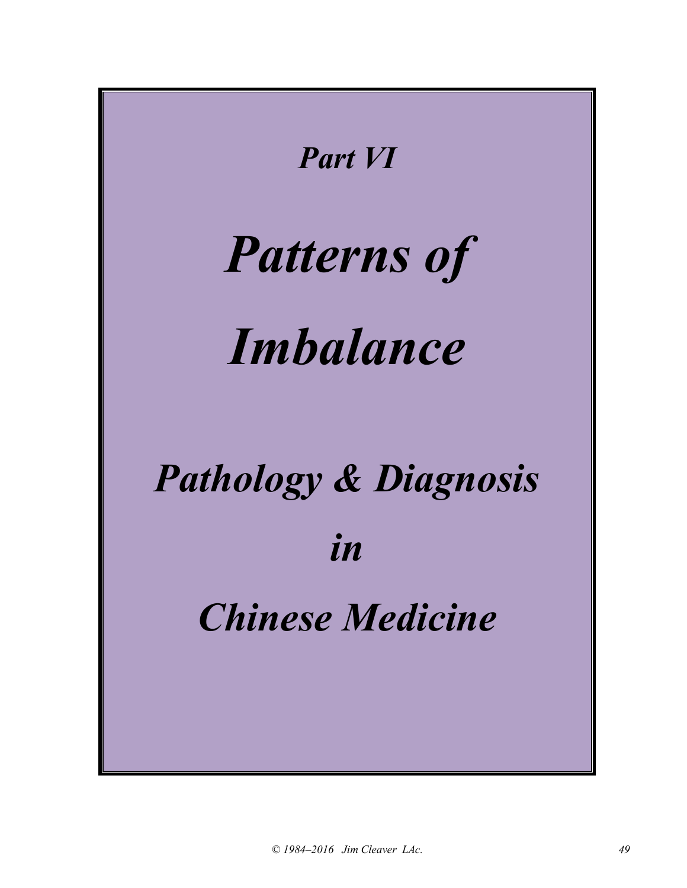*Part VI*

# *Patterns of Imbalance*

## *Pathology & Diagnosis in Chinese Medicine*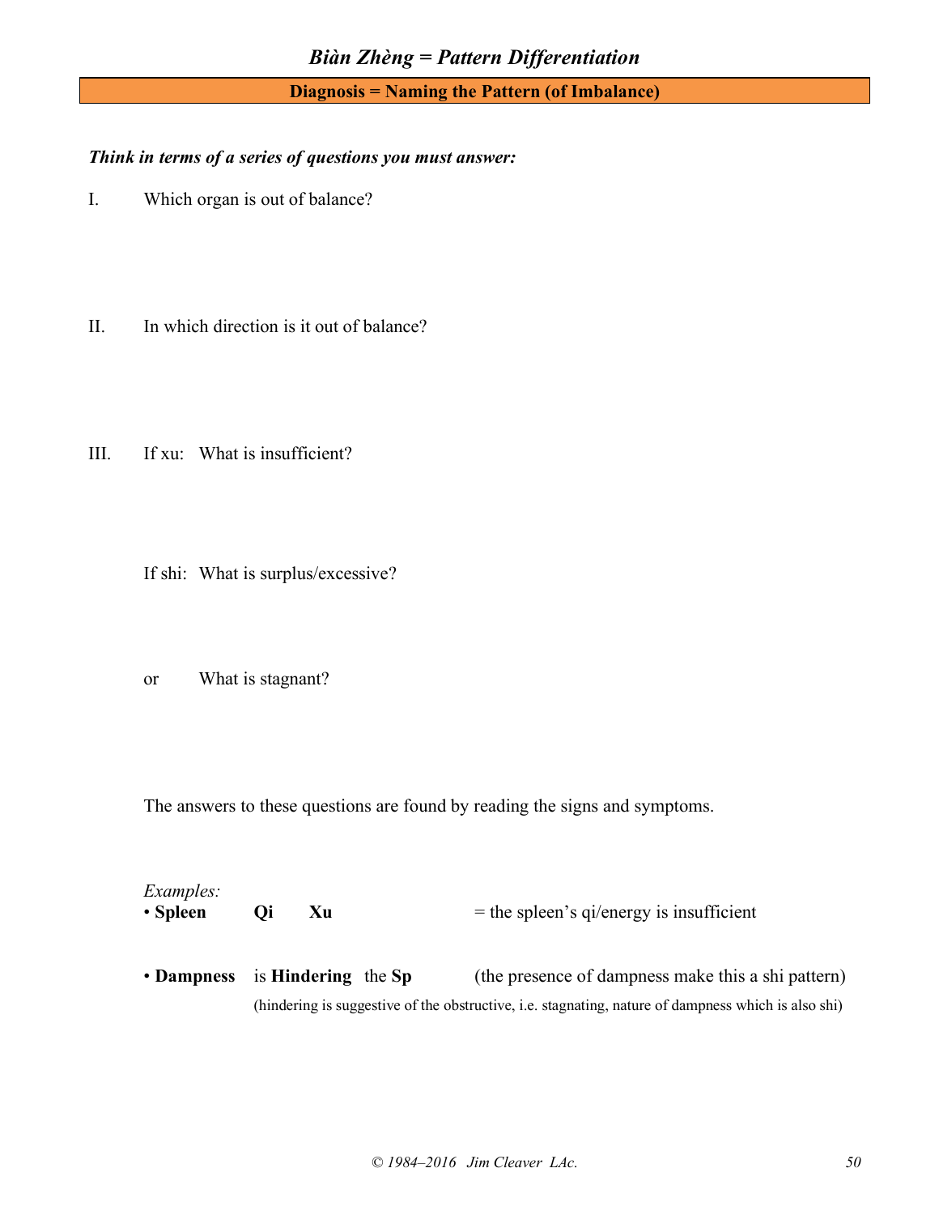## *Biàn Zhèng = Pattern Differentiation*

**Diagnosis = Naming the Pattern (of Imbalance)**

***Think in terms of a series of questions you must answer:***

I. Which organ is out of balance?

II. In which direction is it out of balance?

III. If xu: What is insufficient?

If shi: What is surplus/excessive?

or What is stagnant?

The answers to these questions are found by reading the signs and symptoms.

*Examples:*

- **Spleen Qi Xu** = the spleen's qi/energy is insufficient
- **Dampness** is **Hindering** the **Sp** (the presence of dampness make this a shi pattern)
  (hindering is suggestive of the obstructive, i.e. stagnating, nature of dampness which is also shi)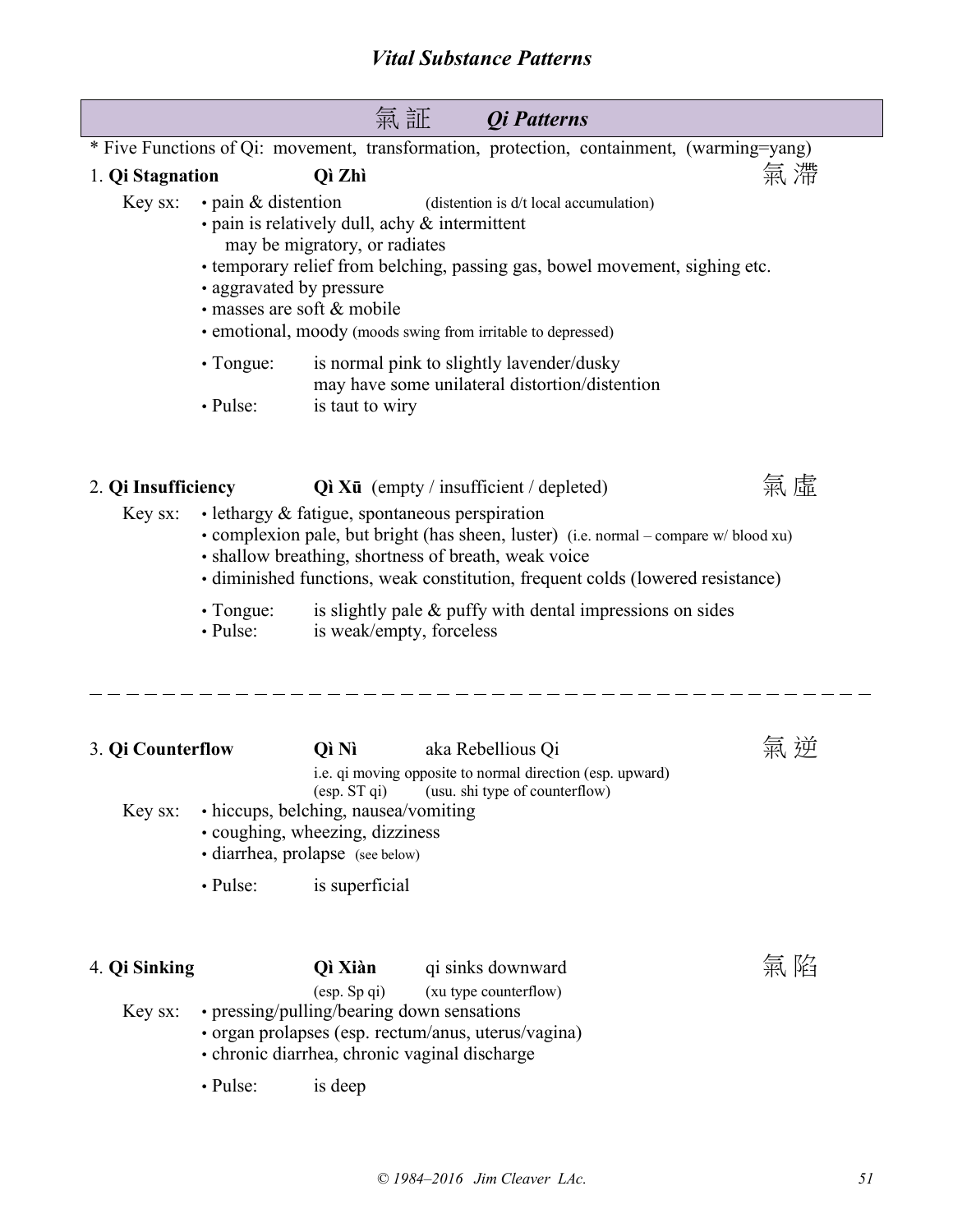## *Vital Substance Patterns*

### 氣証 *Qi Patterns*

* Five Functions of Qi: movement, transformation, protection, containment, (warming=yang)

#### 1. Qi Stagnation — Qì Zhì 氣滯

Key sx:
- pain & distention (distention is d/t local accumulation)
- pain is relatively dull, achy & intermittent
  may be migratory, or radiates
- temporary relief from belching, passing gas, bowel movement, sighing etc.
- aggravated by pressure
- masses are soft & mobile
- emotional, moody (moods swing from irritable to depressed)

- Tongue: is normal pink to slightly lavender/dusky
  may have some unilateral distortion/distention
- Pulse: is taut to wiry

#### 2. Qi Insufficiency — Qì Xū (empty / insufficient / depleted) 氣虛

Key sx:
- lethargy & fatigue, spontaneous perspiration
- complexion pale, but bright (has sheen, luster) (i.e. normal – compare w/ blood xu)
- shallow breathing, shortness of breath, weak voice
- diminished functions, weak constitution, frequent colds (lowered resistance)

- Tongue: is slightly pale & puffy with dental impressions on sides
- Pulse: is weak/empty, forceless

---

#### 3. Qi Counterflow — Qì Nì — aka Rebellious Qi 氣逆

i.e. qi moving opposite to normal direction (esp. upward)
(esp. ST qi) (usu. shi type of counterflow)

Key sx:
- hiccups, belching, nausea/vomiting
- coughing, wheezing, dizziness
- diarrhea, prolapse (see below)

- Pulse: is superficial

#### 4. Qi Sinking — Qì Xiàn — qi sinks downward 氣陷

(esp. Sp qi) (xu type counterflow)

Key sx:
- pressing/pulling/bearing down sensations
- organ prolapses (esp. rectum/anus, uterus/vagina)
- chronic diarrhea, chronic vaginal discharge

- Pulse: is deep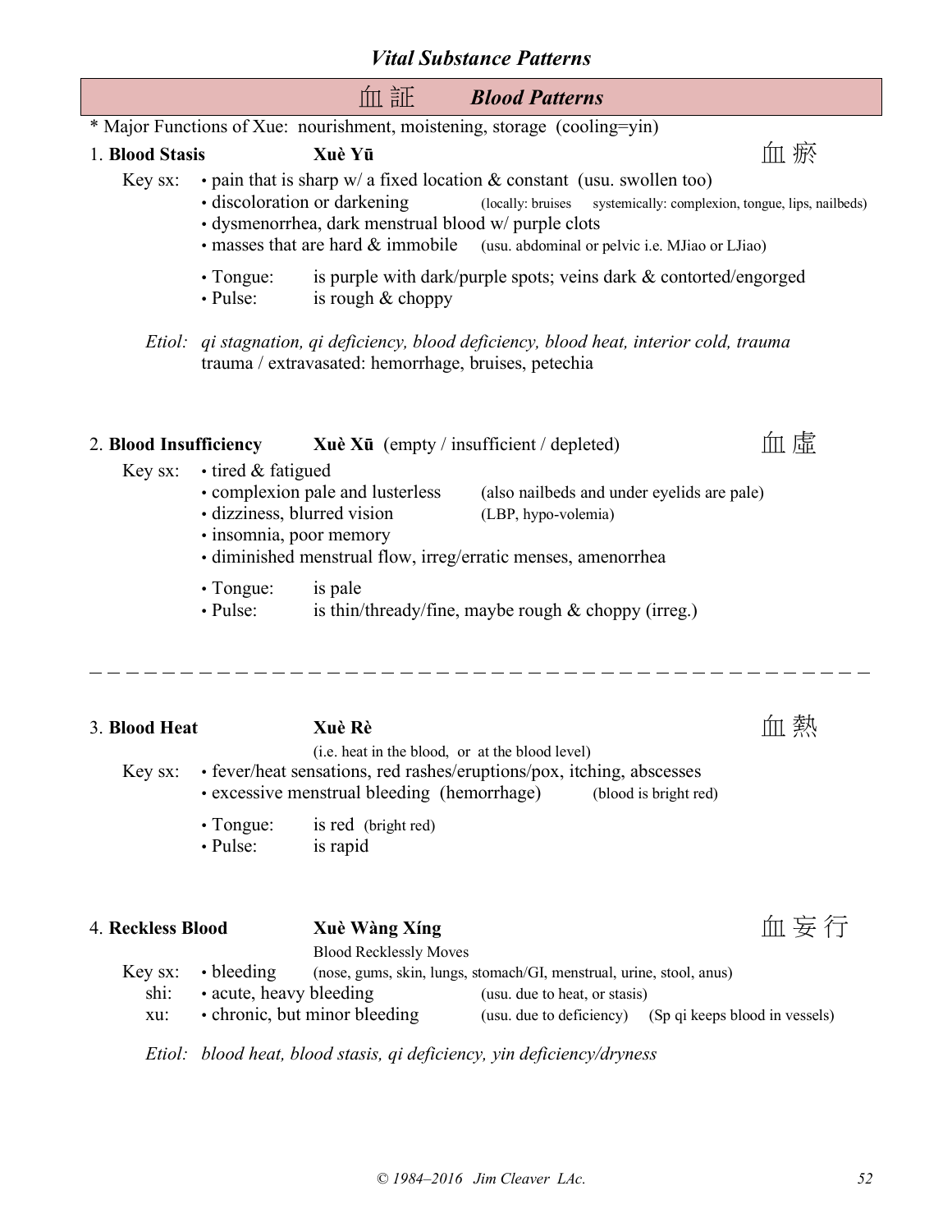## Vital Substance Patterns

## 血証 Blood Patterns

* Major Functions of Xue: nourishment, moistening, storage (cooling=yin)

### 1. **Blood Stasis** **Xuè Yū** 血瘀

Key sx:
- pain that is sharp w/ a fixed location & constant (usu. swollen too)
- discoloration or darkening (locally: bruises systemically: complexion, tongue, lips, nailbeds)
- dysmenorrhea, dark menstrual blood w/ purple clots
- masses that are hard & immobile (usu. abdominal or pelvic i.e. MJiao or LJiao)

- Tongue: is purple with dark/purple spots; veins dark & contorted/engorged
- Pulse: is rough & choppy

*Etiol: qi stagnation, qi deficiency, blood deficiency, blood heat, interior cold, trauma*
trauma / extravasated: hemorrhage, bruises, petechia

### 2. **Blood Insufficiency** **Xuè Xū** (empty / insufficient / depleted) 血虛

Key sx:
- tired & fatigued
- complexion pale and lusterless (also nailbeds and under eyelids are pale)
- dizziness, blurred vision (LBP, hypo-volemia)
- insomnia, poor memory
- diminished menstrual flow, irreg/erratic menses, amenorrhea

- Tongue: is pale
- Pulse: is thin/thready/fine, maybe rough & choppy (irreg.)

---

### 3. **Blood Heat** **Xuè Rè** 血熱

(i.e. heat in the blood, or at the blood level)

Key sx:
- fever/heat sensations, red rashes/eruptions/pox, itching, abscesses
- excessive menstrual bleeding (hemorrhage) (blood is bright red)

- Tongue: is red (bright red)
- Pulse: is rapid

### 4. **Reckless Blood** **Xuè Wàng Xíng** 血妄行

Blood Recklessly Moves

Key sx: • bleeding (nose, gums, skin, lungs, stomach/GI, menstrual, urine, stool, anus)
shi: • acute, heavy bleeding (usu. due to heat, or stasis)
xu: • chronic, but minor bleeding (usu. due to deficiency) (Sp qi keeps blood in vessels)

*Etiol: blood heat, blood stasis, qi deficiency, yin deficiency/dryness*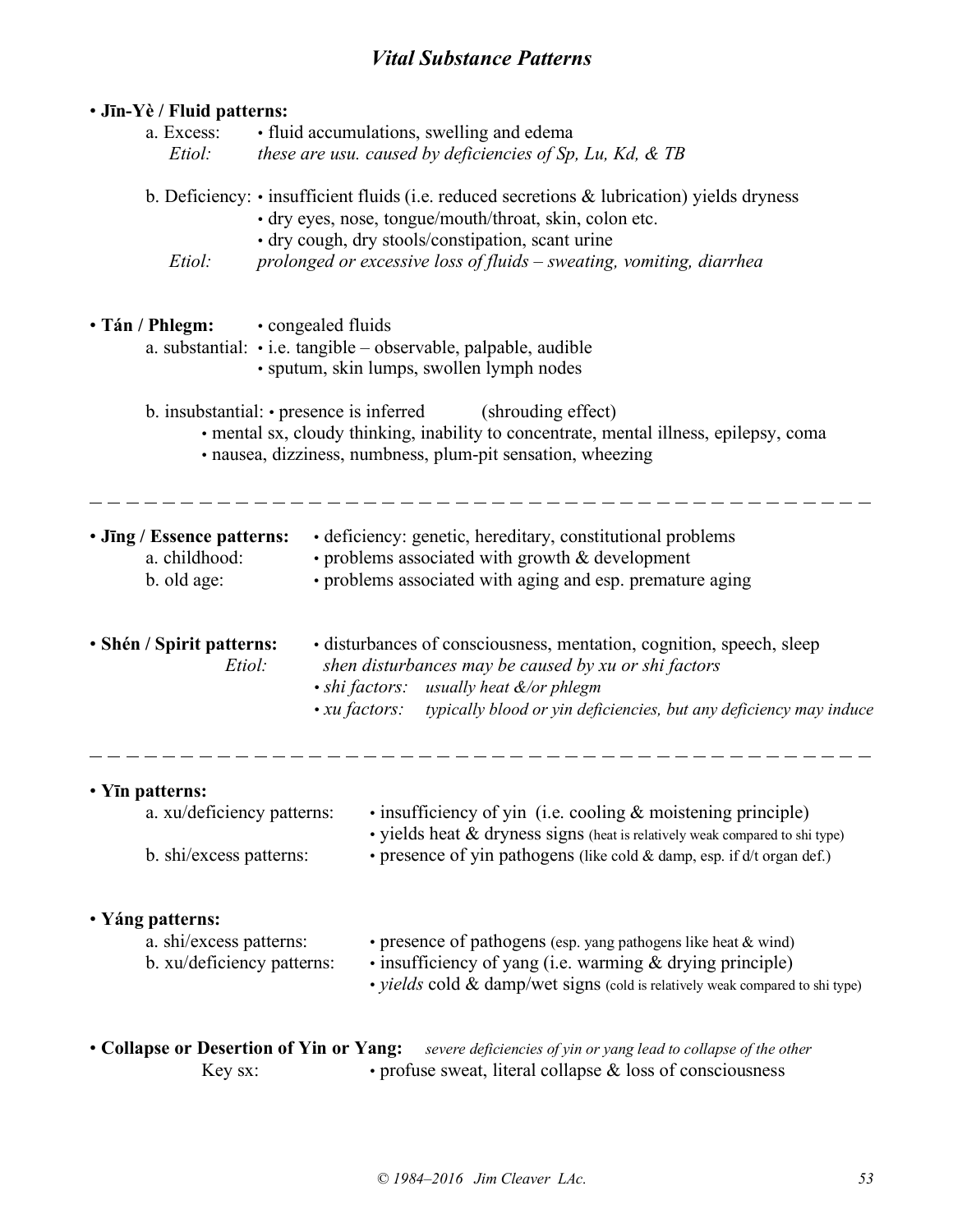# *Vital Substance Patterns*

- **Jīn-Yè / Fluid patterns:**
  - a. Excess: • fluid accumulations, swelling and edema
    - *Etiol: these are usu. caused by deficiencies of Sp, Lu, Kd, & TB*
  - b. Deficiency: • insufficient fluids (i.e. reduced secretions & lubrication) yields dryness
    - • dry eyes, nose, tongue/mouth/throat, skin, colon etc.
    - • dry cough, dry stools/constipation, scant urine
    - *Etiol: prolonged or excessive loss of fluids – sweating, vomiting, diarrhea*

- **Tán / Phlegm:** • congealed fluids
  - a. substantial: • i.e. tangible – observable, palpable, audible
    - • sputum, skin lumps, swollen lymph nodes
  - b. insubstantial: • presence is inferred (shrouding effect)
    - • mental sx, cloudy thinking, inability to concentrate, mental illness, epilepsy, coma
    - • nausea, dizziness, numbness, plum-pit sensation, wheezing

---

- **Jīng / Essence patterns:** • deficiency: genetic, hereditary, constitutional problems
  - a. childhood: • problems associated with growth & development
  - b. old age: • problems associated with aging and esp. premature aging

- **Shén / Spirit patterns:** • disturbances of consciousness, mentation, cognition, speech, sleep
  - *Etiol: shen disturbances may be caused by xu or shi factors*
    - *• shi factors: usually heat &/or phlegm*
    - *• xu factors: typically blood or yin deficiencies, but any deficiency may induce*

---

- **Yīn patterns:**
  - a. xu/deficiency patterns: • insufficiency of yin (i.e. cooling & moistening principle)
    - • yields heat & dryness signs (heat is relatively weak compared to shi type)
  - b. shi/excess patterns: • presence of yin pathogens (like cold & damp, esp. if d/t organ def.)

- **Yáng patterns:**
  - a. shi/excess patterns: • presence of pathogens (esp. yang pathogens like heat & wind)
  - b. xu/deficiency patterns: • insufficiency of yang (i.e. warming & drying principle)
    - • *yields* cold & damp/wet signs (cold is relatively weak compared to shi type)

- **Collapse or Desertion of Yin or Yang:** *severe deficiencies of yin or yang lead to collapse of the other*
  - Key sx: • profuse sweat, literal collapse & loss of consciousness

© 1984–2016 Jim Cleaver LAc.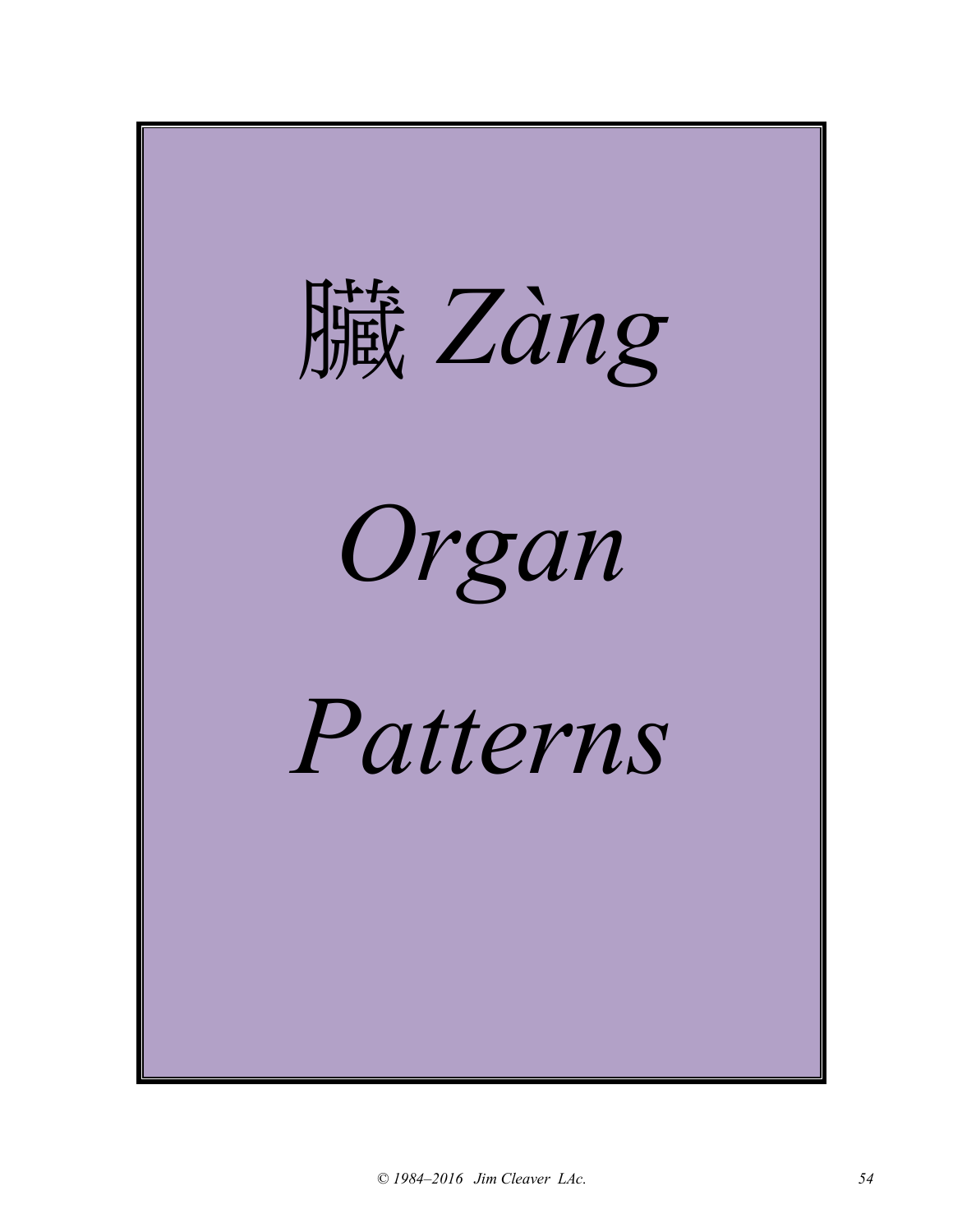# 臟 *Zàng*

# *Organ*

# *Patterns*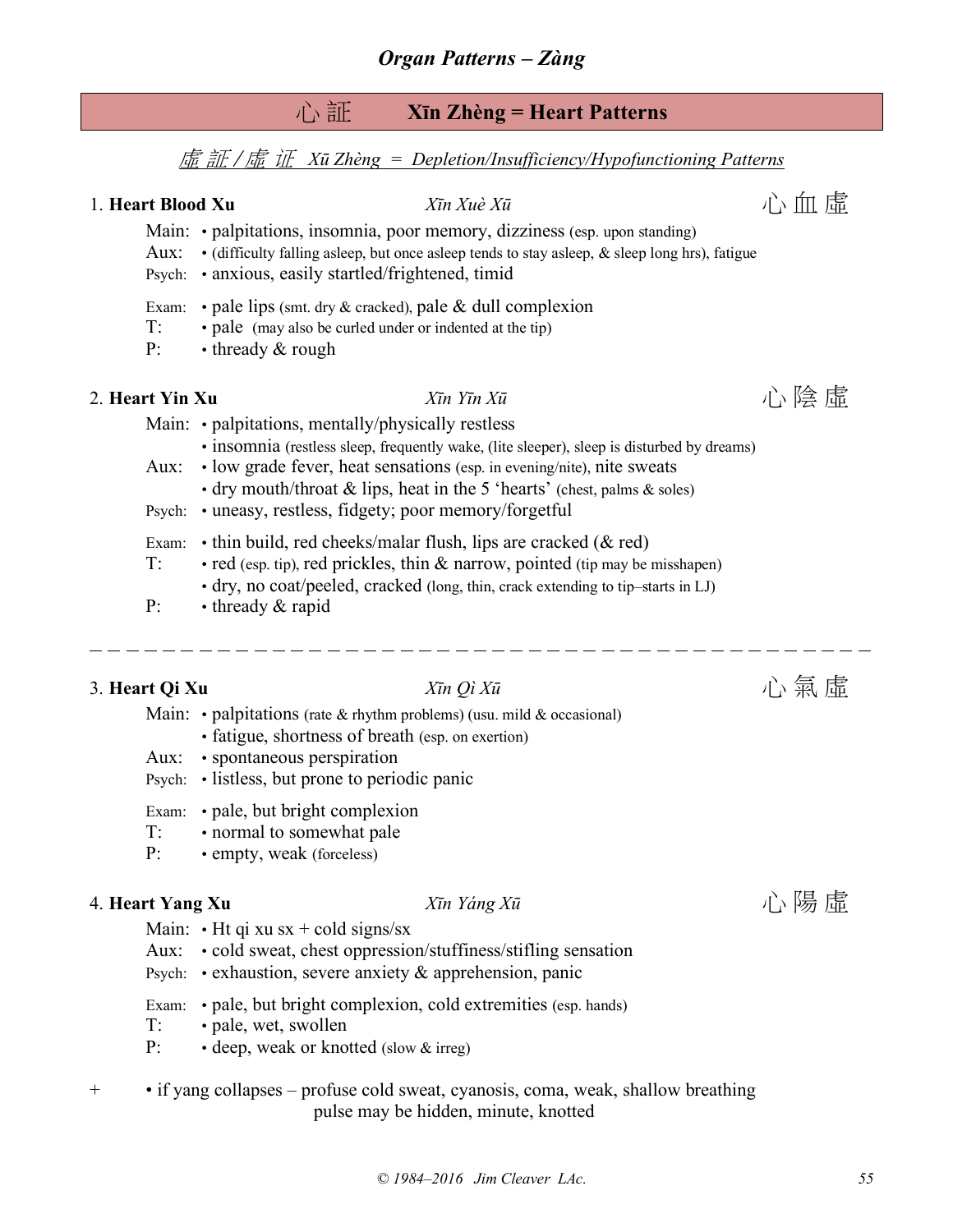## 心 証 Xīn Zhèng = Heart Patterns

*虛 証 / 虚 证 Xū Zhèng = Depletion/Insufficiency/Hypofunctioning Patterns*

### 1. Heart Blood Xu — *Xīn Xuè Xū* — 心 血 虛

Main: • palpitations, insomnia, poor memory, dizziness (esp. upon standing)
Aux: • (difficulty falling asleep, but once asleep tends to stay asleep, & sleep long hrs), fatigue
Psych: • anxious, easily startled/frightened, timid

Exam: • pale lips (smt. dry & cracked), pale & dull complexion
T: • pale (may also be curled under or indented at the tip)
P: • thready & rough

### 2. Heart Yin Xu — *Xīn Yīn Xū* — 心 陰 虛

Main: • palpitations, mentally/physically restless
• insomnia (restless sleep, frequently wake, (lite sleeper), sleep is disturbed by dreams)
Aux: • low grade fever, heat sensations (esp. in evening/nite), nite sweats
• dry mouth/throat & lips, heat in the 5 'hearts' (chest, palms & soles)
Psych: • uneasy, restless, fidgety; poor memory/forgetful

Exam: • thin build, red cheeks/malar flush, lips are cracked (& red)
T: • red (esp. tip), red prickles, thin & narrow, pointed (tip may be misshapen)
• dry, no coat/peeled, cracked (long, thin, crack extending to tip–starts in LJ)
P: • thready & rapid

---

### 3. Heart Qi Xu — *Xīn Qì Xū* — 心 氣 虛

Main: • palpitations (rate & rhythm problems) (usu. mild & occasional)
• fatigue, shortness of breath (esp. on exertion)
Aux: • spontaneous perspiration
Psych: • listless, but prone to periodic panic

Exam: • pale, but bright complexion
T: • normal to somewhat pale
P: • empty, weak (forceless)

### 4. Heart Yang Xu — *Xīn Yáng Xū* — 心 陽 虛

Main: • Ht qi xu sx + cold signs/sx
Aux: • cold sweat, chest oppression/stuffiness/stifling sensation
Psych: • exhaustion, severe anxiety & apprehension, panic

Exam: • pale, but bright complexion, cold extremities (esp. hands)
T: • pale, wet, swollen
P: • deep, weak or knotted (slow & irreg)

\+ • if yang collapses – profuse cold sweat, cyanosis, coma, weak, shallow breathing
pulse may be hidden, minute, knotted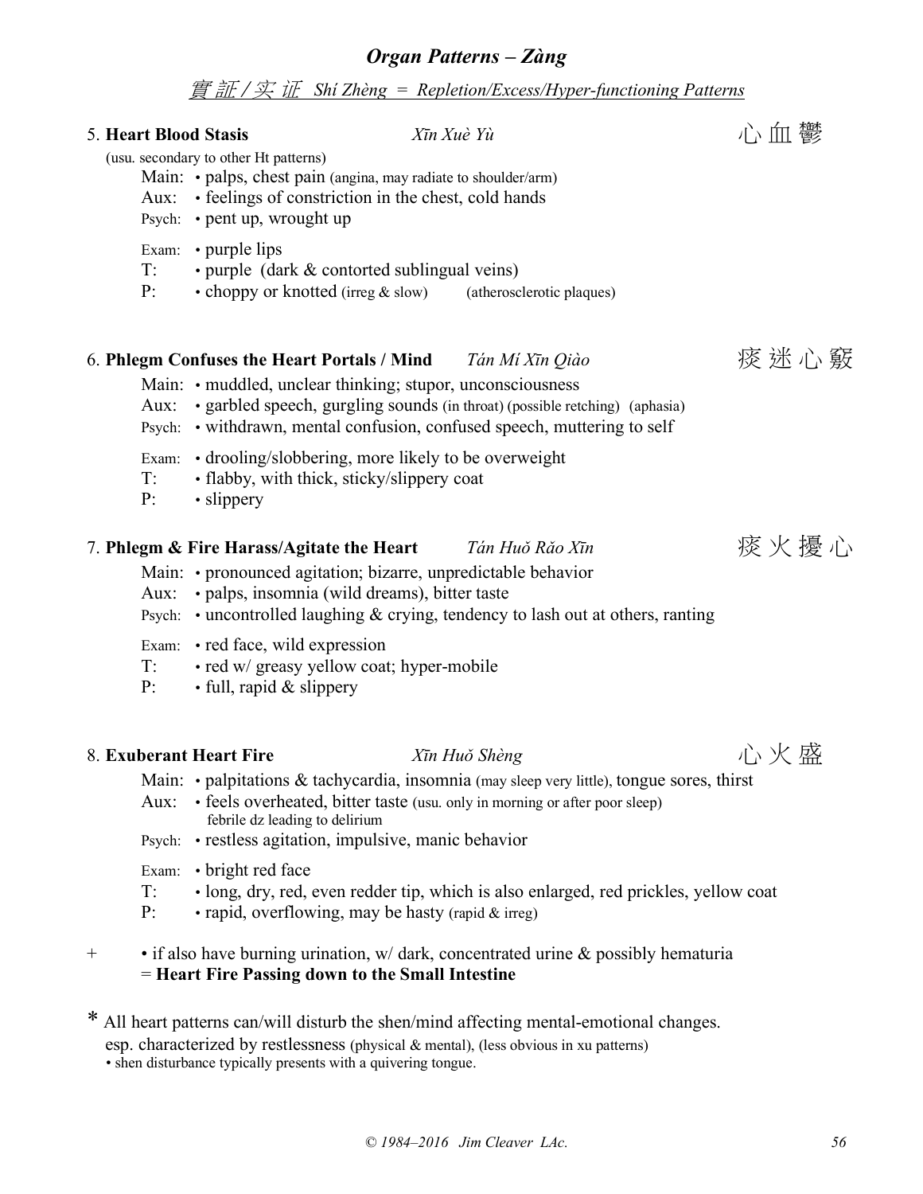## *Organ Patterns – Zàng*

### *實証 / 实证 Shí Zhèng = Repletion/Excess/Hyper-functioning Patterns*

5. **Heart Blood Stasis** *Xīn Xuè Yù* 心血鬱

(usu. secondary to other Ht patterns)

Main: • palps, chest pain (angina, may radiate to shoulder/arm)
Aux: • feelings of constriction in the chest, cold hands
Psych: • pent up, wrought up

Exam: • purple lips
T: • purple (dark & contorted sublingual veins)
P: • choppy or knotted (irreg & slow) (atherosclerotic plaques)

6. **Phlegm Confuses the Heart Portals / Mind** *Tán Mí Xīn Qiào* 痰迷心竅

Main: • muddled, unclear thinking; stupor, unconsciousness
Aux: • garbled speech, gurgling sounds (in throat) (possible retching) (aphasia)
Psych: • withdrawn, mental confusion, confused speech, muttering to self

Exam: • drooling/slobbering, more likely to be overweight
T: • flabby, with thick, sticky/slippery coat
P: • slippery

7. **Phlegm & Fire Harass/Agitate the Heart** *Tán Huǒ Rǎo Xīn* 痰火擾心

Main: • pronounced agitation; bizarre, unpredictable behavior
Aux: • palps, insomnia (wild dreams), bitter taste
Psych: • uncontrolled laughing & crying, tendency to lash out at others, ranting

Exam: • red face, wild expression
T: • red w/ greasy yellow coat; hyper-mobile
P: • full, rapid & slippery

8. **Exuberant Heart Fire** *Xīn Huǒ Shèng* 心火盛

Main: • palpitations & tachycardia, insomnia (may sleep very little), tongue sores, thirst
Aux: • feels overheated, bitter taste (usu. only in morning or after poor sleep)
febrile dz leading to delirium
Psych: • restless agitation, impulsive, manic behavior

Exam: • bright red face
T: • long, dry, red, even redder tip, which is also enlarged, red prickles, yellow coat
P: • rapid, overflowing, may be hasty (rapid & irreg)

\+ • if also have burning urination, w/ dark, concentrated urine & possibly hematuria
= **Heart Fire Passing down to the Small Intestine**

\* All heart patterns can/will disturb the shen/mind affecting mental-emotional changes.
esp. characterized by restlessness (physical & mental), (less obvious in xu patterns)
• shen disturbance typically presents with a quivering tongue.

© 1984–2016 Jim Cleaver LAc.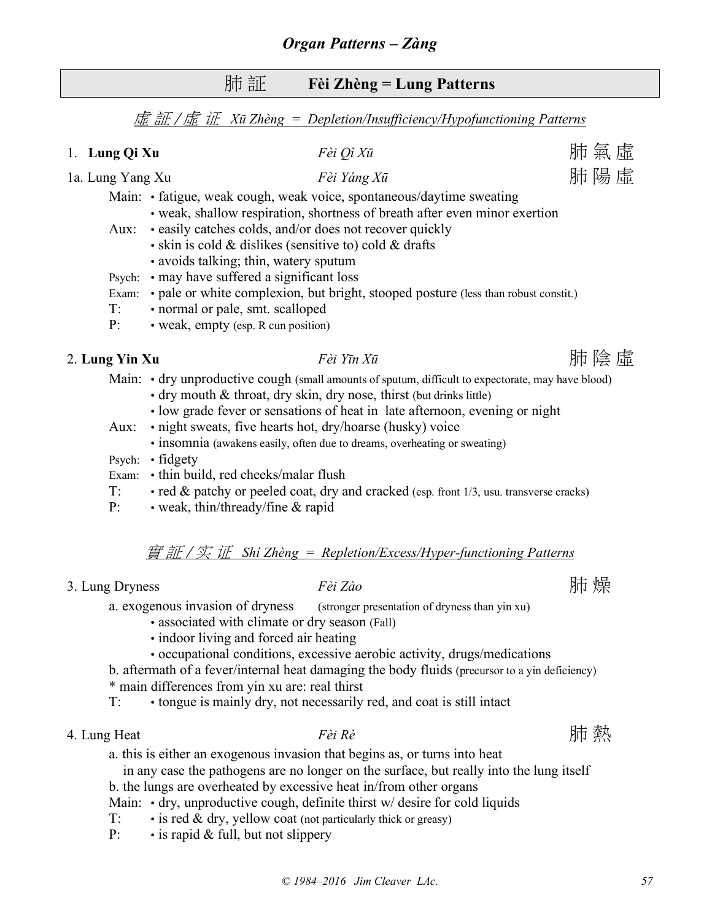## *Organ Patterns – Zàng*

# 肺証 **Fèi Zhèng = Lung Patterns**

### *虛証 / 虚 证 Xū Zhèng = Depletion/Insufficiency/Hypofunctioning Patterns*

1. **Lung Qi Xu** — *Fèi Qì Xū* — 肺氣虛

1a. Lung Yang Xu — *Fèi Yáng Xū* — 肺陽虛

Main: • fatigue, weak cough, weak voice, spontaneous/daytime sweating
• weak, shallow respiration, shortness of breath after even minor exertion

Aux: • easily catches colds, and/or does not recover quickly
• skin is cold & dislikes (sensitive to) cold & drafts
• avoids talking; thin, watery sputum

Psych: • may have suffered a significant loss

Exam: • pale or white complexion, but bright, stooped posture (less than robust constit.)

T: • normal or pale, smt. scalloped

P: • weak, empty (esp. R cun position)

2. **Lung Yin Xu** — *Fèi Yīn Xū* — 肺陰虛

Main: • dry unproductive cough (small amounts of sputum, difficult to expectorate, may have blood)
• dry mouth & throat, dry skin, dry nose, thirst (but drinks little)
• low grade fever or sensations of heat in late afternoon, evening or night

Aux: • night sweats, five hearts hot, dry/hoarse (husky) voice
• insomnia (awakens easily, often due to dreams, overheating or sweating)

Psych: • fidgety

Exam: • thin build, red cheeks/malar flush

T: • red & patchy or peeled coat, dry and cracked (esp. front 1/3, usu. transverse cracks)

P: • weak, thin/thready/fine & rapid

### *實証 / 实 证 Shí Zhèng = Repletion/Excess/Hyper-functioning Patterns*

3. Lung Dryness — *Fèi Zào* — 肺燥

a. exogenous invasion of dryness (stronger presentation of dryness than yin xu)
• associated with climate or dry season (Fall)
• indoor living and forced air heating
• occupational conditions, excessive aerobic activity, drugs/medications

b. aftermath of a fever/internal heat damaging the body fluids (precursor to a yin deficiency)

* main differences from yin xu are: real thirst

T: • tongue is mainly dry, not necessarily red, and coat is still intact

4. Lung Heat — *Fèi Rè* — 肺熱

a. this is either an exogenous invasion that begins as, or turns into heat
in any case the pathogens are no longer on the surface, but really into the lung itself

b. the lungs are overheated by excessive heat in/from other organs

Main: • dry, unproductive cough, definite thirst w/ desire for cold liquids

T: • is red & dry, yellow coat (not particularly thick or greasy)

P: • is rapid & full, but not slippery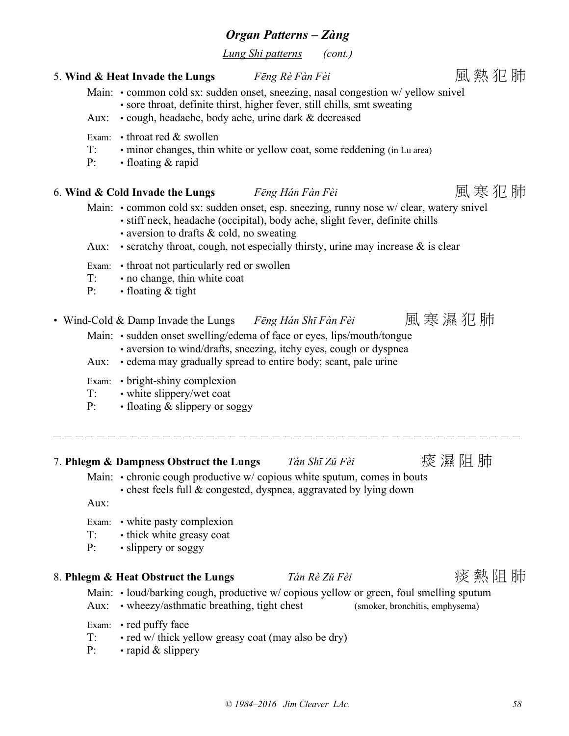## *Organ Patterns – Zàng*

*Lung Shi patterns* *(cont.)*

### 5. **Wind & Heat Invade the Lungs** *Fēng Rè Fàn Fèi* 風熱犯肺

Main: • common cold sx: sudden onset, sneezing, nasal congestion w/ yellow snivel
• sore throat, definite thirst, higher fever, still chills, smt sweating

Aux: • cough, headache, body ache, urine dark & decreased

Exam: • throat red & swollen

T: • minor changes, thin white or yellow coat, some reddening (in Lu area)

P: • floating & rapid

### 6. **Wind & Cold Invade the Lungs** *Fēng Hán Fàn Fèi* 風寒犯肺

Main: • common cold sx: sudden onset, esp. sneezing, runny nose w/ clear, watery snivel
• stiff neck, headache (occipital), body ache, slight fever, definite chills
• aversion to drafts & cold, no sweating

Aux: • scratchy throat, cough, not especially thirsty, urine may increase & is clear

Exam: • throat not particularly red or swollen

T: • no change, thin white coat

P: • floating & tight

### • Wind-Cold & Damp Invade the Lungs *Fēng Hán Shī Fàn Fèi* 風寒濕犯肺

Main: • sudden onset swelling/edema of face or eyes, lips/mouth/tongue
• aversion to wind/drafts, sneezing, itchy eyes, cough or dyspnea

Aux: • edema may gradually spread to entire body; scant, pale urine

Exam: • bright-shiny complexion

T: • white slippery/wet coat

P: • floating & slippery or soggy

---

### 7. **Phlegm & Dampness Obstruct the Lungs** *Tán Shī Zǔ Fèi* 痰濕阻肺

Main: • chronic cough productive w/ copious white sputum, comes in bouts
• chest feels full & congested, dyspnea, aggravated by lying down

Aux:

Exam: • white pasty complexion

T: • thick white greasy coat

P: • slippery or soggy

### 8. **Phlegm & Heat Obstruct the Lungs** *Tán Rè Zǔ Fèi* 痰熱阻肺

Main: • loud/barking cough, productive w/ copious yellow or green, foul smelling sputum

Aux: • wheezy/asthmatic breathing, tight chest (smoker, bronchitis, emphysema)

Exam: • red puffy face

T: • red w/ thick yellow greasy coat (may also be dry)

P: • rapid & slippery

© 1984–2016 Jim Cleaver LAc.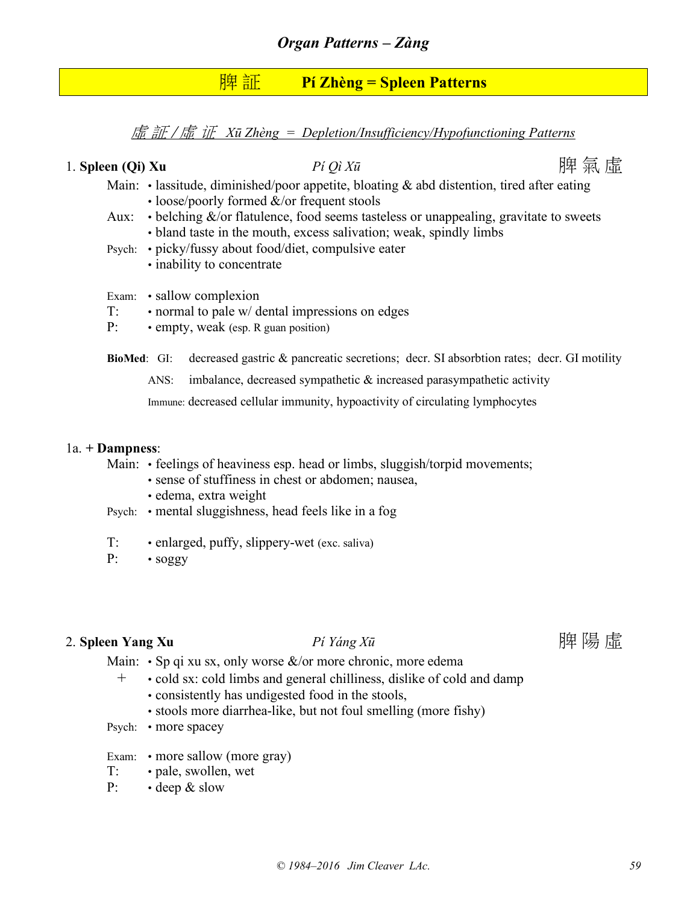## Organ Patterns – Zàng

# 脾 証 Pí Zhèng = Spleen Patterns

### 虛 証 / 虚 证 Xū Zhèng = Depletion/Insufficiency/Hypofunctioning Patterns

**1. Spleen (Qi) Xu** *Pí Qì Xū* 脾 氣 虛

Main:
- lassitude, diminished/poor appetite, bloating & abd distention, tired after eating
- loose/poorly formed &/or frequent stools

Aux:
- belching &/or flatulence, food seems tasteless or unappealing, gravitate to sweets
- bland taste in the mouth, excess salivation; weak, spindly limbs

Psych:
- picky/fussy about food/diet, compulsive eater
- inability to concentrate

Exam:
- sallow complexion

T:
- normal to pale w/ dental impressions on edges

P:
- empty, weak (esp. R guan position)

**BioMed**:
- GI: decreased gastric & pancreatic secretions; decr. SI absorbtion rates; decr. GI motility
- ANS: imbalance, decreased sympathetic & increased parasympathetic activity
- Immune: decreased cellular immunity, hypoactivity of circulating lymphocytes

**1a. + Dampness**:

Main:
- feelings of heaviness esp. head or limbs, sluggish/torpid movements;
- sense of stuffiness in chest or abdomen; nausea,
- edema, extra weight

Psych:
- mental sluggishness, head feels like in a fog

T:
- enlarged, puffy, slippery-wet (exc. saliva)

P:
- soggy

**2. Spleen Yang Xu** *Pí Yáng Xū* 脾 陽 虛

Main:
- Sp qi xu sx, only worse &/or more chronic, more edema

\+
- cold sx: cold limbs and general chilliness, dislike of cold and damp
- consistently has undigested food in the stools,
- stools more diarrhea-like, but not foul smelling (more fishy)

Psych:
- more spacey

Exam:
- more sallow (more gray)

T:
- pale, swollen, wet

P:
- deep & slow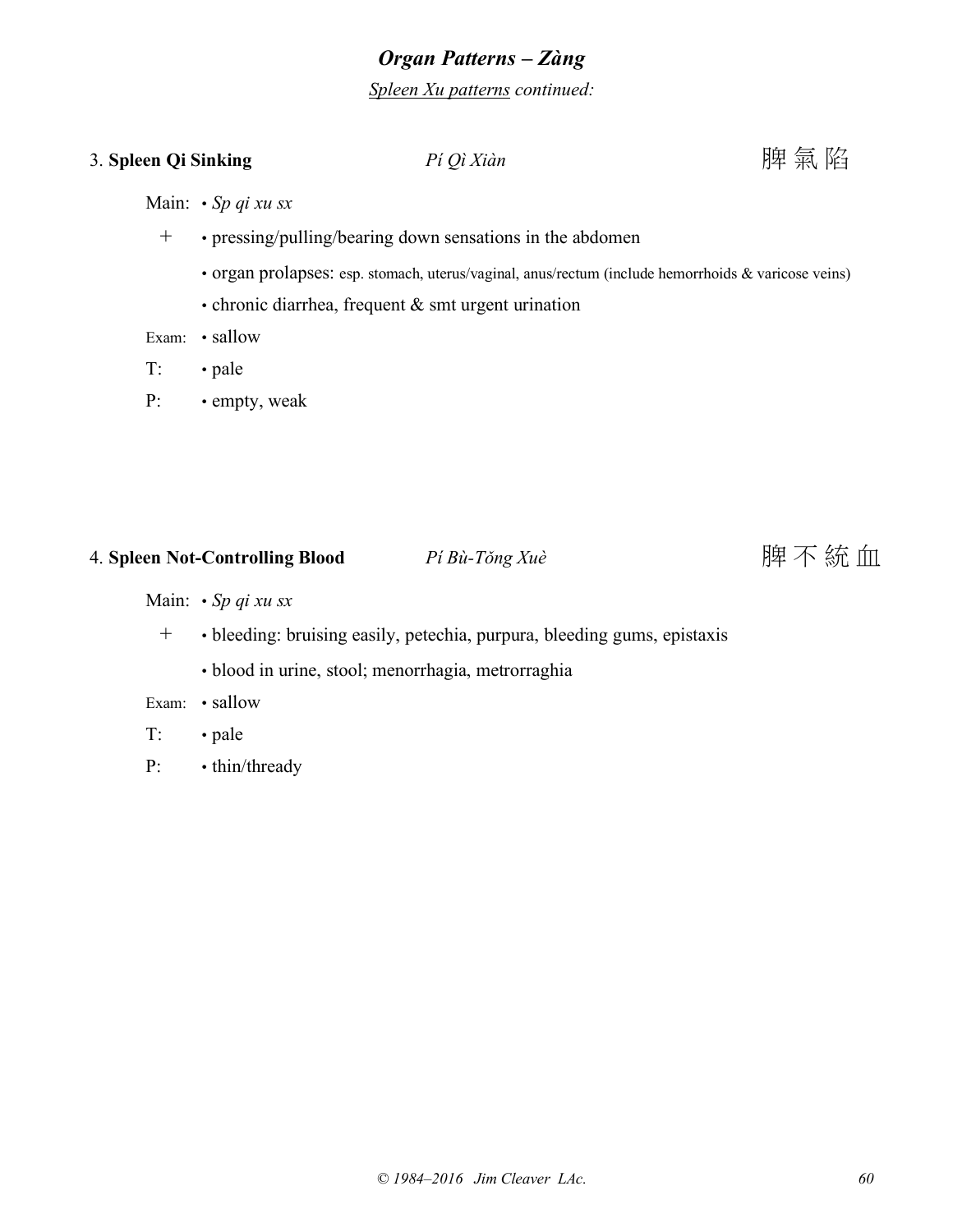## *Organ Patterns – Zàng*

*Spleen Xu patterns continued:*

### 3. **Spleen Qi Sinking** *Pí Qì Xiàn* 脾氣陷

Main: • *Sp qi xu sx*

\+ • pressing/pulling/bearing down sensations in the abdomen

• organ prolapses: esp. stomach, uterus/vaginal, anus/rectum (include hemorrhoids & varicose veins)

• chronic diarrhea, frequent & smt urgent urination

Exam: • sallow

T: • pale

P: • empty, weak

### 4. **Spleen Not-Controlling Blood** *Pí Bù-Tǒng Xuè* 脾不統血

Main: • *Sp qi xu sx*

\+ • bleeding: bruising easily, petechia, purpura, bleeding gums, epistaxis

• blood in urine, stool; menorrhagia, metrorraghia

Exam: • sallow

T: • pale

P: • thin/thready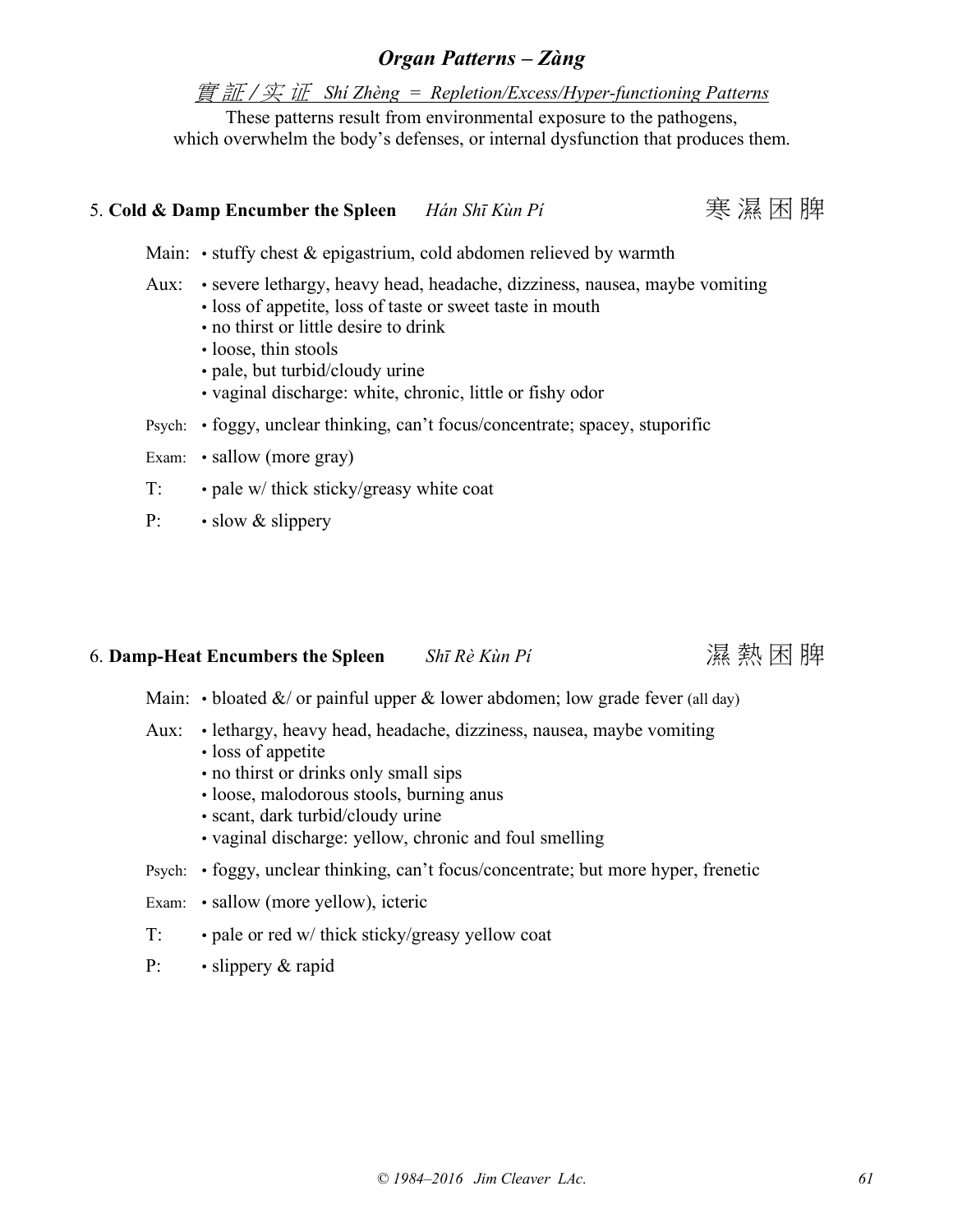## *Organ Patterns – Zàng*

*實証 / 实证 Shí Zhèng = Repletion/Excess/Hyper-functioning Patterns*

These patterns result from environmental exposure to the pathogens, which overwhelm the body's defenses, or internal dysfunction that produces them.

### 5. **Cold & Damp Encumber the Spleen** *Hán Shī Kùn Pí* 寒濕困脾

Main: • stuffy chest & epigastrium, cold abdomen relieved by warmth

Aux:
- severe lethargy, heavy head, headache, dizziness, nausea, maybe vomiting
- loss of appetite, loss of taste or sweet taste in mouth
- no thirst or little desire to drink
- loose, thin stools
- pale, but turbid/cloudy urine
- vaginal discharge: white, chronic, little or fishy odor

Psych: • foggy, unclear thinking, can't focus/concentrate; spacey, stuporific

Exam: • sallow (more gray)

T: • pale w/ thick sticky/greasy white coat

P: • slow & slippery

### 6. **Damp-Heat Encumbers the Spleen** *Shī Rè Kùn Pí* 濕熱困脾

Main: • bloated &/ or painful upper & lower abdomen; low grade fever (all day)

Aux:
- lethargy, heavy head, headache, dizziness, nausea, maybe vomiting
- loss of appetite
- no thirst or drinks only small sips
- loose, malodorous stools, burning anus
- scant, dark turbid/cloudy urine
- vaginal discharge: yellow, chronic and foul smelling

Psych: • foggy, unclear thinking, can't focus/concentrate; but more hyper, frenetic

Exam: • sallow (more yellow), icteric

T: • pale or red w/ thick sticky/greasy yellow coat

P: • slippery & rapid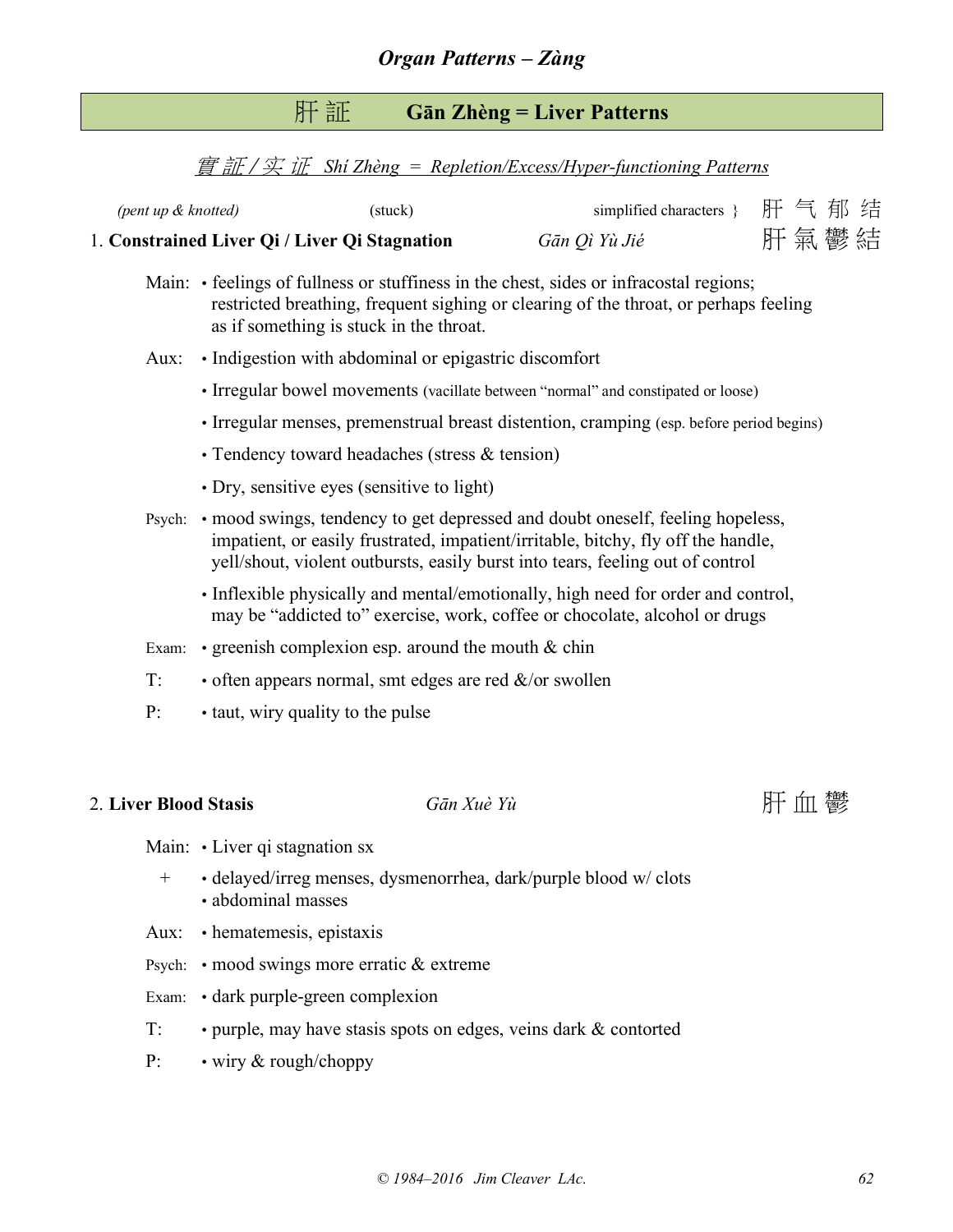## *Organ Patterns – Zàng*

# 肝証 Gān Zhèng = Liver Patterns

### *實証 / 实证 Shí Zhèng = Repletion/Excess/Hyper-functioning Patterns*

*(pent up & knotted)* (stuck) simplified characters } 肝 气 郁 结

### 1. **Constrained Liver Qi / Liver Qi Stagnation** *Gān Qì Yù Jié* 肝氣鬱結

Main: • feelings of fullness or stuffiness in the chest, sides or infracostal regions; restricted breathing, frequent sighing or clearing of the throat, or perhaps feeling as if something is stuck in the throat.

Aux: • Indigestion with abdominal or epigastric discomfort

• Irregular bowel movements (vacillate between "normal" and constipated or loose)

• Irregular menses, premenstrual breast distention, cramping (esp. before period begins)

• Tendency toward headaches (stress & tension)

• Dry, sensitive eyes (sensitive to light)

Psych: • mood swings, tendency to get depressed and doubt oneself, feeling hopeless, impatient, or easily frustrated, impatient/irritable, bitchy, fly off the handle, yell/shout, violent outbursts, easily burst into tears, feeling out of control

• Inflexible physically and mental/emotionally, high need for order and control, may be "addicted to" exercise, work, coffee or chocolate, alcohol or drugs

Exam: • greenish complexion esp. around the mouth & chin

T: • often appears normal, smt edges are red &/or swollen

P: • taut, wiry quality to the pulse

### 2. **Liver Blood Stasis** *Gān Xuè Yù* 肝血鬱

Main: • Liver qi stagnation sx

\+ • delayed/irreg menses, dysmenorrhea, dark/purple blood w/ clots
• abdominal masses

Aux: • hematemesis, epistaxis

Psych: • mood swings more erratic & extreme

Exam: • dark purple-green complexion

T: • purple, may have stasis spots on edges, veins dark & contorted

P: • wiry & rough/choppy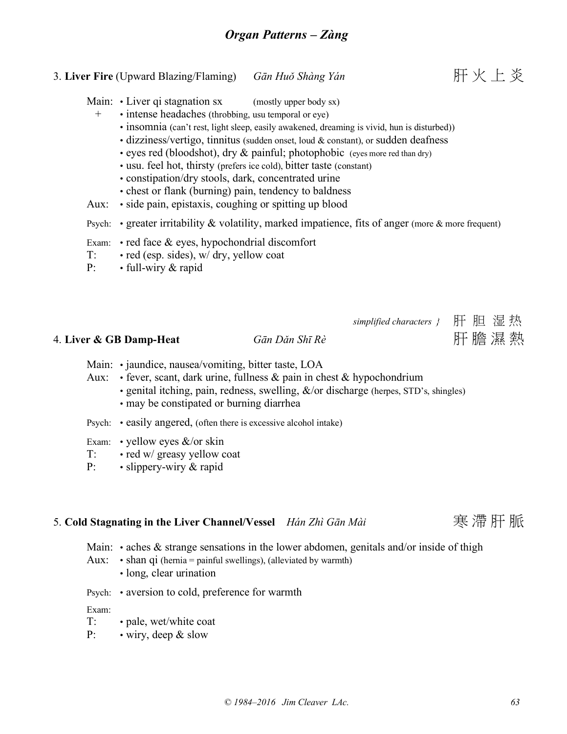### 3. **Liver Fire** (Upward Blazing/Flaming) *Gān Huǒ Shàng Yán* 肝火上炎

Main: • Liver qi stagnation sx (mostly upper body sx)
\+ • intense headaches (throbbing, usu temporal or eye)
• insomnia (can't rest, light sleep, easily awakened, dreaming is vivid, hun is disturbed))
• dizziness/vertigo, tinnitus (sudden onset, loud & constant), or sudden deafness
• eyes red (bloodshot), dry & painful; photophobic (eyes more red than dry)
• usu. feel hot, thirsty (prefers ice cold), bitter taste (constant)
• constipation/dry stools, dark, concentrated urine
• chest or flank (burning) pain, tendency to baldness

Aux: • side pain, epistaxis, coughing or spitting up blood

Psych: • greater irritability & volatility, marked impatience, fits of anger (more & more frequent)

Exam: • red face & eyes, hypochondrial discomfort
T: • red (esp. sides), w/ dry, yellow coat
P: • full-wiry & rapid

*simplified characters }* 肝 胆 湿 热

### 4. **Liver & GB Damp-Heat** *Gān Dǎn Shī Rè* 肝膽濕熱

Main: • jaundice, nausea/vomiting, bitter taste, LOA
Aux: • fever, scant, dark urine, fullness & pain in chest & hypochondrium
• genital itching, pain, redness, swelling, &/or discharge (herpes, STD's, shingles)
• may be constipated or burning diarrhea

Psych: • easily angered, (often there is excessive alcohol intake)

Exam: • yellow eyes &/or skin
T: • red w/ greasy yellow coat
P: • slippery-wiry & rapid

### 5. **Cold Stagnating in the Liver Channel/Vessel** *Hán Zhì Gān Mài* 寒滞肝脈

Main: • aches & strange sensations in the lower abdomen, genitals and/or inside of thigh
Aux: • shan qi (hernia = painful swellings), (alleviated by warmth)
• long, clear urination

Psych: • aversion to cold, preference for warmth

Exam:
T: • pale, wet/white coat
P: • wiry, deep & slow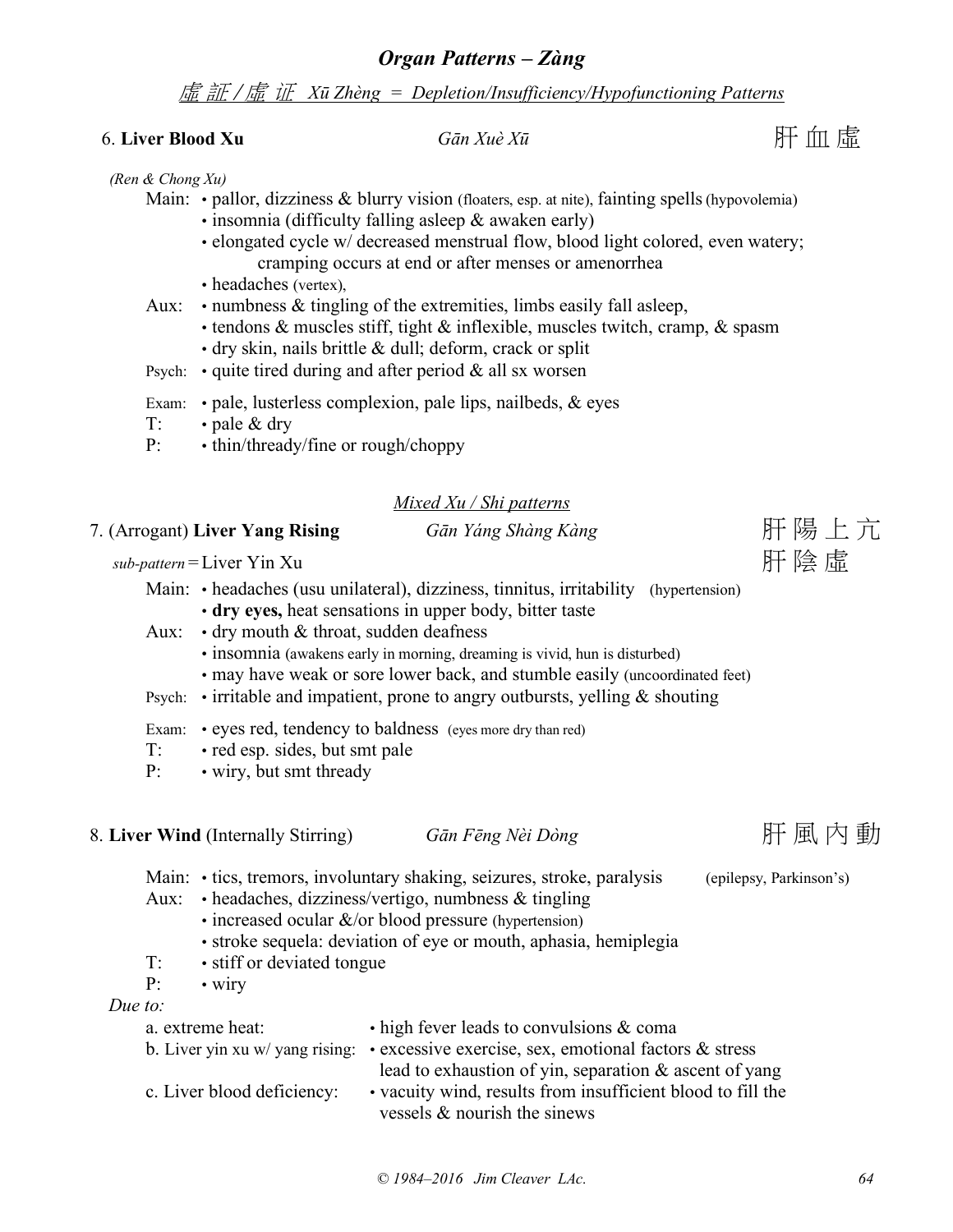## *Organ Patterns – Zàng*

*虛 証 / 虚 证 Xū Zhèng = Depletion/Insufficiency/Hypofunctioning Patterns*

### 6. **Liver Blood Xu** *Gān Xuè Xū* 肝 血 虛

*(Ren & Chong Xu)*

Main:
- pallor, dizziness & blurry vision (floaters, esp. at nite), fainting spells (hypovolemia)
- insomnia (difficulty falling asleep & awaken early)
- elongated cycle w/ decreased menstrual flow, blood light colored, even watery; cramping occurs at end or after menses or amenorrhea
- headaches (vertex),

Aux:
- numbness & tingling of the extremities, limbs easily fall asleep,
- tendons & muscles stiff, tight & inflexible, muscles twitch, cramp, & spasm
- dry skin, nails brittle & dull; deform, crack or split

Psych:
- quite tired during and after period & all sx worsen

Exam:
- pale, lusterless complexion, pale lips, nailbeds, & eyes

T:
- pale & dry

P:
- thin/thready/fine or rough/choppy

*Mixed Xu / Shi patterns*

### 7. (Arrogant) **Liver Yang Rising** *Gān Yáng Shàng Kàng* 肝 陽 上 亢

*sub-pattern* = Liver Yin Xu 肝 陰 虛

Main:
- headaches (usu unilateral), dizziness, tinnitus, irritability (hypertension)
- **dry eyes,** heat sensations in upper body, bitter taste

Aux:
- dry mouth & throat, sudden deafness
- insomnia (awakens early in morning, dreaming is vivid, hun is disturbed)
- may have weak or sore lower back, and stumble easily (uncoordinated feet)

Psych:
- irritable and impatient, prone to angry outbursts, yelling & shouting

Exam:
- eyes red, tendency to baldness (eyes more dry than red)

T:
- red esp. sides, but smt pale

P:
- wiry, but smt thready

### 8. **Liver Wind** (Internally Stirring) *Gān Fēng Nèi Dòng* 肝 風 內 動

Main:
- tics, tremors, involuntary shaking, seizures, stroke, paralysis (epilepsy, Parkinson's)

Aux:
- headaches, dizziness/vertigo, numbness & tingling
- increased ocular &/or blood pressure (hypertension)
- stroke sequela: deviation of eye or mouth, aphasia, hemiplegia

T:
- stiff or deviated tongue

P:
- wiry

*Due to:*

- a. extreme heat: • high fever leads to convulsions & coma
- b. Liver yin xu w/ yang rising: • excessive exercise, sex, emotional factors & stress lead to exhaustion of yin, separation & ascent of yang
- c. Liver blood deficiency: • vacuity wind, results from insufficient blood to fill the vessels & nourish the sinews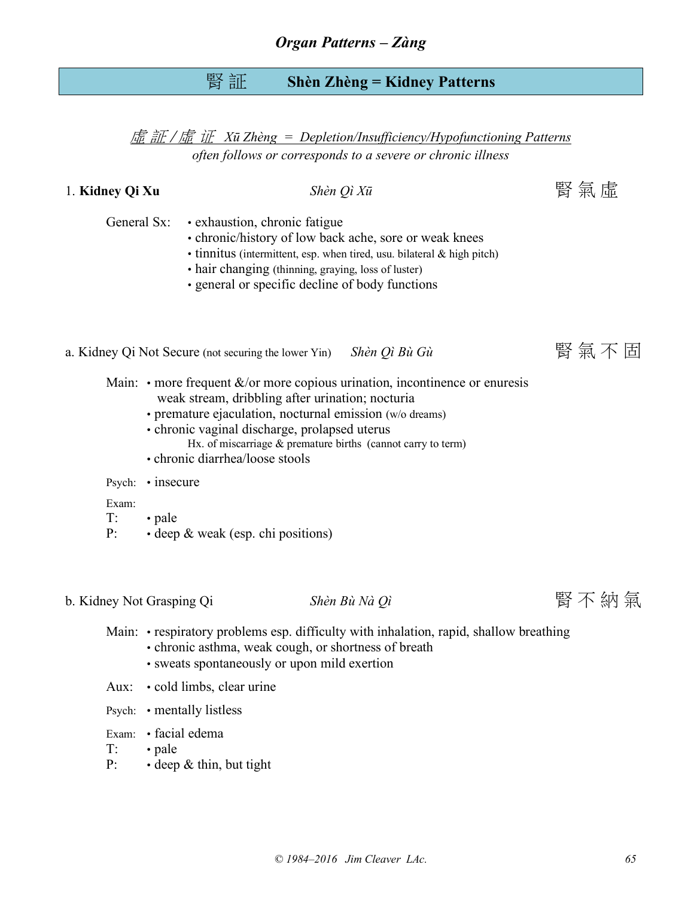## 腎証　Shèn Zhèng = Kidney Patterns

*虛 証 / 虛 证　Xū Zhèng = Depletion/Insufficiency/Hypofunctioning Patterns*

*often follows or corresponds to a severe or chronic illness*

### 1. **Kidney Qi Xu** — *Shèn Qì Xū* — 腎 氣 虛

General Sx:
- exhaustion, chronic fatigue
- chronic/history of low back ache, sore or weak knees
- tinnitus (intermittent, esp. when tired, usu. bilateral & high pitch)
- hair changing (thinning, graying, loss of luster)
- general or specific decline of body functions

#### a. Kidney Qi Not Secure (not securing the lower Yin) — *Shèn Qì Bù Gù* — 腎 氣 不 固

Main:
- more frequent &/or more copious urination, incontinence or enuresis
  weak stream, dribbling after urination; nocturia
- premature ejaculation, nocturnal emission (w/o dreams)
- chronic vaginal discharge, prolapsed uterus
  Hx. of miscarriage & premature births (cannot carry to term)
- chronic diarrhea/loose stools

Psych:
- insecure

Exam:

T:
- pale

P:
- deep & weak (esp. chi positions)

#### b. Kidney Not Grasping Qi — *Shèn Bù Nà Qì* — 腎 不 納 氣

Main:
- respiratory problems esp. difficulty with inhalation, rapid, shallow breathing
- chronic asthma, weak cough, or shortness of breath
- sweats spontaneously or upon mild exertion

Aux:
- cold limbs, clear urine

Psych:
- mentally listless

Exam:
- facial edema

T:
- pale

P:
- deep & thin, but tight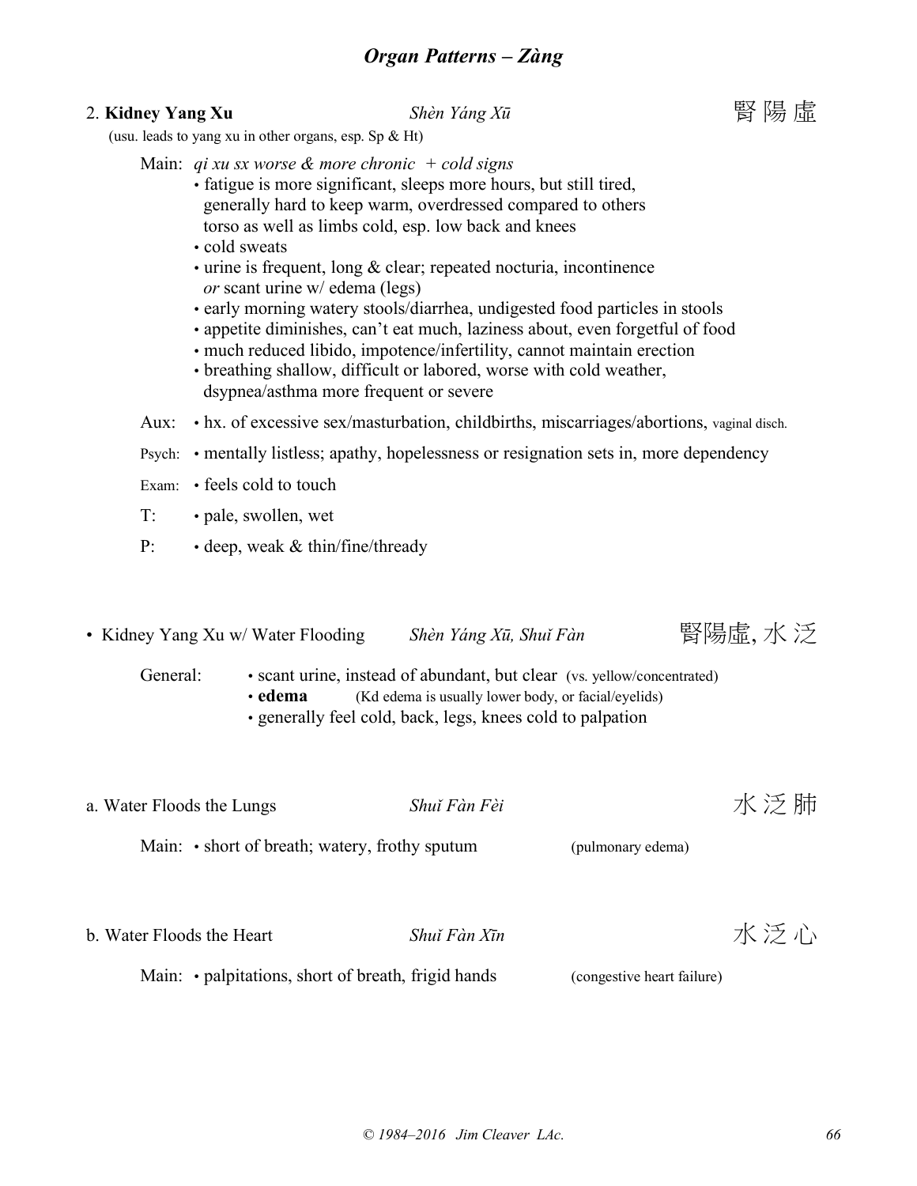## 2. **Kidney Yang Xu** *Shèn Yáng Xū* 腎 陽 虛

(usu. leads to yang xu in other organs, esp. Sp & Ht)

Main: *qi xu sx worse & more chronic + cold signs*

- fatigue is more significant, sleeps more hours, but still tired, generally hard to keep warm, overdressed compared to others torso as well as limbs cold, esp. low back and knees
- cold sweats
- urine is frequent, long & clear; repeated nocturia, incontinence *or* scant urine w/ edema (legs)
- early morning watery stools/diarrhea, undigested food particles in stools
- appetite diminishes, can't eat much, laziness about, even forgetful of food
- much reduced libido, impotence/infertility, cannot maintain erection
- breathing shallow, difficult or labored, worse with cold weather, dsypnea/asthma more frequent or severe

Aux: • hx. of excessive sex/masturbation, childbirths, miscarriages/abortions, vaginal disch.

Psych: • mentally listless; apathy, hopelessness or resignation sets in, more dependency

Exam: • feels cold to touch

T: • pale, swollen, wet

P: • deep, weak & thin/fine/thready

- Kidney Yang Xu w/ Water Flooding *Shèn Yáng Xū, Shuǐ Fàn* 腎陽虛, 水 泛

General:

- scant urine, instead of abundant, but clear (vs. yellow/concentrated)
- **edema** (Kd edema is usually lower body, or facial/eyelids)
- generally feel cold, back, legs, knees cold to palpation

### a. Water Floods the Lungs *Shuǐ Fàn Fèi* 水 泛 肺

Main: • short of breath; watery, frothy sputum (pulmonary edema)

### b. Water Floods the Heart *Shuǐ Fàn Xīn* 水 泛 心

Main: • palpitations, short of breath, frigid hands (congestive heart failure)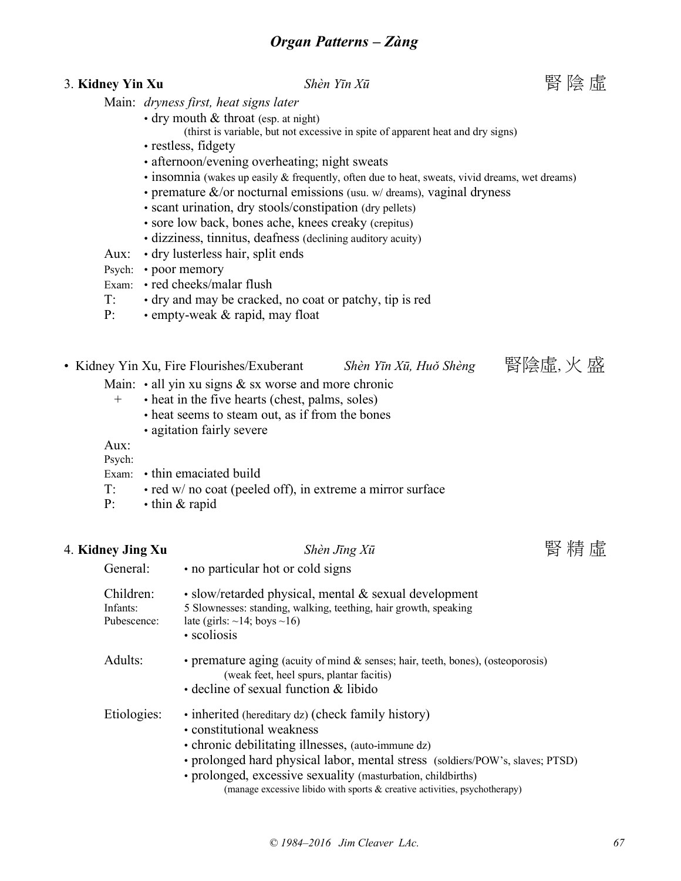## Organ Patterns – *Zàng*

### 3. **Kidney Yin Xu** — *Shèn Yīn Xū* — 腎 陰 虛

Main: *dryness first, heat signs later*

- dry mouth & throat (esp. at night)
  - (thirst is variable, but not excessive in spite of apparent heat and dry signs)
- restless, fidgety
- afternoon/evening overheating; night sweats
- insomnia (wakes up easily & frequently, often due to heat, sweats, vivid dreams, wet dreams)
- premature &/or nocturnal emissions (usu. w/ dreams), vaginal dryness
- scant urination, dry stools/constipation (dry pellets)
- sore low back, bones ache, knees creaky (crepitus)
- dizziness, tinnitus, deafness (declining auditory acuity)

Aux: • dry lusterless hair, split ends

Psych: • poor memory

Exam: • red cheeks/malar flush

T: • dry and may be cracked, no coat or patchy, tip is red

P: • empty-weak & rapid, may float

### • Kidney Yin Xu, Fire Flourishes/Exuberant — *Shèn Yīn Xū, Huǒ Shèng* — 腎陰虛, 火 盛

Main: • all yin xu signs & sx worse and more chronic

\+ • heat in the five hearts (chest, palms, soles)

- heat seems to steam out, as if from the bones
- agitation fairly severe

Aux:

Psych:

Exam: • thin emaciated build

T: • red w/ no coat (peeled off), in extreme a mirror surface

P: • thin & rapid

### 4. **Kidney Jing Xu** — *Shèn Jīng Xū* — 腎 精 虛

General: • no particular hot or cold signs

Children: • slow/retarded physical, mental & sexual development

Infants: 5 Slownesses: standing, walking, teething, hair growth, speaking

Pubescence: late (girls: ~14; boys ~16)

- scoliosis

Adults:

- premature aging (acuity of mind & senses; hair, teeth, bones), (osteoporosis)
  - (weak feet, heel spurs, plantar facitis)
- decline of sexual function & libido

Etiologies:

- inherited (hereditary dz) (check family history)
- constitutional weakness
- chronic debilitating illnesses, (auto-immune dz)
- prolonged hard physical labor, mental stress (soldiers/POW's, slaves; PTSD)
- prolonged, excessive sexuality (masturbation, childbirths)
  - (manage excessive libido with sports & creative activities, psychotherapy)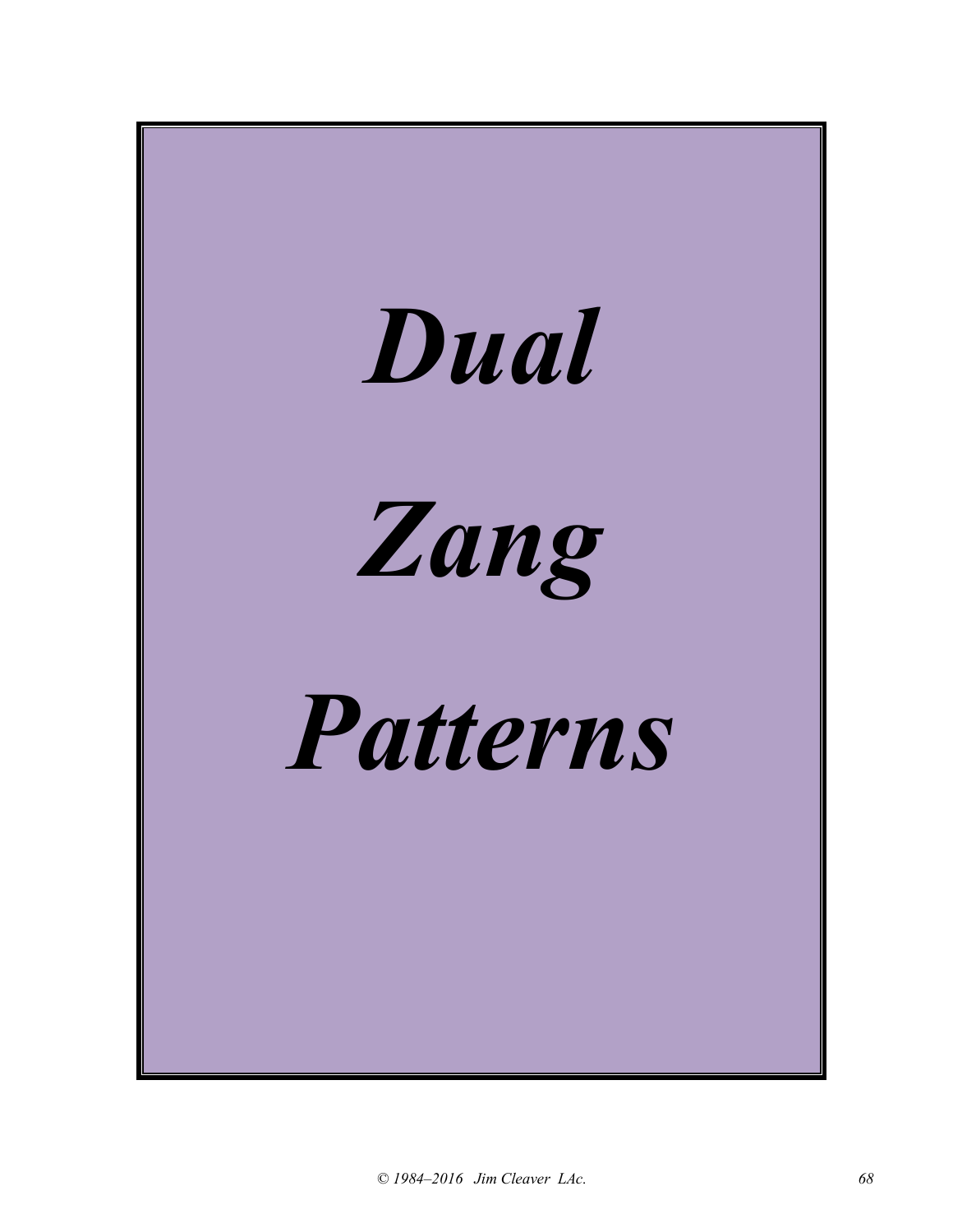# *Dual Zang Patterns*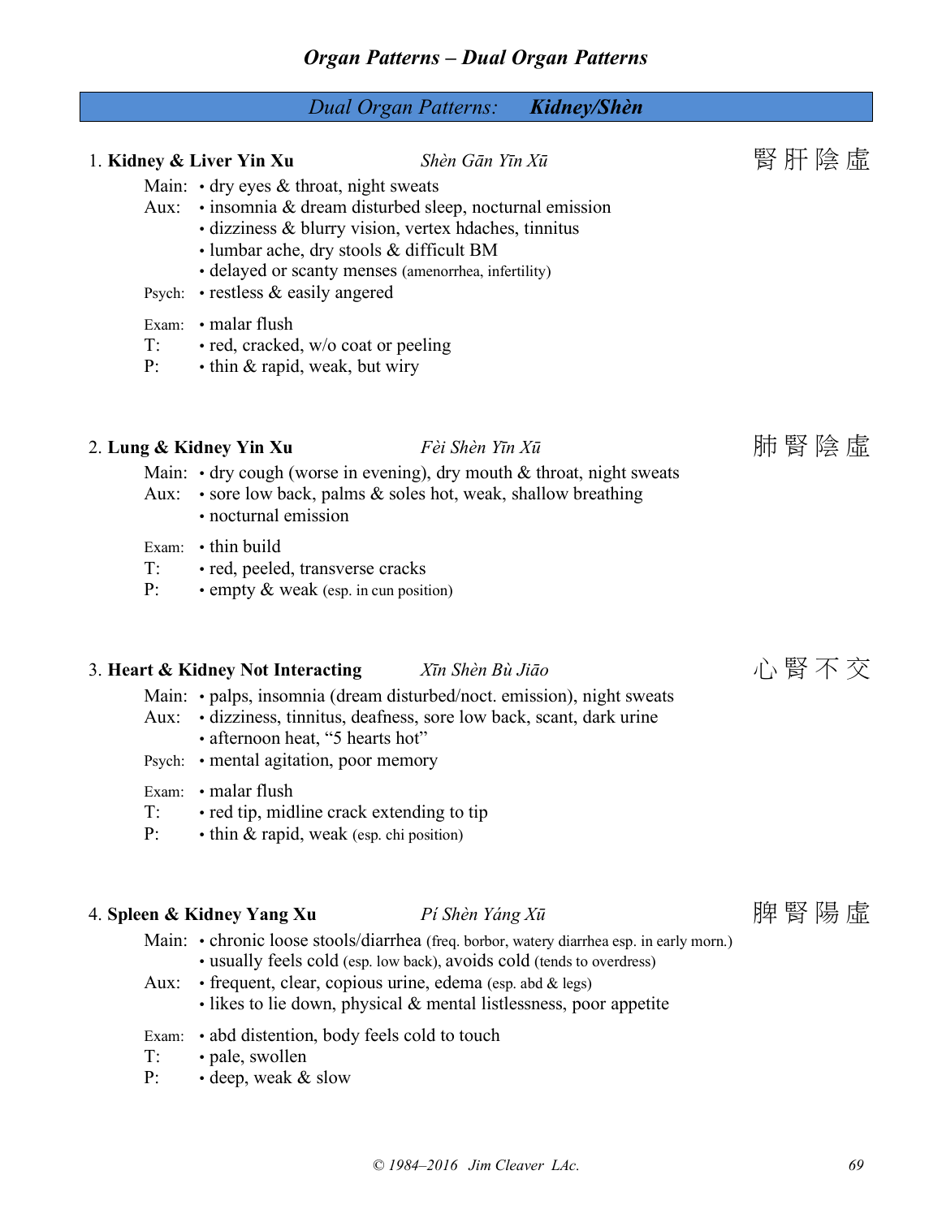## Organ Patterns – Dual Organ Patterns

### *Dual Organ Patterns:* ***Kidney/Shèn***

**1. Kidney & Liver Yin Xu** — *Shèn Gān Yīn Xū* — 腎肝陰虛

Main: • dry eyes & throat, night sweats
Aux: • insomnia & dream disturbed sleep, nocturnal emission
• dizziness & blurry vision, vertex hdaches, tinnitus
• lumbar ache, dry stools & difficult BM
• delayed or scanty menses (amenorrhea, infertility)
Psych: • restless & easily angered

Exam: • malar flush
T: • red, cracked, w/o coat or peeling
P: • thin & rapid, weak, but wiry

**2. Lung & Kidney Yin Xu** — *Fèi Shèn Yīn Xū* — 肺腎陰虛

Main: • dry cough (worse in evening), dry mouth & throat, night sweats
Aux: • sore low back, palms & soles hot, weak, shallow breathing
• nocturnal emission

Exam: • thin build
T: • red, peeled, transverse cracks
P: • empty & weak (esp. in cun position)

**3. Heart & Kidney Not Interacting** — *Xīn Shèn Bù Jiāo* — 心腎不交

Main: • palps, insomnia (dream disturbed/noct. emission), night sweats
Aux: • dizziness, tinnitus, deafness, sore low back, scant, dark urine
• afternoon heat, "5 hearts hot"
Psych: • mental agitation, poor memory

Exam: • malar flush
T: • red tip, midline crack extending to tip
P: • thin & rapid, weak (esp. chi position)

**4. Spleen & Kidney Yang Xu** — *Pí Shèn Yáng Xū* — 脾腎陽虛

Main: • chronic loose stools/diarrhea (freq. borbor, watery diarrhea esp. in early morn.)
• usually feels cold (esp. low back), avoids cold (tends to overdress)
Aux: • frequent, clear, copious urine, edema (esp. abd & legs)
• likes to lie down, physical & mental listlessness, poor appetite

Exam: • abd distention, body feels cold to touch
T: • pale, swollen
P: • deep, weak & slow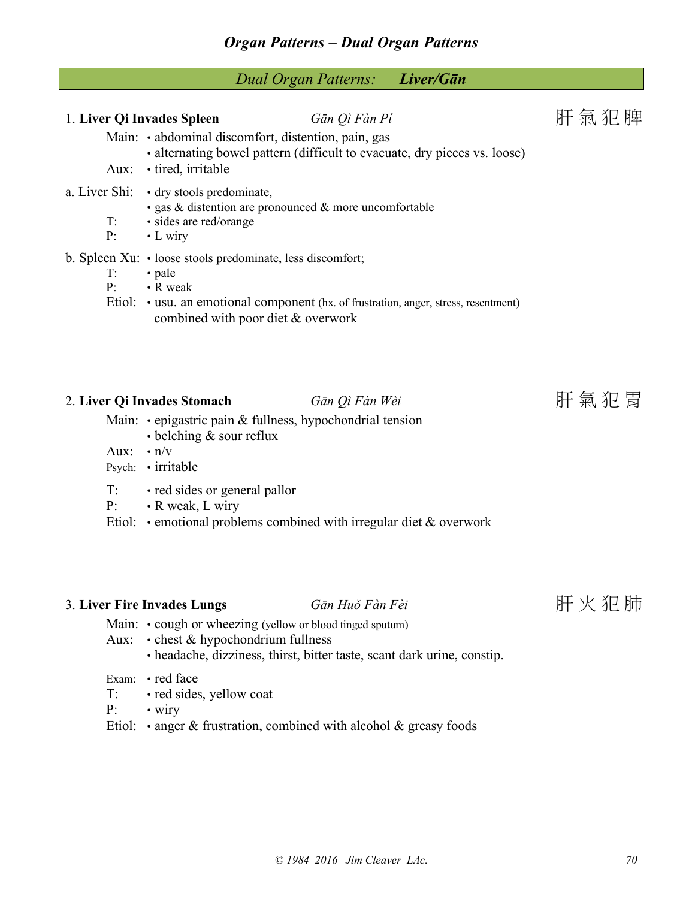## Dual Organ Patterns: ***Liver/Gān***

### 1. **Liver Qi Invades Spleen** *Gān Qì Fàn Pí* 肝氣犯脾

Main: • abdominal discomfort, distention, pain, gas
• alternating bowel pattern (difficult to evacuate, dry pieces vs. loose)

Aux: • tired, irritable

a. Liver Shi: • dry stools predominate,
• gas & distention are pronounced & more uncomfortable

T: • sides are red/orange

P: • L wiry

b. Spleen Xu: • loose stools predominate, less discomfort;

T: • pale

P: • R weak

Etiol: • usu. an emotional component (hx. of frustration, anger, stress, resentment) combined with poor diet & overwork

### 2. **Liver Qi Invades Stomach** *Gān Qì Fàn Wèi* 肝氣犯胃

Main: • epigastric pain & fullness, hypochondrial tension
• belching & sour reflux

Aux: • n/v

Psych: • irritable

T: • red sides or general pallor

P: • R weak, L wiry

Etiol: • emotional problems combined with irregular diet & overwork

### 3. **Liver Fire Invades Lungs** *Gān Huǒ Fàn Fèi* 肝火犯肺

Main: • cough or wheezing (yellow or blood tinged sputum)

Aux: • chest & hypochondrium fullness
• headache, dizziness, thirst, bitter taste, scant dark urine, constip.

Exam: • red face

T: • red sides, yellow coat

P: • wiry

Etiol: • anger & frustration, combined with alcohol & greasy foods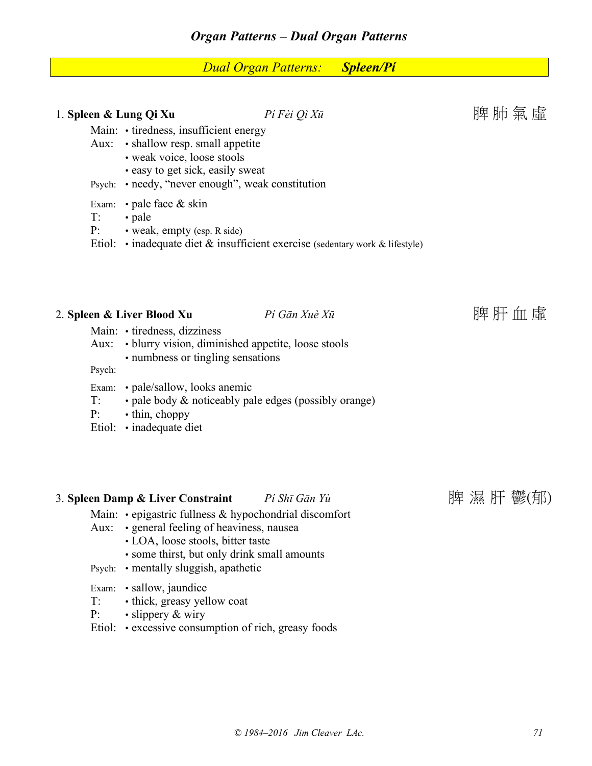## Dual Organ Patterns: ***Spleen/Pí***

### 1. **Spleen & Lung Qi Xu** *Pí Fèi Qì Xū* 脾肺氣虛

Main: • tiredness, insufficient energy
Aux: • shallow resp. small appetite
• weak voice, loose stools
• easy to get sick, easily sweat
Psych: • needy, "never enough", weak constitution

Exam: • pale face & skin
T: • pale
P: • weak, empty (esp. R side)
Etiol: • inadequate diet & insufficient exercise (sedentary work & lifestyle)

### 2. **Spleen & Liver Blood Xu** *Pí Gān Xuè Xū* 脾肝血虛

Main: • tiredness, dizziness
Aux: • blurry vision, diminished appetite, loose stools
• numbness or tingling sensations
Psych:

Exam: • pale/sallow, looks anemic
T: • pale body & noticeably pale edges (possibly orange)
P: • thin, choppy
Etiol: • inadequate diet

### 3. **Spleen Damp & Liver Constraint** *Pí Shī Gān Yù* 脾 濕 肝 鬱(郁)

Main: • epigastric fullness & hypochondrial discomfort
Aux: • general feeling of heaviness, nausea
• LOA, loose stools, bitter taste
• some thirst, but only drink small amounts
Psych: • mentally sluggish, apathetic

Exam: • sallow, jaundice
T: • thick, greasy yellow coat
P: • slippery & wiry
Etiol: • excessive consumption of rich, greasy foods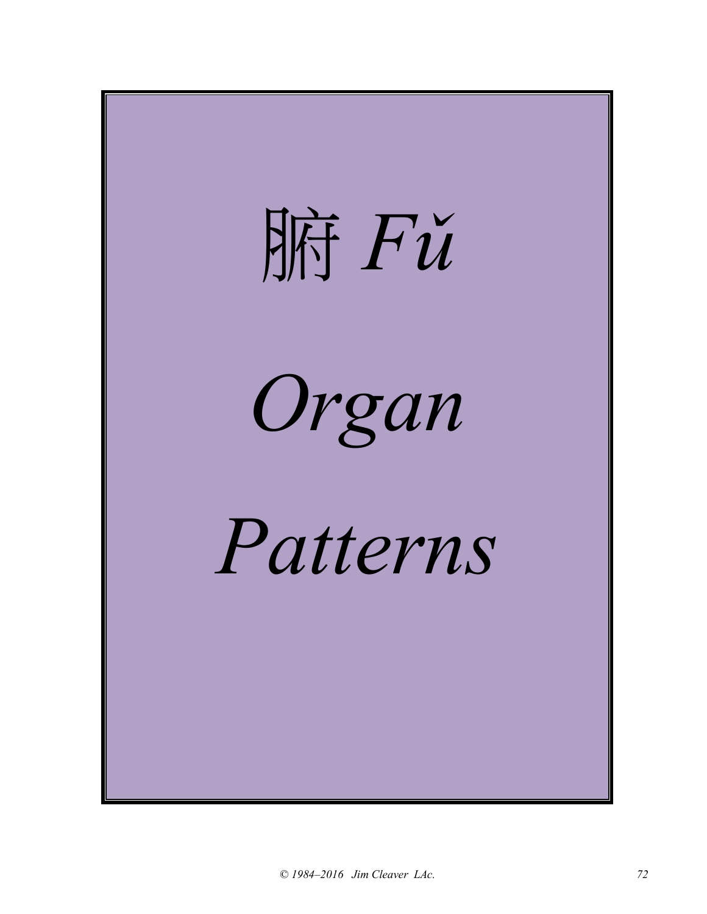# 腑 *Fǔ*

# *Organ*

# *Patterns*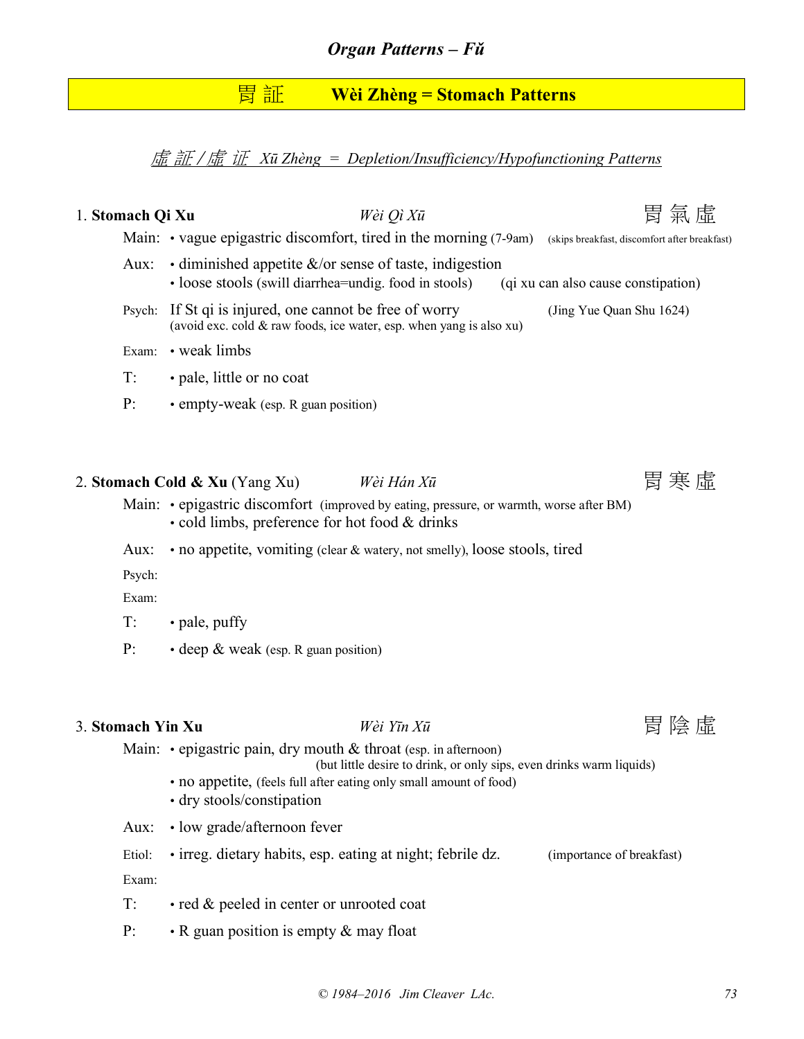# Organ Patterns – Fǔ

## 胃 証　　Wèi Zhèng = Stomach Patterns

*虛 証 / 虛 证　Xū Zhèng　=　Depletion/Insufficiency/Hypofunctioning Patterns*

### 1. Stomach Qi Xu　　*Wèi Qì Xū*　　胃 氣 虛

**Main:**
- vague epigastric discomfort, tired in the morning (7-9am)　(skips breakfast, discomfort after breakfast)

**Aux:**
- diminished appetite &/or sense of taste, indigestion
- loose stools (swill diarrhea=undig. food in stools)　(qi xu can also cause constipation)

**Psych:** If St qi is injured, one cannot be free of worry　(Jing Yue Quan Shu 1624)
(avoid exc. cold & raw foods, ice water, esp. when yang is also xu)

**Exam:**
- weak limbs

**T:**
- pale, little or no coat

**P:**
- empty-weak (esp. R guan position)

### 2. Stomach Cold & Xu (Yang Xu)　　*Wèi Hán Xū*　　胃 寒 虛

**Main:**
- epigastric discomfort (improved by eating, pressure, or warmth, worse after BM)
- cold limbs, preference for hot food & drinks

**Aux:**
- no appetite, vomiting (clear & watery, not smelly), loose stools, tired

**Psych:**

**Exam:**

**T:**
- pale, puffy

**P:**
- deep & weak (esp. R guan position)

### 3. Stomach Yin Xu　　*Wèi Yīn Xū*　　胃 陰 虛

**Main:**
- epigastric pain, dry mouth & throat (esp. in afternoon)
  (but little desire to drink, or only sips, even drinks warm liquids)
- no appetite, (feels full after eating only small amount of food)
- dry stools/constipation

**Aux:**
- low grade/afternoon fever

**Etiol:**
- irreg. dietary habits, esp. eating at night; febrile dz.　(importance of breakfast)

**Exam:**

**T:**
- red & peeled in center or unrooted coat

**P:**
- R guan position is empty & may float

© 1984–2016 Jim Cleaver LAc.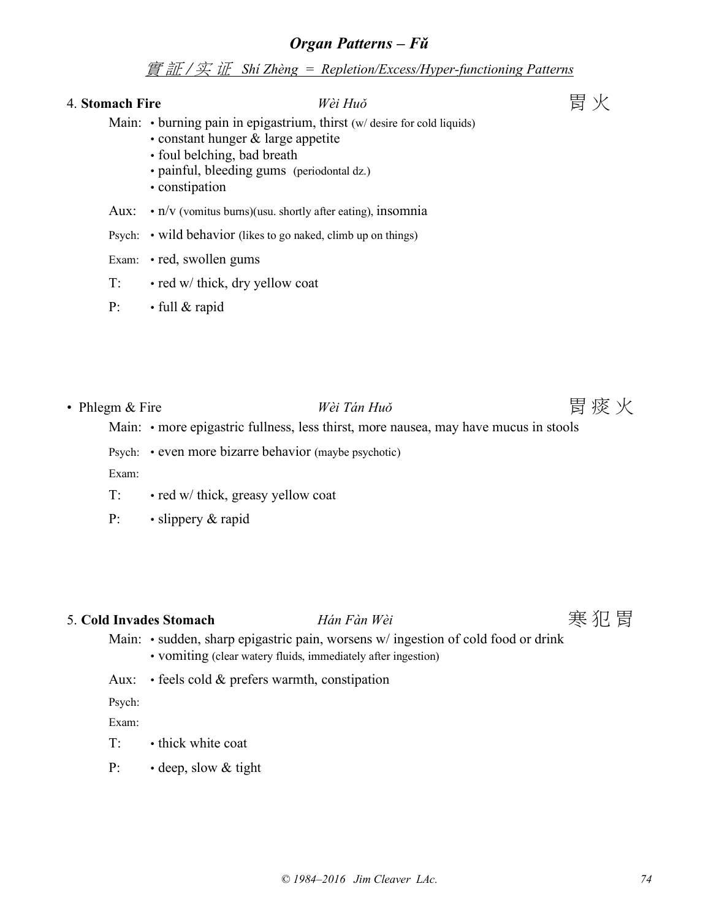## *Organ Patterns – Fǔ*

*實 証 / 实 证 Shí Zhèng = Repletion/Excess/Hyper-functioning Patterns*

### 4. **Stomach Fire** *Wèi Huǒ* 胃 火

Main: • burning pain in epigastrium, thirst (w/ desire for cold liquids)
• constant hunger & large appetite
• foul belching, bad breath
• painful, bleeding gums (periodontal dz.)
• constipation

Aux: • n/v (vomitus burns)(usu. shortly after eating), insomnia

Psych: • wild behavior (likes to go naked, climb up on things)

Exam: • red, swollen gums

T: • red w/ thick, dry yellow coat

P: • full & rapid

• Phlegm & Fire *Wèi Tán Huǒ* 胃 痰 火

Main: • more epigastric fullness, less thirst, more nausea, may have mucus in stools

Psych: • even more bizarre behavior (maybe psychotic)

Exam:

T: • red w/ thick, greasy yellow coat

P: • slippery & rapid

### 5. **Cold Invades Stomach** *Hán Fàn Wèi* 寒 犯 胃

Main: • sudden, sharp epigastric pain, worsens w/ ingestion of cold food or drink
• vomiting (clear watery fluids, immediately after ingestion)

Aux: • feels cold & prefers warmth, constipation

Psych:

Exam:

T: • thick white coat

P: • deep, slow & tight

© 1984–2016 Jim Cleaver LAc.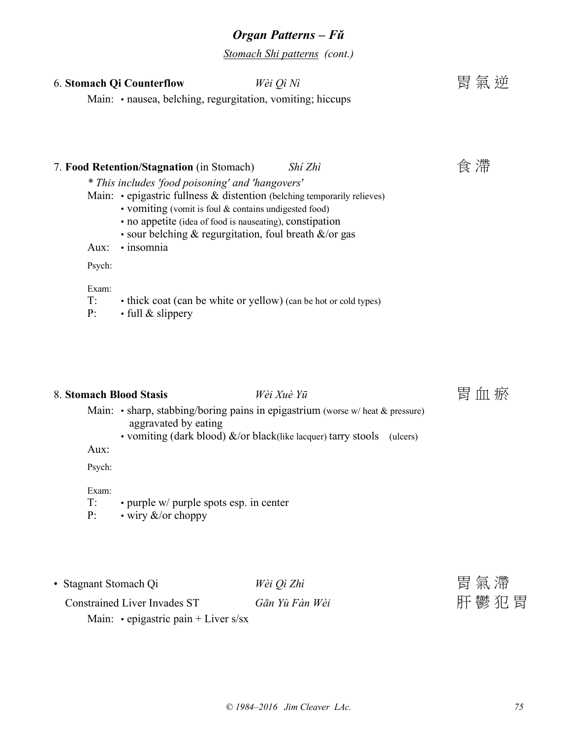## *Organ Patterns – Fǔ*

*Stomach Shi patterns (cont.)*

### 6. **Stomach Qi Counterflow** *Wèi Qì Nì* 胃 氣 逆

Main: • nausea, belching, regurgitation, vomiting; hiccups

### 7. **Food Retention/Stagnation** (in Stomach) *Shí Zhì* 食 滯

*\* This includes 'food poisoning' and 'hangovers'*

Main: • epigastric fullness & distention (belching temporarily relieves)
- vomiting (vomit is foul & contains undigested food)
- no appetite (idea of food is nauseating), constipation
- sour belching & regurgitation, foul breath &/or gas

Aux: • insomnia

Psych:

Exam:

T: • thick coat (can be white or yellow) (can be hot or cold types)

P: • full & slippery

### 8. **Stomach Blood Stasis** *Wèi Xuè Yū* 胃 血 瘀

Main: • sharp, stabbing/boring pains in epigastrium (worse w/ heat & pressure) aggravated by eating
- vomiting (dark blood) &/or black(like lacquer) tarry stools (ulcers)

Aux:

Psych:

Exam:

T: • purple w/ purple spots esp. in center

P: • wiry &/or choppy

- Stagnant Stomach Qi *Wèi Qì Zhì* 胃 氣 滯

Constrained Liver Invades ST *Gān Yù Fàn Wèi* 肝 鬱 犯 胃

Main: • epigastric pain + Liver s/sx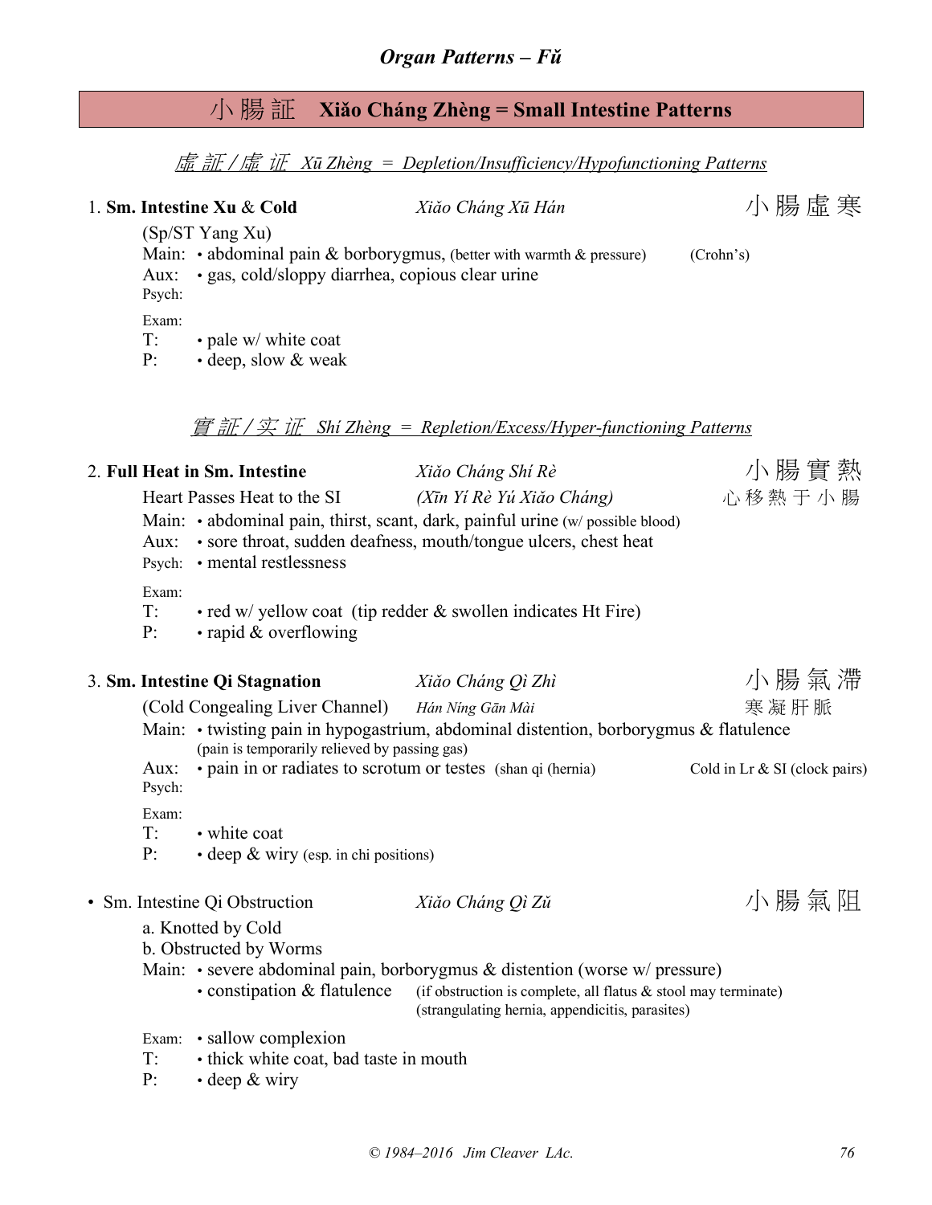## 小腸証 Xiǎo Cháng Zhèng = Small Intestine Patterns

### *虛証 / 虚证 Xū Zhèng = Depletion/Insufficiency/Hypofunctioning Patterns*

**1. Sm. Intestine Xu & Cold** — *Xiǎo Cháng Xū Hán* — 小腸虛寒

(Sp/ST Yang Xu)

Main: • abdominal pain & borborygmus, (better with warmth & pressure) (Crohn's)

Aux: • gas, cold/sloppy diarrhea, copious clear urine

Psych:

Exam:

T: • pale w/ white coat

P: • deep, slow & weak

### *實証 / 实证 Shí Zhèng = Repletion/Excess/Hyper-functioning Patterns*

**2. Full Heat in Sm. Intestine** — *Xiǎo Cháng Shí Rè* — 小腸實熱

Heart Passes Heat to the SI — *(Xīn Yí Rè Yú Xiǎo Cháng)* — 心移熱于小腸

Main: • abdominal pain, thirst, scant, dark, painful urine (w/ possible blood)

Aux: • sore throat, sudden deafness, mouth/tongue ulcers, chest heat

Psych: • mental restlessness

Exam:

T: • red w/ yellow coat (tip redder & swollen indicates Ht Fire)

P: • rapid & overflowing

**3. Sm. Intestine Qi Stagnation** — *Xiǎo Cháng Qì Zhì* — 小腸氣滯

(Cold Congealing Liver Channel) — *Hán Níng Gān Mài* — 寒凝肝脈

Main: • twisting pain in hypogastrium, abdominal distention, borborygmus & flatulence (pain is temporarily relieved by passing gas)

Aux: • pain in or radiates to scrotum or testes (shan qi (hernia)) — Cold in Lr & SI (clock pairs)

Psych:

Exam:

T: • white coat

P: • deep & wiry (esp. in chi positions)

**• Sm. Intestine Qi Obstruction** — *Xiǎo Cháng Qì Zǔ* — 小腸氣阻

a. Knotted by Cold

b. Obstructed by Worms

Main: • severe abdominal pain, borborygmus & distention (worse w/ pressure)
 • constipation & flatulence (if obstruction is complete, all flatus & stool may terminate) (strangulating hernia, appendicitis, parasites)

Exam: • sallow complexion

T: • thick white coat, bad taste in mouth

P: • deep & wiry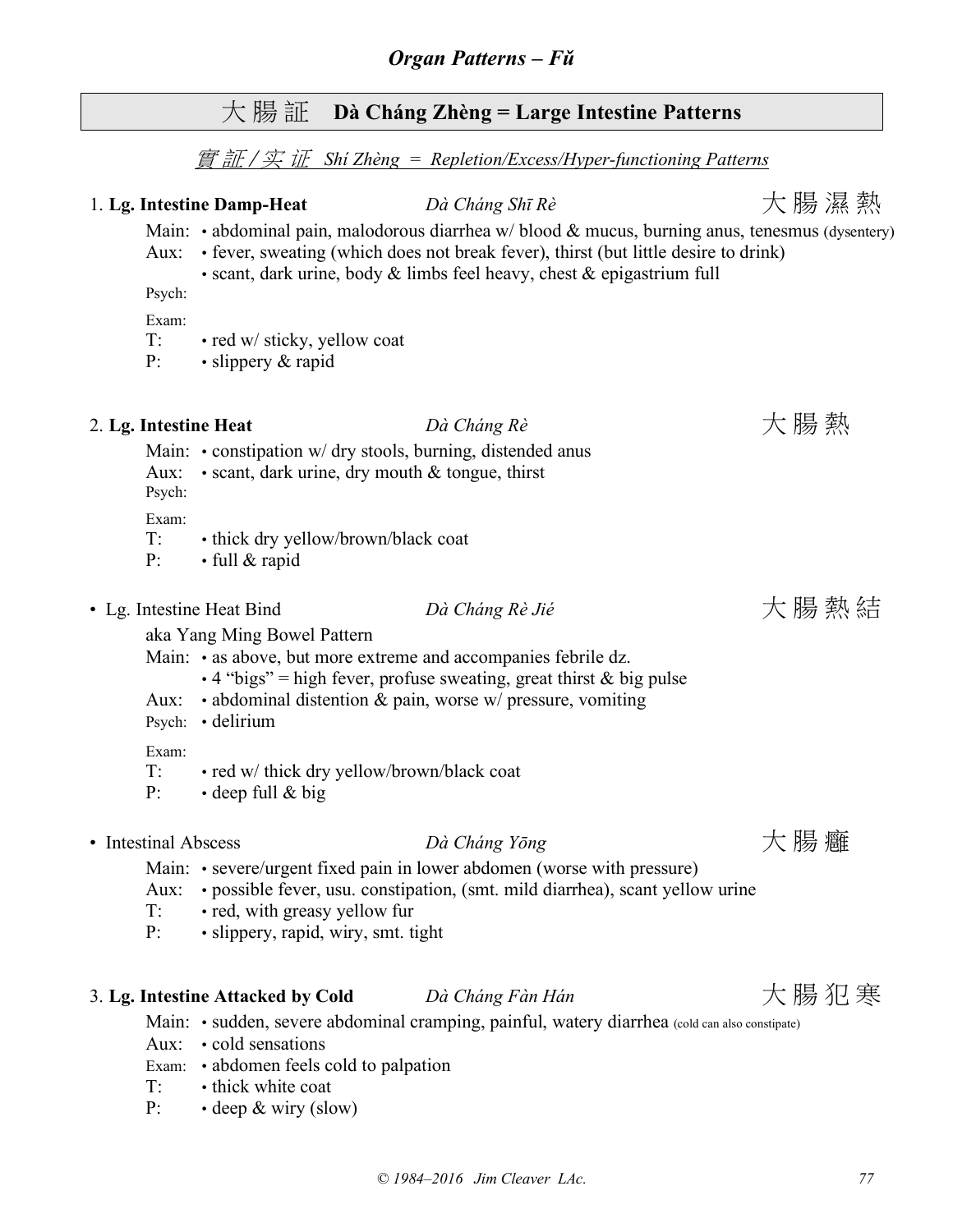## Organ Patterns – Fŭ

# 大 腸 証 Dà Cháng Zhèng = Large Intestine Patterns

## *實 証 / 实 证 Shí Zhèng = Repletion/Excess/Hyper-functioning Patterns*

### 1. **Lg. Intestine Damp-Heat** — *Dà Cháng Shī Rè* — 大 腸 濕 熱

Main: • abdominal pain, malodorous diarrhea w/ blood & mucus, burning anus, tenesmus (dysentery)
Aux: • fever, sweating (which does not break fever), thirst (but little desire to drink)
• scant, dark urine, body & limbs feel heavy, chest & epigastrium full
Psych:
Exam:
T: • red w/ sticky, yellow coat
P: • slippery & rapid

### 2. **Lg. Intestine Heat** — *Dà Cháng Rè* — 大 腸 熱

Main: • constipation w/ dry stools, burning, distended anus
Aux: • scant, dark urine, dry mouth & tongue, thirst
Psych:
Exam:
T: • thick dry yellow/brown/black coat
P: • full & rapid

### • Lg. Intestine Heat Bind — *Dà Cháng Rè Jié* — 大 腸 熱 結

aka Yang Ming Bowel Pattern
Main: • as above, but more extreme and accompanies febrile dz.
• 4 "bigs" = high fever, profuse sweating, great thirst & big pulse
Aux: • abdominal distention & pain, worse w/ pressure, vomiting
Psych: • delirium
Exam:
T: • red w/ thick dry yellow/brown/black coat
P: • deep full & big

### • Intestinal Abscess — *Dà Cháng Yōng* — 大 腸 癰

Main: • severe/urgent fixed pain in lower abdomen (worse with pressure)
Aux: • possible fever, usu. constipation, (smt. mild diarrhea), scant yellow urine
T: • red, with greasy yellow fur
P: • slippery, rapid, wiry, smt. tight

### 3. **Lg. Intestine Attacked by Cold** — *Dà Cháng Fàn Hán* — 大 腸 犯 寒

Main: • sudden, severe abdominal cramping, painful, watery diarrhea (cold can also constipate)
Aux: • cold sensations
Exam: • abdomen feels cold to palpation
T: • thick white coat
P: • deep & wiry (slow)

© 1984–2016 Jim Cleaver LAc.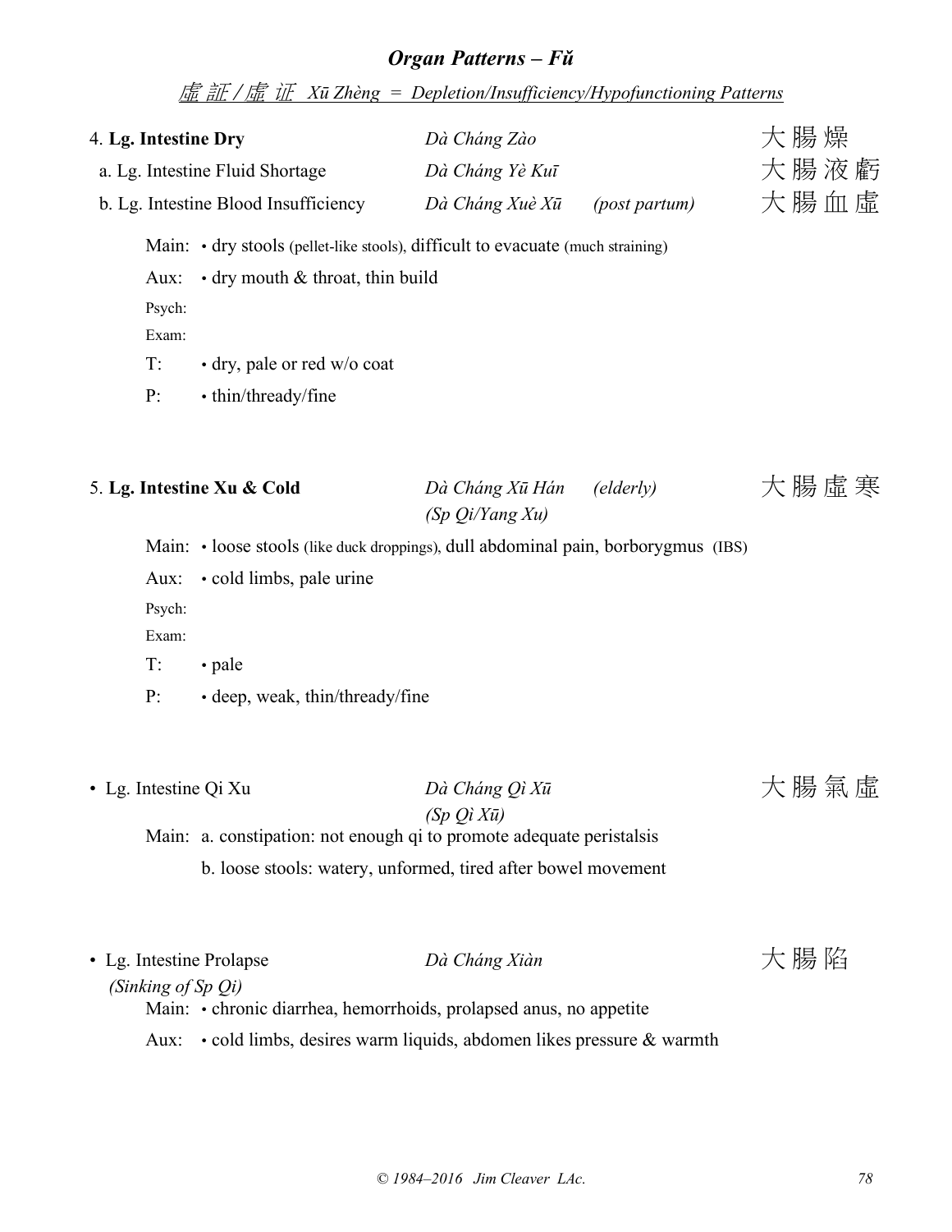## *Organ Patterns – Fǔ*

*虛 証 / 虚 证 Xū Zhèng = Depletion/Insufficiency/Hypofunctioning Patterns*

4. **Lg. Intestine Dry** — *Dà Cháng Zào* — 大腸燥
  a. Lg. Intestine Fluid Shortage — *Dà Cháng Yè Kuī* — 大腸液虧
  b. Lg. Intestine Blood Insufficiency — *Dà Cháng Xuè Xū* *(post partum)* — 大腸血虛

Main: • dry stools (pellet-like stools), difficult to evacuate (much straining)

Aux: • dry mouth & throat, thin build

Psych:

Exam:

T: • dry, pale or red w/o coat

P: • thin/thready/fine

5. **Lg. Intestine Xu & Cold** — *Dà Cháng Xū Hán* *(elderly)* *(Sp Qi/Yang Xu)* — 大腸虛寒

Main: • loose stools (like duck droppings), dull abdominal pain, borborygmus (IBS)

Aux: • cold limbs, pale urine

Psych:

Exam:

T: • pale

P: • deep, weak, thin/thready/fine

• Lg. Intestine Qi Xu — *Dà Cháng Qì Xū* *(Sp Qì Xū)* — 大腸氣虛

Main: a. constipation: not enough qi to promote adequate peristalsis

  b. loose stools: watery, unformed, tired after bowel movement

• Lg. Intestine Prolapse *(Sinking of Sp Qi)* — *Dà Cháng Xiàn* — 大腸陷

Main: • chronic diarrhea, hemorrhoids, prolapsed anus, no appetite

Aux: • cold limbs, desires warm liquids, abdomen likes pressure & warmth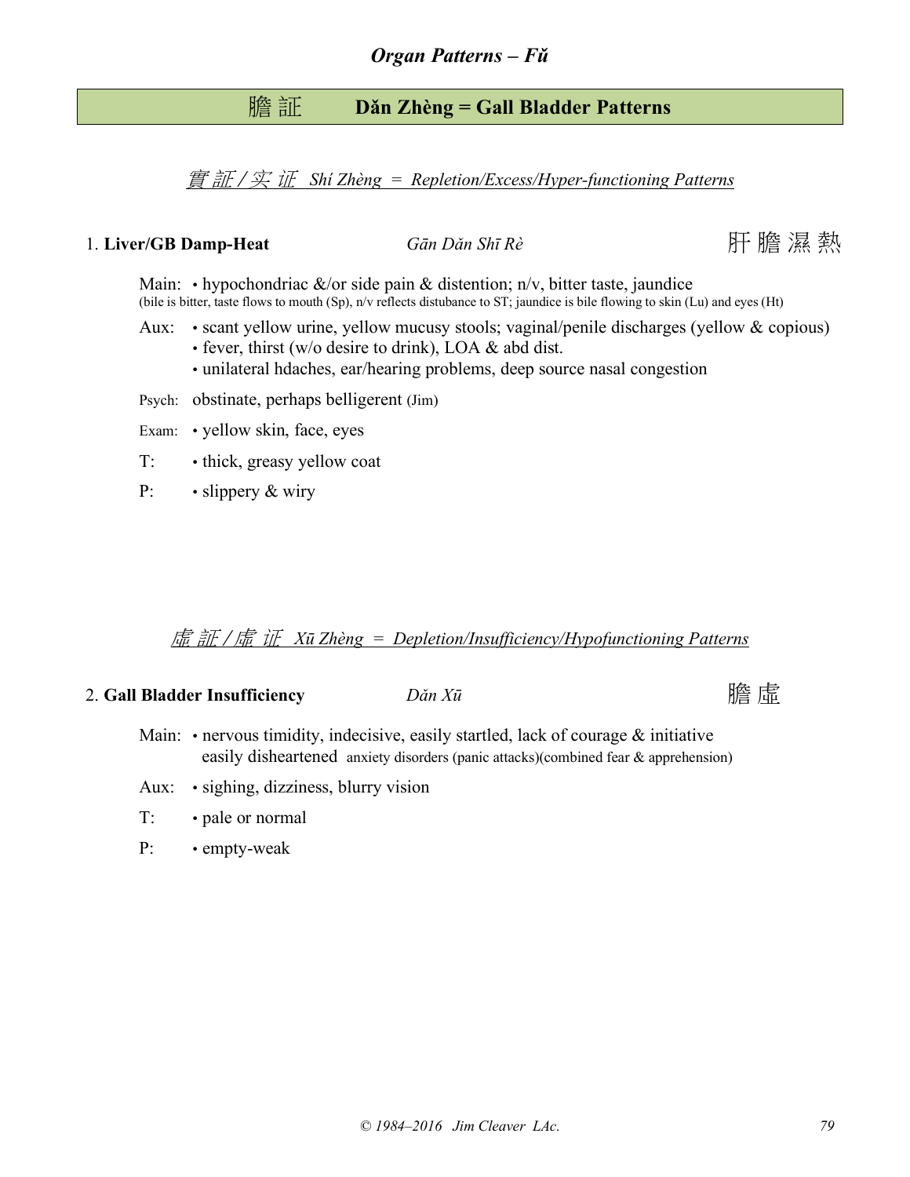# Organ Patterns – Fǔ

## 膽 証 Dǎn Zhèng = Gall Bladder Patterns

### *實 証 / 实 证 Shí Zhèng = Repletion/Excess/Hyper-functioning Patterns*

**1. Liver/GB Damp-Heat** *Gān Dǎn Shī Rè* 肝 膽 濕 熱

Main: • hypochondriac &/or side pain & distention; n/v, bitter taste, jaundice
(bile is bitter, taste flows to mouth (Sp), n/v reflects distubance to ST; jaundice is bile flowing to skin (Lu) and eyes (Ht)

Aux: • scant yellow urine, yellow mucusy stools; vaginal/penile discharges (yellow & copious)
• fever, thirst (w/o desire to drink), LOA & abd dist.
• unilateral hdaches, ear/hearing problems, deep source nasal congestion

Psych: obstinate, perhaps belligerent (Jim)

Exam: • yellow skin, face, eyes

T: • thick, greasy yellow coat

P: • slippery & wiry

### *虛 証 / 虚 证 Xū Zhèng = Depletion/Insufficiency/Hypofunctioning Patterns*

**2. Gall Bladder Insufficiency** *Dǎn Xū* 膽 虛

Main: • nervous timidity, indecisive, easily startled, lack of courage & initiative
easily disheartened anxiety disorders (panic attacks)(combined fear & apprehension)

Aux: • sighing, dizziness, blurry vision

T: • pale or normal

P: • empty-weak

© 1984–2016 Jim Cleaver LAc.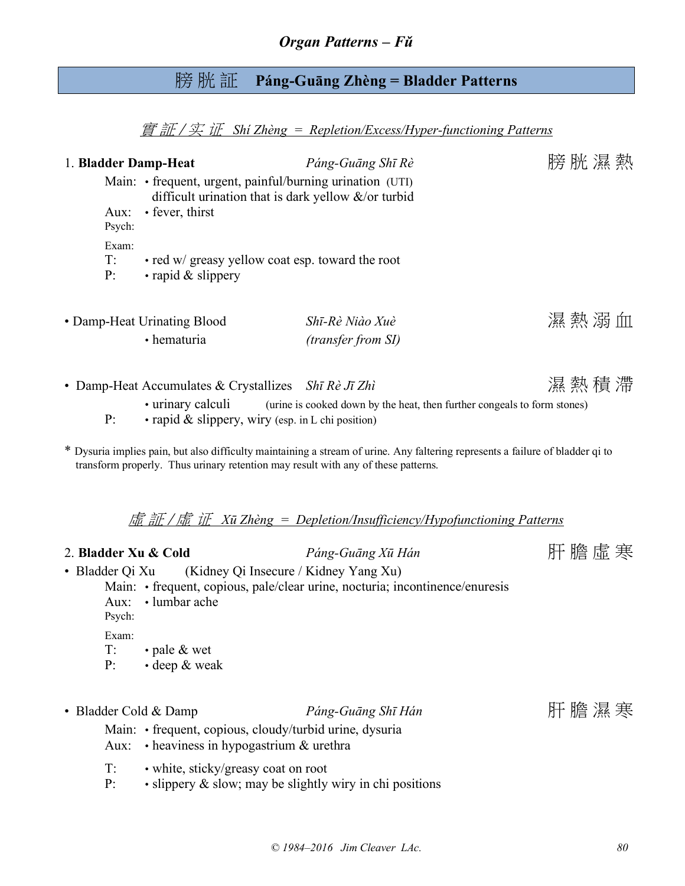## Organ Patterns – Fǔ

# 膀 胱 証 Páng-Guāng Zhèng = Bladder Patterns

### 實 証 / 实 证 Shí Zhèng = Repletion/Excess/Hyper-functioning Patterns

1. **Bladder Damp-Heat** *Páng-Guāng Shī Rè* 膀 胱 濕 熱

   Main: • frequent, urgent, painful/burning urination (UTI)
   difficult urination that is dark yellow &/or turbid

   Aux: • fever, thirst

   Psych:

   Exam:

   T: • red w/ greasy yellow coat esp. toward the root

   P: • rapid & slippery

• Damp-Heat Urinating Blood *Shī-Rè Niào Xuè* 濕 熱 溺 血

   • hematuria *(transfer from SI)*

• Damp-Heat Accumulates & Crystallizes *Shī Rè Jī Zhì* 濕 熱 積 滯

   • urinary calculi (urine is cooked down by the heat, then further congeals to form stones)

   P: • rapid & slippery, wiry (esp. in L chi position)

* Dysuria implies pain, but also difficulty maintaining a stream of urine. Any faltering represents a failure of bladder qi to transform properly. Thus urinary retention may result with any of these patterns.

### 虛 証 / 虛 证 Xū Zhèng = Depletion/Insufficiency/Hypofunctioning Patterns

2. **Bladder Xu & Cold** *Páng-Guāng Xū Hán* 肝 膽 虛 寒

• Bladder Qi Xu (Kidney Qi Insecure / Kidney Yang Xu)

   Main: • frequent, copious, pale/clear urine, nocturia; incontinence/enuresis

   Aux: • lumbar ache

   Psych:

   Exam:

   T: • pale & wet

   P: • deep & weak

• Bladder Cold & Damp *Páng-Guāng Shī Hán* 肝 膽 濕 寒

   Main: • frequent, copious, cloudy/turbid urine, dysuria

   Aux: • heaviness in hypogastrium & urethra

   T: • white, sticky/greasy coat on root

   P: • slippery & slow; may be slightly wiry in chi positions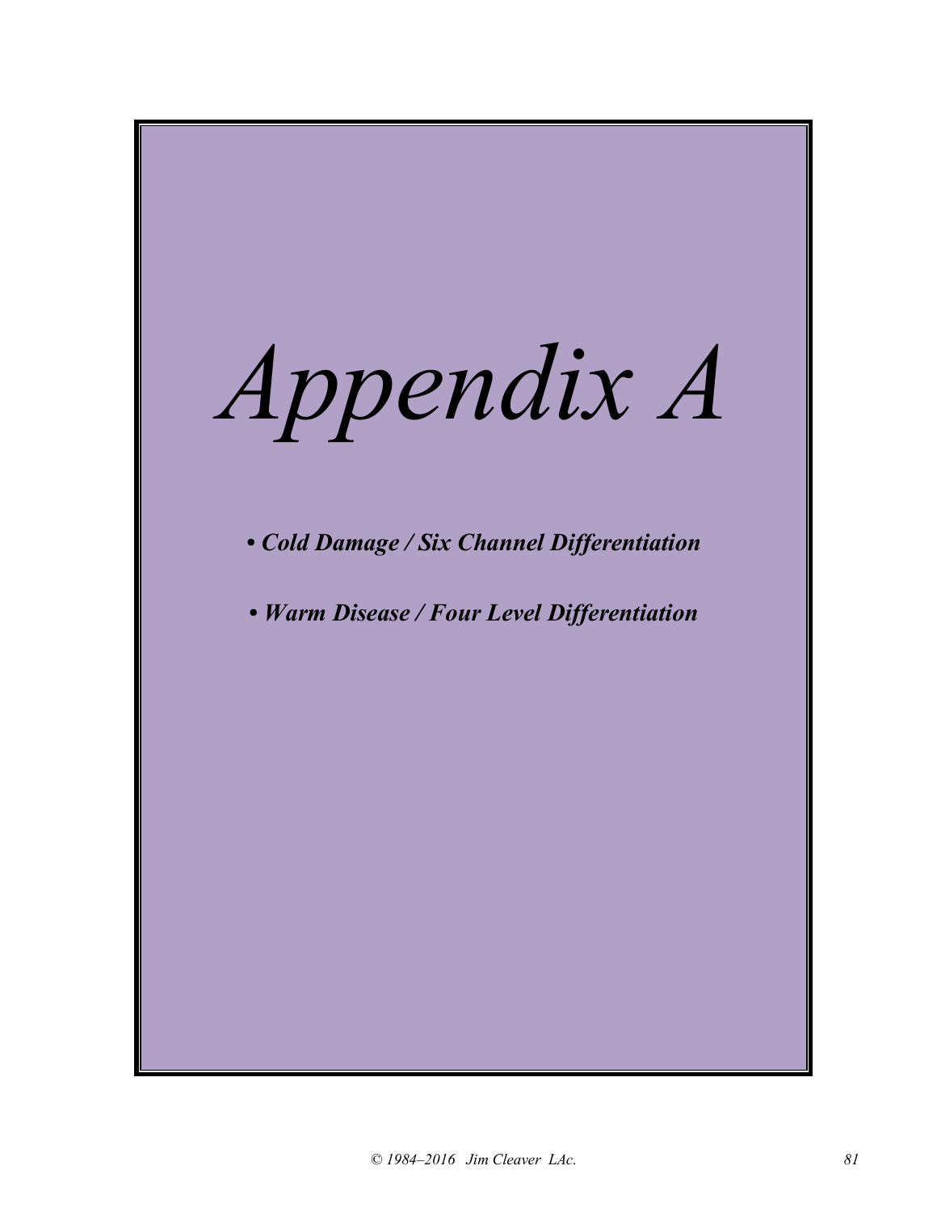# *Appendix A*

- ***Cold Damage / Six Channel Differentiation***
- ***Warm Disease / Four Level Differentiation***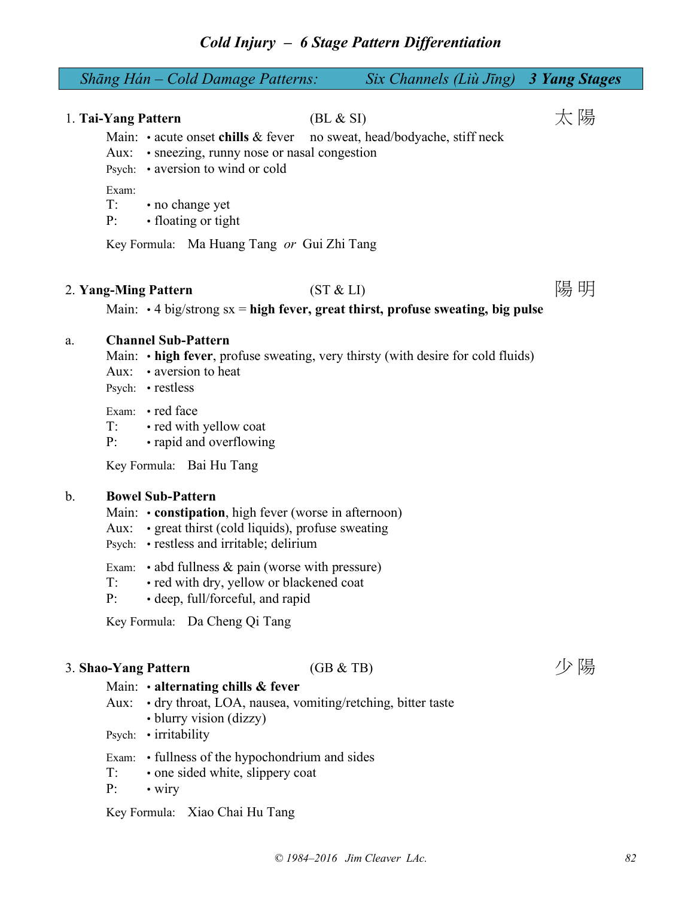# *Cold Injury – 6 Stage Pattern Differentiation*

## *Shāng Hán – Cold Damage Patterns:* *Six Channels (Liù Jīng)* ***3 Yang Stages***

### 1. Tai-Yang Pattern (BL & SI) 太陽

Main: • acute onset **chills** & fever no sweat, head/bodyache, stiff neck
Aux: • sneezing, runny nose or nasal congestion
Psych: • aversion to wind or cold

Exam:
T: • no change yet
P: • floating or tight

Key Formula: Ma Huang Tang *or* Gui Zhi Tang

### 2. Yang-Ming Pattern (ST & LI) 陽明

Main: • 4 big/strong sx = **high fever, great thirst, profuse sweating, big pulse**

#### a. Channel Sub-Pattern

Main: • **high fever**, profuse sweating, very thirsty (with desire for cold fluids)
Aux: • aversion to heat
Psych: • restless

Exam: • red face
T: • red with yellow coat
P: • rapid and overflowing

Key Formula: Bai Hu Tang

#### b. Bowel Sub-Pattern

Main: • **constipation**, high fever (worse in afternoon)
Aux: • great thirst (cold liquids), profuse sweating
Psych: • restless and irritable; delirium

Exam: • abd fullness & pain (worse with pressure)
T: • red with dry, yellow or blackened coat
P: • deep, full/forceful, and rapid

Key Formula: Da Cheng Qi Tang

### 3. Shao-Yang Pattern (GB & TB) 少陽

Main: • **alternating chills & fever**
Aux: • dry throat, LOA, nausea, vomiting/retching, bitter taste
• blurry vision (dizzy)
Psych: • irritability

Exam: • fullness of the hypochondrium and sides
T: • one sided white, slippery coat
P: • wiry

Key Formula: Xiao Chai Hu Tang

*© 1984–2016 Jim Cleaver LAc.*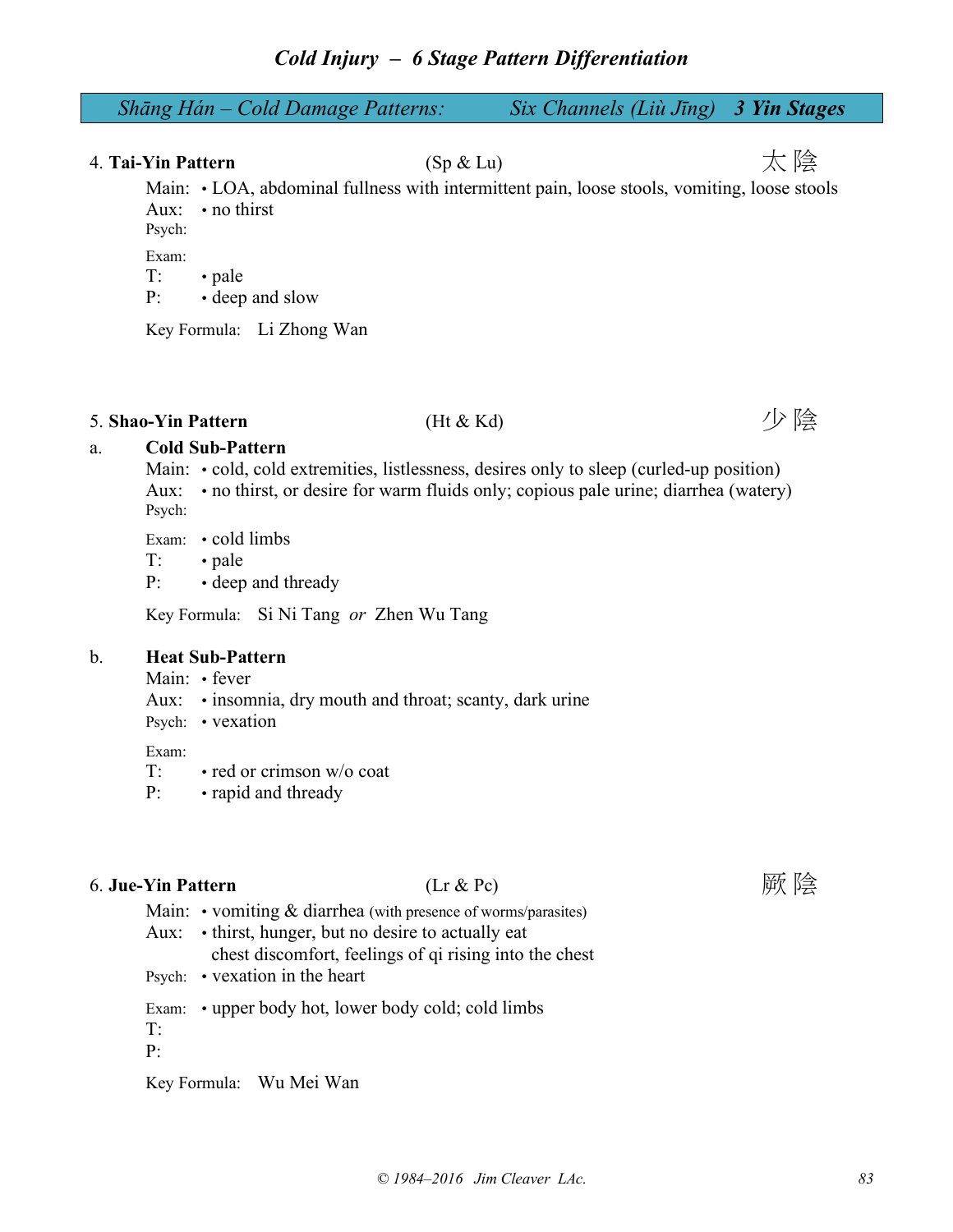# *Cold Injury – 6 Stage Pattern Differentiation*

## *Shāng Hán – Cold Damage Patterns: Six Channels (Liù Jīng)* ***3 Yin Stages***

### 4. **Tai-Yin Pattern** (Sp & Lu) 太陰

Main: • LOA, abdominal fullness with intermittent pain, loose stools, vomiting, loose stools
Aux: • no thirst
Psych:

Exam:
T: • pale
P: • deep and slow

Key Formula: Li Zhong Wan

### 5. **Shao-Yin Pattern** (Ht & Kd) 少陰

a. **Cold Sub-Pattern**

Main: • cold, cold extremities, listlessness, desires only to sleep (curled-up position)
Aux: • no thirst, or desire for warm fluids only; copious pale urine; diarrhea (watery)
Psych:

Exam: • cold limbs
T: • pale
P: • deep and thready

Key Formula: Si Ni Tang *or* Zhen Wu Tang

b. **Heat Sub-Pattern**

Main: • fever
Aux: • insomnia, dry mouth and throat; scanty, dark urine
Psych: • vexation

Exam:
T: • red or crimson w/o coat
P: • rapid and thready

### 6. **Jue-Yin Pattern** (Lr & Pc) 厥陰

Main: • vomiting & diarrhea (with presence of worms/parasites)
Aux: • thirst, hunger, but no desire to actually eat
chest discomfort, feelings of qi rising into the chest
Psych: • vexation in the heart

Exam: • upper body hot, lower body cold; cold limbs
T:
P:

Key Formula: Wu Mei Wan

*© 1984–2016 Jim Cleaver LAc.*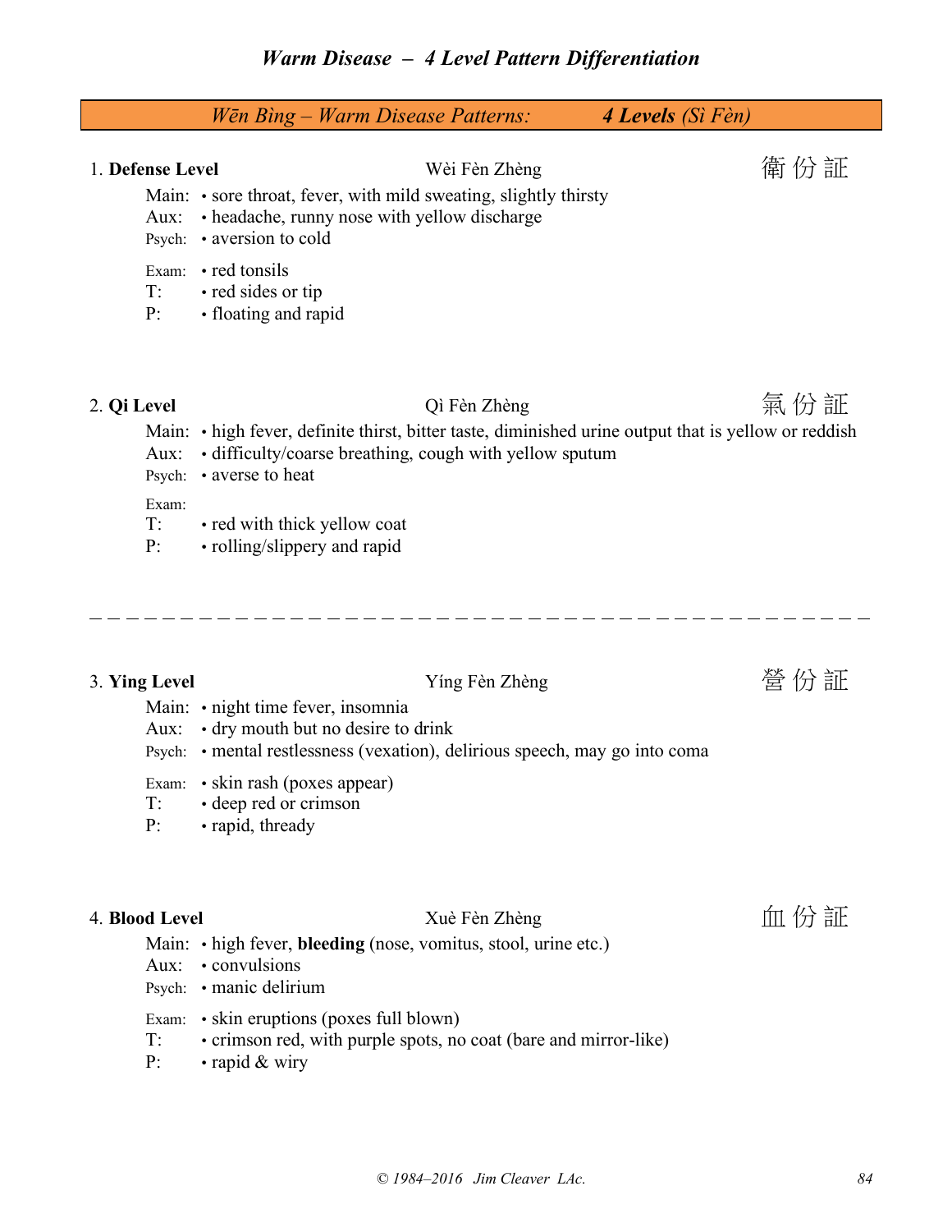# *Warm Disease – 4 Level Pattern Differentiation*

## *Wēn Bìng – Warm Disease Patterns:* ***4 Levels*** *(Sì Fèn)*

### 1. **Defense Level** — Wèi Fèn Zhèng — 衛 份 証

Main: • sore throat, fever, with mild sweating, slightly thirsty
Aux: • headache, runny nose with yellow discharge
Psych: • aversion to cold

Exam: • red tonsils
T: • red sides or tip
P: • floating and rapid

### 2. **Qi Level** — Qì Fèn Zhèng — 氣 份 証

Main: • high fever, definite thirst, bitter taste, diminished urine output that is yellow or reddish
Aux: • difficulty/coarse breathing, cough with yellow sputum
Psych: • averse to heat

Exam:
T: • red with thick yellow coat
P: • rolling/slippery and rapid

---

### 3. **Ying Level** — Yíng Fèn Zhèng — 營 份 証

Main: • night time fever, insomnia
Aux: • dry mouth but no desire to drink
Psych: • mental restlessness (vexation), delirious speech, may go into coma

Exam: • skin rash (poxes appear)
T: • deep red or crimson
P: • rapid, thready

### 4. **Blood Level** — Xuè Fèn Zhèng — 血 份 証

Main: • high fever, **bleeding** (nose, vomitus, stool, urine etc.)
Aux: • convulsions
Psych: • manic delirium

Exam: • skin eruptions (poxes full blown)
T: • crimson red, with purple spots, no coat (bare and mirror-like)
P: • rapid & wiry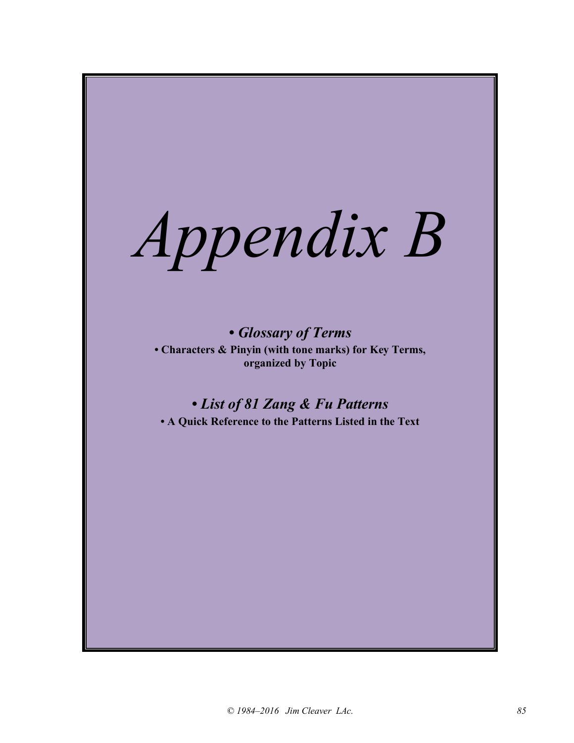# *Appendix B*

***• Glossary of Terms***

**• Characters & Pinyin (with tone marks) for Key Terms, organized by Topic**

***• List of 81 Zang & Fu Patterns***

**• A Quick Reference to the Patterns Listed in the Text**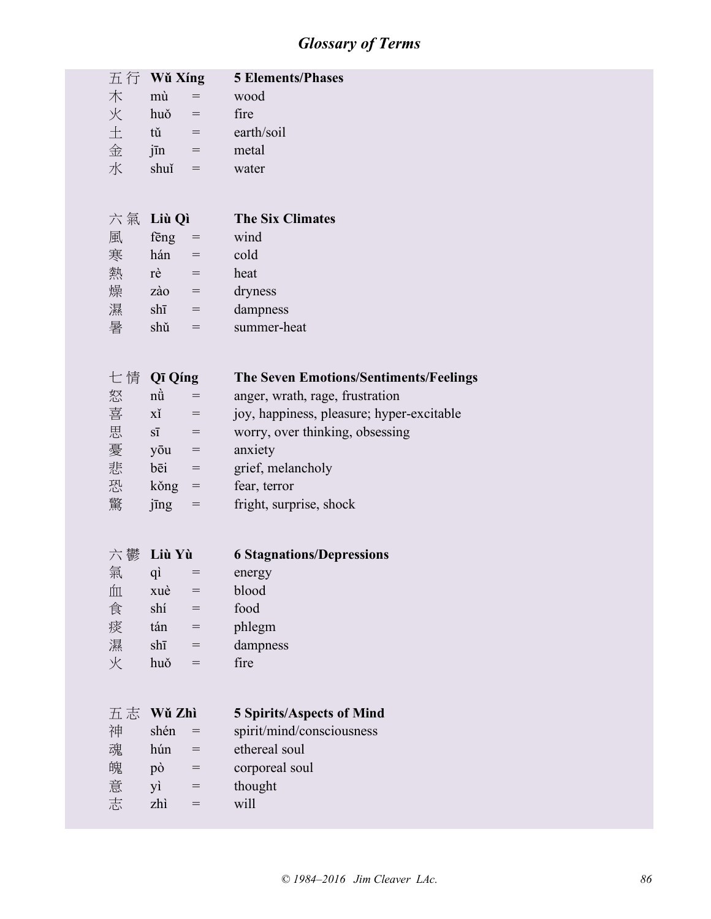# Glossary of Terms

| 五行 | **Wǔ Xíng** | | **5 Elements/Phases** |
|---|---|---|---|
| 木 | mù | = | wood |
| 火 | huǒ | = | fire |
| 土 | tǔ | = | earth/soil |
| 金 | jīn | = | metal |
| 水 | shuǐ | = | water |

| 六氣 | **Liù Qì** | | **The Six Climates** |
|---|---|---|---|
| 風 | fēng | = | wind |
| 寒 | hán | = | cold |
| 熱 | rè | = | heat |
| 燥 | zào | = | dryness |
| 濕 | shī | = | dampness |
| 暑 | shǔ | = | summer-heat |

| 七情 | **Qī Qíng** | | **The Seven Emotions/Sentiments/Feelings** |
|---|---|---|---|
| 怒 | nǜ | = | anger, wrath, rage, frustration |
| 喜 | xǐ | = | joy, happiness, pleasure; hyper-excitable |
| 思 | sī | = | worry, over thinking, obsessing |
| 憂 | yōu | = | anxiety |
| 悲 | bēi | = | grief, melancholy |
| 恐 | kǒng | = | fear, terror |
| 驚 | jīng | = | fright, surprise, shock |

| 六鬱 | **Liù Yù** | | **6 Stagnations/Depressions** |
|---|---|---|---|
| 氣 | qì | = | energy |
| 血 | xuè | = | blood |
| 食 | shí | = | food |
| 痰 | tán | = | phlegm |
| 濕 | shī | = | dampness |
| 火 | huǒ | = | fire |

| 五志 | **Wǔ Zhì** | | **5 Spirits/Aspects of Mind** |
|---|---|---|---|
| 神 | shén | = | spirit/mind/consciousness |
| 魂 | hún | = | ethereal soul |
| 魄 | pò | = | corporeal soul |
| 意 | yì | = | thought |
| 志 | zhì | = | will |

*© 1984–2016 Jim Cleaver LAc.*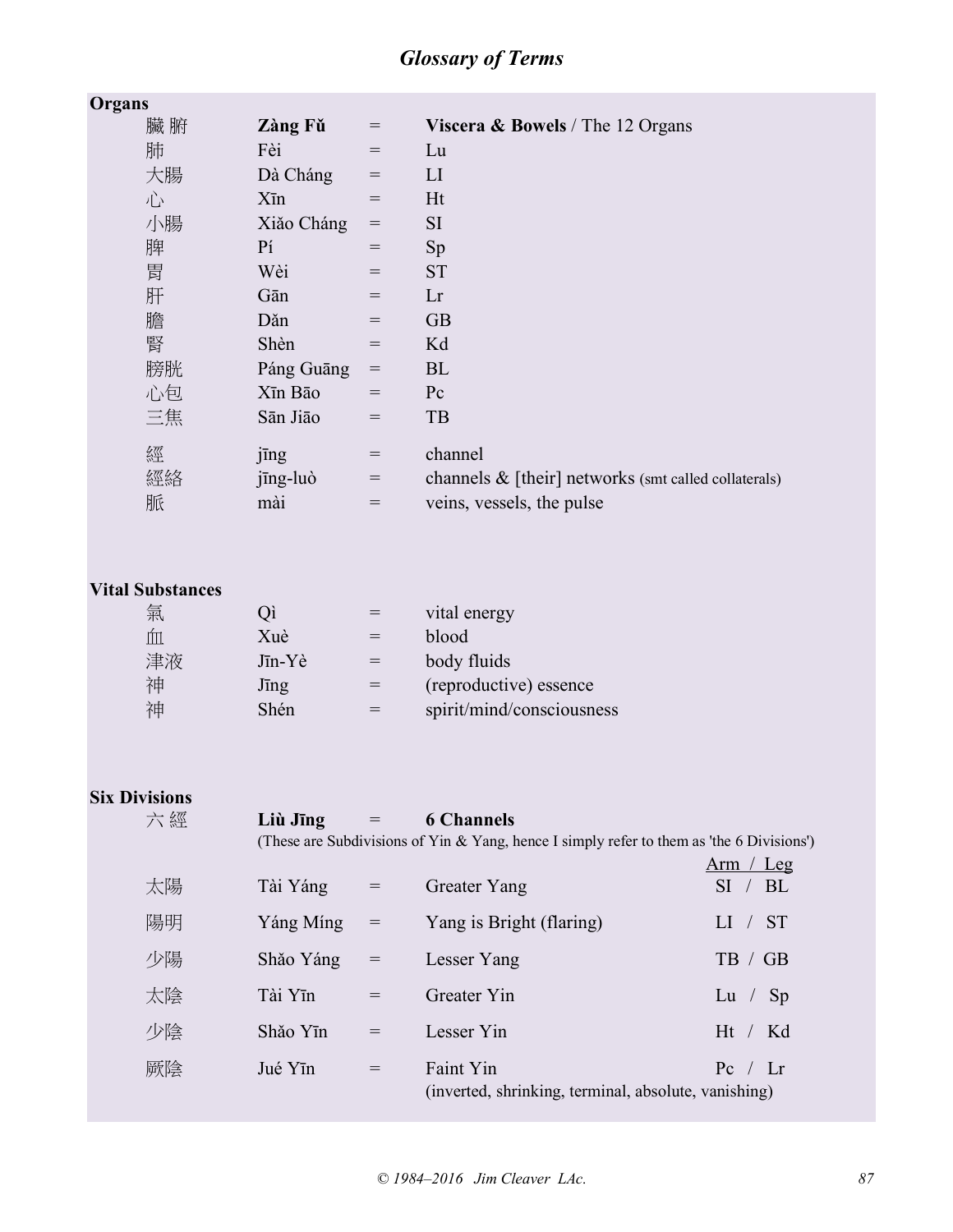## Glossary of Terms

### Organs

| | | | |
|---|---|---|---|
| 臟 腑 | **Zàng Fǔ** | = | **Viscera & Bowels** / The 12 Organs |
| 肺 | Fèi | = | Lu |
| 大腸 | Dà Cháng | = | LI |
| 心 | Xīn | = | Ht |
| 小腸 | Xiǎo Cháng | = | SI |
| 脾 | Pí | = | Sp |
| 胃 | Wèi | = | ST |
| 肝 | Gān | = | Lr |
| 膽 | Dǎn | = | GB |
| 腎 | Shèn | = | Kd |
| 膀胱 | Páng Guāng | = | BL |
| 心包 | Xīn Bāo | = | Pc |
| 三焦 | Sān Jiāo | = | TB |
| 經 | jīng | = | channel |
| 經絡 | jīng-luò | = | channels & [their] networks (smt called collaterals) |
| 脈 | mài | = | veins, vessels, the pulse |

### Vital Substances

| | | | |
|---|---|---|---|
| 氣 | Qì | = | vital energy |
| 血 | Xuè | = | blood |
| 津液 | Jīn-Yè | = | body fluids |
| 神 | Jīng | = | (reproductive) essence |
| 神 | Shén | = | spirit/mind/consciousness |

### Six Divisions

六 經 **Liù Jīng** = **6 Channels**

(These are Subdivisions of Yin & Yang, hence I simply refer to them as 'the 6 Divisions')

| | | | | Arm / Leg |
|---|---|---|---|---|
| 太陽 | Tài Yáng | = | Greater Yang | SI / BL |
| 陽明 | Yáng Míng | = | Yang is Bright (flaring) | LI / ST |
| 少陽 | Shǎo Yáng | = | Lesser Yang | TB / GB |
| 太陰 | Tài Yīn | = | Greater Yin | Lu / Sp |
| 少陰 | Shǎo Yīn | = | Lesser Yin | Ht / Kd |
| 厥陰 | Jué Yīn | = | Faint Yin (inverted, shrinking, terminal, absolute, vanishing) | Pc / Lr |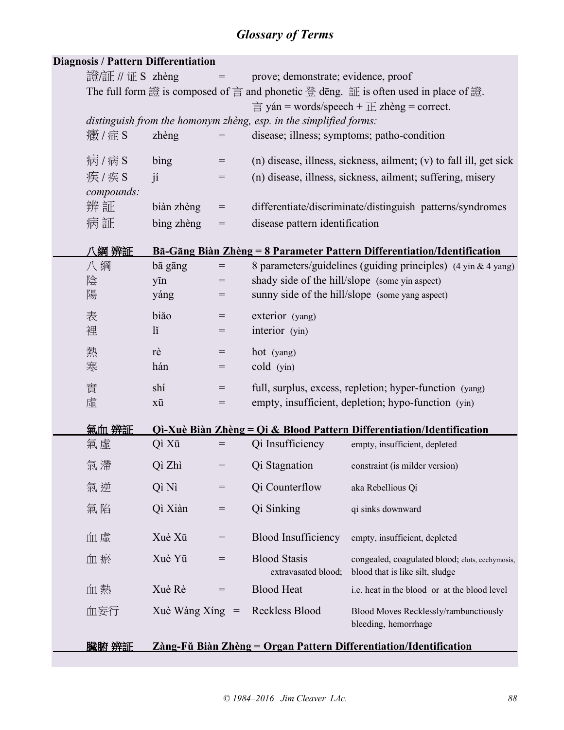## Glossary of Terms

**Diagnosis / Pattern Differentiation**

| | | | |
|---|---|---|---|
| 證/証 // 证 S | zhèng | = | prove; demonstrate; evidence, proof |

The full form 證 is composed of 言 and phonetic 登 dēng. 証 is often used in place of 證.
言 yán = words/speech + 正 zhèng = correct.

*distinguish from the homonym zhèng, esp. in the simplified forms:*

| | | | |
|---|---|---|---|
| 癥 / 症 S | zhèng | = | disease; illness; symptoms; patho-condition |
| 病 / 病 S | bìng | = | (n) disease, illness, sickness, ailment; (v) to fall ill, get sick |
| 疾 / 疾 S | jí | = | (n) disease, illness, sickness, ailment; suffering, misery |

*compounds:*

| | | | |
|---|---|---|---|
| 辨 証 | biàn zhèng | = | differentiate/discriminate/distinguish patterns/syndromes |
| 病 証 | bìng zhèng | = | disease pattern identification |

### 八綱 辨証 **Bā-Gāng Biàn Zhèng = 8 Parameter Pattern Differentiation/Identification**

| | | | |
|---|---|---|---|
| 八 綱 | bā gāng | = | 8 parameters/guidelines (guiding principles) (4 yin & 4 yang) |
| 陰 | yīn | = | shady side of the hill/slope (some yin aspect) |
| 陽 | yáng | = | sunny side of the hill/slope (some yang aspect) |
| 表 | biǎo | = | exterior (yang) |
| 裡 | lǐ | = | interior (yin) |
| 熱 | rè | = | hot (yang) |
| 寒 | hán | = | cold (yin) |
| 實 | shí | = | full, surplus, excess, repletion; hyper-function (yang) |
| 虛 | xū | = | empty, insufficient, depletion; hypo-function (yin) |

### 氣血 辨証 **Qì-Xuè Biàn Zhèng = Qi & Blood Pattern Differentiation/Identification**

| | | | | |
|---|---|---|---|---|
| 氣 虛 | Qì Xū | = | Qi Insufficiency | empty, insufficient, depleted |
| 氣 滯 | Qì Zhì | = | Qi Stagnation | constraint (is milder version) |
| 氣 逆 | Qì Nì | = | Qi Counterflow | aka Rebellious Qi |
| 氣 陷 | Qì Xiàn | = | Qi Sinking | qi sinks downward |
| 血 虛 | Xuè Xū | = | Blood Insufficiency | empty, insufficient, depleted |
| 血 瘀 | Xuè Yū | = | Blood Stasis extravasated blood; | congealed, coagulated blood; clots, ecchymosis, blood that is like silt, sludge |
| 血 熱 | Xuè Rè | = | Blood Heat | i.e. heat in the blood or at the blood level |
| 血妄行 | Xuè Wàng Xíng | = | Reckless Blood | Blood Moves Recklessly/rambunctiously bleeding, hemorrhage |

### 臟腑 辨証 **Zàng-Fǔ Biàn Zhèng = Organ Pattern Differentiation/Identification**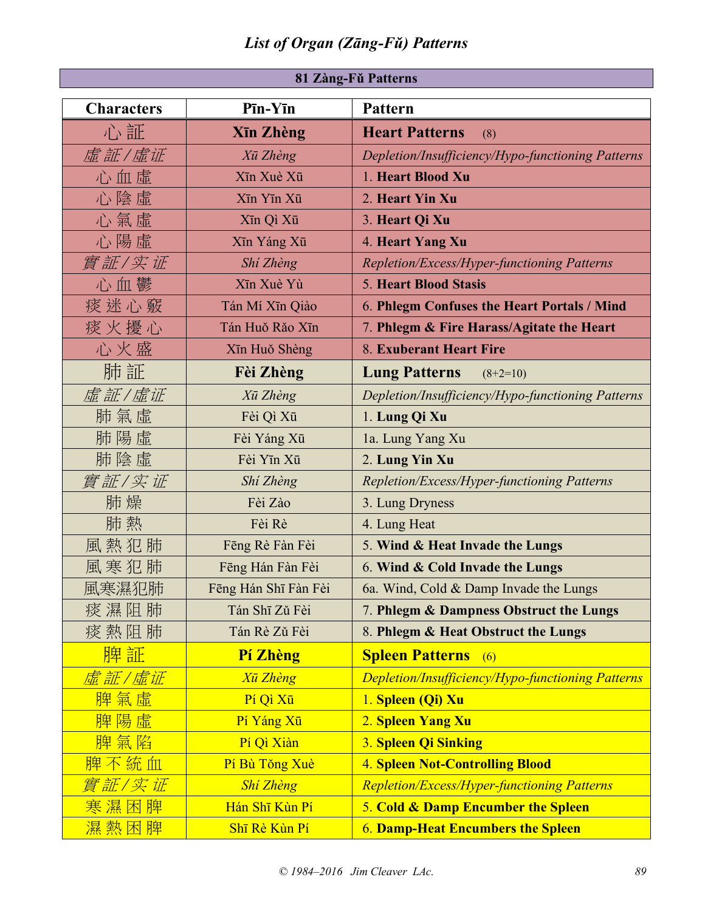# List of Organ (Zāng-Fǔ) Patterns

| **81 Zàng-Fǔ Patterns** | | |
|---|---|---|
| **Characters** | **Pīn-Yīn** | **Pattern** |
| 心 証 | **Xīn Zhèng** | **Heart Patterns** (8) |
| *虛 証 / 虛证* | *Xū Zhèng* | *Depletion/Insufficiency/Hypo-functioning Patterns* |
| 心 血 虛 | Xīn Xuè Xū | 1. **Heart Blood Xu** |
| 心 陰 虛 | Xīn Yīn Xū | 2. **Heart Yin Xu** |
| 心 氣 虛 | Xīn Qì Xū | 3. **Heart Qi Xu** |
| 心 陽 虛 | Xīn Yáng Xū | 4. **Heart Yang Xu** |
| *實 証 / 实 证* | *Shí Zhèng* | *Repletion/Excess/Hyper-functioning Patterns* |
| 心 血 鬱 | Xīn Xuè Yù | 5. **Heart Blood Stasis** |
| 痰 迷 心 竅 | Tán Mí Xīn Qiào | 6. **Phlegm Confuses the Heart Portals / Mind** |
| 痰 火 擾 心 | Tán Huǒ Rǎo Xīn | 7. **Phlegm & Fire Harass/Agitate the Heart** |
| 心 火 盛 | Xīn Huǒ Shèng | 8. **Exuberant Heart Fire** |
| 肺 証 | **Fèi Zhèng** | **Lung Patterns** (8+2=10) |
| *虛 証 / 虛证* | *Xū Zhèng* | *Depletion/Insufficiency/Hypo-functioning Patterns* |
| 肺 氣 虛 | Fèi Qì Xū | 1. **Lung Qi Xu** |
| 肺 陽 虛 | Fèi Yáng Xū | 1a. Lung Yang Xu |
| 肺 陰 虛 | Fèi Yīn Xū | 2. **Lung Yin Xu** |
| *實 証 / 实 证* | *Shí Zhèng* | *Repletion/Excess/Hyper-functioning Patterns* |
| 肺 燥 | Fèi Zào | 3. Lung Dryness |
| 肺 熱 | Fèi Rè | 4. Lung Heat |
| 風 熱 犯 肺 | Fēng Rè Fàn Fèi | 5. **Wind & Heat Invade the Lungs** |
| 風 寒 犯 肺 | Fēng Hán Fàn Fèi | 6. **Wind & Cold Invade the Lungs** |
| 風寒濕犯肺 | Fēng Hán Shī Fàn Fèi | 6a. Wind, Cold & Damp Invade the Lungs |
| 痰 濕 阻 肺 | Tán Shī Zǔ Fèi | 7. **Phlegm & Dampness Obstruct the Lungs** |
| 痰 熱 阻 肺 | Tán Rè Zǔ Fèi | 8. **Phlegm & Heat Obstruct the Lungs** |
| 脾 証 | **Pí Zhèng** | **Spleen Patterns** (6) |
| *虛 証 / 虛证* | *Xū Zhèng* | *Depletion/Insufficiency/Hypo-functioning Patterns* |
| 脾 氣 虛 | Pí Qì Xū | 1. **Spleen (Qi) Xu** |
| 脾 陽 虛 | Pí Yáng Xū | 2. **Spleen Yang Xu** |
| 脾 氣 陷 | Pí Qì Xiàn | 3. **Spleen Qi Sinking** |
| 脾 不 統 血 | Pí Bù Tǒng Xuè | 4. **Spleen Not-Controlling Blood** |
| *實 証 / 实 证* | *Shí Zhèng* | *Repletion/Excess/Hyper-functioning Patterns* |
| 寒 濕 困 脾 | Hán Shī Kùn Pí | 5. **Cold & Damp Encumber the Spleen** |
| 濕 熱 困 脾 | Shī Rè Kùn Pí | 6. **Damp-Heat Encumbers the Spleen** |

© 1984–2016 Jim Cleaver LAc.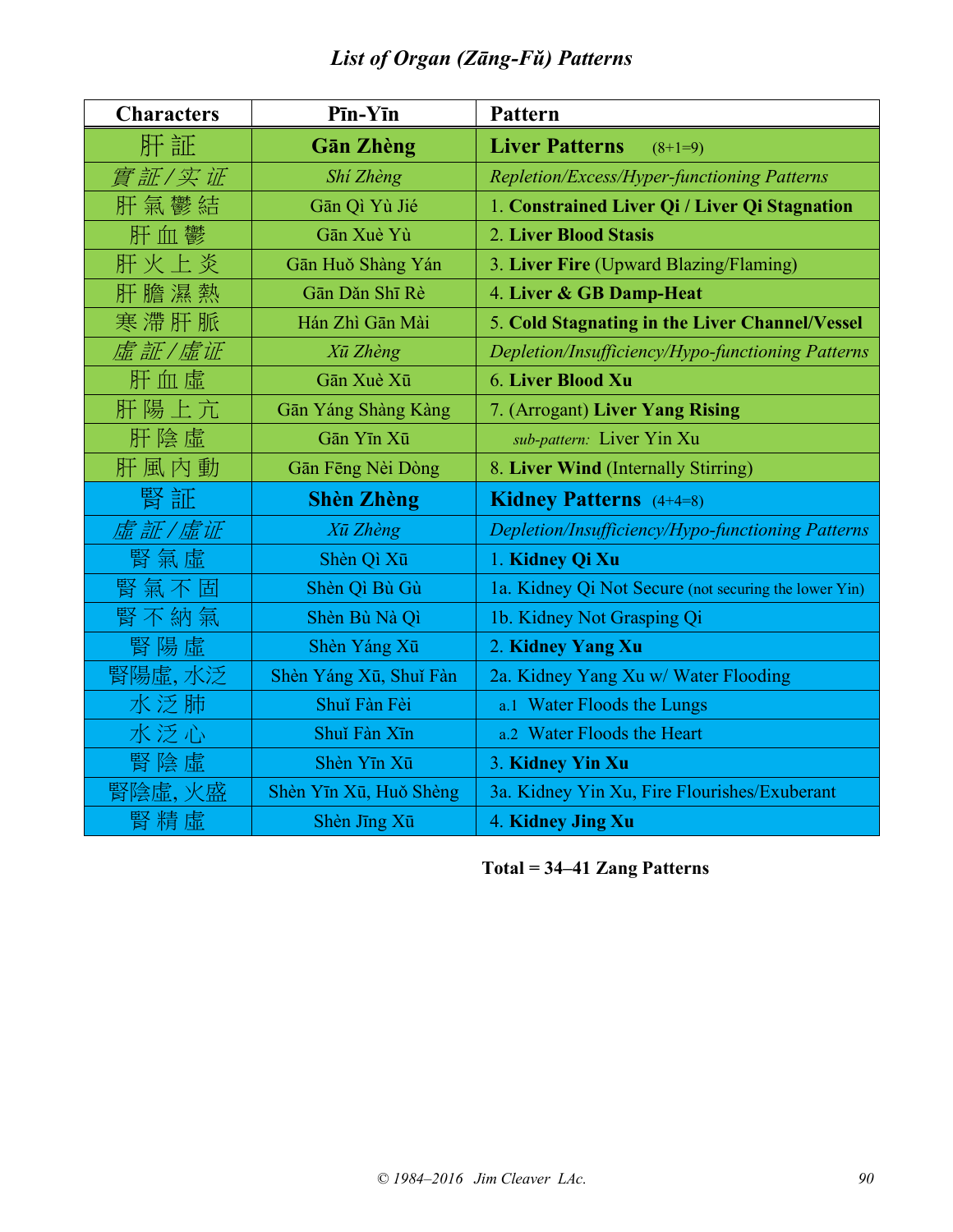# *List of Organ (Zāng-Fǔ) Patterns*

| Characters | Pīn-Yīn | Pattern |
|---|---|---|
| 肝 証 | **Gān Zhèng** | **Liver Patterns** (8+1=9) |
| *實 証 / 实 证* | *Shí Zhèng* | *Repletion/Excess/Hyper-functioning Patterns* |
| 肝 氣 鬱 結 | Gān Qì Yù Jié | 1. **Constrained Liver Qi / Liver Qi Stagnation** |
| 肝 血 鬱 | Gān Xuè Yù | 2. **Liver Blood Stasis** |
| 肝 火 上 炎 | Gān Huǒ Shàng Yán | 3. **Liver Fire** (Upward Blazing/Flaming) |
| 肝 膽 濕 熱 | Gān Dǎn Shī Rè | 4. **Liver & GB Damp-Heat** |
| 寒 滯 肝 脈 | Hán Zhì Gān Mài | 5. **Cold Stagnating in the Liver Channel/Vessel** |
| *虛 証 / 虛证* | *Xū Zhèng* | *Depletion/Insufficiency/Hypo-functioning Patterns* |
| 肝 血 虛 | Gān Xuè Xū | 6. **Liver Blood Xu** |
| 肝 陽 上 亢 | Gān Yáng Shàng Kàng | 7. (Arrogant) **Liver Yang Rising** |
| 肝 陰 虛 | Gān Yīn Xū | *sub-pattern:* Liver Yin Xu |
| 肝 風 內 動 | Gān Fēng Nèi Dòng | 8. **Liver Wind** (Internally Stirring) |
| 腎 証 | **Shèn Zhèng** | **Kidney Patterns** (4+4=8) |
| *虛 証 / 虛证* | *Xū Zhèng* | *Depletion/Insufficiency/Hypo-functioning Patterns* |
| 腎 氣 虛 | Shèn Qì Xū | 1. **Kidney Qi Xu** |
| 腎 氣 不 固 | Shèn Qì Bù Gù | 1a. Kidney Qi Not Secure (not securing the lower Yin) |
| 腎 不 納 氣 | Shèn Bù Nà Qì | 1b. Kidney Not Grasping Qi |
| 腎 陽 虛 | Shèn Yáng Xū | 2. **Kidney Yang Xu** |
| 腎陽虛, 水泛 | Shèn Yáng Xū, Shuǐ Fàn | 2a. Kidney Yang Xu w/ Water Flooding |
| 水 泛 肺 | Shuǐ Fàn Fèi | a.1 Water Floods the Lungs |
| 水 泛 心 | Shuǐ Fàn Xīn | a.2 Water Floods the Heart |
| 腎 陰 虛 | Shèn Yīn Xū | 3. **Kidney Yin Xu** |
| 腎陰虛, 火盛 | Shèn Yīn Xū, Huǒ Shèng | 3a. Kidney Yin Xu, Fire Flourishes/Exuberant |
| 腎 精 虛 | Shèn Jīng Xū | 4. **Kidney Jing Xu** |

**Total = 34–41 Zang Patterns**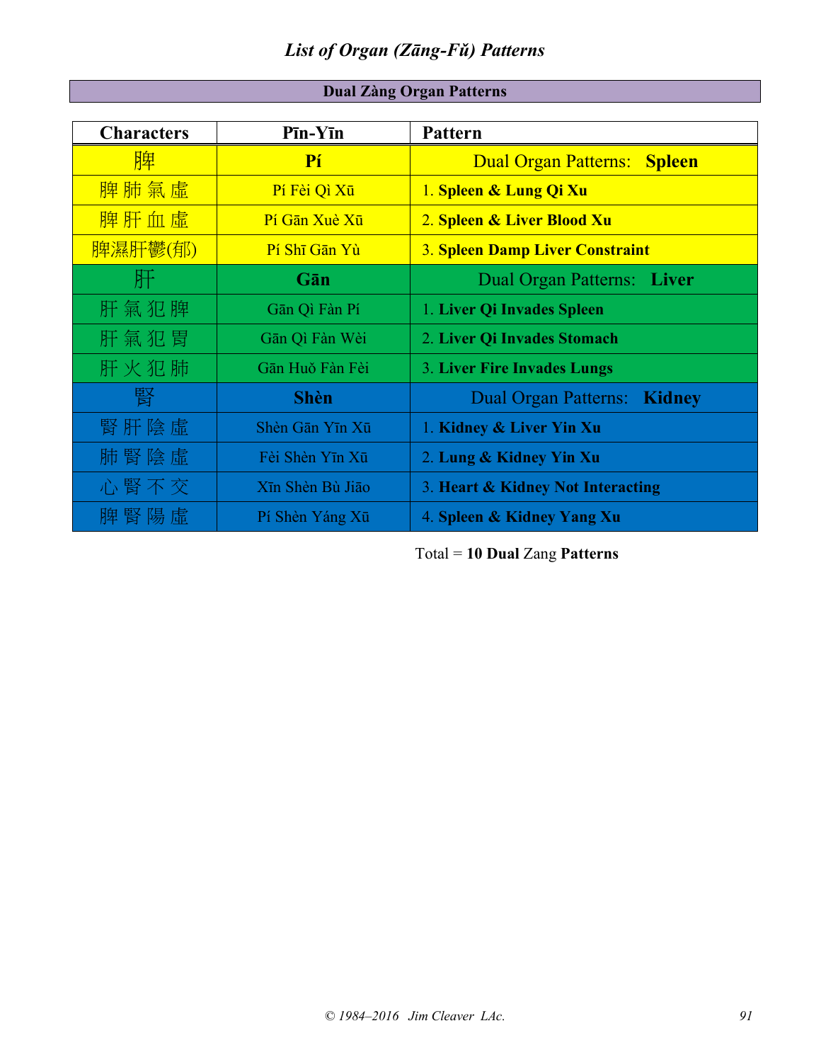## *List of Organ (Zāng-Fǔ) Patterns*

| Dual Zàng Organ Patterns | | |
|---|---|---|
| **Characters** | **Pīn-Yīn** | **Pattern** |
| 脾 | **Pí** | Dual Organ Patterns: **Spleen** |
| 脾 肺 氣 虛 | Pí Fèi Qì Xū | 1. **Spleen & Lung Qi Xu** |
| 脾 肝 血 虛 | Pí Gān Xuè Xū | 2. **Spleen & Liver Blood Xu** |
| 脾濕肝鬱(郁) | Pí Shī Gān Yù | 3. **Spleen Damp Liver Constraint** |
| 肝 | **Gān** | Dual Organ Patterns: **Liver** |
| 肝 氣 犯 脾 | Gān Qì Fàn Pí | 1. **Liver Qi Invades Spleen** |
| 肝 氣 犯 胃 | Gān Qì Fàn Wèi | 2. **Liver Qi Invades Stomach** |
| 肝 火 犯 肺 | Gān Huǒ Fàn Fèi | 3. **Liver Fire Invades Lungs** |
| 腎 | **Shèn** | Dual Organ Patterns: **Kidney** |
| 腎 肝 陰 虛 | Shèn Gān Yīn Xū | 1. **Kidney & Liver Yin Xu** |
| 肺 腎 陰 虛 | Fèi Shèn Yīn Xū | 2. **Lung & Kidney Yin Xu** |
| 心 腎 不 交 | Xīn Shèn Bù Jiāo | 3. **Heart & Kidney Not Interacting** |
| 脾 腎 陽 虛 | Pí Shèn Yáng Xū | 4. **Spleen & Kidney Yang Xu** |

Total = **10 Dual** Zang **Patterns**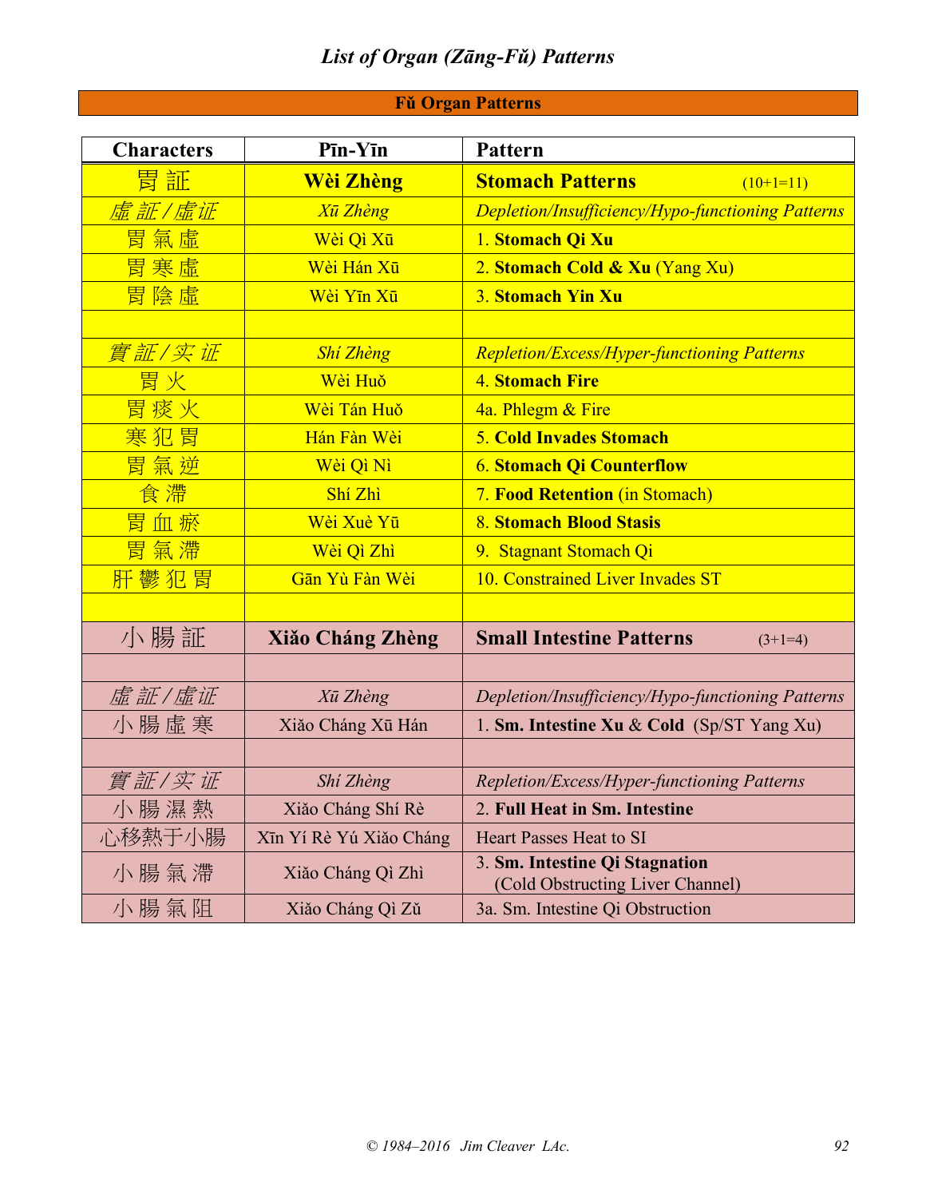## *List of Organ (Zāng-Fǔ) Patterns*

**Fǔ Organ Patterns**

| Characters | Pīn-Yīn | Pattern |
|---|---|---|
| 胃 証 | **Wèi Zhèng** | **Stomach Patterns** (10+1=11) |
| *虛 証 / 虛证* | *Xū Zhèng* | *Depletion/Insufficiency/Hypo-functioning Patterns* |
| 胃 氣 虛 | Wèi Qì Xū | 1. **Stomach Qi Xu** |
| 胃 寒 虛 | Wèi Hán Xū | 2. **Stomach Cold & Xu** (Yang Xu) |
| 胃 陰 虛 | Wèi Yīn Xū | 3. **Stomach Yin Xu** |
| | | |
| *實 証 / 实 证* | *Shí Zhèng* | *Repletion/Excess/Hyper-functioning Patterns* |
| 胃 火 | Wèi Huǒ | 4. **Stomach Fire** |
| 胃 痰 火 | Wèi Tán Huǒ | 4a. Phlegm & Fire |
| 寒 犯 胃 | Hán Fàn Wèi | 5. **Cold Invades Stomach** |
| 胃 氣 逆 | Wèi Qì Nì | 6. **Stomach Qi Counterflow** |
| 食 滯 | Shí Zhì | 7. **Food Retention** (in Stomach) |
| 胃 血 瘀 | Wèi Xuè Yū | 8. **Stomach Blood Stasis** |
| 胃 氣 滯 | Wèi Qì Zhì | 9. Stagnant Stomach Qi |
| 肝 鬱 犯 胃 | Gān Yù Fàn Wèi | 10. Constrained Liver Invades ST |
| | | |
| 小 腸 証 | **Xiǎo Cháng Zhèng** | **Small Intestine Patterns** (3+1=4) |
| | | |
| *虛 証 / 虛证* | *Xū Zhèng* | *Depletion/Insufficiency/Hypo-functioning Patterns* |
| 小 腸 虛 寒 | Xiǎo Cháng Xū Hán | 1. **Sm. Intestine Xu & Cold** (Sp/ST Yang Xu) |
| | | |
| *實 証 / 实 证* | *Shí Zhèng* | *Repletion/Excess/Hyper-functioning Patterns* |
| 小 腸 濕 熱 | Xiǎo Cháng Shí Rè | 2. **Full Heat in Sm. Intestine** |
| 心移熱于小腸 | Xīn Yí Rè Yú Xiǎo Cháng | Heart Passes Heat to SI |
| 小 腸 氣 滯 | Xiǎo Cháng Qì Zhì | 3. **Sm. Intestine Qi Stagnation** (Cold Obstructing Liver Channel) |
| 小 腸 氣 阻 | Xiǎo Cháng Qì Zǔ | 3a. Sm. Intestine Qi Obstruction |

© 1984–2016 Jim Cleaver LAc.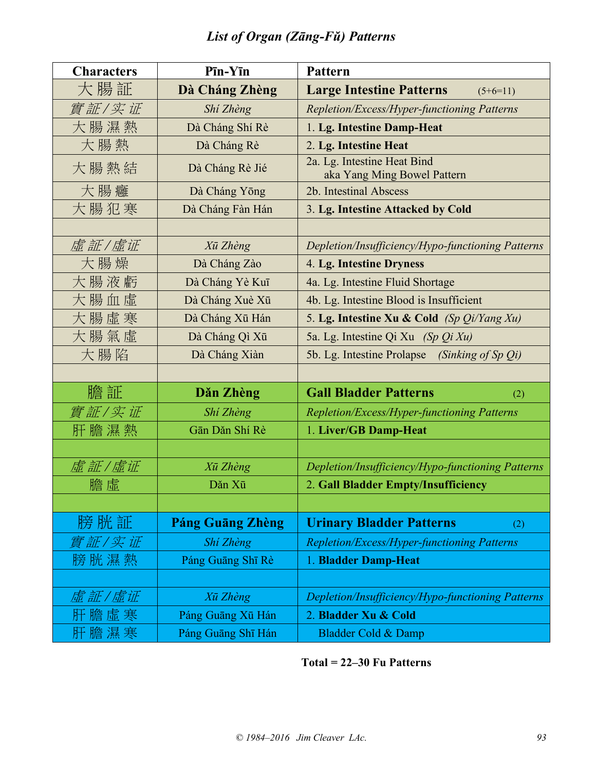## *List of Organ (Zāng-Fǔ) Patterns*

| Characters | Pīn-Yīn | Pattern |
|---|---|---|
| 大 腸 証 | **Dà Cháng Zhèng** | **Large Intestine Patterns** (5+6=11) |
| *實 証 / 实 证* | *Shí Zhèng* | *Repletion/Excess/Hyper-functioning Patterns* |
| 大 腸 濕 熱 | Dà Cháng Shí Rè | 1. **Lg. Intestine Damp-Heat** |
| 大 腸 熱 | Dà Cháng Rè | 2. **Lg. Intestine Heat** |
| 大 腸 熱 結 | Dà Cháng Rè Jié | 2a. Lg. Intestine Heat Bind aka Yang Ming Bowel Pattern |
| 大 腸 癰 | Dà Cháng Yōng | 2b. Intestinal Abscess |
| 大 腸 犯 寒 | Dà Cháng Fàn Hán | 3. **Lg. Intestine Attacked by Cold** |
| | | |
| *虛 証 / 虛 证* | *Xū Zhèng* | *Depletion/Insufficiency/Hypo-functioning Patterns* |
| 大 腸 燥 | Dà Cháng Zào | 4. **Lg. Intestine Dryness** |
| 大 腸 液 虧 | Dà Cháng Yè Kuī | 4a. Lg. Intestine Fluid Shortage |
| 大 腸 血 虛 | Dà Cháng Xuè Xū | 4b. Lg. Intestine Blood is Insufficient |
| 大 腸 虛 寒 | Dà Cháng Xū Hán | 5. **Lg. Intestine Xu & Cold** *(Sp Qi/Yang Xu)* |
| 大 腸 氣 虛 | Dà Cháng Qì Xū | 5a. Lg. Intestine Qi Xu *(Sp Qi Xu)* |
| 大 腸 陷 | Dà Cháng Xiàn | 5b. Lg. Intestine Prolapse *(Sinking of Sp Qi)* |
| | | |
| 膽 証 | **Dǎn Zhèng** | **Gall Bladder Patterns** (2) |
| *實 証 / 实 证* | *Shí Zhèng* | *Repletion/Excess/Hyper-functioning Patterns* |
| 肝 膽 濕 熱 | Gān Dǎn Shí Rè | 1. **Liver/GB Damp-Heat** |
| | | |
| *虛 証 / 虛 证* | *Xū Zhèng* | *Depletion/Insufficiency/Hypo-functioning Patterns* |
| 膽 虛 | Dǎn Xū | 2. **Gall Bladder Empty/Insufficiency** |
| | | |
| 膀 胱 証 | **Páng Guāng Zhèng** | **Urinary Bladder Patterns** (2) |
| *實 証 / 实 证* | *Shí Zhèng* | *Repletion/Excess/Hyper-functioning Patterns* |
| 膀 胱 濕 熱 | Páng Guāng Shī Rè | 1. **Bladder Damp-Heat** |
| | | |
| *虛 証 / 虛 证* | *Xū Zhèng* | *Depletion/Insufficiency/Hypo-functioning Patterns* |
| 肝 膽 虛 寒 | Páng Guāng Xū Hán | 2. **Bladder Xu & Cold** |
| 肝 膽 濕 寒 | Páng Guāng Shī Hán | Bladder Cold & Damp |

**Total = 22–30 Fu Patterns**

*© 1984–2016 Jim Cleaver LAc.*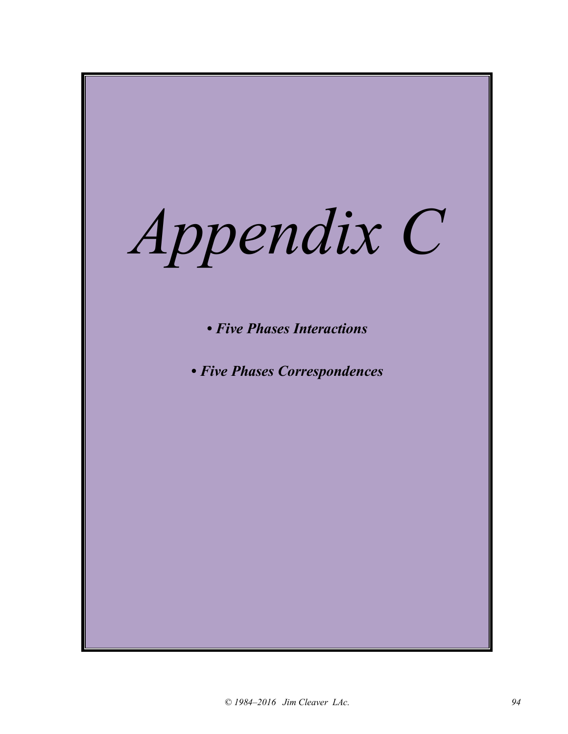# *Appendix C*

***• Five Phases Interactions***

***• Five Phases Correspondences***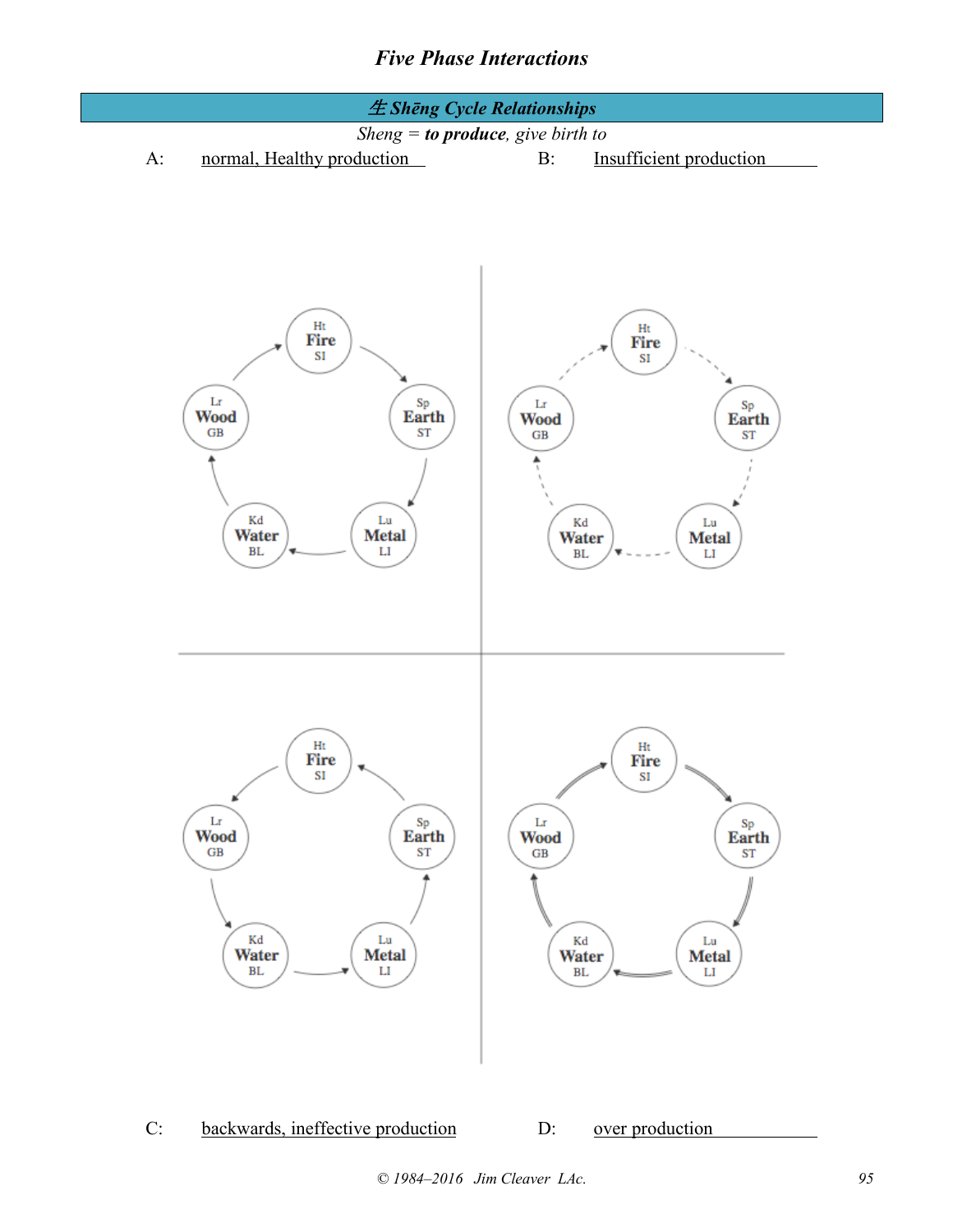# Five Phase Interactions

## 生 Shēng Cycle Relationships

*Sheng* = ***to produce***, *give birth to*

A: normal, Healthy production

B: Insufficient production

Ht Fire SI

Lr Wood GB

Sp Earth ST

Kd Water BL

Lu Metal LI

Ht Fire SI

Lr Wood GB

Sp Earth ST

Kd Water BL

Lu Metal LI

Ht Fire SI

Lr Wood GB

Sp Earth ST

Kd Water BL

Lu Metal LI

Ht Fire SI

Lr Wood GB

Sp Earth ST

Kd Water BL

Lu Metal LI

C: backwards, ineffective production

D: over production

© 1984–2016 Jim Cleaver LAc.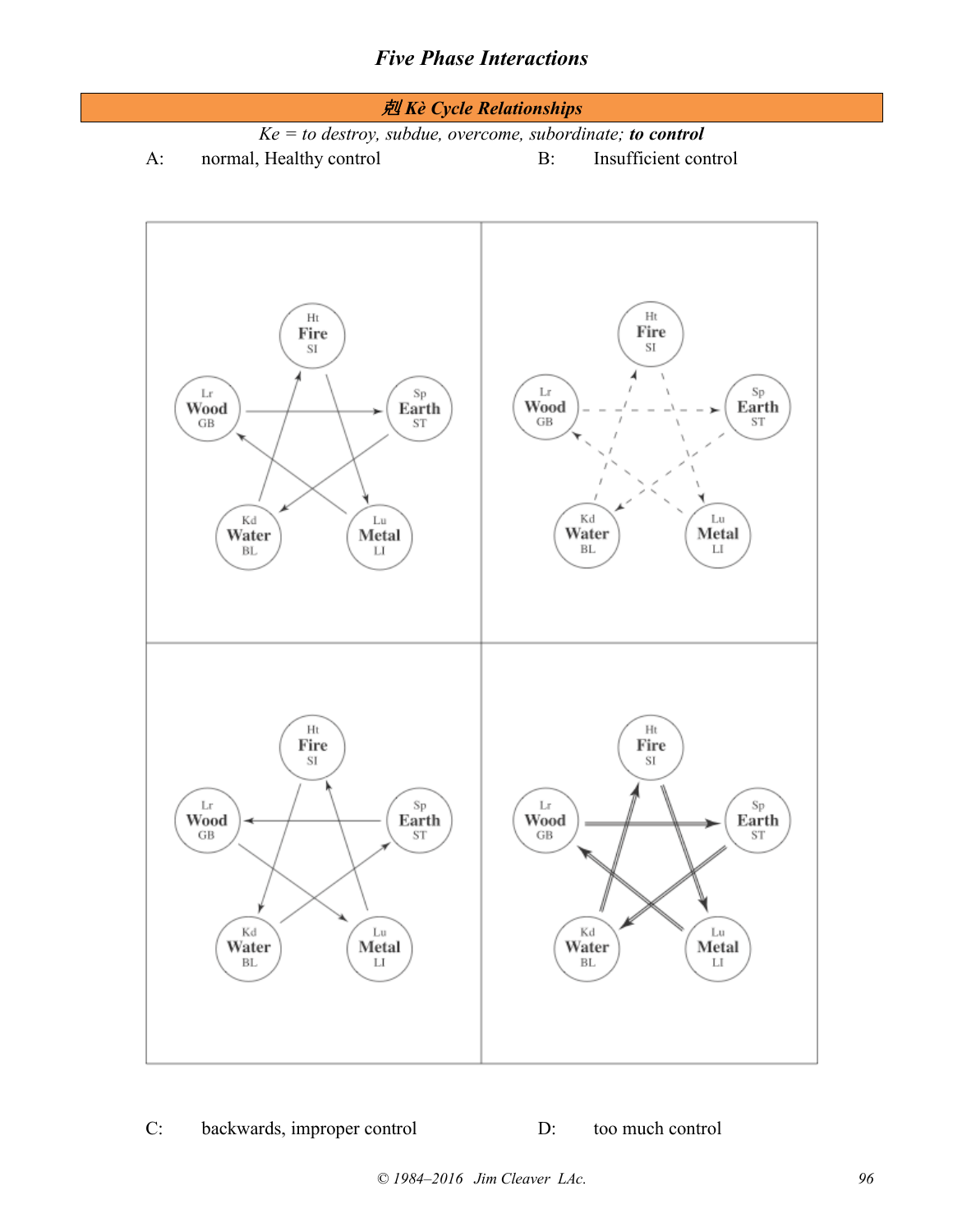## 剋 Kè Cycle Relationships

*Ke = to destroy, subdue, overcome, subordinate;* ***to control***

A: normal, Healthy control

B: Insufficient control

C: backwards, improper control

D: too much control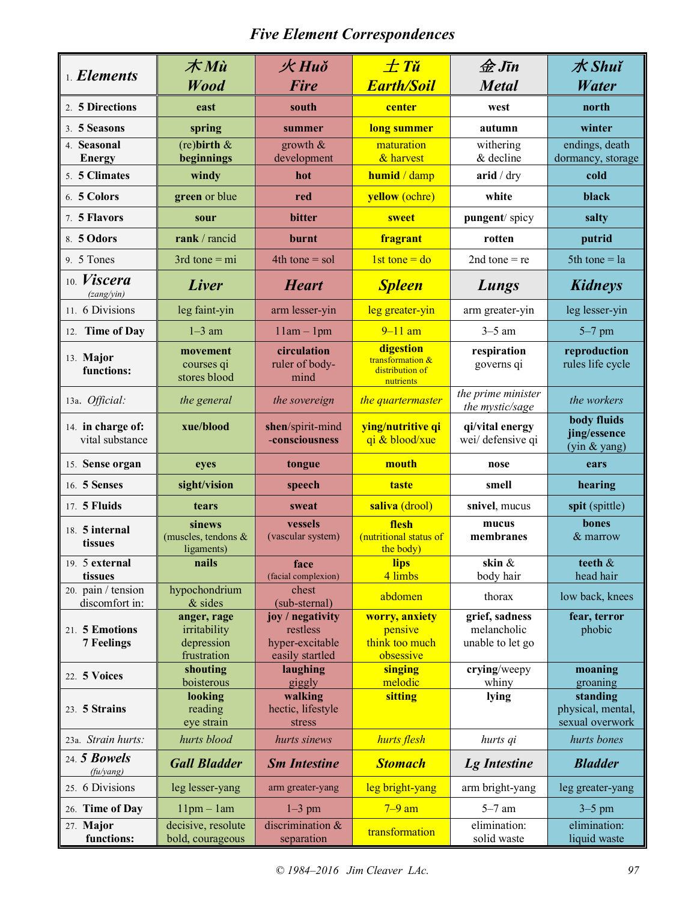# *Five Element Correspondences*

| 1. ***Elements*** | ***木 Mù Wood*** | ***火 Huǒ Fire*** | ***土 Tǔ Earth/Soil*** | ***金 Jīn Metal*** | ***水 Shuǐ Water*** |
|---|---|---|---|---|---|
| 2. **5 Directions** | **east** | **south** | **center** | **west** | **north** |
| 3. **5 Seasons** | **spring** | **summer** | **long summer** | **autumn** | **winter** |
| 4. **Seasonal Energy** | (re)**birth** & **beginnings** | growth & development | maturation & harvest | withering & decline | endings, death dormancy, storage |
| 5. **5 Climates** | **windy** | **hot** | **humid** / damp | **arid** / dry | **cold** |
| 6. **5 Colors** | **green** or blue | **red** | **yellow** (ochre) | **white** | **black** |
| 7. **5 Flavors** | **sour** | **bitter** | **sweet** | **pungent**/ spicy | **salty** |
| 8. **5 Odors** | **rank** / rancid | **burnt** | **fragrant** | **rotten** | **putrid** |
| 9. 5 Tones | 3rd tone = mi | 4th tone = sol | 1st tone = do | 2nd tone = re | 5th tone = la |
| 10. ***Viscera*** *(zang/yin)* | ***Liver*** | ***Heart*** | ***Spleen*** | ***Lungs*** | ***Kidneys*** |
| 11. 6 Divisions | leg faint-yin | arm lesser-yin | leg greater-yin | arm greater-yin | leg lesser-yin |
| 12. **Time of Day** | 1–3 am | 11am – 1pm | 9–11 am | 3–5 am | 5–7 pm |
| 13. **Major functions:** | **movement** courses qi stores blood | **circulation** ruler of body-mind | **digestion** transformation & distribution of nutrients | **respiration** governs qi | **reproduction** rules life cycle |
| 13a. *Official:* | *the general* | *the sovereign* | *the quartermaster* | *the prime minister the mystic/sage* | *the workers* |
| 14. **in charge of:** vital substance | **xue/blood** | **shen**/spirit-mind -**consciousness** | **ying/nutritive qi** qi & blood/xue | **qi/vital energy** wei/ defensive qi | **body fluids jing/essence** (yin & yang) |
| 15. **Sense organ** | **eyes** | **tongue** | **mouth** | **nose** | **ears** |
| 16. **5 Senses** | **sight/vision** | **speech** | **taste** | **smell** | **hearing** |
| 17. **5 Fluids** | **tears** | **sweat** | **saliva** (drool) | **snivel**, mucus | **spit** (spittle) |
| 18. **5 internal tissues** | **sinews** (muscles, tendons & ligaments) | **vessels** (vascular system) | **flesh** (nutritional status of the body) | **mucus membranes** | **bones** & marrow |
| 19. 5 **external tissues** | **nails** | **face** (facial complexion) | **lips** 4 limbs | **skin** & body hair | **teeth** & head hair |
| 20. pain / tension discomfort in: | hypochondrium & sides | chest (sub-sternal) | abdomen | thorax | low back, knees |
| 21. **5 Emotions 7 Feelings** | **anger, rage** irritability depression frustration | **joy / negativity** restless hyper-excitable easily startled | **worry, anxiety** pensive think too much obsessive | **grief, sadness** melancholic unable to let go | **fear, terror** phobic |
| 22. **5 Voices** | **shouting** boisterous | **laughing** giggly | **singing** melodic | **crying**/weepy whiny | **moaning** groaning |
| 23. **5 Strains** | **looking** reading eye strain | **walking** hectic, lifestyle stress | **sitting** | **lying** | **standing** physical, mental, sexual overwork |
| 23a. *Strain hurts:* | *hurts blood* | *hurts sinews* | *hurts flesh* | *hurts qi* | *hurts bones* |
| 24. ***5 Bowels*** *(fu/yang)* | ***Gall Bladder*** | ***Sm Intestine*** | ***Stomach*** | ***Lg Intestine*** | ***Bladder*** |
| 25. 6 Divisions | leg lesser-yang | arm greater-yang | leg bright-yang | arm bright-yang | leg greater-yang |
| 26. **Time of Day** | 11pm – 1am | 1–3 pm | 7–9 am | 5–7 am | 3–5 pm |
| 27. **Major functions:** | decisive, resolute bold, courageous | discrimination & separation | transformation | elimination: solid waste | elimination: liquid waste |

*© 1984–2016 Jim Cleaver LAc.*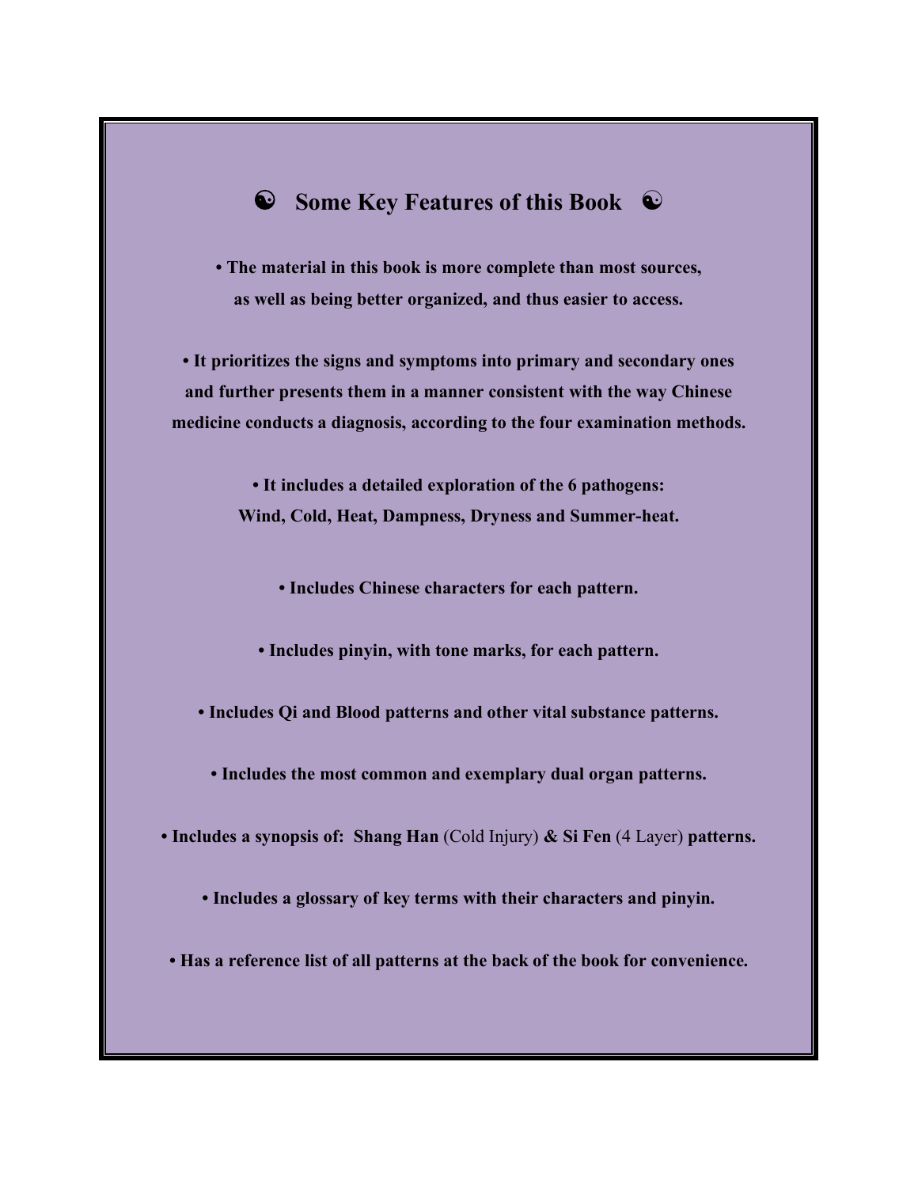## ☯ Some Key Features of this Book ☯

**• The material in this book is more complete than most sources, as well as being better organized, and thus easier to access.**

**• It prioritizes the signs and symptoms into primary and secondary ones and further presents them in a manner consistent with the way Chinese medicine conducts a diagnosis, according to the four examination methods.**

**• It includes a detailed exploration of the 6 pathogens: Wind, Cold, Heat, Dampness, Dryness and Summer-heat.**

**• Includes Chinese characters for each pattern.**

**• Includes pinyin, with tone marks, for each pattern.**

**• Includes Qi and Blood patterns and other vital substance patterns.**

**• Includes the most common and exemplary dual organ patterns.**

**• Includes a synopsis of: Shang Han** (Cold Injury) **& Si Fen** (4 Layer) **patterns.**

**• Includes a glossary of key terms with their characters and pinyin.**

**• Has a reference list of all patterns at the back of the book for convenience.**